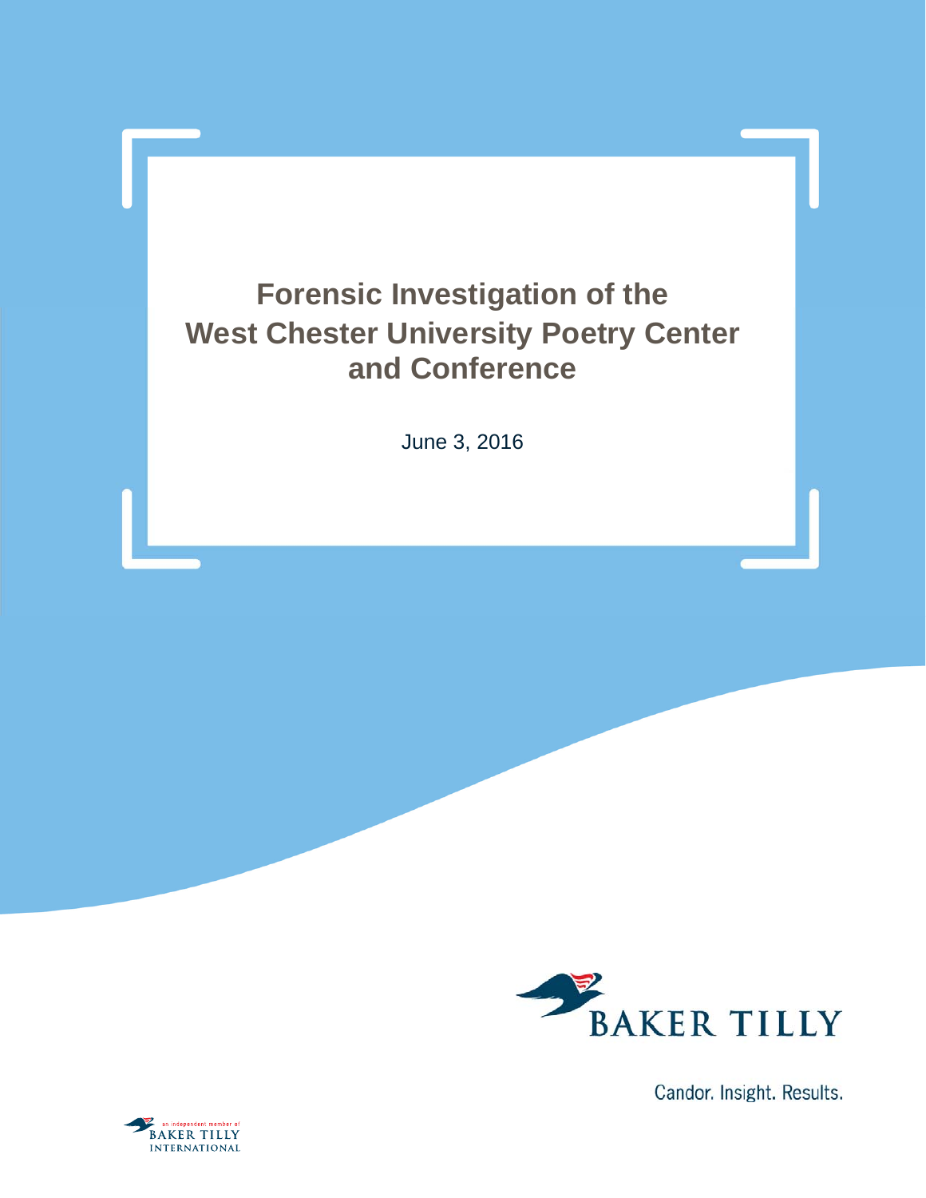# Forensic Investigation of the West Chester University Poetry Center and Conference

June 3, 2016

BAKER TILLY

Candor. Insight. Results.

an independent member of BAKER TILLY INTERNATIONAL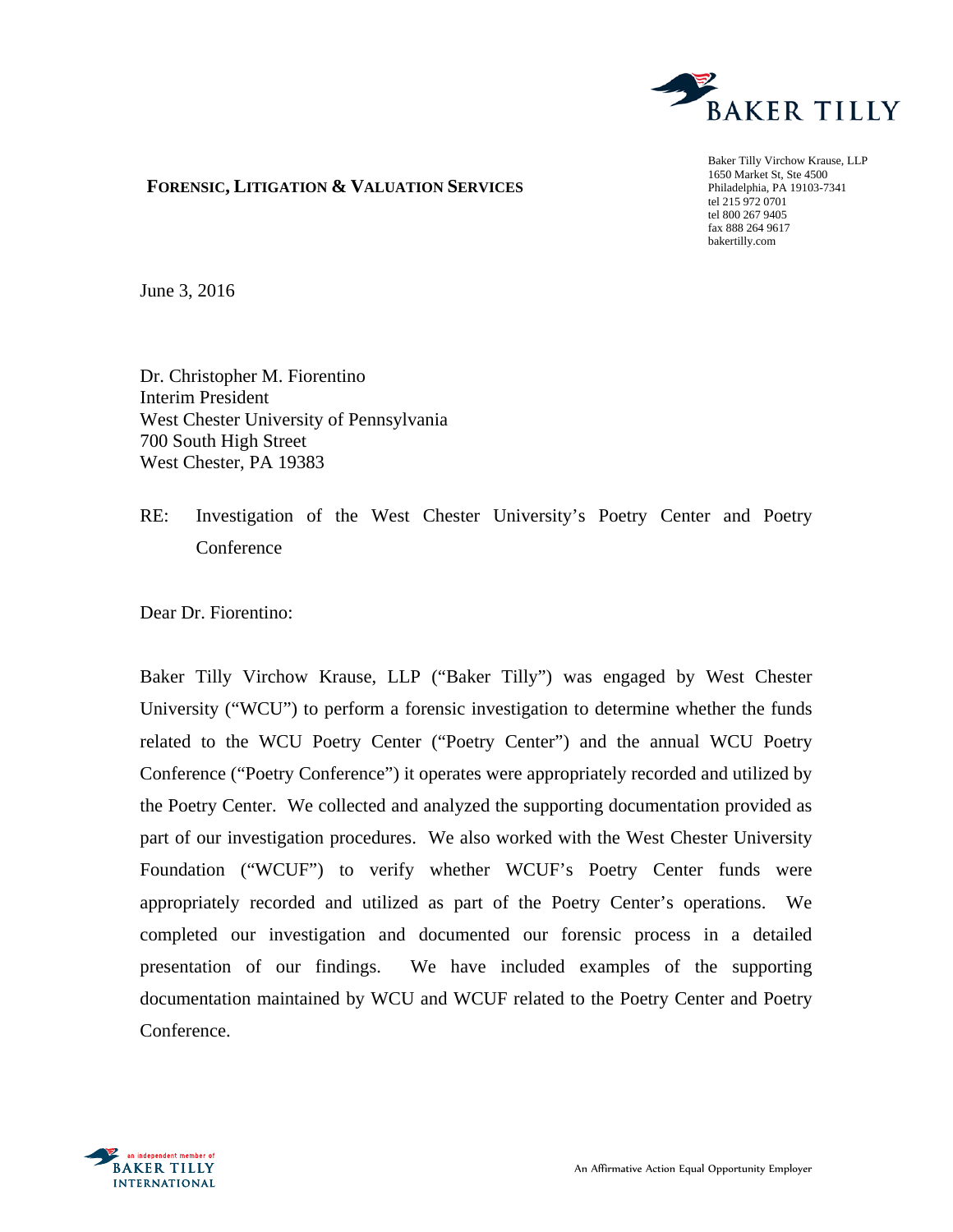**FORENSIC, LITIGATION & VALUATION SERVICES**

Baker Tilly Virchow Krause, LLP
1650 Market St, Ste 4500
Philadelphia, PA 19103-7341
tel 215 972 0701
tel 800 267 9405
fax 888 264 9617
bakertilly.com

June 3, 2016

Dr. Christopher M. Fiorentino
Interim President
West Chester University of Pennsylvania
700 South High Street
West Chester, PA 19383

RE: Investigation of the West Chester University's Poetry Center and Poetry Conference

Dear Dr. Fiorentino:

Baker Tilly Virchow Krause, LLP ("Baker Tilly") was engaged by West Chester University ("WCU") to perform a forensic investigation to determine whether the funds related to the WCU Poetry Center ("Poetry Center") and the annual WCU Poetry Conference ("Poetry Conference") it operates were appropriately recorded and utilized by the Poetry Center. We collected and analyzed the supporting documentation provided as part of our investigation procedures. We also worked with the West Chester University Foundation ("WCUF") to verify whether WCUF's Poetry Center funds were appropriately recorded and utilized as part of the Poetry Center's operations. We completed our investigation and documented our forensic process in a detailed presentation of our findings. We have included examples of the supporting documentation maintained by WCU and WCUF related to the Poetry Center and Poetry Conference.

An Affirmative Action Equal Opportunity Employer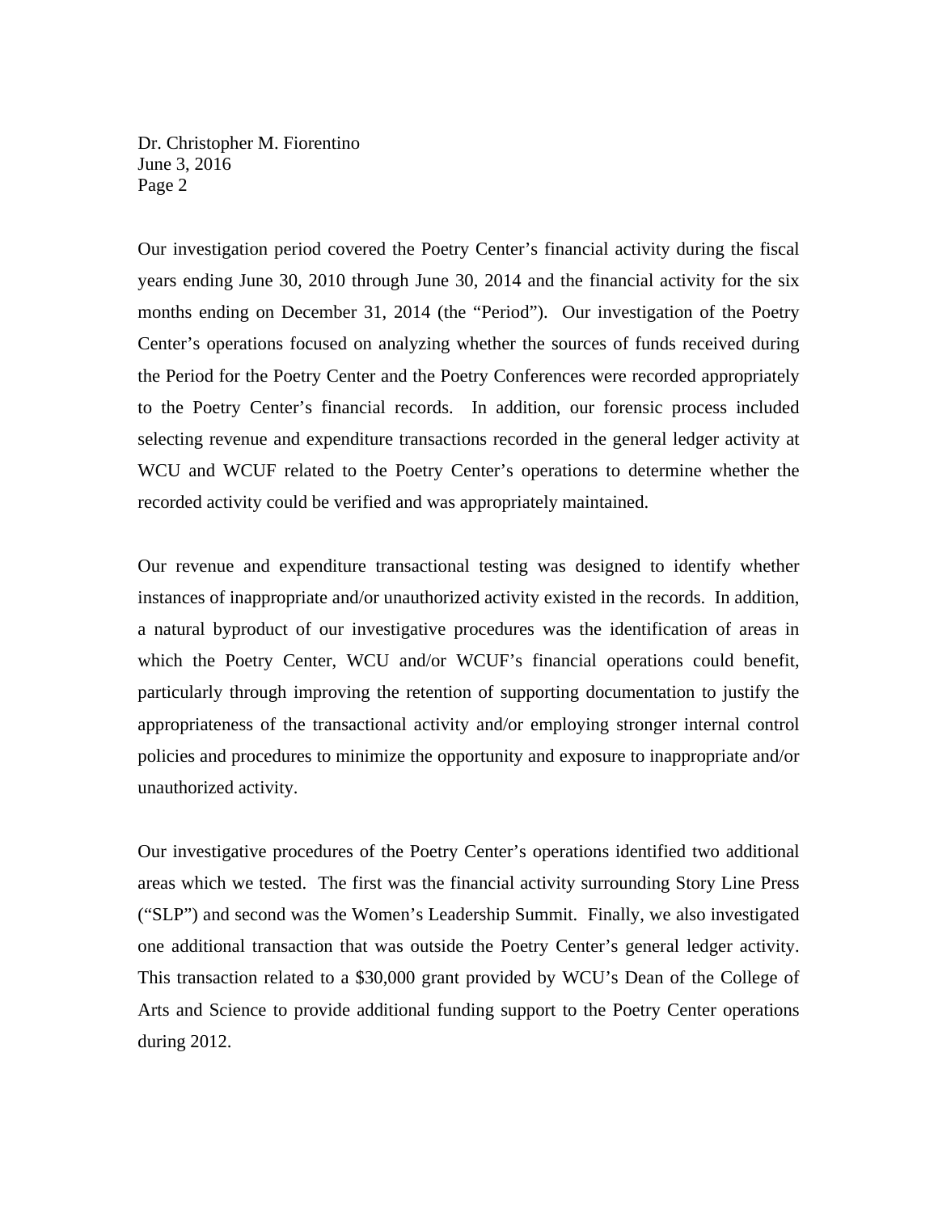Our investigation period covered the Poetry Center's financial activity during the fiscal years ending June 30, 2010 through June 30, 2014 and the financial activity for the six months ending on December 31, 2014 (the "Period"). Our investigation of the Poetry Center's operations focused on analyzing whether the sources of funds received during the Period for the Poetry Center and the Poetry Conferences were recorded appropriately to the Poetry Center's financial records. In addition, our forensic process included selecting revenue and expenditure transactions recorded in the general ledger activity at WCU and WCUF related to the Poetry Center's operations to determine whether the recorded activity could be verified and was appropriately maintained.

Our revenue and expenditure transactional testing was designed to identify whether instances of inappropriate and/or unauthorized activity existed in the records. In addition, a natural byproduct of our investigative procedures was the identification of areas in which the Poetry Center, WCU and/or WCUF's financial operations could benefit, particularly through improving the retention of supporting documentation to justify the appropriateness of the transactional activity and/or employing stronger internal control policies and procedures to minimize the opportunity and exposure to inappropriate and/or unauthorized activity.

Our investigative procedures of the Poetry Center's operations identified two additional areas which we tested. The first was the financial activity surrounding Story Line Press ("SLP") and second was the Women's Leadership Summit. Finally, we also investigated one additional transaction that was outside the Poetry Center's general ledger activity. This transaction related to a $30,000 grant provided by WCU's Dean of the College of Arts and Science to provide additional funding support to the Poetry Center operations during 2012.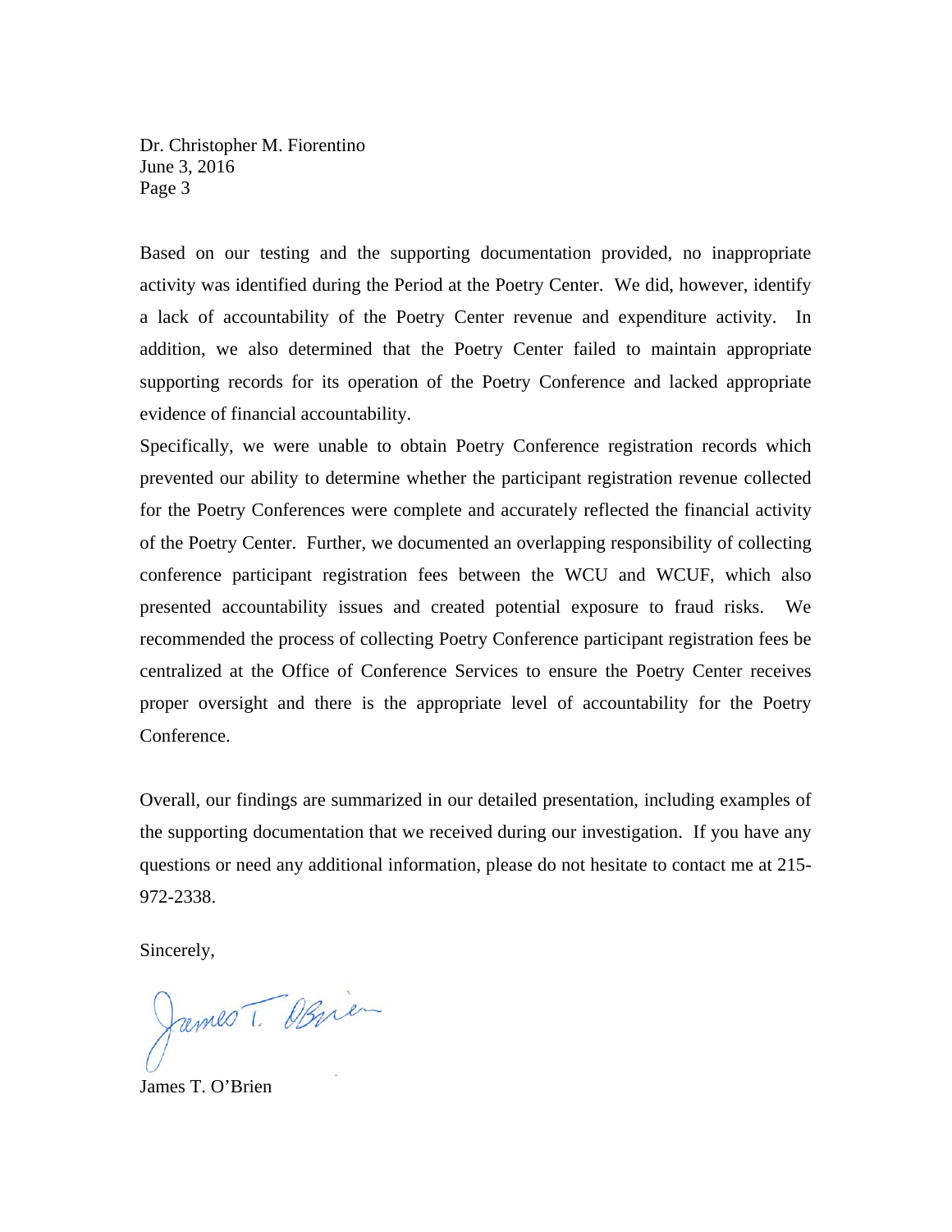Based on our testing and the supporting documentation provided, no inappropriate activity was identified during the Period at the Poetry Center. We did, however, identify a lack of accountability of the Poetry Center revenue and expenditure activity. In addition, we also determined that the Poetry Center failed to maintain appropriate supporting records for its operation of the Poetry Conference and lacked appropriate evidence of financial accountability.

Specifically, we were unable to obtain Poetry Conference registration records which prevented our ability to determine whether the participant registration revenue collected for the Poetry Conferences were complete and accurately reflected the financial activity of the Poetry Center. Further, we documented an overlapping responsibility of collecting conference participant registration fees between the WCU and WCUF, which also presented accountability issues and created potential exposure to fraud risks. We recommended the process of collecting Poetry Conference participant registration fees be centralized at the Office of Conference Services to ensure the Poetry Center receives proper oversight and there is the appropriate level of accountability for the Poetry Conference.

Overall, our findings are summarized in our detailed presentation, including examples of the supporting documentation that we received during our investigation. If you have any questions or need any additional information, please do not hesitate to contact me at 215-972-2338.

Sincerely,

James T. O'Brien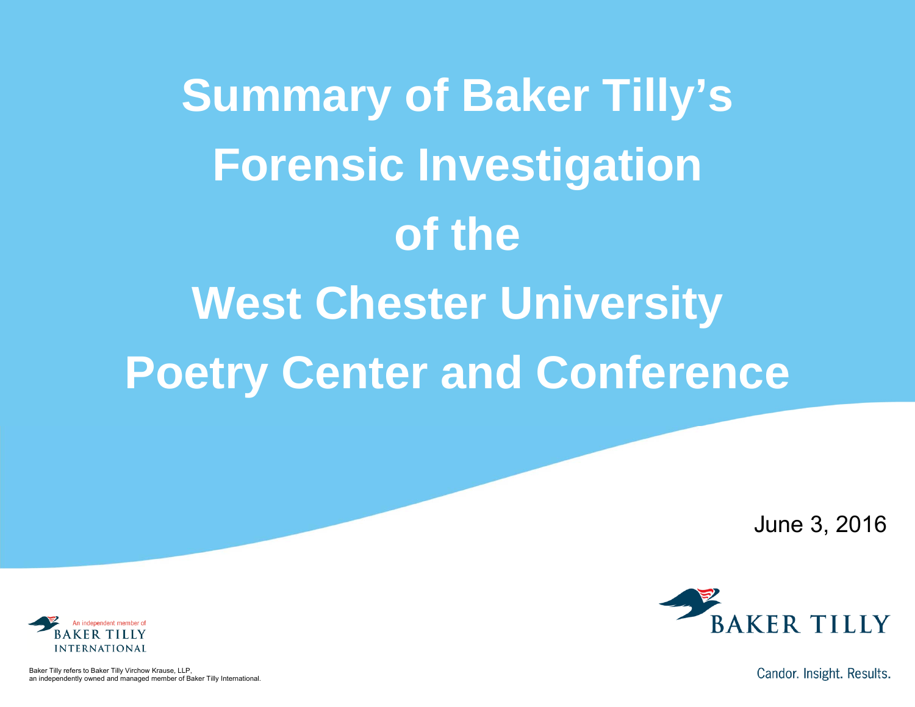# Summary of Baker Tilly's Forensic Investigation of the West Chester University Poetry Center and Conference

June 3, 2016

An independent member of BAKER TILLY INTERNATIONAL

BAKER TILLY

Baker Tilly refers to Baker Tilly Virchow Krause, LLP, an independently owned and managed member of Baker Tilly International.

Candor. Insight. Results.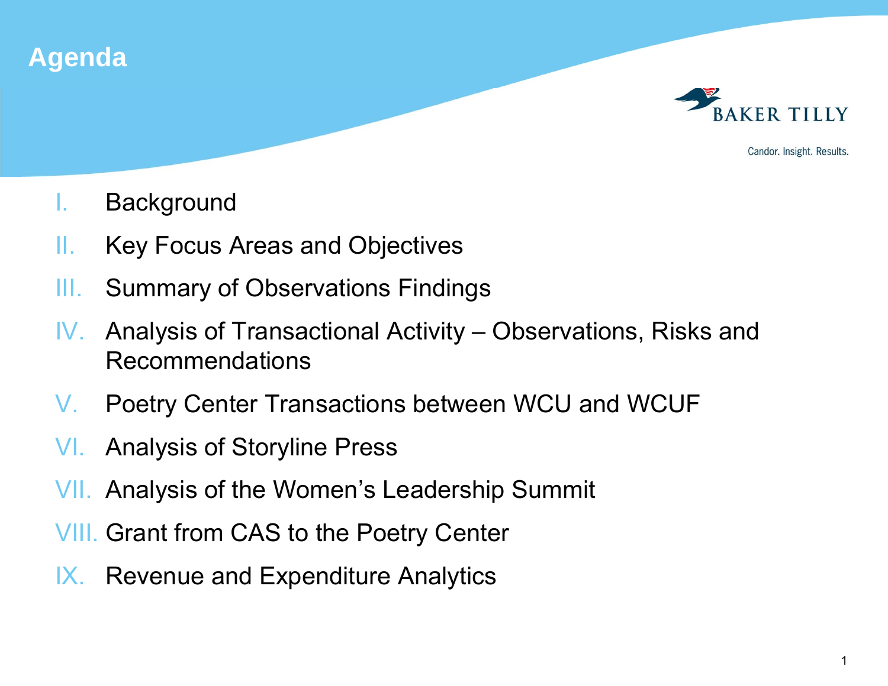# Agenda

I. Background

II. Key Focus Areas and Objectives

III. Summary of Observations Findings

IV. Analysis of Transactional Activity – Observations, Risks and Recommendations

V. Poetry Center Transactions between WCU and WCUF

VI. Analysis of Storyline Press

VII. Analysis of the Women's Leadership Summit

VIII. Grant from CAS to the Poetry Center

IX. Revenue and Expenditure Analytics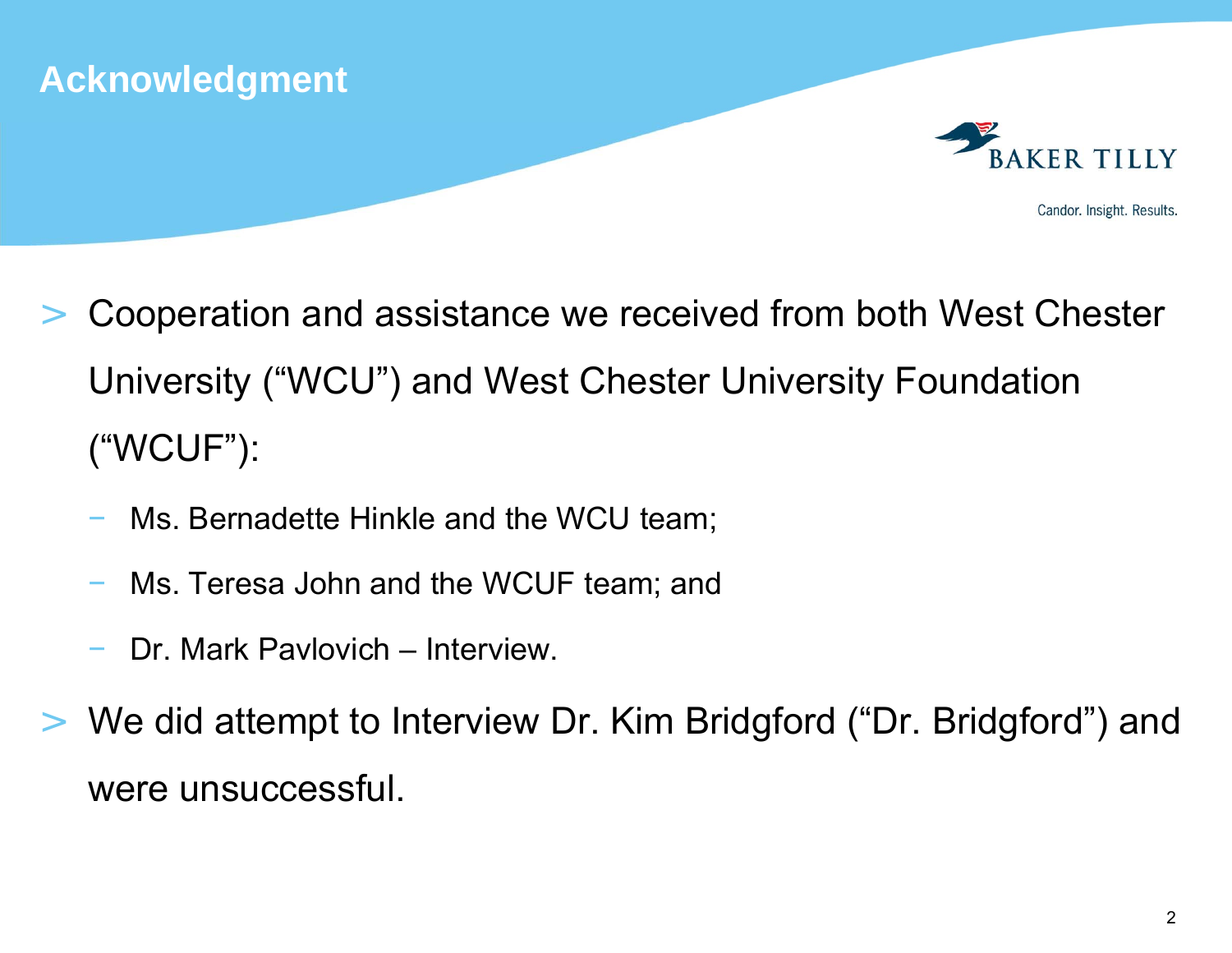## Acknowledgment

BAKER TILLY

Candor. Insight. Results.

- Cooperation and assistance we received from both West Chester University ("WCU") and West Chester University Foundation ("WCUF"):
  - Ms. Bernadette Hinkle and the WCU team;
  - Ms. Teresa John and the WCUF team; and
  - Dr. Mark Pavlovich – Interview.
- We did attempt to Interview Dr. Kim Bridgford ("Dr. Bridgford") and were unsuccessful.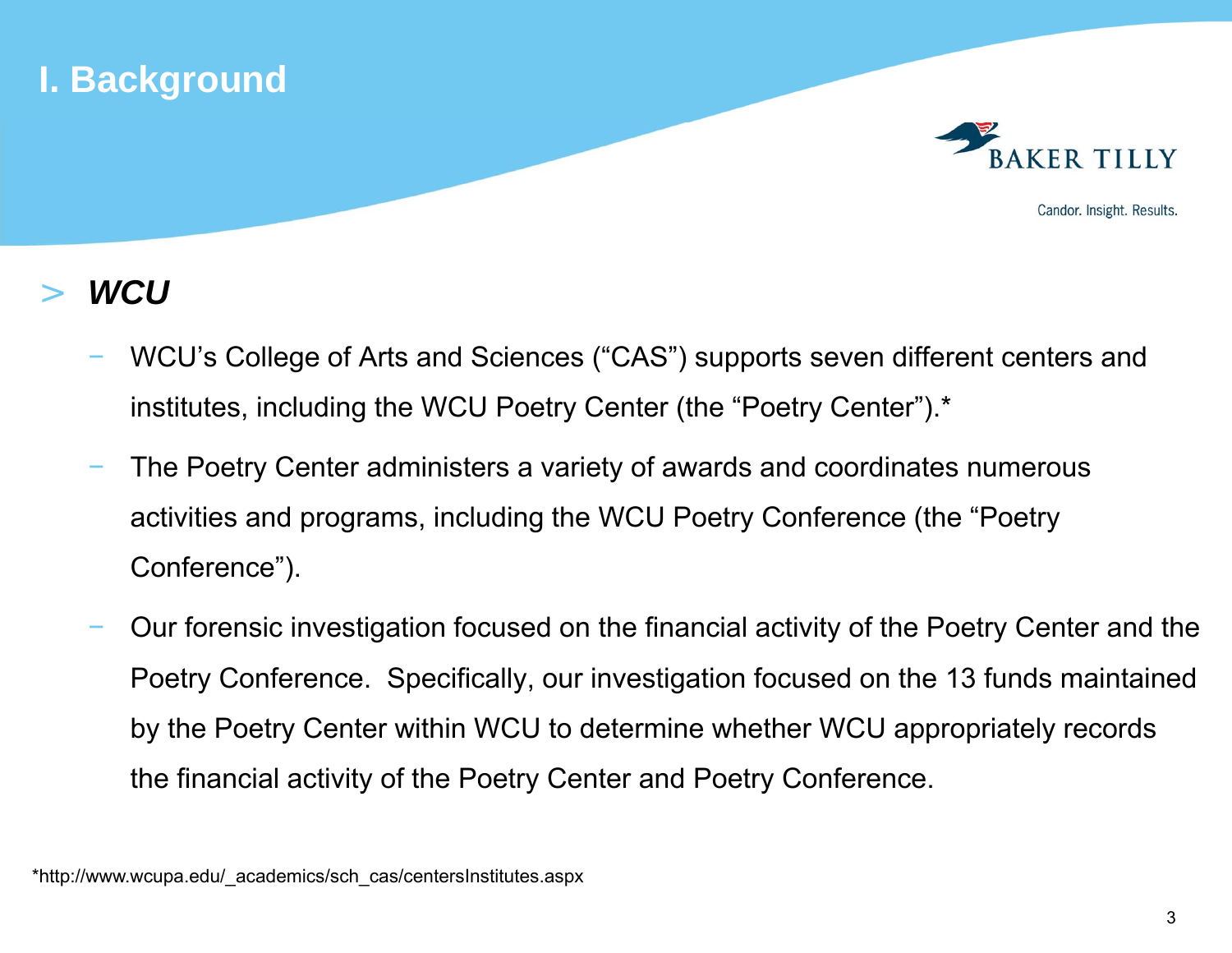# I. Background

> ***WCU***

- WCU's College of Arts and Sciences ("CAS") supports seven different centers and institutes, including the WCU Poetry Center (the "Poetry Center").*
- The Poetry Center administers a variety of awards and coordinates numerous activities and programs, including the WCU Poetry Conference (the "Poetry Conference").
- Our forensic investigation focused on the financial activity of the Poetry Center and the Poetry Conference. Specifically, our investigation focused on the 13 funds maintained by the Poetry Center within WCU to determine whether WCU appropriately records the financial activity of the Poetry Center and Poetry Conference.

*http://www.wcupa.edu/_academics/sch_cas/centersInstitutes.aspx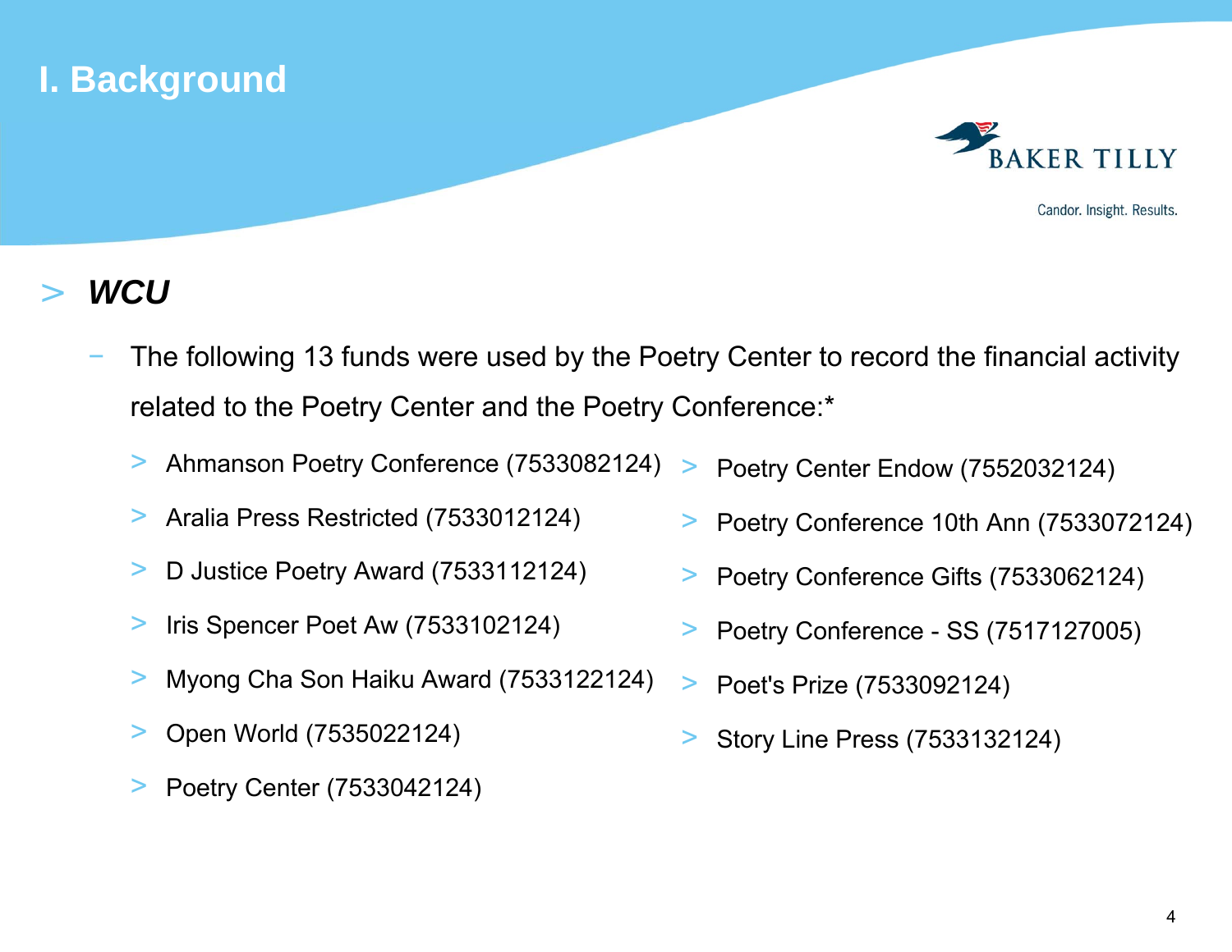# I. Background

> ***WCU***

- The following 13 funds were used by the Poetry Center to record the financial activity related to the Poetry Center and the Poetry Conference:*
  - Ahmanson Poetry Conference (7533082124)
  - Aralia Press Restricted (7533012124)
  - D Justice Poetry Award (7533112124)
  - Iris Spencer Poet Aw (7533102124)
  - Myong Cha Son Haiku Award (7533122124)
  - Open World (7535022124)
  - Poetry Center (7533042124)
  - Poetry Center Endow (7552032124)
  - Poetry Conference 10th Ann (7533072124)
  - Poetry Conference Gifts (7533062124)
  - Poetry Conference - SS (7517127005)
  - Poet's Prize (7533092124)
  - Story Line Press (7533132124)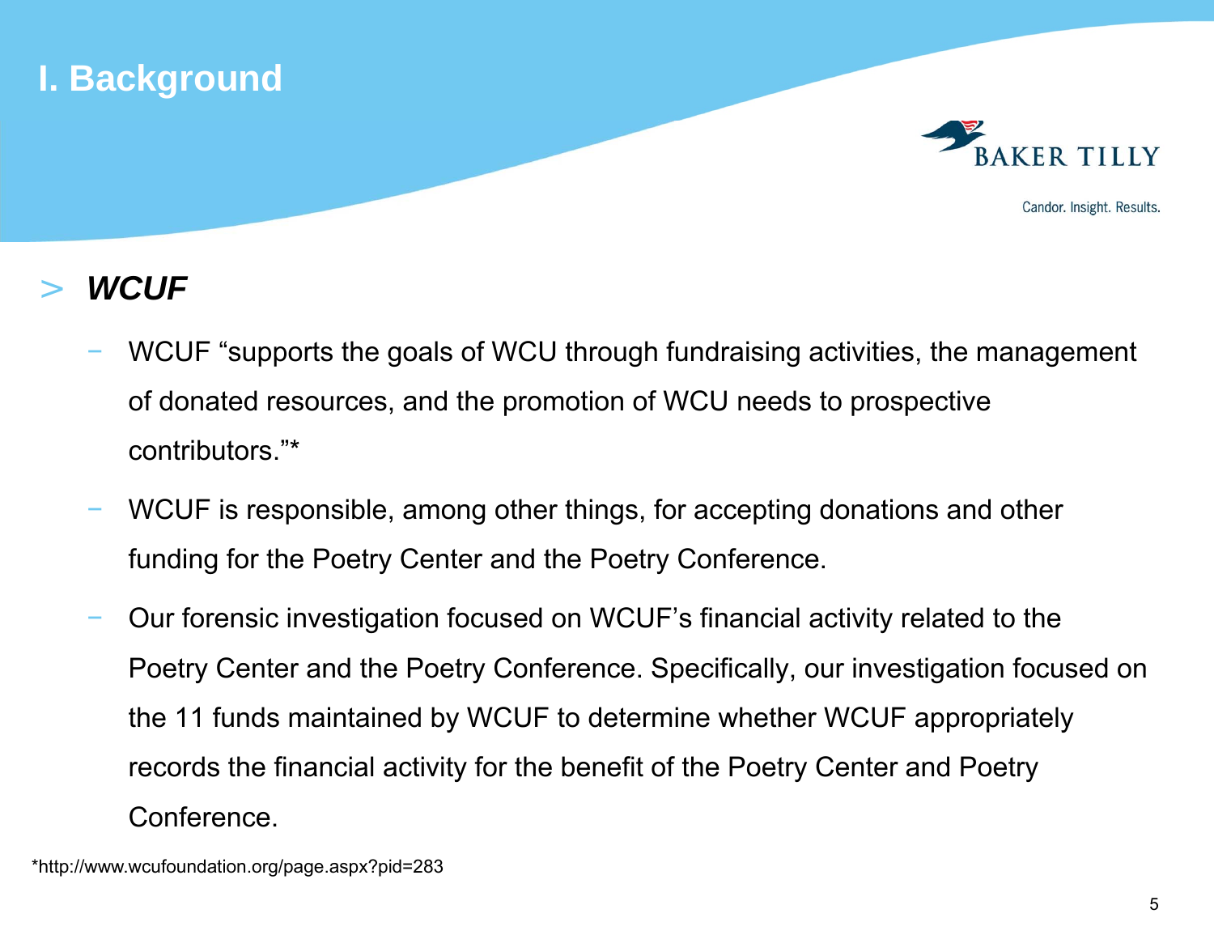# I. Background

## > *WCUF*

- WCUF "supports the goals of WCU through fundraising activities, the management of donated resources, and the promotion of WCU needs to prospective contributors."*
- WCUF is responsible, among other things, for accepting donations and other funding for the Poetry Center and the Poetry Conference.
- Our forensic investigation focused on WCUF's financial activity related to the Poetry Center and the Poetry Conference. Specifically, our investigation focused on the 11 funds maintained by WCUF to determine whether WCUF appropriately records the financial activity for the benefit of the Poetry Center and Poetry Conference.

*http://www.wcufoundation.org/page.aspx?pid=283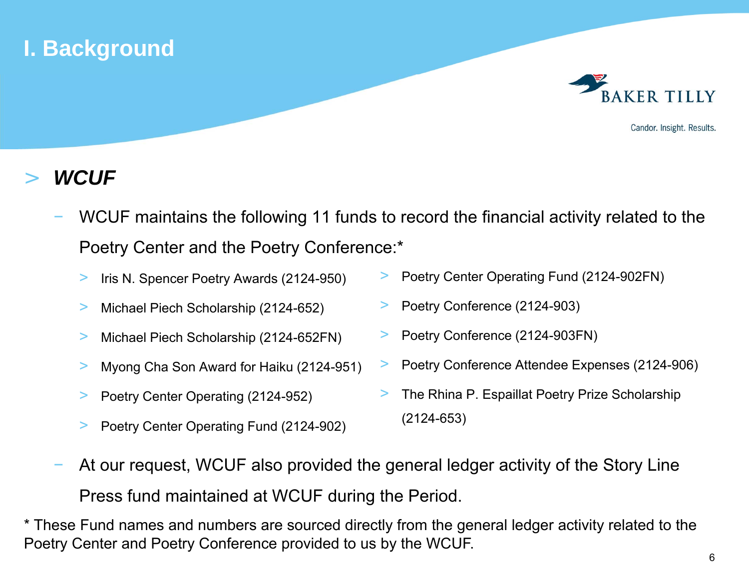# I. Background

## *WCUF*

- WCUF maintains the following 11 funds to record the financial activity related to the Poetry Center and the Poetry Conference:*
  - Iris N. Spencer Poetry Awards (2124-950)
  - Michael Piech Scholarship (2124-652)
  - Michael Piech Scholarship (2124-652FN)
  - Myong Cha Son Award for Haiku (2124-951)
  - Poetry Center Operating (2124-952)
  - Poetry Center Operating Fund (2124-902)
  - Poetry Center Operating Fund (2124-902FN)
  - Poetry Conference (2124-903)
  - Poetry Conference (2124-903FN)
  - Poetry Conference Attendee Expenses (2124-906)
  - The Rhina P. Espaillat Poetry Prize Scholarship (2124-653)
- At our request, WCUF also provided the general ledger activity of the Story Line Press fund maintained at WCUF during the Period.

* These Fund names and numbers are sourced directly from the general ledger activity related to the Poetry Center and Poetry Conference provided to us by the WCUF.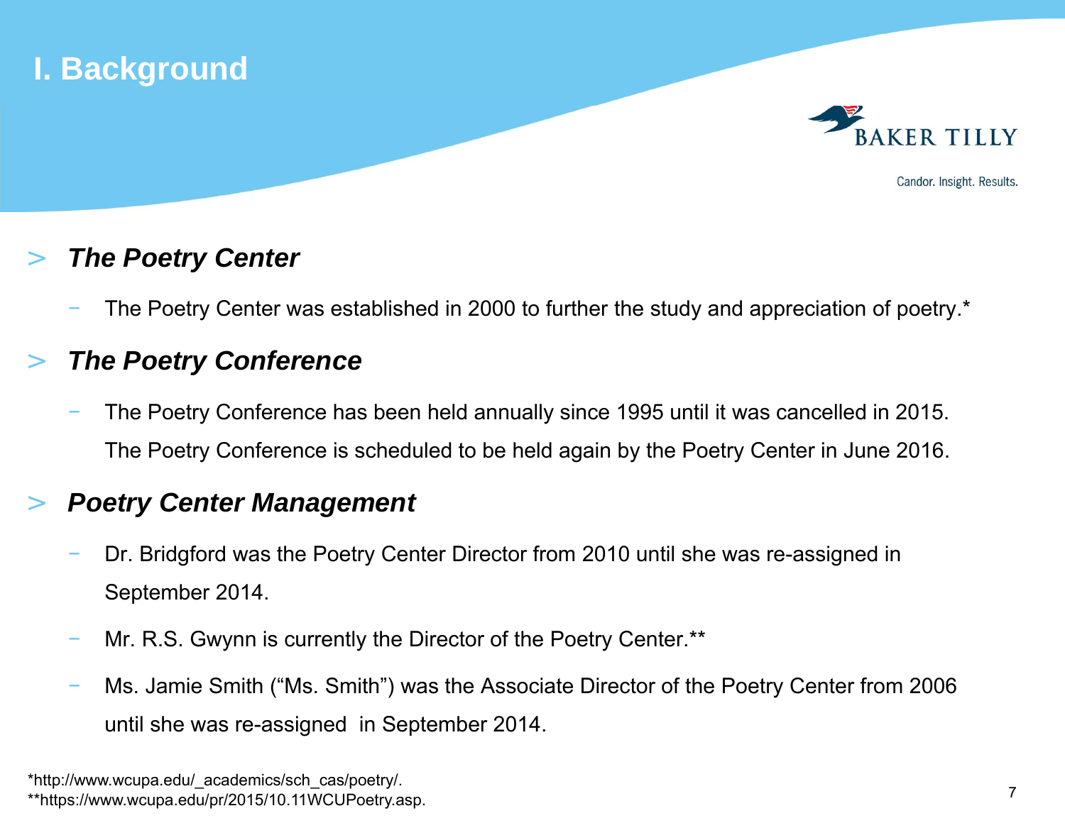# I. Background

> ***The Poetry Center***

- The Poetry Center was established in 2000 to further the study and appreciation of poetry.*

> ***The Poetry Conference***

- The Poetry Conference has been held annually since 1995 until it was cancelled in 2015. The Poetry Conference is scheduled to be held again by the Poetry Center in June 2016.

> ***Poetry Center Management***

- Dr. Bridgford was the Poetry Center Director from 2010 until she was re-assigned in September 2014.
- Mr. R.S. Gwynn is currently the Director of the Poetry Center.**
- Ms. Jamie Smith ("Ms. Smith") was the Associate Director of the Poetry Center from 2006 until she was re-assigned in September 2014.

*http://www.wcupa.edu/_academics/sch_cas/poetry/.
**https://www.wcupa.edu/pr/2015/10.11WCUPoetry.asp.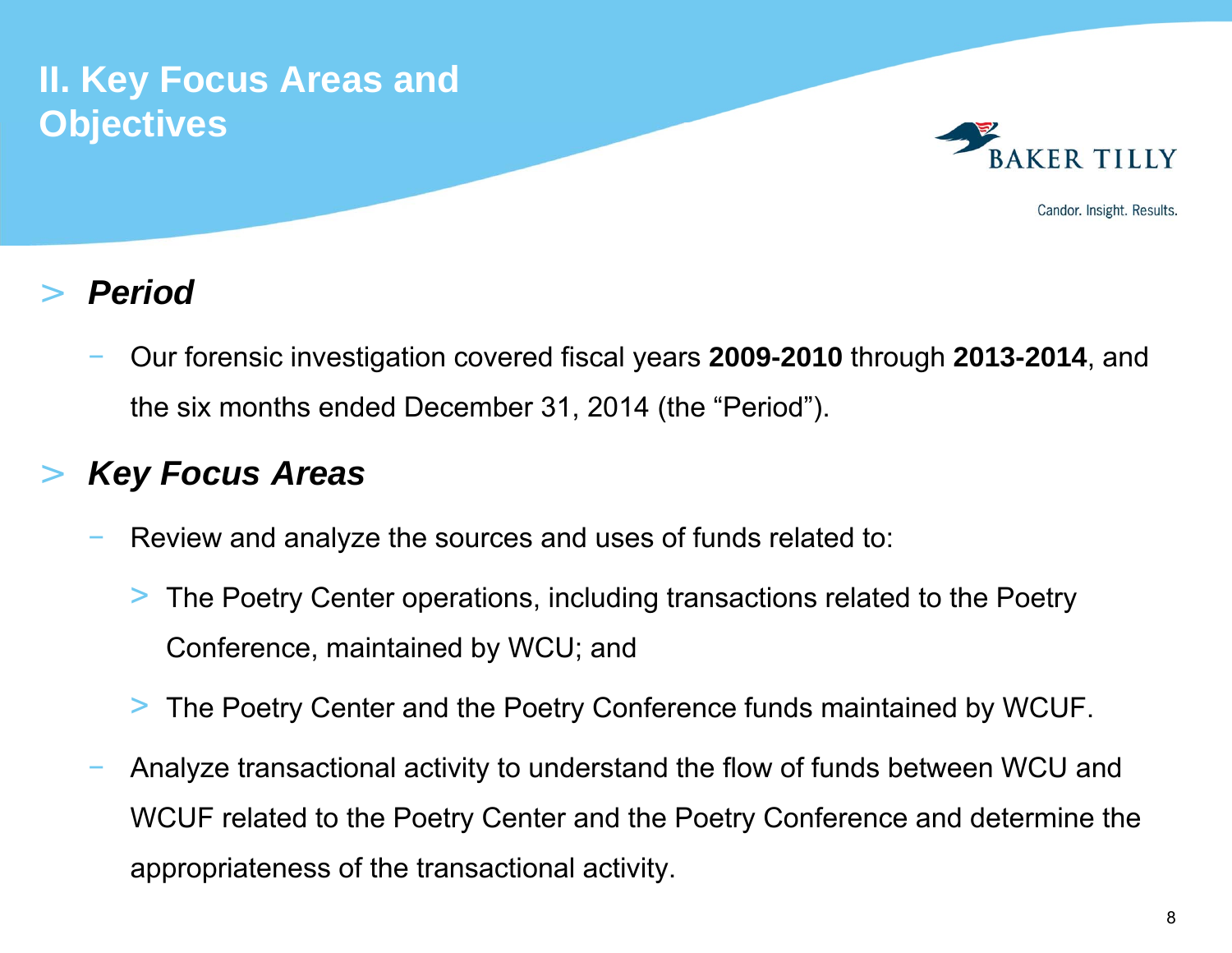# II. Key Focus Areas and Objectives

- ***Period***
  - Our forensic investigation covered fiscal years **2009-2010** through **2013-2014**, and the six months ended December 31, 2014 (the "Period").

- ***Key Focus Areas***
  - Review and analyze the sources and uses of funds related to:
    - The Poetry Center operations, including transactions related to the Poetry Conference, maintained by WCU; and
    - The Poetry Center and the Poetry Conference funds maintained by WCUF.
  - Analyze transactional activity to understand the flow of funds between WCU and WCUF related to the Poetry Center and the Poetry Conference and determine the appropriateness of the transactional activity.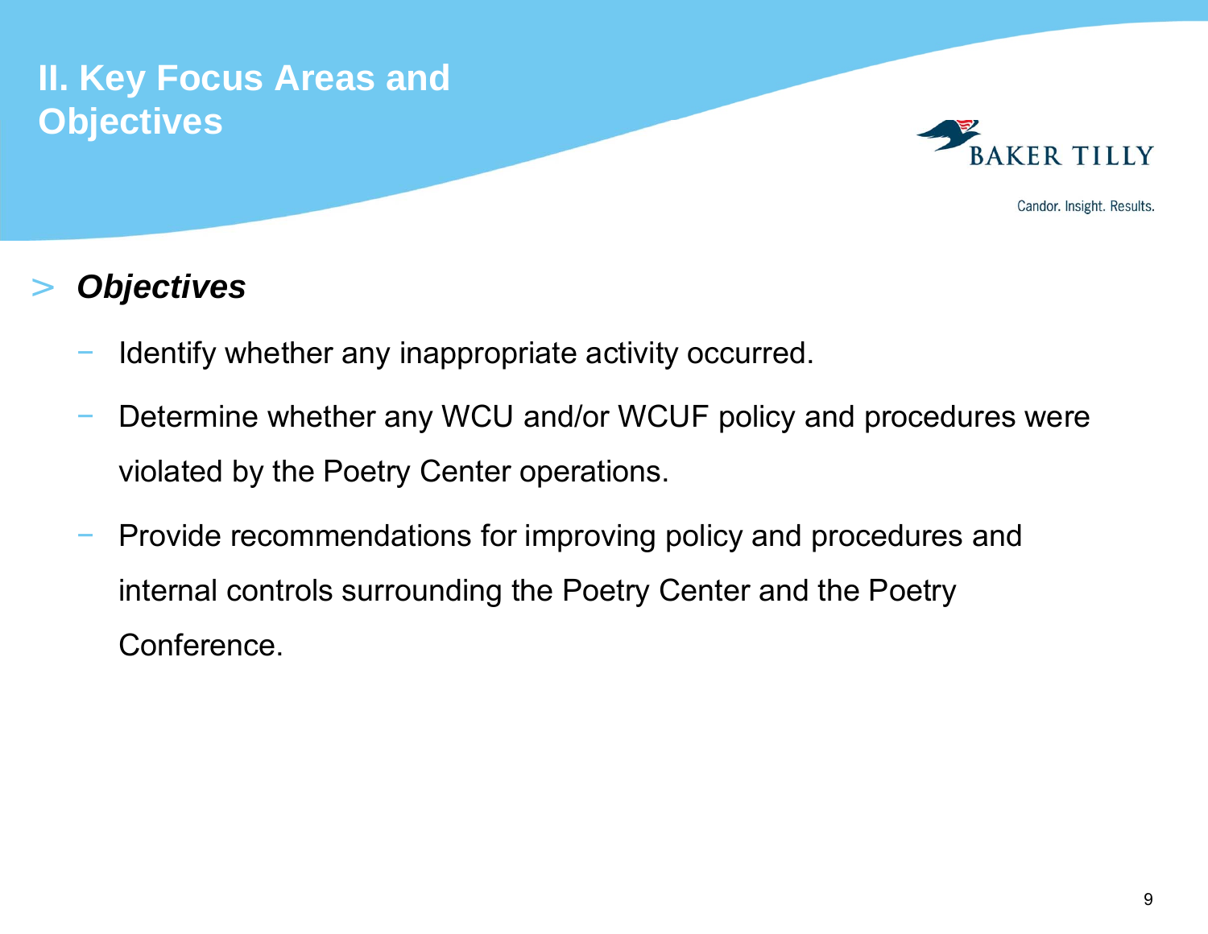# II. Key Focus Areas and Objectives

BAKER TILLY

Candor. Insight. Results.

- ***Objectives***
  - Identify whether any inappropriate activity occurred.
  - Determine whether any WCU and/or WCUF policy and procedures were violated by the Poetry Center operations.
  - Provide recommendations for improving policy and procedures and internal controls surrounding the Poetry Center and the Poetry Conference.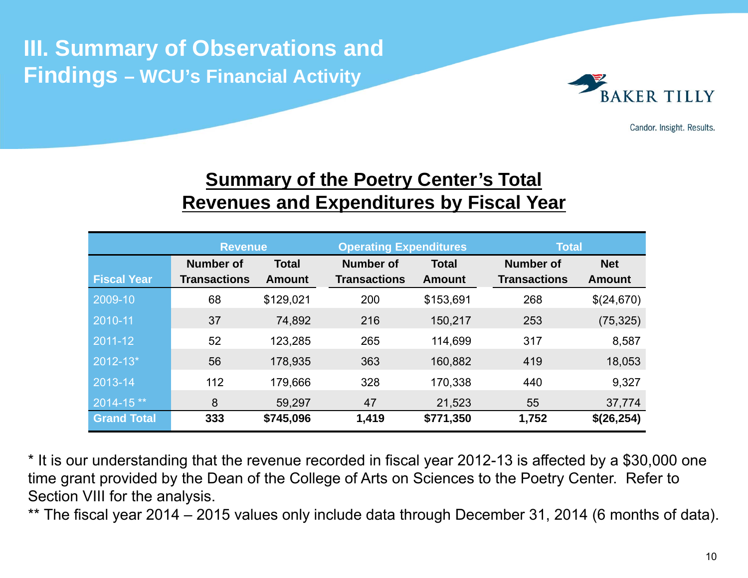# III. Summary of Observations and Findings – WCU's Financial Activity

Candor. Insight. Results.

## Summary of the Poetry Center's Total Revenues and Expenditures by Fiscal Year

| | Revenue | | Operating Expenditures | | Total | |
|---|---|---|---|---|---|---|
| **Fiscal Year** | **Number of Transactions** | **Total Amount** | **Number of Transactions** | **Total Amount** | **Number of Transactions** | **Net Amount** |
| 2009-10 | 68 | $129,021 | 200 | $153,691 | 268 | $(24,670) |
| 2010-11 | 37 | 74,892 | 216 | 150,217 | 253 | (75,325) |
| 2011-12 | 52 | 123,285 | 265 | 114,699 | 317 | 8,587 |
| 2012-13* | 56 | 178,935 | 363 | 160,882 | 419 | 18,053 |
| 2013-14 | 112 | 179,666 | 328 | 170,338 | 440 | 9,327 |
| 2014-15 ** | 8 | 59,297 | 47 | 21,523 | 55 | 37,774 |
| **Grand Total** | **333** | **$745,096** | **1,419** | **$771,350** | **1,752** | **$(26,254)** |

* It is our understanding that the revenue recorded in fiscal year 2012-13 is affected by a $30,000 one time grant provided by the Dean of the College of Arts on Sciences to the Poetry Center. Refer to Section VIII for the analysis.

** The fiscal year 2014 – 2015 values only include data through December 31, 2014 (6 months of data).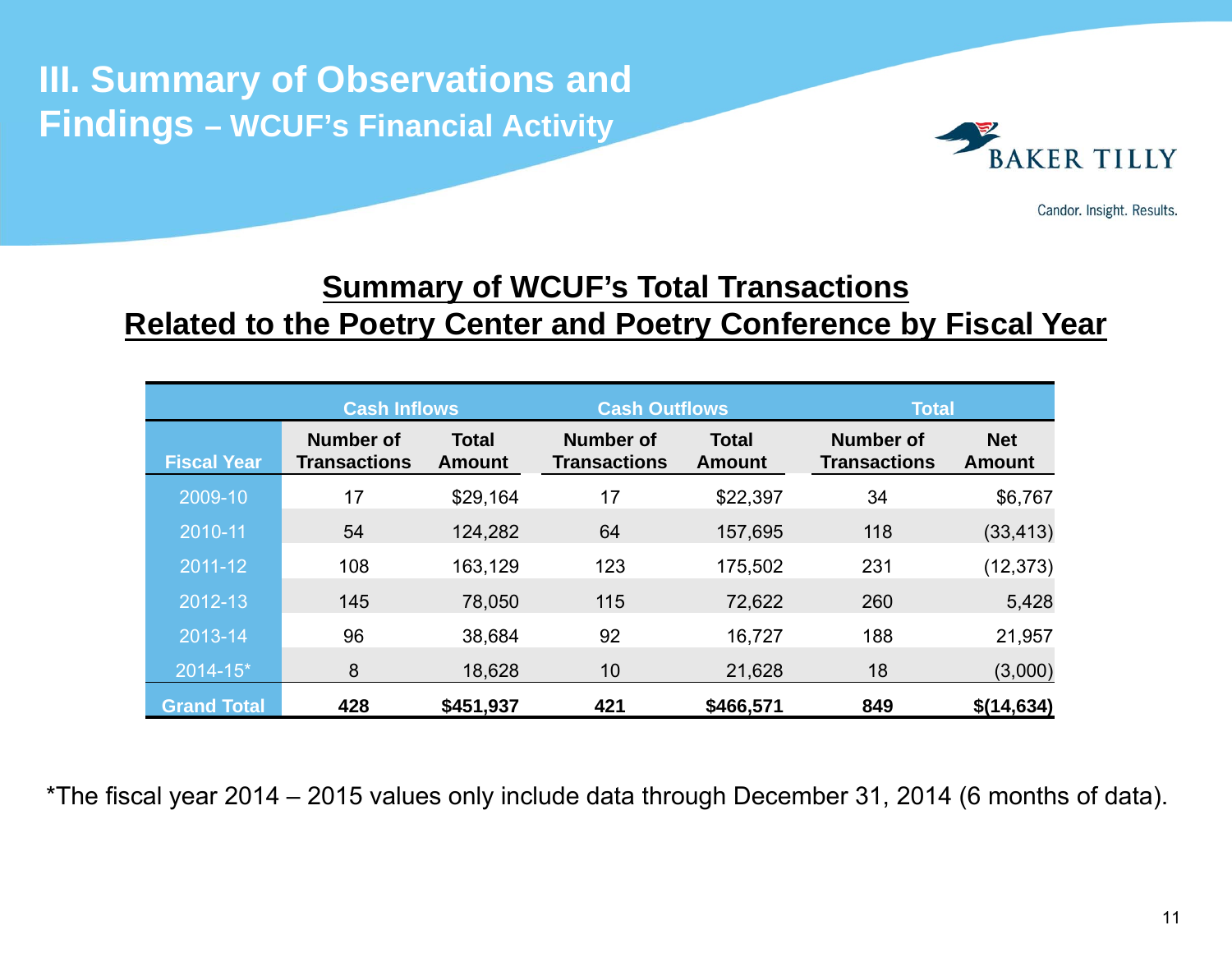# III. Summary of Observations and Findings – WCUF's Financial Activity

## Summary of WCUF's Total Transactions Related to the Poetry Center and Poetry Conference by Fiscal Year

| | Cash Inflows | | Cash Outflows | | Total | |
|---|---|---|---|---|---|---|
| **Fiscal Year** | **Number of Transactions** | **Total Amount** | **Number of Transactions** | **Total Amount** | **Number of Transactions** | **Net Amount** |
| 2009-10 | 17 | $29,164 | 17 | $22,397 | 34 | $6,767 |
| 2010-11 | 54 | 124,282 | 64 | 157,695 | 118 | (33,413) |
| 2011-12 | 108 | 163,129 | 123 | 175,502 | 231 | (12,373) |
| 2012-13 | 145 | 78,050 | 115 | 72,622 | 260 | 5,428 |
| 2013-14 | 96 | 38,684 | 92 | 16,727 | 188 | 21,957 |
| 2014-15* | 8 | 18,628 | 10 | 21,628 | 18 | (3,000) |
| **Grand Total** | **428** | **$451,937** | **421** | **$466,571** | **849** | **$(14,634)** |

*The fiscal year 2014 – 2015 values only include data through December 31, 2014 (6 months of data).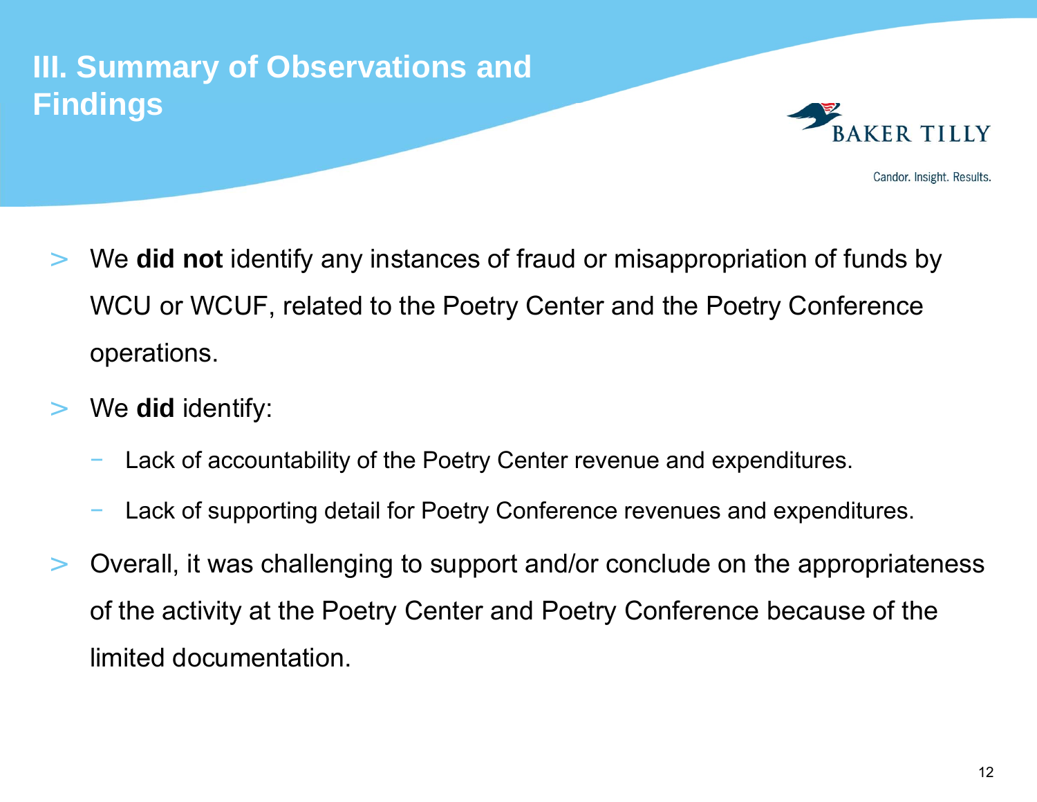# III. Summary of Observations and Findings

- We **did not** identify any instances of fraud or misappropriation of funds by WCU or WCUF, related to the Poetry Center and the Poetry Conference operations.
- We **did** identify:
  - Lack of accountability of the Poetry Center revenue and expenditures.
  - Lack of supporting detail for Poetry Conference revenues and expenditures.
- Overall, it was challenging to support and/or conclude on the appropriateness of the activity at the Poetry Center and Poetry Conference because of the limited documentation.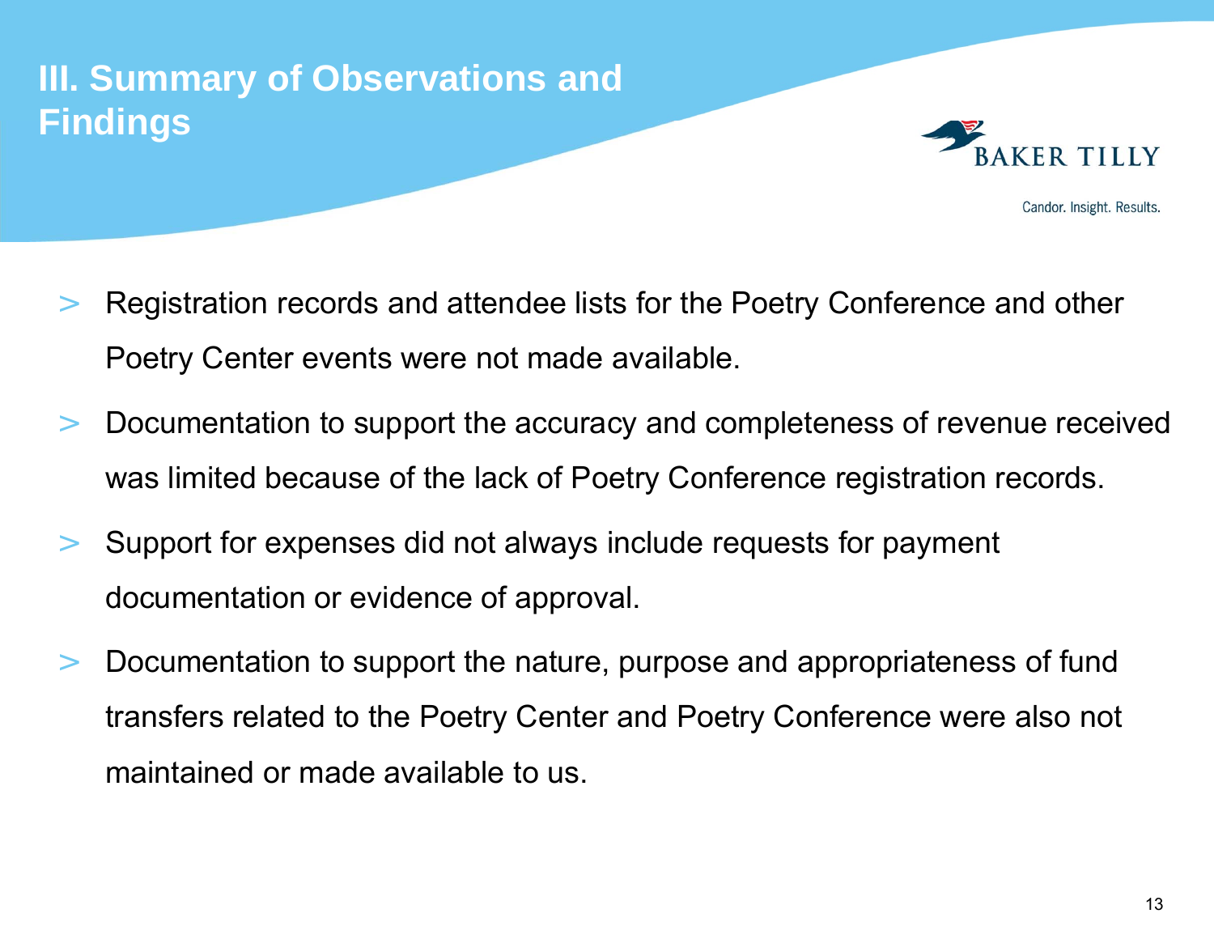# III. Summary of Observations and Findings

- Registration records and attendee lists for the Poetry Conference and other Poetry Center events were not made available.
- Documentation to support the accuracy and completeness of revenue received was limited because of the lack of Poetry Conference registration records.
- Support for expenses did not always include requests for payment documentation or evidence of approval.
- Documentation to support the nature, purpose and appropriateness of fund transfers related to the Poetry Center and Poetry Conference were also not maintained or made available to us.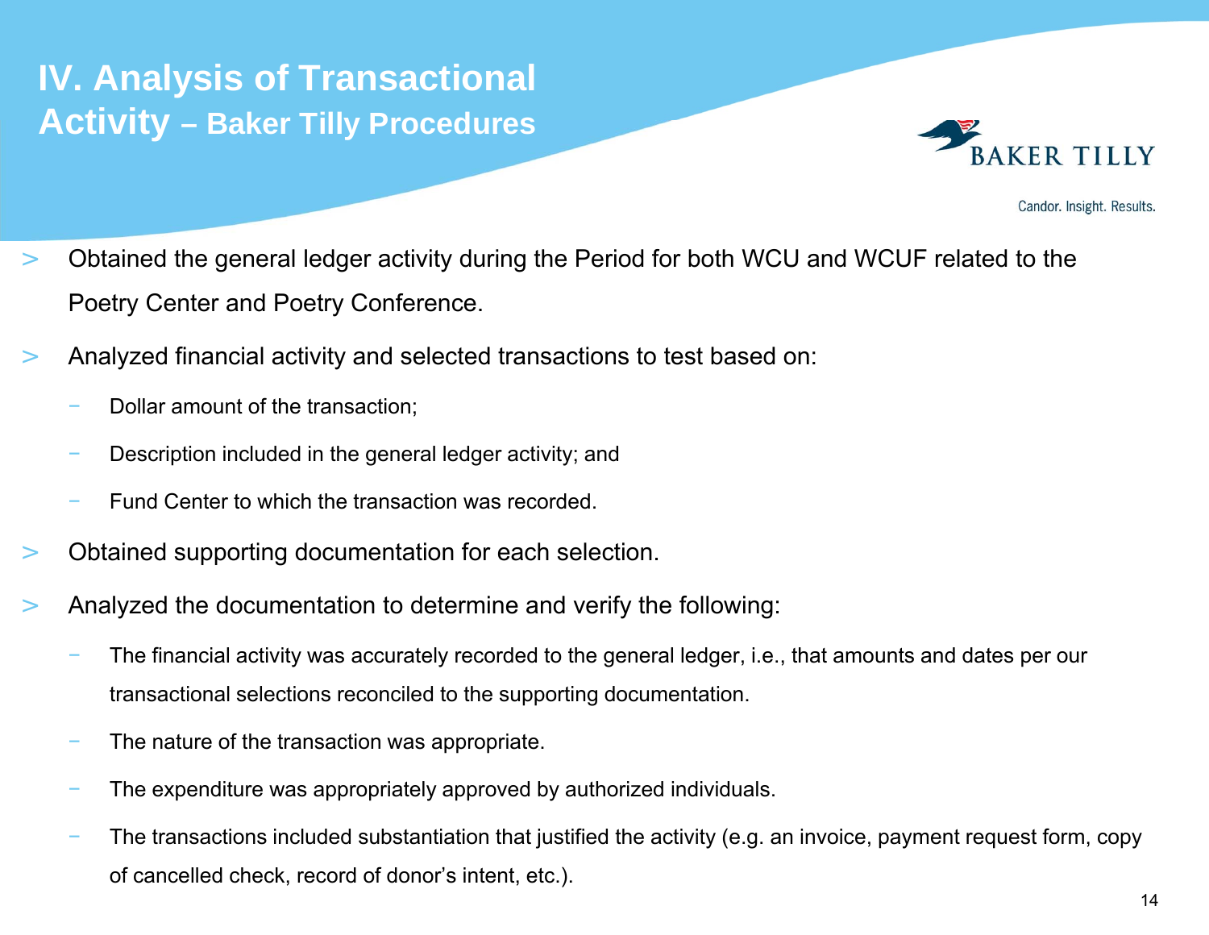# IV. Analysis of Transactional Activity – Baker Tilly Procedures

BAKER TILLY

Candor. Insight. Results.

- Obtained the general ledger activity during the Period for both WCU and WCUF related to the Poetry Center and Poetry Conference.
- Analyzed financial activity and selected transactions to test based on:
  - Dollar amount of the transaction;
  - Description included in the general ledger activity; and
  - Fund Center to which the transaction was recorded.
- Obtained supporting documentation for each selection.
- Analyzed the documentation to determine and verify the following:
  - The financial activity was accurately recorded to the general ledger, i.e., that amounts and dates per our transactional selections reconciled to the supporting documentation.
  - The nature of the transaction was appropriate.
  - The expenditure was appropriately approved by authorized individuals.
  - The transactions included substantiation that justified the activity (e.g. an invoice, payment request form, copy of cancelled check, record of donor's intent, etc.).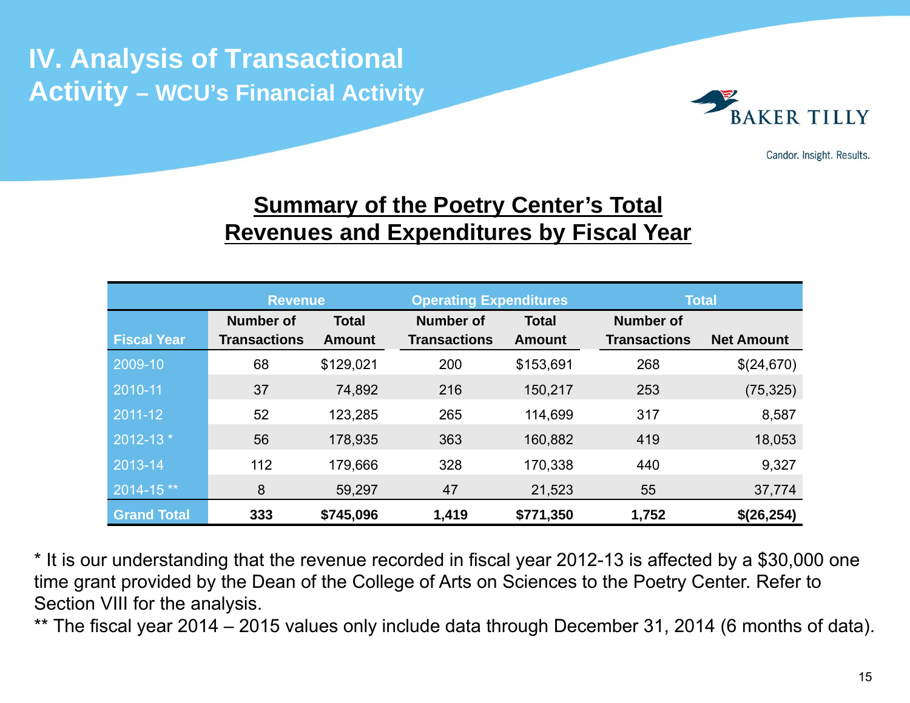# IV. Analysis of Transactional Activity – WCU's Financial Activity

## Summary of the Poetry Center's Total Revenues and Expenditures by Fiscal Year

| | Revenue | | Operating Expenditures | | Total | |
|---|---|---|---|---|---|---|
| Fiscal Year | Number of Transactions | Total Amount | Number of Transactions | Total Amount | Number of Transactions | Net Amount |
| 2009-10 | 68 | $129,021 | 200 | $153,691 | 268 | $(24,670) |
| 2010-11 | 37 | 74,892 | 216 | 150,217 | 253 | (75,325) |
| 2011-12 | 52 | 123,285 | 265 | 114,699 | 317 | 8,587 |
| 2012-13 * | 56 | 178,935 | 363 | 160,882 | 419 | 18,053 |
| 2013-14 | 112 | 179,666 | 328 | 170,338 | 440 | 9,327 |
| 2014-15 ** | 8 | 59,297 | 47 | 21,523 | 55 | 37,774 |
| **Grand Total** | **333** | **$745,096** | **1,419** | **$771,350** | **1,752** | **$(26,254)** |

* It is our understanding that the revenue recorded in fiscal year 2012-13 is affected by a $30,000 one time grant provided by the Dean of the College of Arts on Sciences to the Poetry Center. Refer to Section VIII for the analysis.

** The fiscal year 2014 – 2015 values only include data through December 31, 2014 (6 months of data).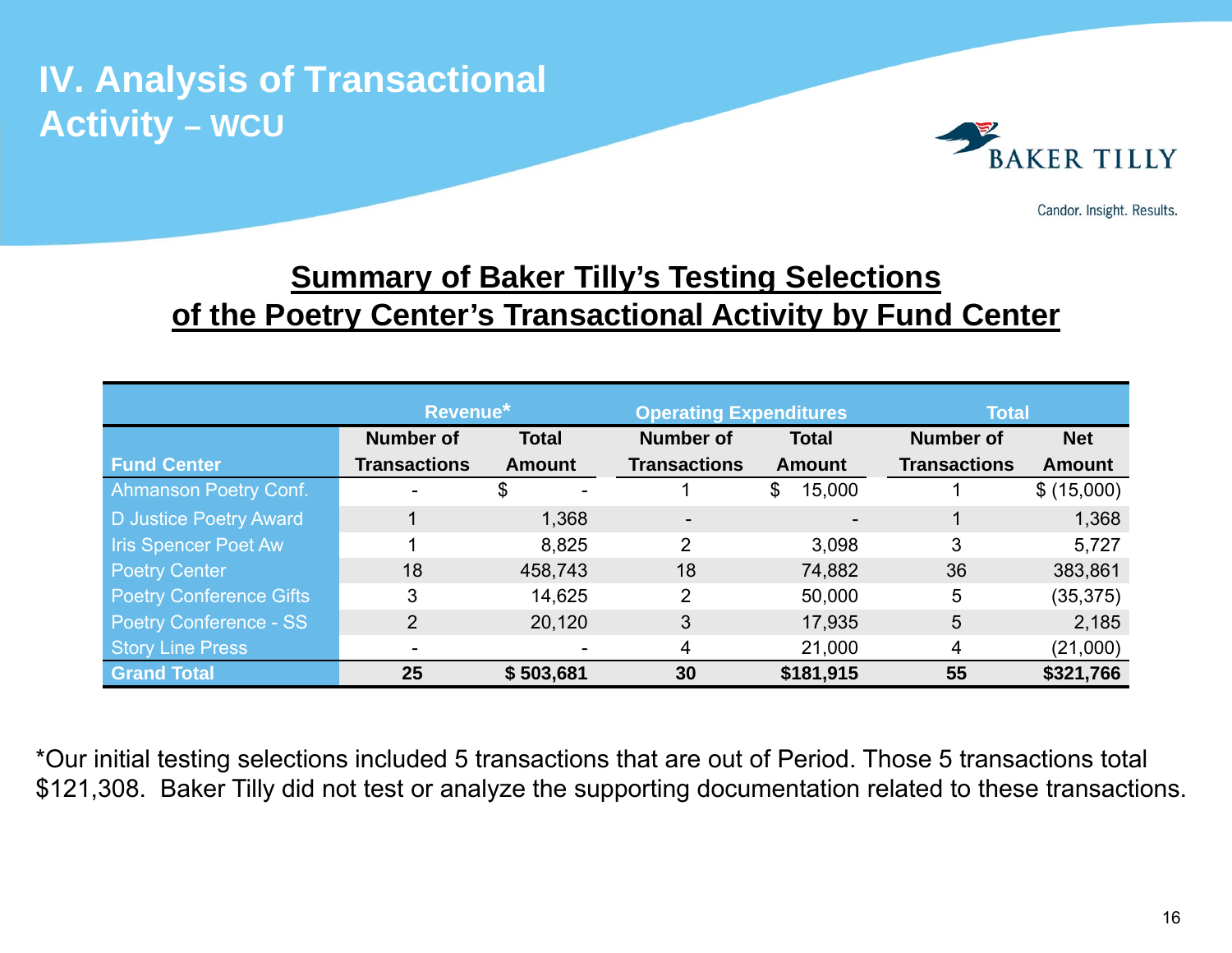# IV. Analysis of Transactional Activity – WCU

## Summary of Baker Tilly's Testing Selections of the Poetry Center's Transactional Activity by Fund Center

| | Revenue* | | Operating Expenditures | | Total | |
|---|---|---|---|---|---|---|
| **Fund Center** | **Number of Transactions** | **Total Amount** | **Number of Transactions** | **Total Amount** | **Number of Transactions** | **Net Amount** |
| Ahmanson Poetry Conf. | - | $ - | 1 | $ 15,000 | 1 | $ (15,000) |
| D Justice Poetry Award | 1 | 1,368 | - | - | 1 | 1,368 |
| Iris Spencer Poet Aw | 1 | 8,825 | 2 | 3,098 | 3 | 5,727 |
| Poetry Center | 18 | 458,743 | 18 | 74,882 | 36 | 383,861 |
| Poetry Conference Gifts | 3 | 14,625 | 2 | 50,000 | 5 | (35,375) |
| Poetry Conference - SS | 2 | 20,120 | 3 | 17,935 | 5 | 2,185 |
| Story Line Press | - | - | 4 | 21,000 | 4 | (21,000) |
| **Grand Total** | **25** | **$ 503,681** | **30** | **$181,915** | **55** | **$321,766** |

*Our initial testing selections included 5 transactions that are out of Period. Those 5 transactions total $121,308. Baker Tilly did not test or analyze the supporting documentation related to these transactions.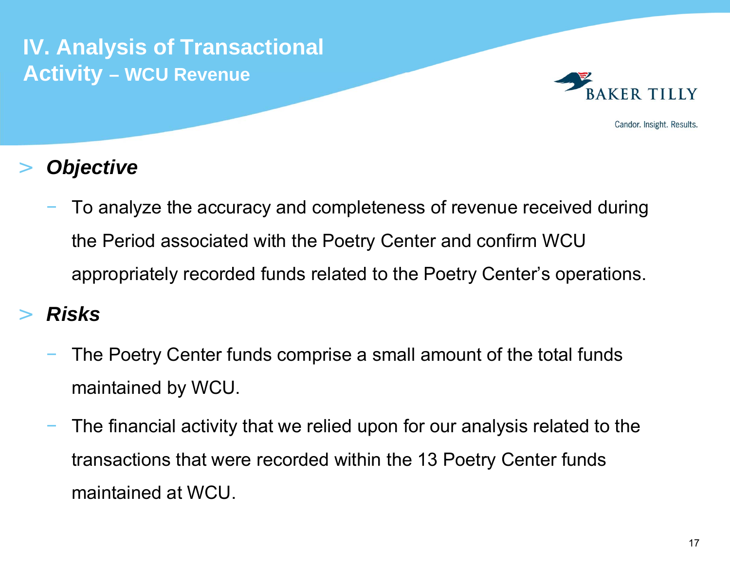# IV. Analysis of Transactional Activity – WCU Revenue

> ***Objective***

- To analyze the accuracy and completeness of revenue received during the Period associated with the Poetry Center and confirm WCU appropriately recorded funds related to the Poetry Center's operations.

> ***Risks***

- The Poetry Center funds comprise a small amount of the total funds maintained by WCU.
- The financial activity that we relied upon for our analysis related to the transactions that were recorded within the 13 Poetry Center funds maintained at WCU.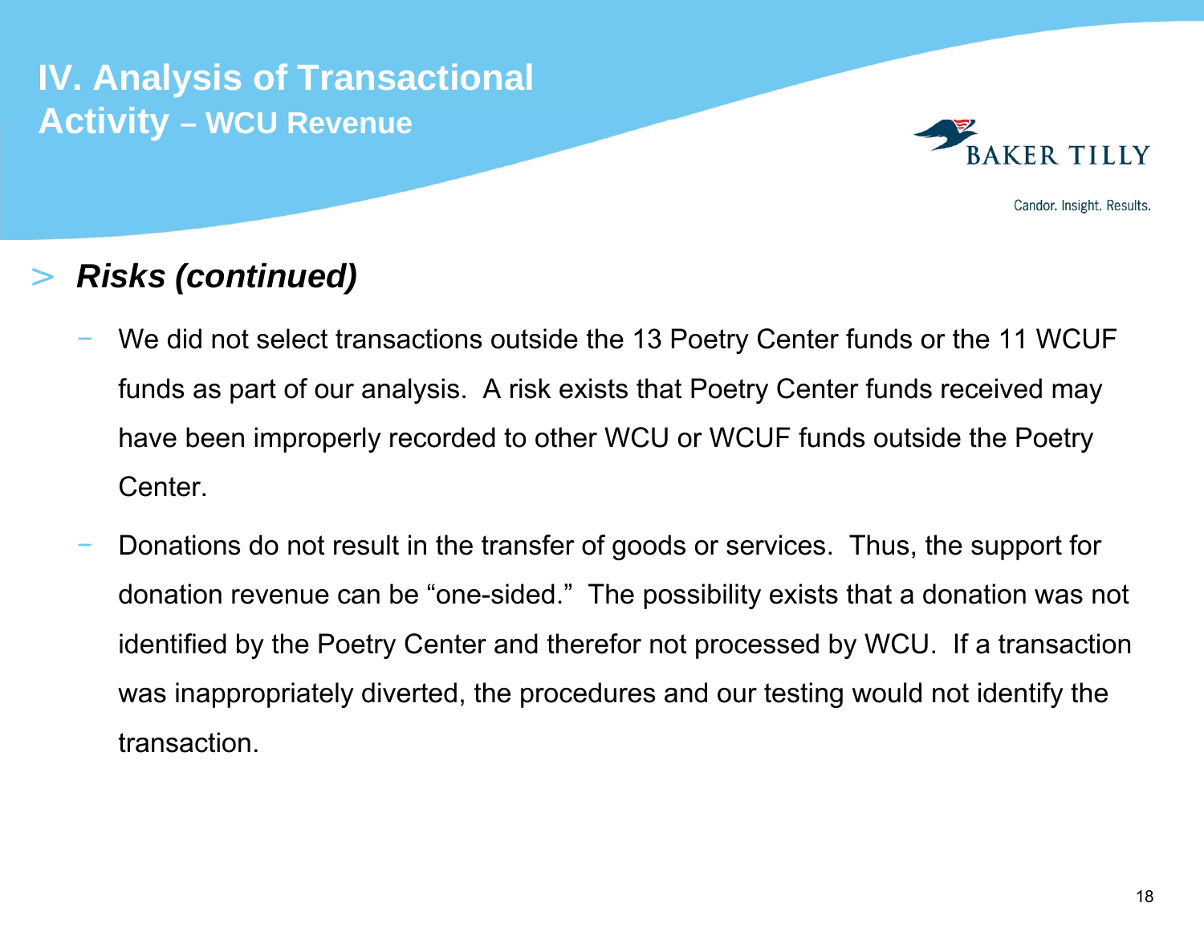# IV. Analysis of Transactional Activity – WCU Revenue

## *Risks (continued)*

- We did not select transactions outside the 13 Poetry Center funds or the 11 WCUF funds as part of our analysis. A risk exists that Poetry Center funds received may have been improperly recorded to other WCU or WCUF funds outside the Poetry Center.
- Donations do not result in the transfer of goods or services. Thus, the support for donation revenue can be "one-sided." The possibility exists that a donation was not identified by the Poetry Center and therefor not processed by WCU. If a transaction was inappropriately diverted, the procedures and our testing would not identify the transaction.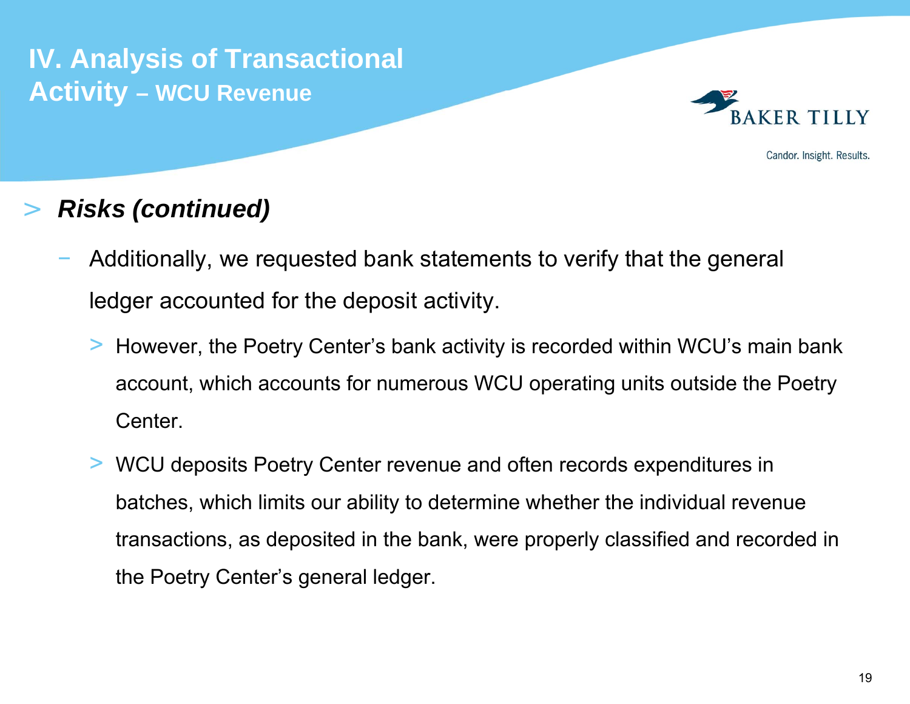# IV. Analysis of Transactional Activity – WCU Revenue

> ***Risks (continued)***

- Additionally, we requested bank statements to verify that the general ledger accounted for the deposit activity.
  - However, the Poetry Center's bank activity is recorded within WCU's main bank account, which accounts for numerous WCU operating units outside the Poetry Center.
  - WCU deposits Poetry Center revenue and often records expenditures in batches, which limits our ability to determine whether the individual revenue transactions, as deposited in the bank, were properly classified and recorded in the Poetry Center's general ledger.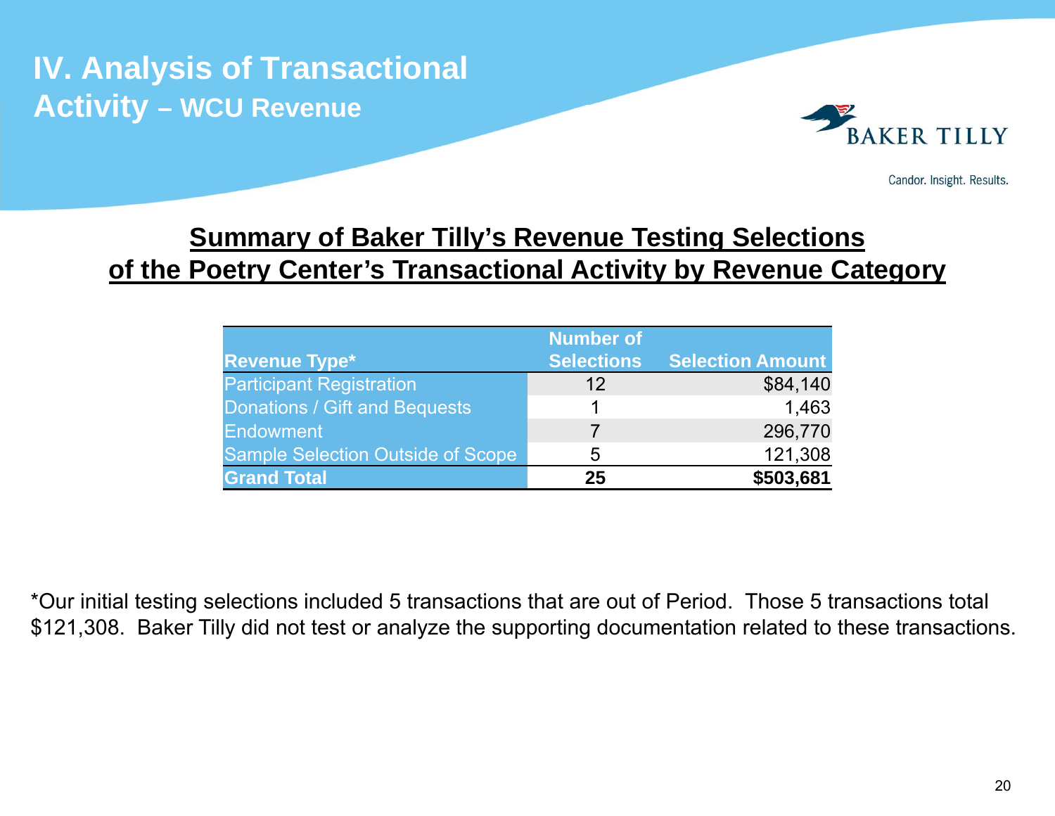# IV. Analysis of Transactional Activity – WCU Revenue

## Summary of Baker Tilly's Revenue Testing Selections of the Poetry Center's Transactional Activity by Revenue Category

| Revenue Type* | Number of Selections | Selection Amount |
|---|---|---|
| Participant Registration | 12 | $84,140 |
| Donations / Gift and Bequests | 1 | 1,463 |
| Endowment | 7 | 296,770 |
| Sample Selection Outside of Scope | 5 | 121,308 |
| **Grand Total** | **25** | **$503,681** |

*Our initial testing selections included 5 transactions that are out of Period. Those 5 transactions total $121,308. Baker Tilly did not test or analyze the supporting documentation related to these transactions.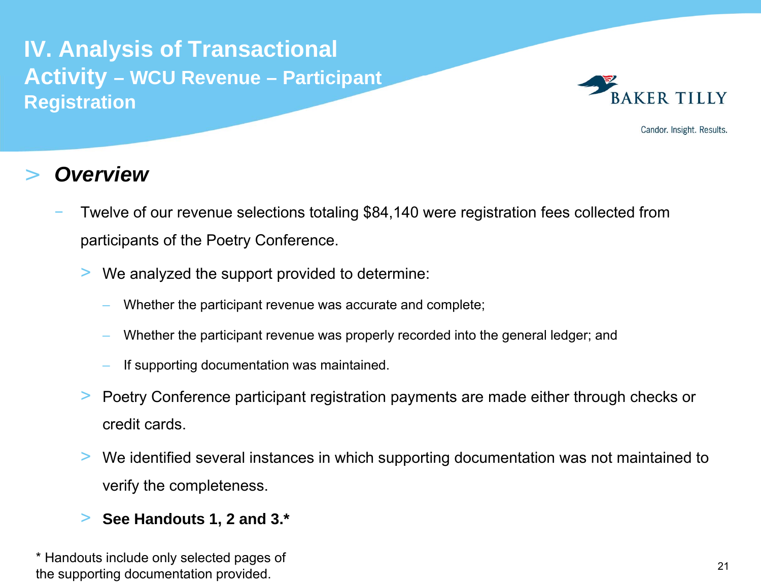# IV. Analysis of Transactional Activity – WCU Revenue – Participant Registration

## *Overview*

- Twelve of our revenue selections totaling $84,140 were registration fees collected from participants of the Poetry Conference.
  - We analyzed the support provided to determine:
    - Whether the participant revenue was accurate and complete;
    - Whether the participant revenue was properly recorded into the general ledger; and
    - If supporting documentation was maintained.
  - Poetry Conference participant registration payments are made either through checks or credit cards.
  - We identified several instances in which supporting documentation was not maintained to verify the completeness.
  - **See Handouts 1, 2 and 3.***

* Handouts include only selected pages of the supporting documentation provided.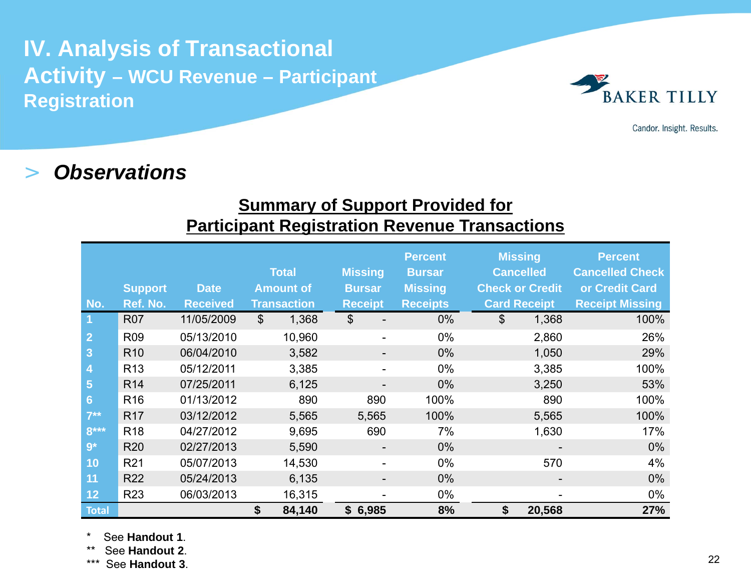# IV. Analysis of Transactional Activity – WCU Revenue – Participant Registration

> ***Observations***

**Summary of Support Provided for Participant Registration Revenue Transactions**

| No. | Support Ref. No. | Date Received | Total Amount of Transaction | Missing Bursar Receipt | Percent Bursar Missing Receipts | Missing Cancelled Check or Credit Card Receipt | Percent Cancelled Check or Credit Card Receipt Missing |
|---|---|---|---|---|---|---|---|
| 1 | R07 | 11/05/2009 | $ 1,368 | $ - | 0% | $ 1,368 | 100% |
| 2 | R09 | 05/13/2010 | 10,960 | - | 0% | 2,860 | 26% |
| 3 | R10 | 06/04/2010 | 3,582 | - | 0% | 1,050 | 29% |
| 4 | R13 | 05/12/2011 | 3,385 | - | 0% | 3,385 | 100% |
| 5 | R14 | 07/25/2011 | 6,125 | - | 0% | 3,250 | 53% |
| 6 | R16 | 01/13/2012 | 890 | 890 | 100% | 890 | 100% |
| 7** | R17 | 03/12/2012 | 5,565 | 5,565 | 100% | 5,565 | 100% |
| 8*** | R18 | 04/27/2012 | 9,695 | 690 | 7% | 1,630 | 17% |
| 9* | R20 | 02/27/2013 | 5,590 | - | 0% | - | 0% |
| 10 | R21 | 05/07/2013 | 14,530 | - | 0% | 570 | 4% |
| 11 | R22 | 05/24/2013 | 6,135 | - | 0% | - | 0% |
| 12 | R23 | 06/03/2013 | 16,315 | - | 0% | - | 0% |
| **Total** | | | **$ 84,140** | **$ 6,985** | **8%** | **$ 20,568** | **27%** |

\* See **Handout 1**.

** See **Handout 2**.

*** See **Handout 3**.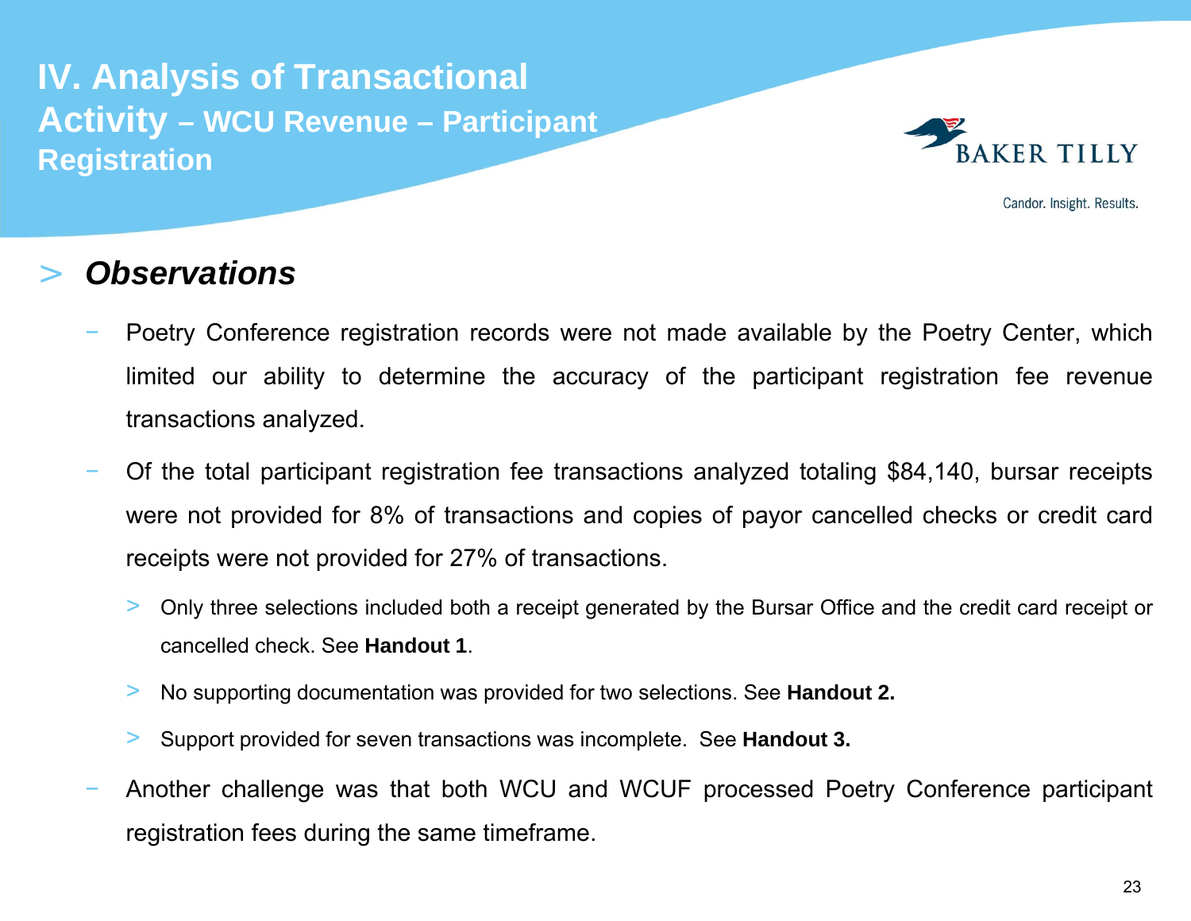# IV. Analysis of Transactional Activity – WCU Revenue – Participant Registration

## *Observations*

- Poetry Conference registration records were not made available by the Poetry Center, which limited our ability to determine the accuracy of the participant registration fee revenue transactions analyzed.
- Of the total participant registration fee transactions analyzed totaling $84,140, bursar receipts were not provided for 8% of transactions and copies of payor cancelled checks or credit card receipts were not provided for 27% of transactions.
  - Only three selections included both a receipt generated by the Bursar Office and the credit card receipt or cancelled check. See **Handout 1**.
  - No supporting documentation was provided for two selections. See **Handout 2.**
  - Support provided for seven transactions was incomplete. See **Handout 3.**
- Another challenge was that both WCU and WCUF processed Poetry Conference participant registration fees during the same timeframe.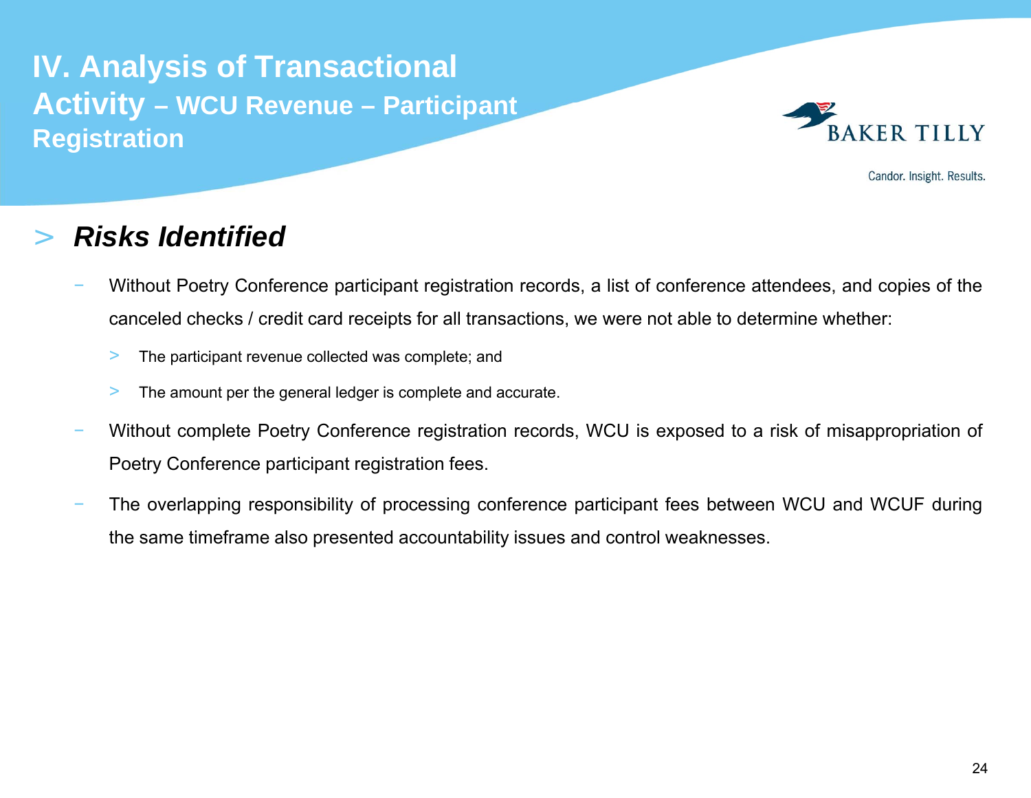# IV. Analysis of Transactional Activity – WCU Revenue – Participant Registration

## Risks Identified

- Without Poetry Conference participant registration records, a list of conference attendees, and copies of the canceled checks / credit card receipts for all transactions, we were not able to determine whether:
  - The participant revenue collected was complete; and
  - The amount per the general ledger is complete and accurate.
- Without complete Poetry Conference registration records, WCU is exposed to a risk of misappropriation of Poetry Conference participant registration fees.
- The overlapping responsibility of processing conference participant fees between WCU and WCUF during the same timeframe also presented accountability issues and control weaknesses.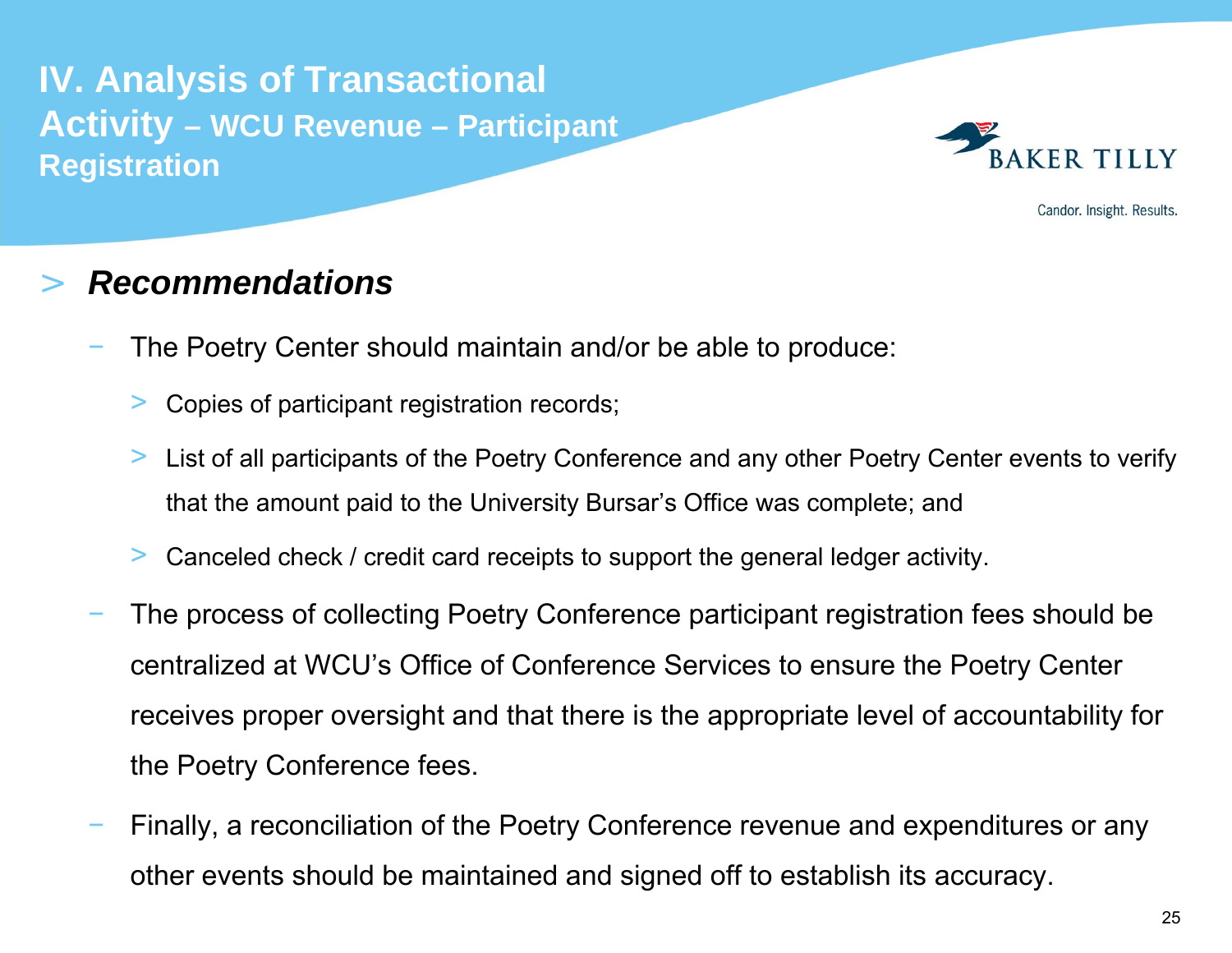# IV. Analysis of Transactional Activity – WCU Revenue – Participant Registration

## *Recommendations*

- The Poetry Center should maintain and/or be able to produce:
  - Copies of participant registration records;
  - List of all participants of the Poetry Conference and any other Poetry Center events to verify that the amount paid to the University Bursar's Office was complete; and
  - Canceled check / credit card receipts to support the general ledger activity.
- The process of collecting Poetry Conference participant registration fees should be centralized at WCU's Office of Conference Services to ensure the Poetry Center receives proper oversight and that there is the appropriate level of accountability for the Poetry Conference fees.
- Finally, a reconciliation of the Poetry Conference revenue and expenditures or any other events should be maintained and signed off to establish its accuracy.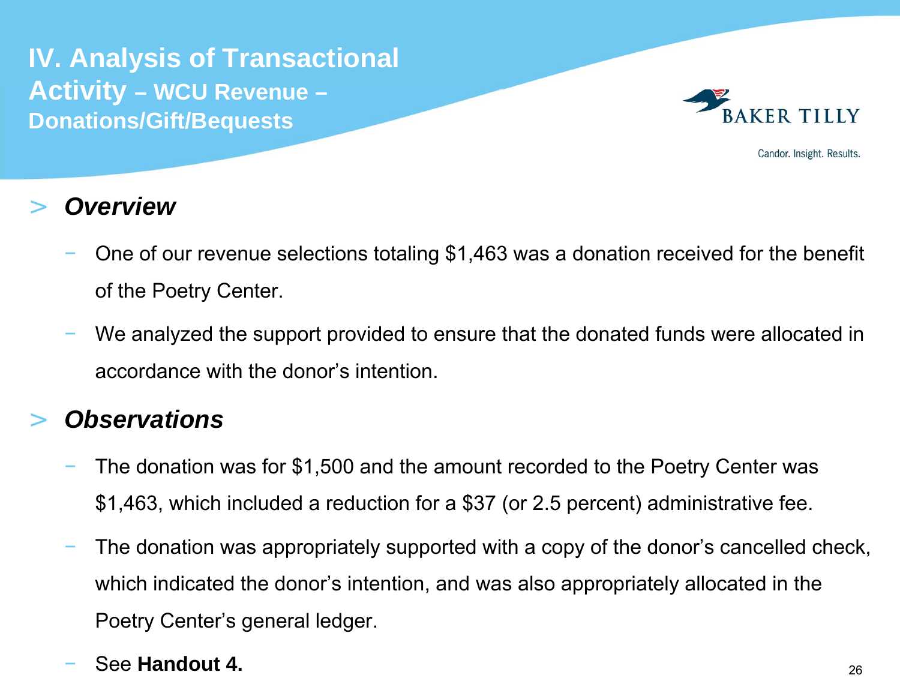# IV. Analysis of Transactional Activity – WCU Revenue – Donations/Gift/Bequests

## *Overview*

- One of our revenue selections totaling $1,463 was a donation received for the benefit of the Poetry Center.
- We analyzed the support provided to ensure that the donated funds were allocated in accordance with the donor's intention.

## *Observations*

- The donation was for $1,500 and the amount recorded to the Poetry Center was $1,463, which included a reduction for a $37 (or 2.5 percent) administrative fee.
- The donation was appropriately supported with a copy of the donor's cancelled check, which indicated the donor's intention, and was also appropriately allocated in the Poetry Center's general ledger.
- See **Handout 4.**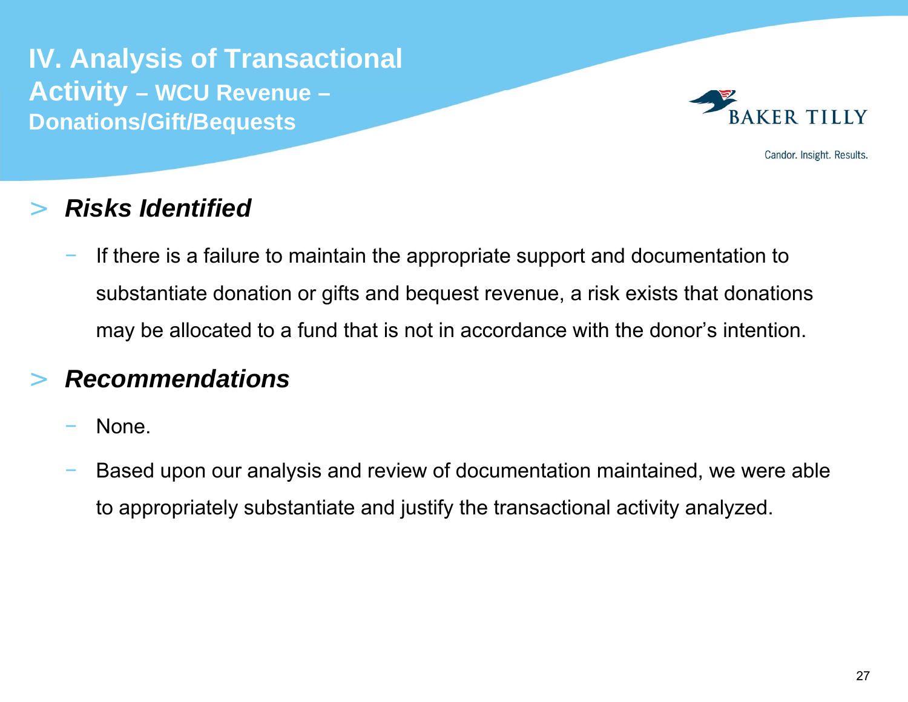# IV. Analysis of Transactional Activity – WCU Revenue – Donations/Gift/Bequests

## Risks Identified

- If there is a failure to maintain the appropriate support and documentation to substantiate donation or gifts and bequest revenue, a risk exists that donations may be allocated to a fund that is not in accordance with the donor's intention.

## Recommendations

- None.
- Based upon our analysis and review of documentation maintained, we were able to appropriately substantiate and justify the transactional activity analyzed.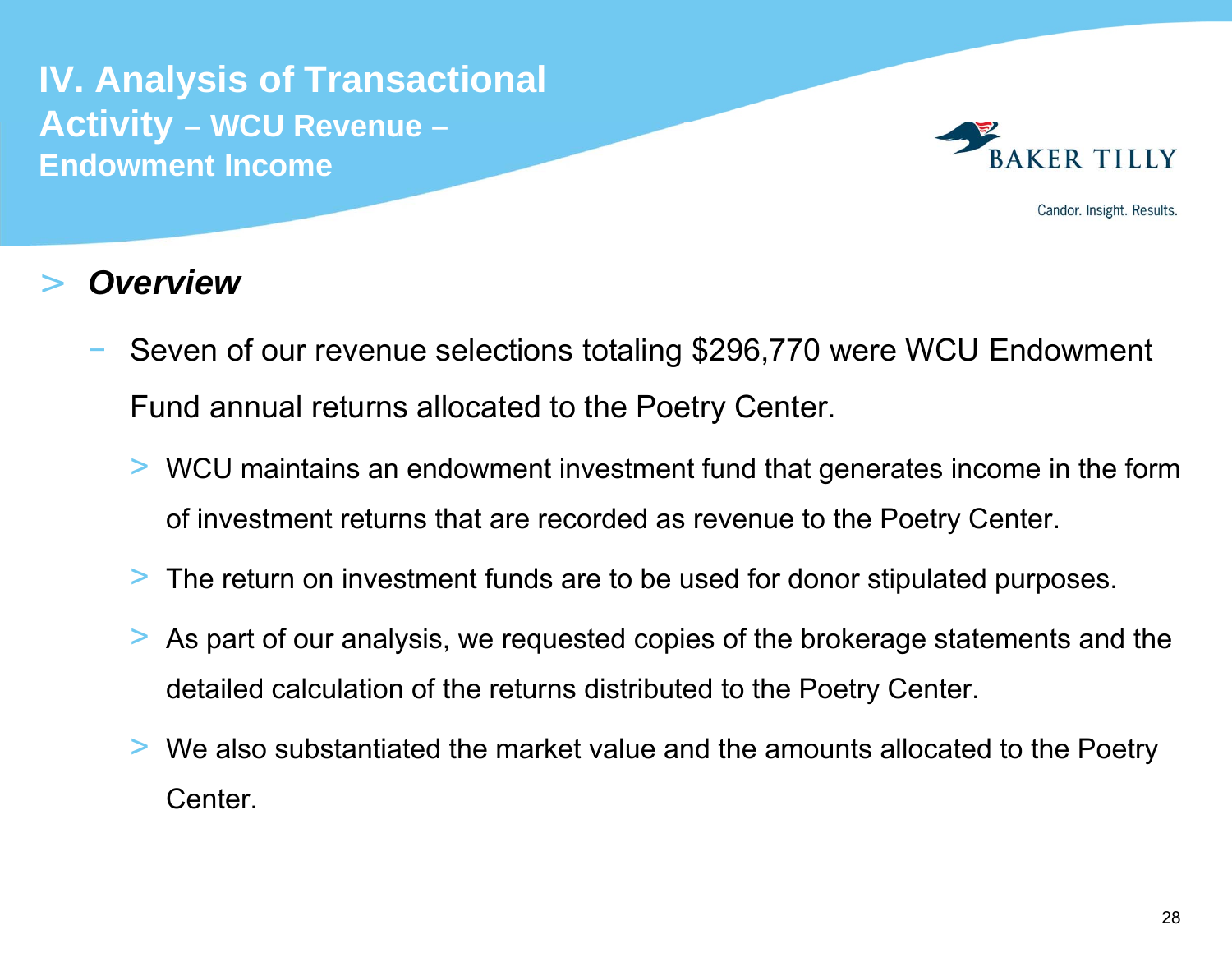# IV. Analysis of Transactional Activity – WCU Revenue – Endowment Income

## *Overview*

- Seven of our revenue selections totaling $296,770 were WCU Endowment Fund annual returns allocated to the Poetry Center.
  - WCU maintains an endowment investment fund that generates income in the form of investment returns that are recorded as revenue to the Poetry Center.
  - The return on investment funds are to be used for donor stipulated purposes.
  - As part of our analysis, we requested copies of the brokerage statements and the detailed calculation of the returns distributed to the Poetry Center.
  - We also substantiated the market value and the amounts allocated to the Poetry Center.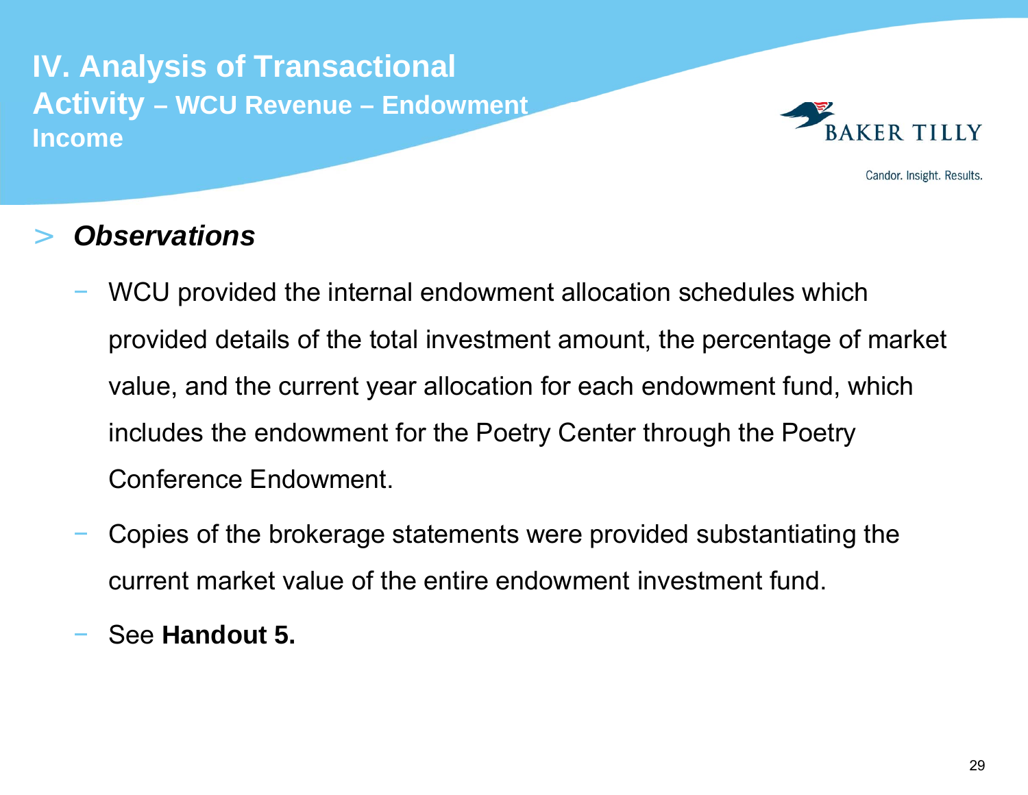# IV. Analysis of Transactional Activity – WCU Revenue – Endowment Income

## Observations

- WCU provided the internal endowment allocation schedules which provided details of the total investment amount, the percentage of market value, and the current year allocation for each endowment fund, which includes the endowment for the Poetry Center through the Poetry Conference Endowment.
- Copies of the brokerage statements were provided substantiating the current market value of the entire endowment investment fund.
- See **Handout 5.**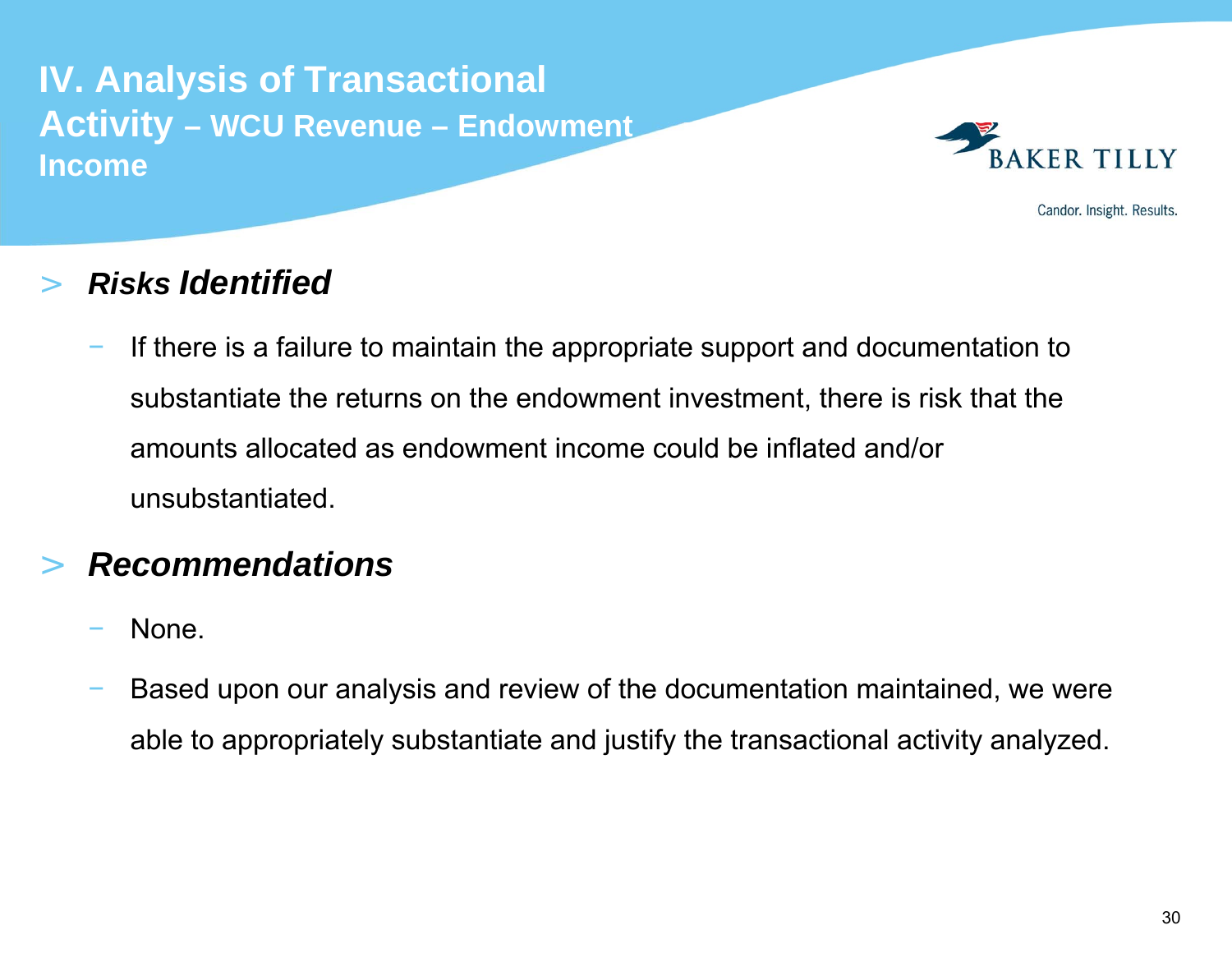# IV. Analysis of Transactional Activity – WCU Revenue – Endowment Income

## ***Risks Identified***

- If there is a failure to maintain the appropriate support and documentation to substantiate the returns on the endowment investment, there is risk that the amounts allocated as endowment income could be inflated and/or unsubstantiated.

## ***Recommendations***

- None.
- Based upon our analysis and review of the documentation maintained, we were able to appropriately substantiate and justify the transactional activity analyzed.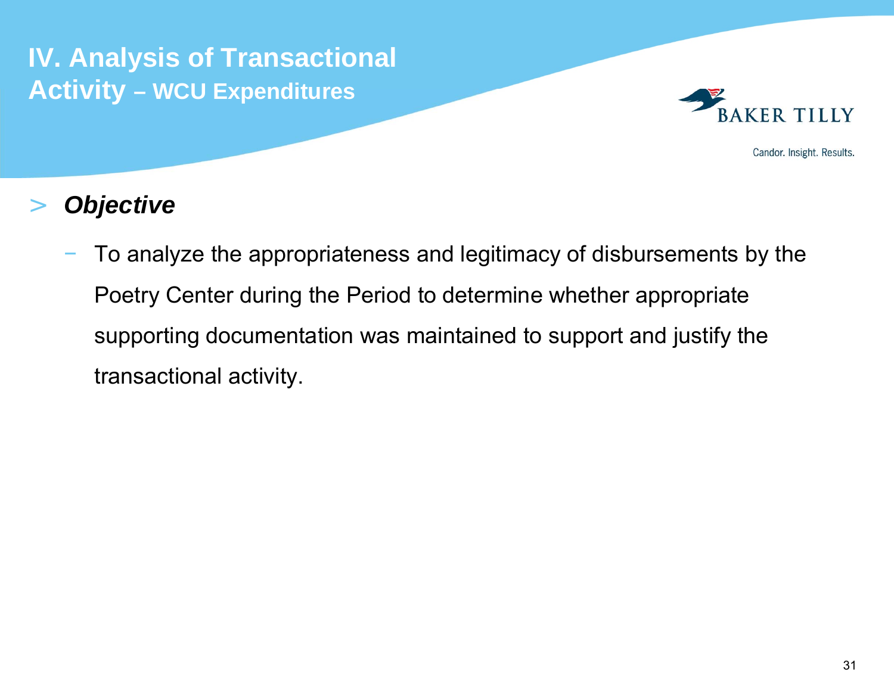# IV. Analysis of Transactional Activity – WCU Expenditures

> ***Objective***

- To analyze the appropriateness and legitimacy of disbursements by the Poetry Center during the Period to determine whether appropriate supporting documentation was maintained to support and justify the transactional activity.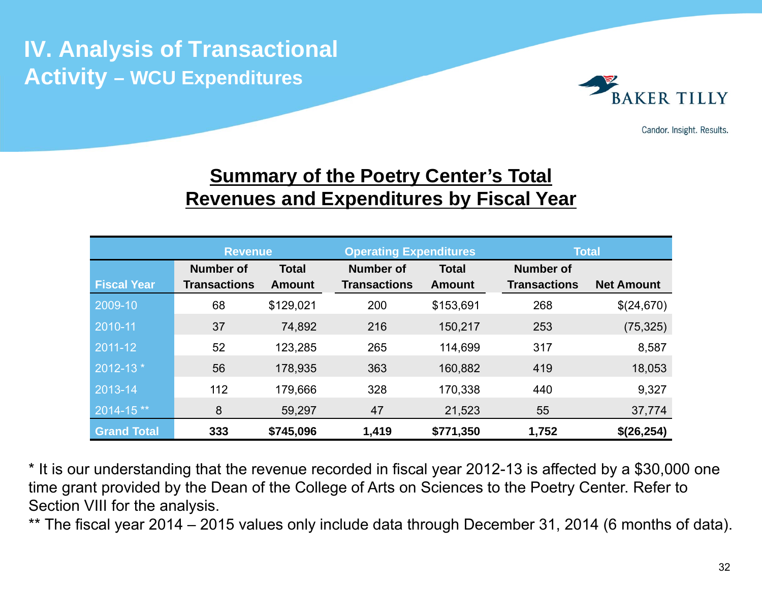# IV. Analysis of Transactional Activity – WCU Expenditures

## Summary of the Poetry Center's Total Revenues and Expenditures by Fiscal Year

| | Revenue | | Operating Expenditures | | Total | |
|---|---|---|---|---|---|---|
| Fiscal Year | Number of Transactions | Total Amount | Number of Transactions | Total Amount | Number of Transactions | Net Amount |
| 2009-10 | 68 | $129,021 | 200 | $153,691 | 268 | $(24,670) |
| 2010-11 | 37 | 74,892 | 216 | 150,217 | 253 | (75,325) |
| 2011-12 | 52 | 123,285 | 265 | 114,699 | 317 | 8,587 |
| 2012-13 * | 56 | 178,935 | 363 | 160,882 | 419 | 18,053 |
| 2013-14 | 112 | 179,666 | 328 | 170,338 | 440 | 9,327 |
| 2014-15 ** | 8 | 59,297 | 47 | 21,523 | 55 | 37,774 |
| **Grand Total** | **333** | **$745,096** | **1,419** | **$771,350** | **1,752** | **$(26,254)** |

\* It is our understanding that the revenue recorded in fiscal year 2012-13 is affected by a $30,000 one time grant provided by the Dean of the College of Arts on Sciences to the Poetry Center. Refer to Section VIII for the analysis.

** The fiscal year 2014 – 2015 values only include data through December 31, 2014 (6 months of data).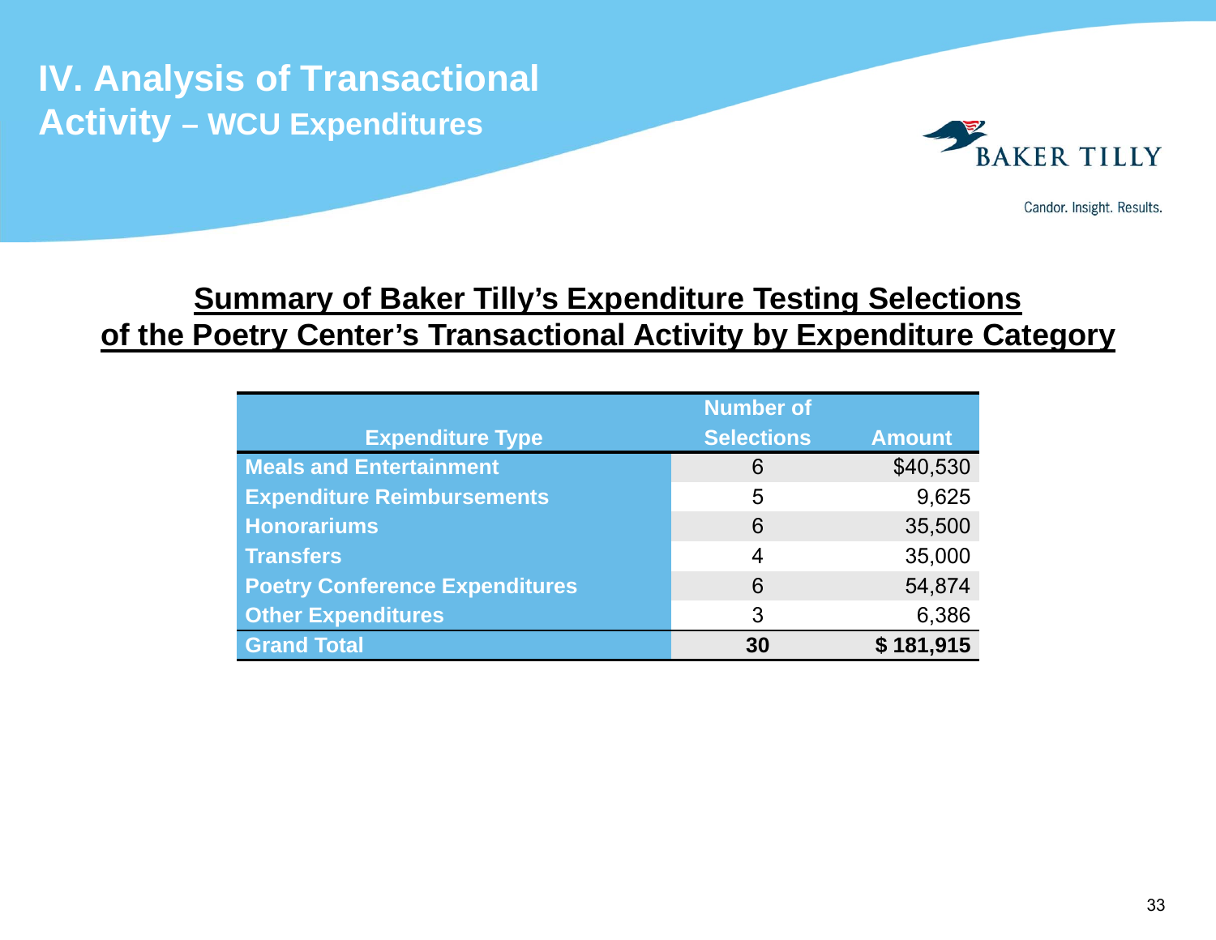# IV. Analysis of Transactional Activity – WCU Expenditures

## Summary of Baker Tilly's Expenditure Testing Selections of the Poetry Center's Transactional Activity by Expenditure Category

| Expenditure Type | Number of Selections | Amount |
|---|---|---|
| Meals and Entertainment | 6 | $40,530 |
| Expenditure Reimbursements | 5 | 9,625 |
| Honorariums | 6 | 35,500 |
| Transfers | 4 | 35,000 |
| Poetry Conference Expenditures | 6 | 54,874 |
| Other Expenditures | 3 | 6,386 |
| **Grand Total** | **30** | **$ 181,915** |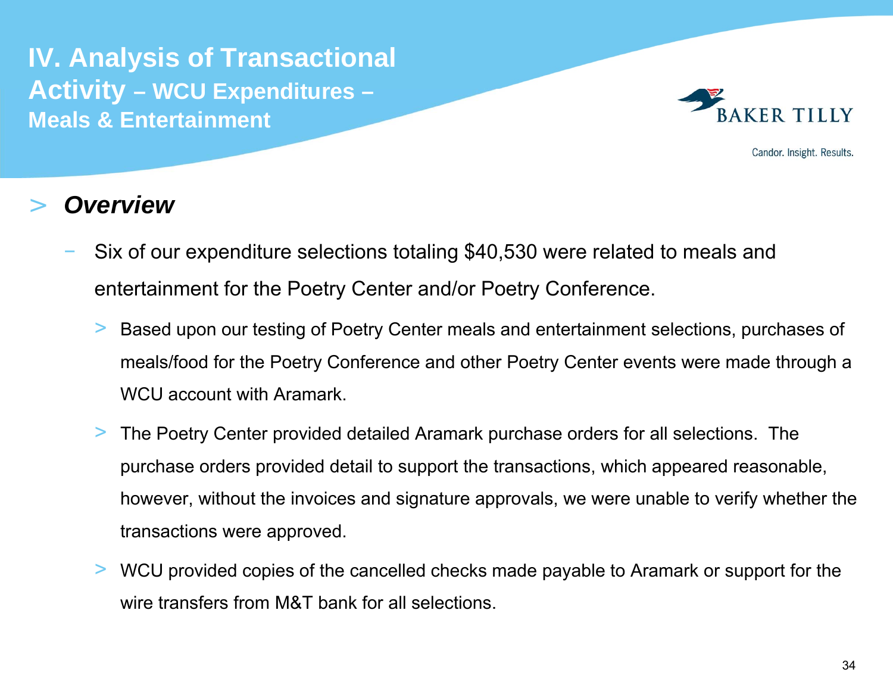# IV. Analysis of Transactional Activity – WCU Expenditures – Meals & Entertainment

## *Overview*

- Six of our expenditure selections totaling $40,530 were related to meals and entertainment for the Poetry Center and/or Poetry Conference.
  - Based upon our testing of Poetry Center meals and entertainment selections, purchases of meals/food for the Poetry Conference and other Poetry Center events were made through a WCU account with Aramark.
  - The Poetry Center provided detailed Aramark purchase orders for all selections. The purchase orders provided detail to support the transactions, which appeared reasonable, however, without the invoices and signature approvals, we were unable to verify whether the transactions were approved.
  - WCU provided copies of the cancelled checks made payable to Aramark or support for the wire transfers from M&T bank for all selections.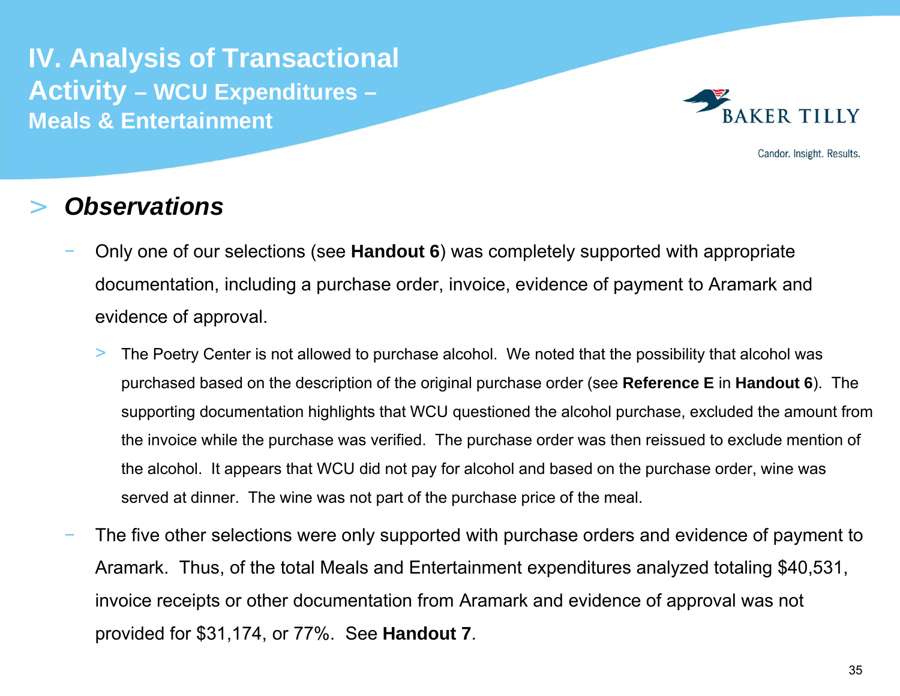# IV. Analysis of Transactional Activity – WCU Expenditures – Meals & Entertainment

## *Observations*

- Only one of our selections (see **Handout 6**) was completely supported with appropriate documentation, including a purchase order, invoice, evidence of payment to Aramark and evidence of approval.
  - The Poetry Center is not allowed to purchase alcohol. We noted that the possibility that alcohol was purchased based on the description of the original purchase order (see **Reference E** in **Handout 6**). The supporting documentation highlights that WCU questioned the alcohol purchase, excluded the amount from the invoice while the purchase was verified. The purchase order was then reissued to exclude mention of the alcohol. It appears that WCU did not pay for alcohol and based on the purchase order, wine was served at dinner. The wine was not part of the purchase price of the meal.
- The five other selections were only supported with purchase orders and evidence of payment to Aramark. Thus, of the total Meals and Entertainment expenditures analyzed totaling $40,531, invoice receipts or other documentation from Aramark and evidence of approval was not provided for $31,174, or 77%. See **Handout 7**.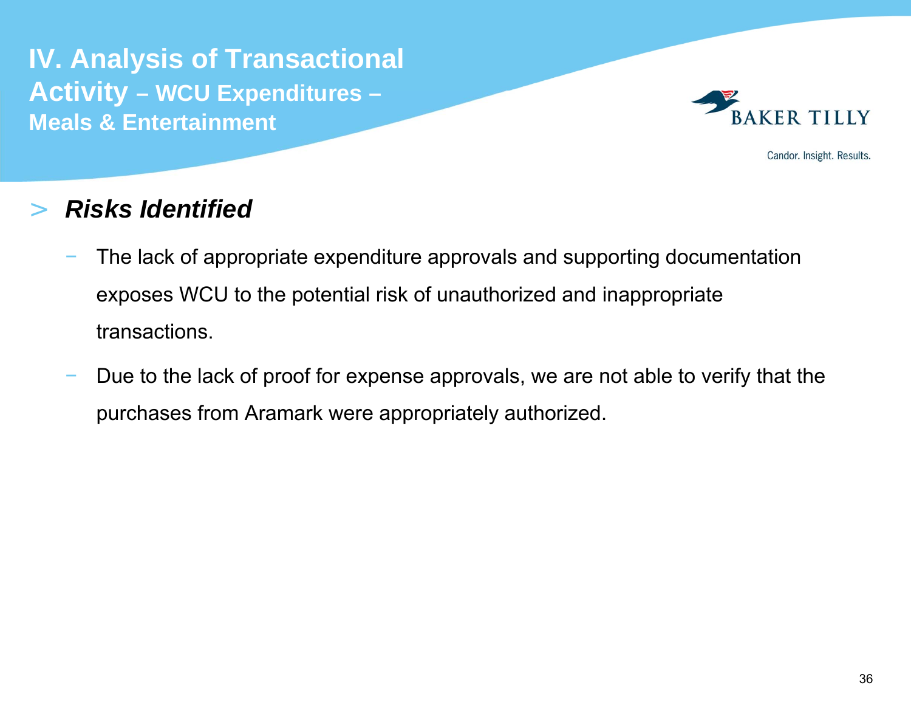# IV. Analysis of Transactional Activity – WCU Expenditures – Meals & Entertainment

## *Risks Identified*

- The lack of appropriate expenditure approvals and supporting documentation exposes WCU to the potential risk of unauthorized and inappropriate transactions.
- Due to the lack of proof for expense approvals, we are not able to verify that the purchases from Aramark were appropriately authorized.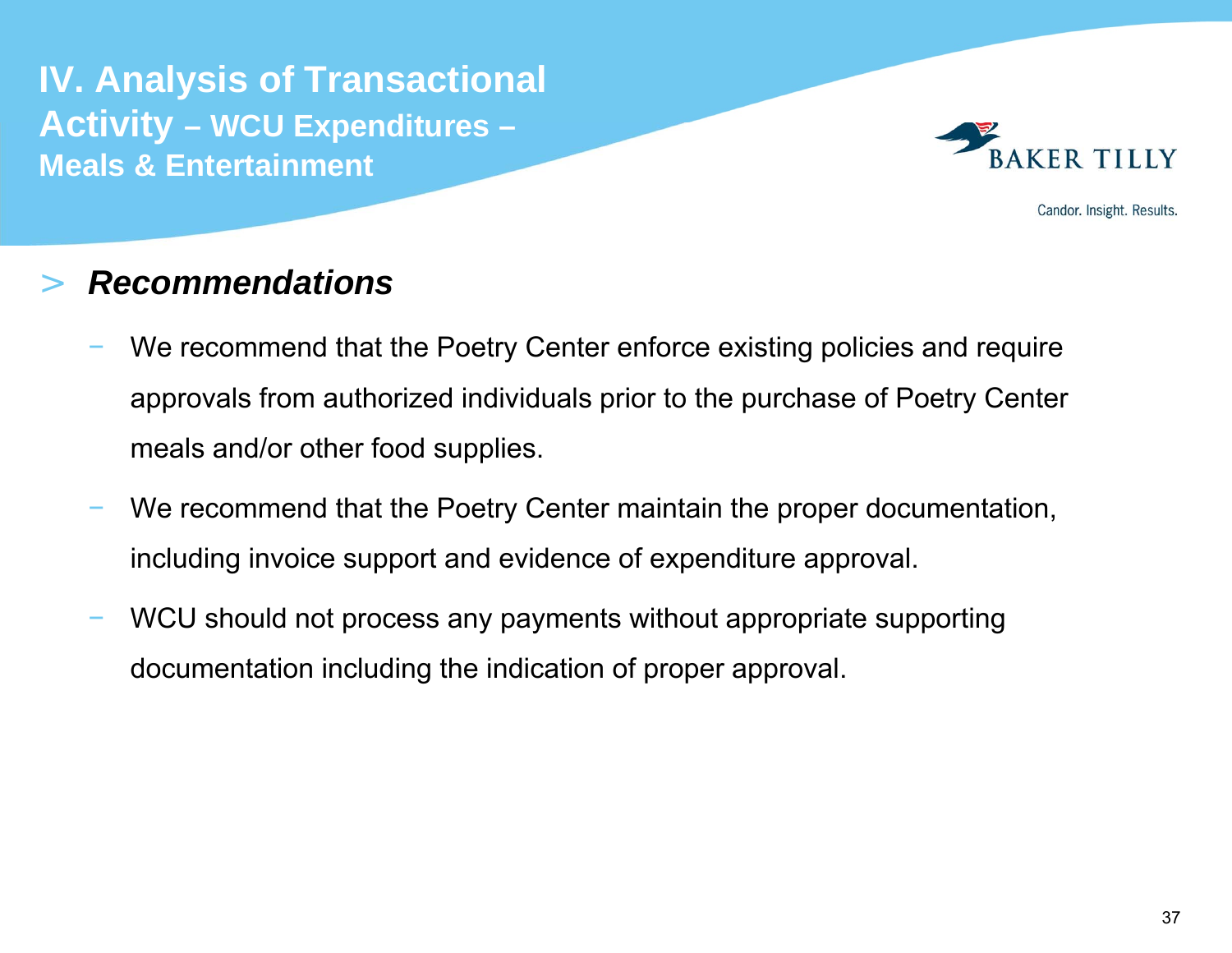# IV. Analysis of Transactional Activity – WCU Expenditures – Meals & Entertainment

## > *Recommendations*

- We recommend that the Poetry Center enforce existing policies and require approvals from authorized individuals prior to the purchase of Poetry Center meals and/or other food supplies.
- We recommend that the Poetry Center maintain the proper documentation, including invoice support and evidence of expenditure approval.
- WCU should not process any payments without appropriate supporting documentation including the indication of proper approval.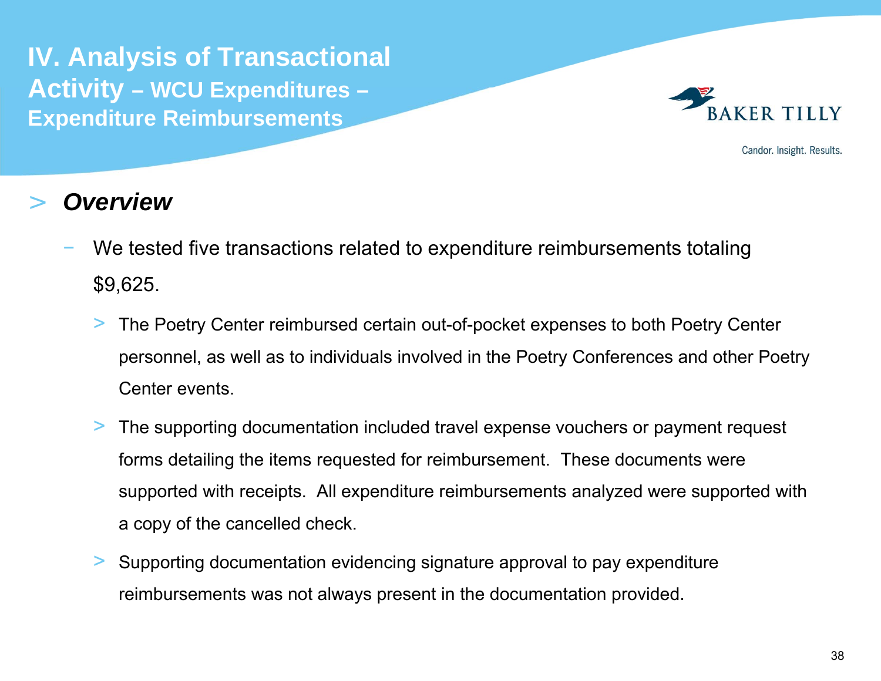# IV. Analysis of Transactional Activity – WCU Expenditures – Expenditure Reimbursements

## > *Overview*

- We tested five transactions related to expenditure reimbursements totaling $9,625.
  - The Poetry Center reimbursed certain out-of-pocket expenses to both Poetry Center personnel, as well as to individuals involved in the Poetry Conferences and other Poetry Center events.
  - The supporting documentation included travel expense vouchers or payment request forms detailing the items requested for reimbursement. These documents were supported with receipts. All expenditure reimbursements analyzed were supported with a copy of the cancelled check.
  - Supporting documentation evidencing signature approval to pay expenditure reimbursements was not always present in the documentation provided.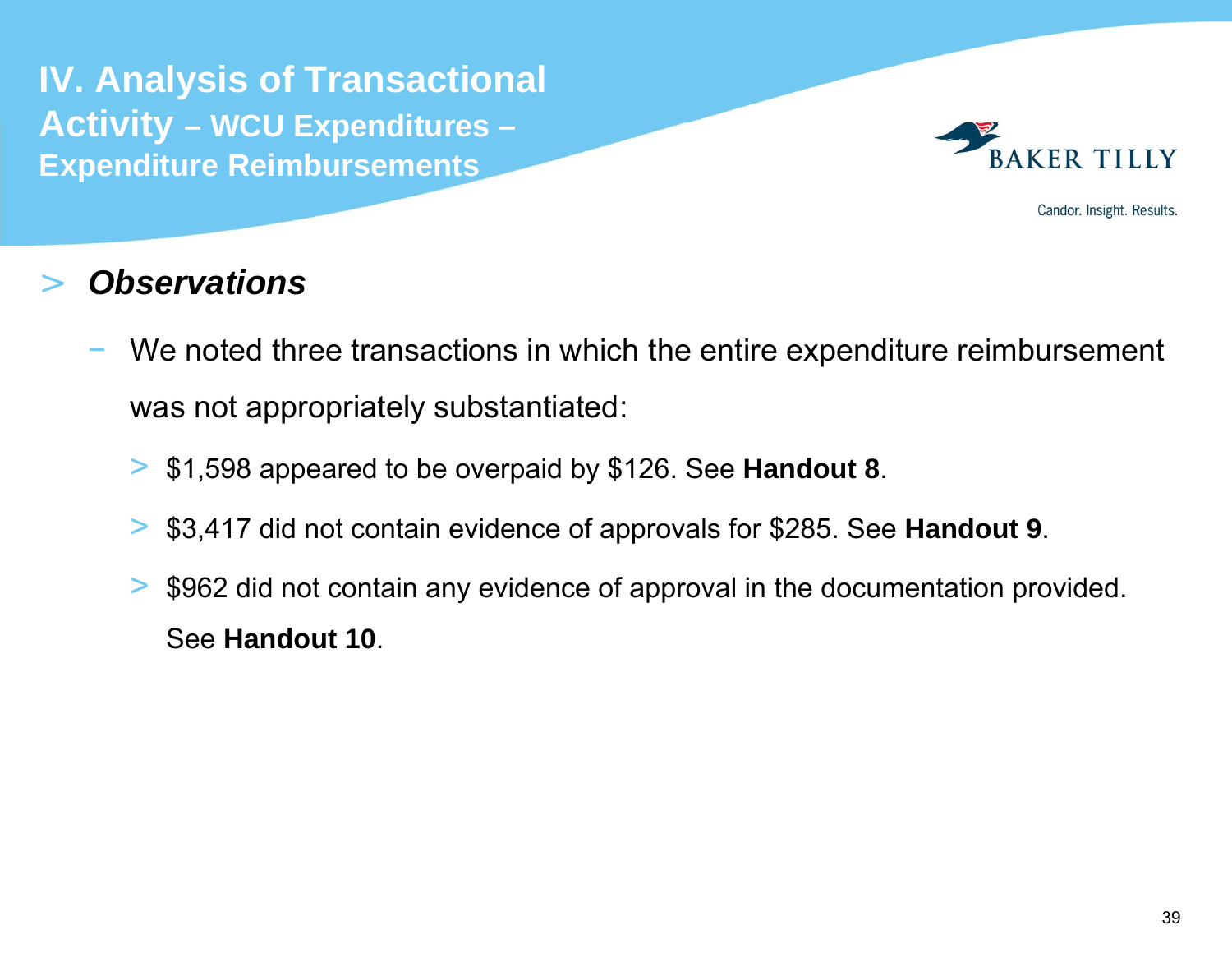# IV. Analysis of Transactional Activity – WCU Expenditures – Expenditure Reimbursements

- ***Observations***
  - We noted three transactions in which the entire expenditure reimbursement was not appropriately substantiated:
    - $1,598 appeared to be overpaid by $126. See **Handout 8**.
    - $3,417 did not contain evidence of approvals for $285. See **Handout 9**.
    - $962 did not contain any evidence of approval in the documentation provided. See **Handout 10**.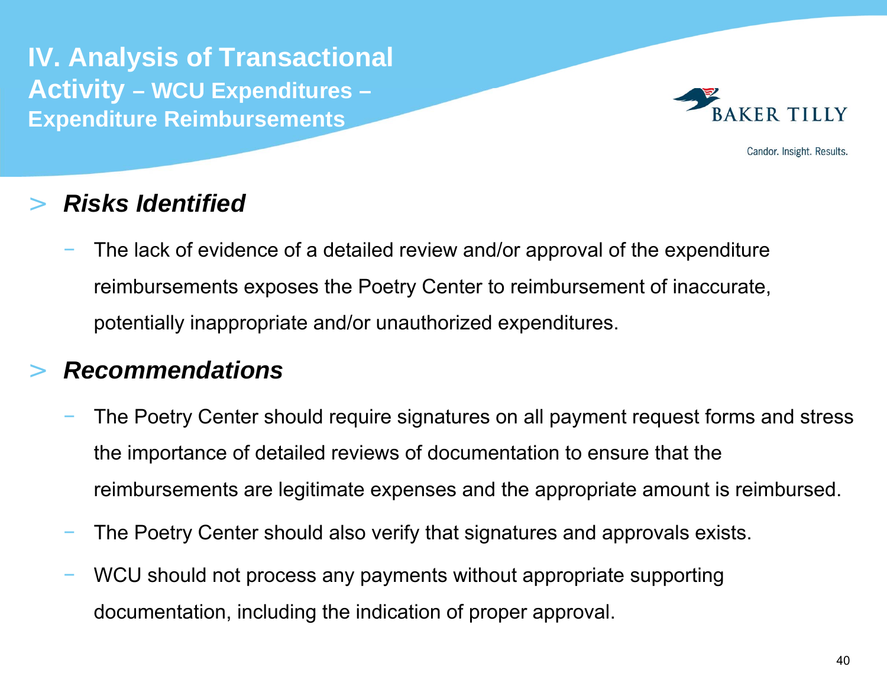# IV. Analysis of Transactional Activity – WCU Expenditures – Expenditure Reimbursements

> ***Risks Identified***

- The lack of evidence of a detailed review and/or approval of the expenditure reimbursements exposes the Poetry Center to reimbursement of inaccurate, potentially inappropriate and/or unauthorized expenditures.

> ***Recommendations***

- The Poetry Center should require signatures on all payment request forms and stress the importance of detailed reviews of documentation to ensure that the reimbursements are legitimate expenses and the appropriate amount is reimbursed.
- The Poetry Center should also verify that signatures and approvals exists.
- WCU should not process any payments without appropriate supporting documentation, including the indication of proper approval.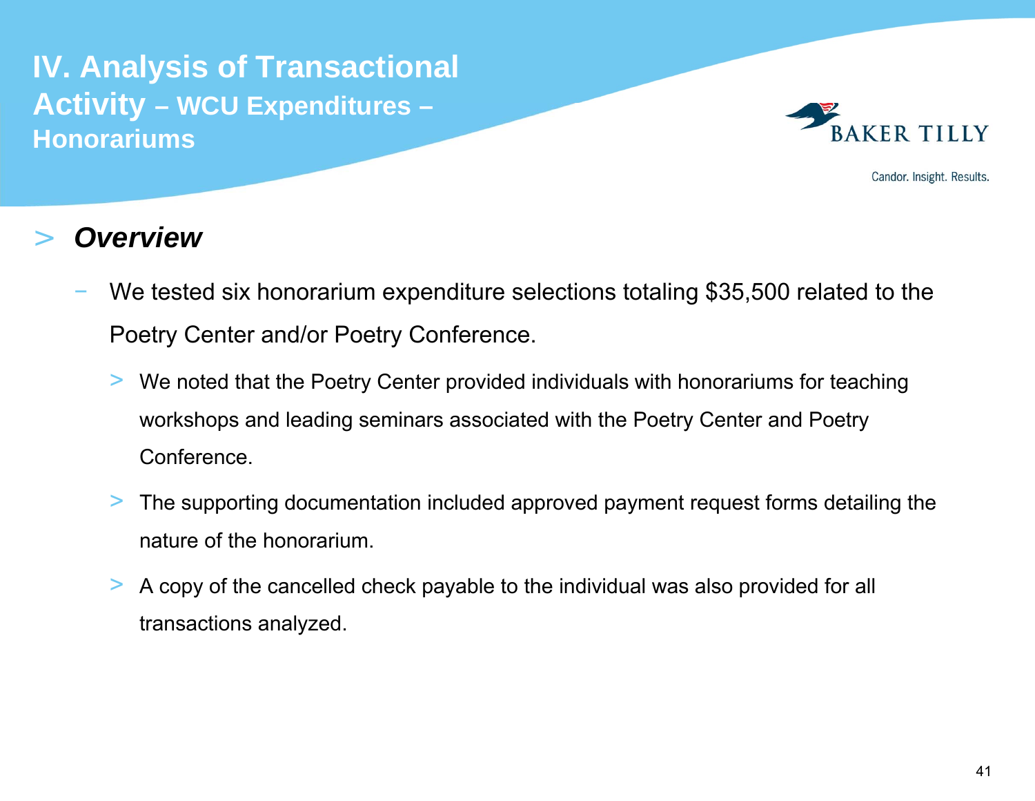# IV. Analysis of Transactional Activity – WCU Expenditures – Honorariums

## *Overview*

- We tested six honorarium expenditure selections totaling $35,500 related to the Poetry Center and/or Poetry Conference.
  - We noted that the Poetry Center provided individuals with honorariums for teaching workshops and leading seminars associated with the Poetry Center and Poetry Conference.
  - The supporting documentation included approved payment request forms detailing the nature of the honorarium.
  - A copy of the cancelled check payable to the individual was also provided for all transactions analyzed.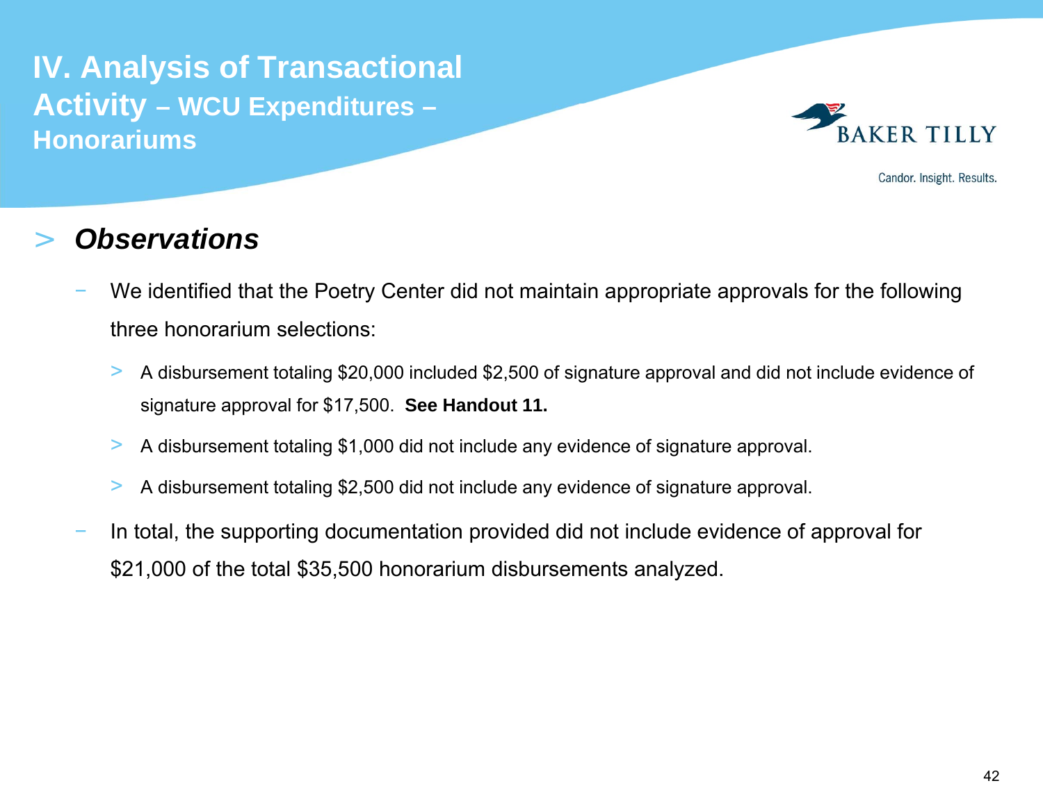# IV. Analysis of Transactional Activity – WCU Expenditures – Honorariums

## *Observations*

- We identified that the Poetry Center did not maintain appropriate approvals for the following three honorarium selections:
  - A disbursement totaling $20,000 included $2,500 of signature approval and did not include evidence of signature approval for $17,500. **See Handout 11.**
  - A disbursement totaling $1,000 did not include any evidence of signature approval.
  - A disbursement totaling $2,500 did not include any evidence of signature approval.
- In total, the supporting documentation provided did not include evidence of approval for $21,000 of the total $35,500 honorarium disbursements analyzed.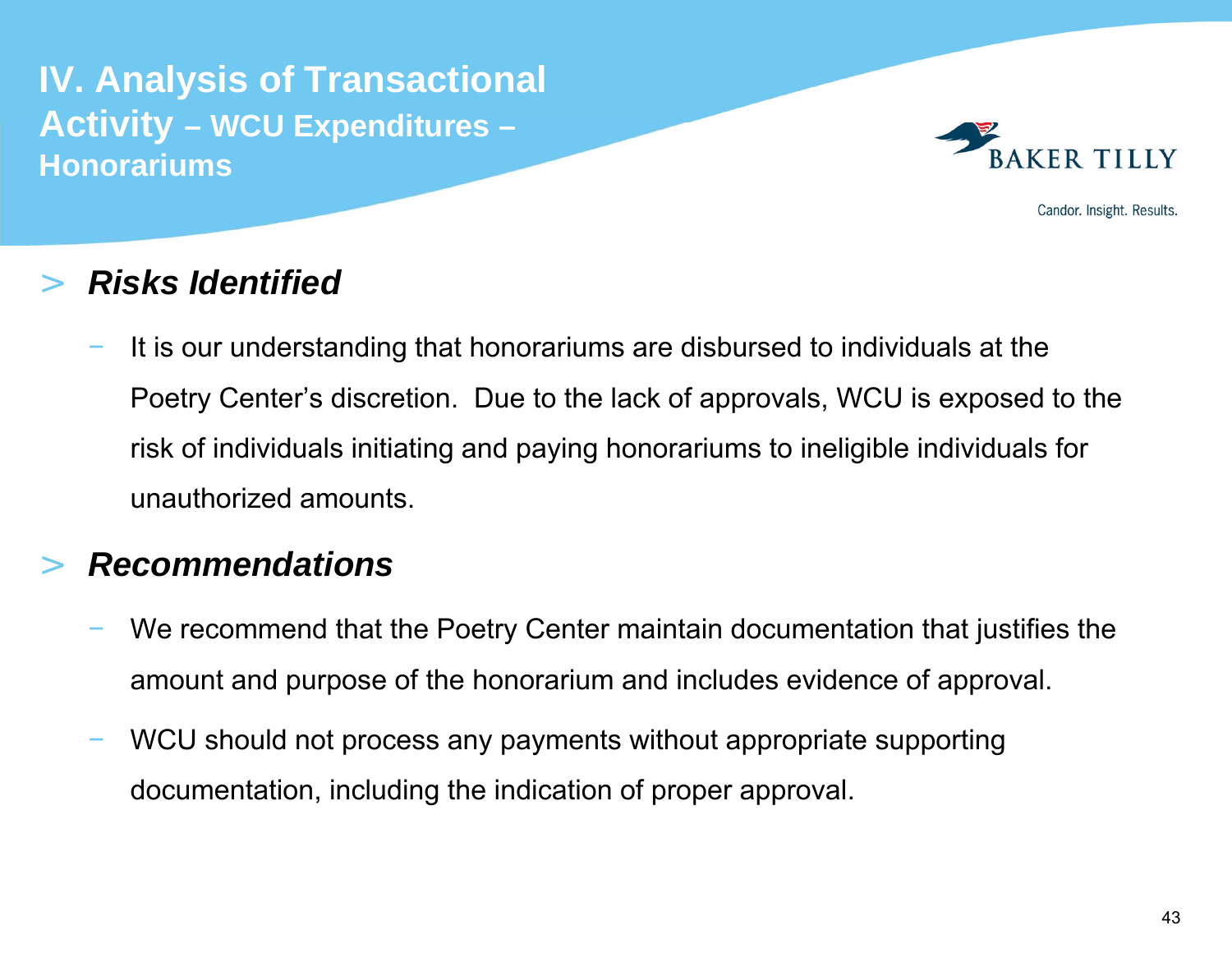# IV. Analysis of Transactional Activity – WCU Expenditures – Honorariums

## *Risks Identified*

- It is our understanding that honorariums are disbursed to individuals at the Poetry Center's discretion. Due to the lack of approvals, WCU is exposed to the risk of individuals initiating and paying honorariums to ineligible individuals for unauthorized amounts.

## *Recommendations*

- We recommend that the Poetry Center maintain documentation that justifies the amount and purpose of the honorarium and includes evidence of approval.
- WCU should not process any payments without appropriate supporting documentation, including the indication of proper approval.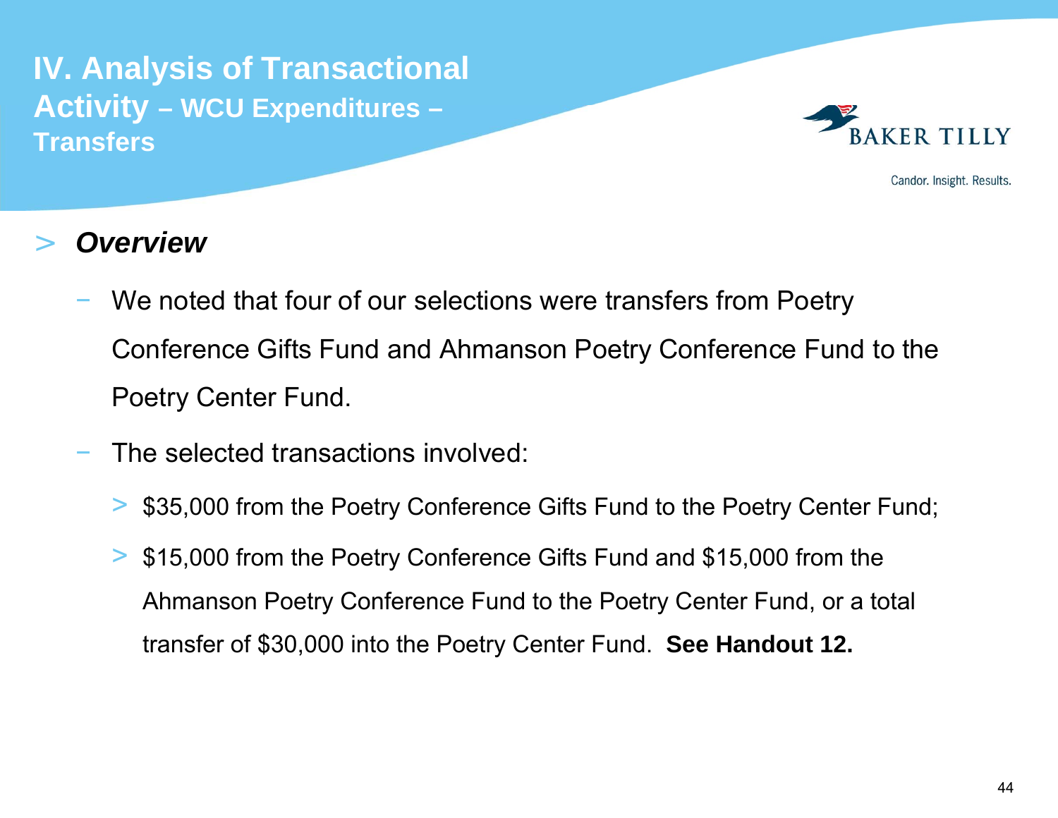# IV. Analysis of Transactional Activity – WCU Expenditures – Transfers

## *Overview*

- We noted that four of our selections were transfers from Poetry Conference Gifts Fund and Ahmanson Poetry Conference Fund to the Poetry Center Fund.
- The selected transactions involved:
  - $35,000 from the Poetry Conference Gifts Fund to the Poetry Center Fund;
  - $15,000 from the Poetry Conference Gifts Fund and $15,000 from the Ahmanson Poetry Conference Fund to the Poetry Center Fund, or a total transfer of $30,000 into the Poetry Center Fund. **See Handout 12.**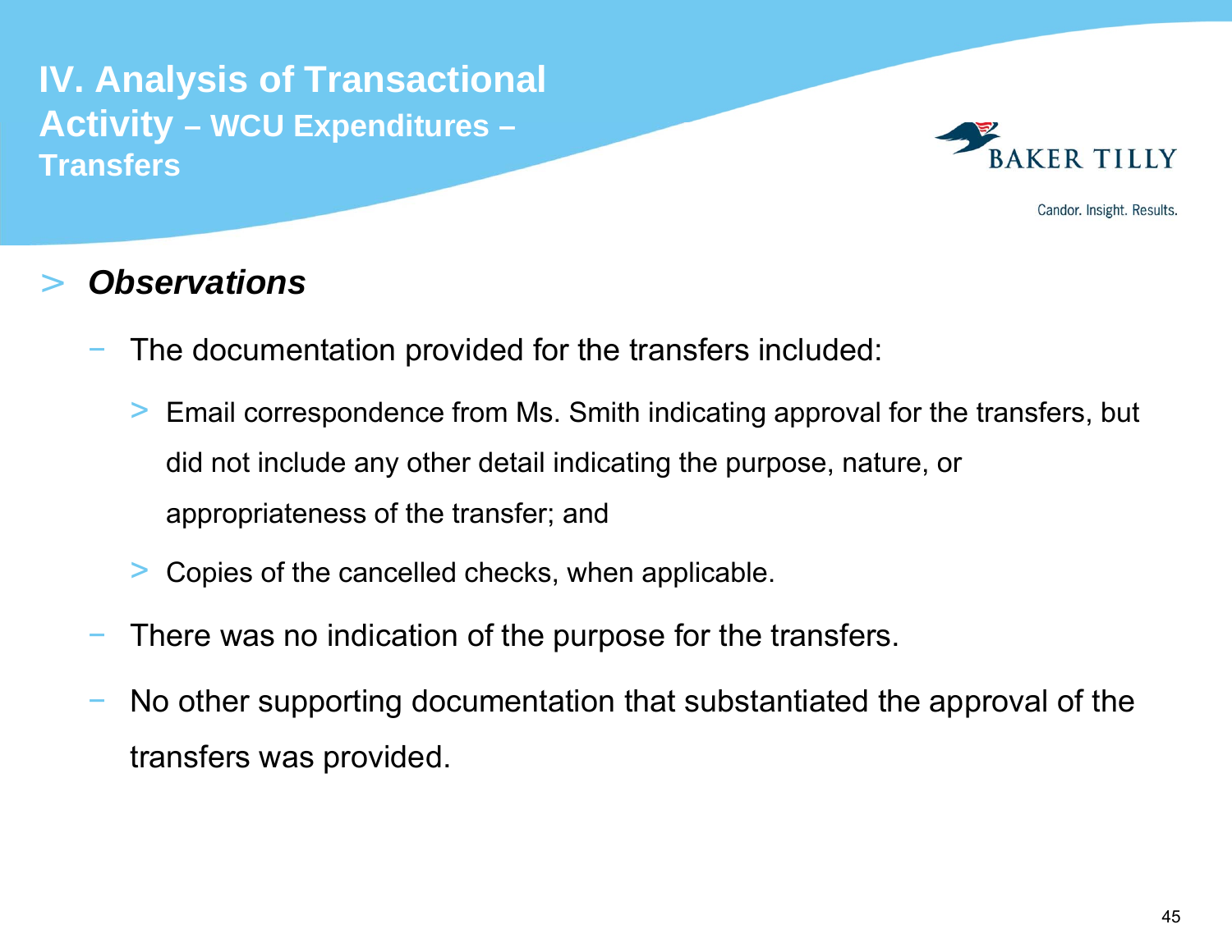# IV. Analysis of Transactional Activity – WCU Expenditures – Transfers

> ***Observations***

- The documentation provided for the transfers included:
  - Email correspondence from Ms. Smith indicating approval for the transfers, but did not include any other detail indicating the purpose, nature, or appropriateness of the transfer; and
  - Copies of the cancelled checks, when applicable.
- There was no indication of the purpose for the transfers.
- No other supporting documentation that substantiated the approval of the transfers was provided.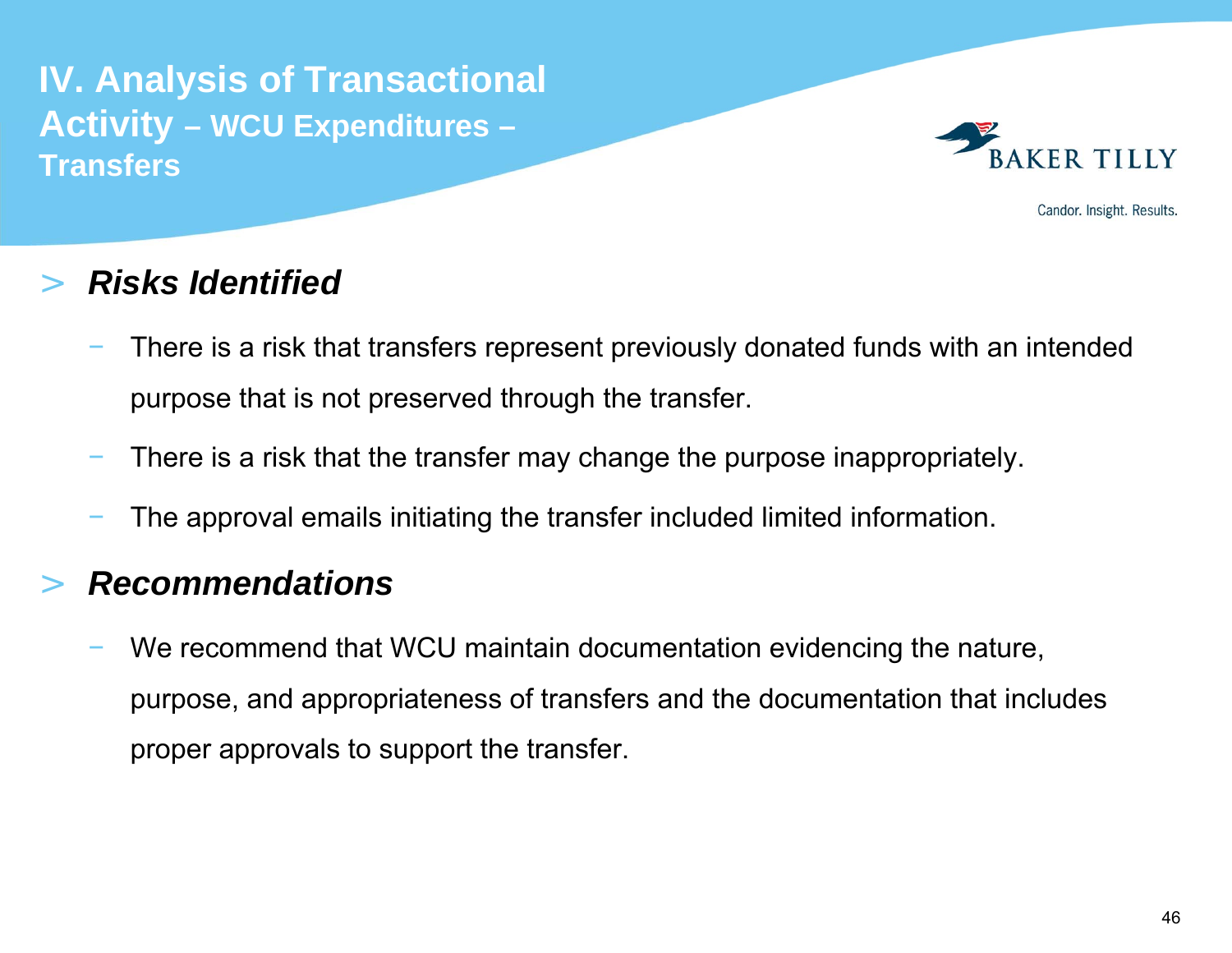# IV. Analysis of Transactional Activity – WCU Expenditures – Transfers

## *Risks Identified*

- There is a risk that transfers represent previously donated funds with an intended purpose that is not preserved through the transfer.
- There is a risk that the transfer may change the purpose inappropriately.
- The approval emails initiating the transfer included limited information.

## *Recommendations*

- We recommend that WCU maintain documentation evidencing the nature, purpose, and appropriateness of transfers and the documentation that includes proper approvals to support the transfer.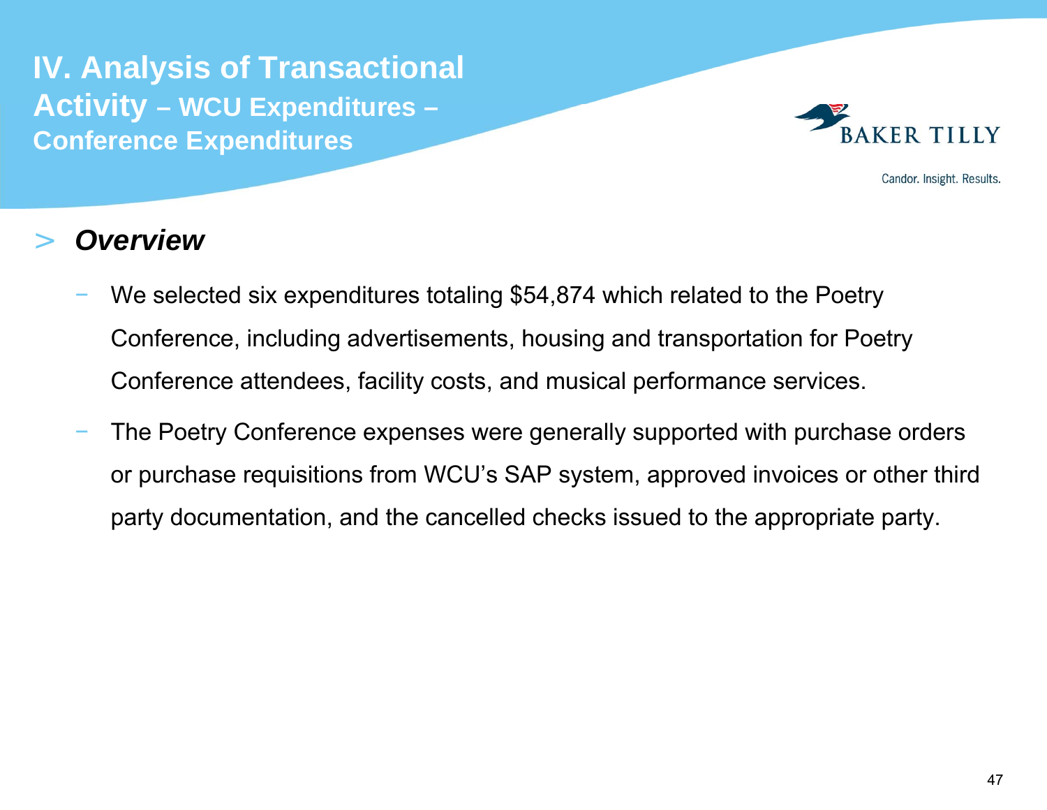# IV. Analysis of Transactional Activity – WCU Expenditures – Conference Expenditures

## > *Overview*

- We selected six expenditures totaling $54,874 which related to the Poetry Conference, including advertisements, housing and transportation for Poetry Conference attendees, facility costs, and musical performance services.
- The Poetry Conference expenses were generally supported with purchase orders or purchase requisitions from WCU's SAP system, approved invoices or other third party documentation, and the cancelled checks issued to the appropriate party.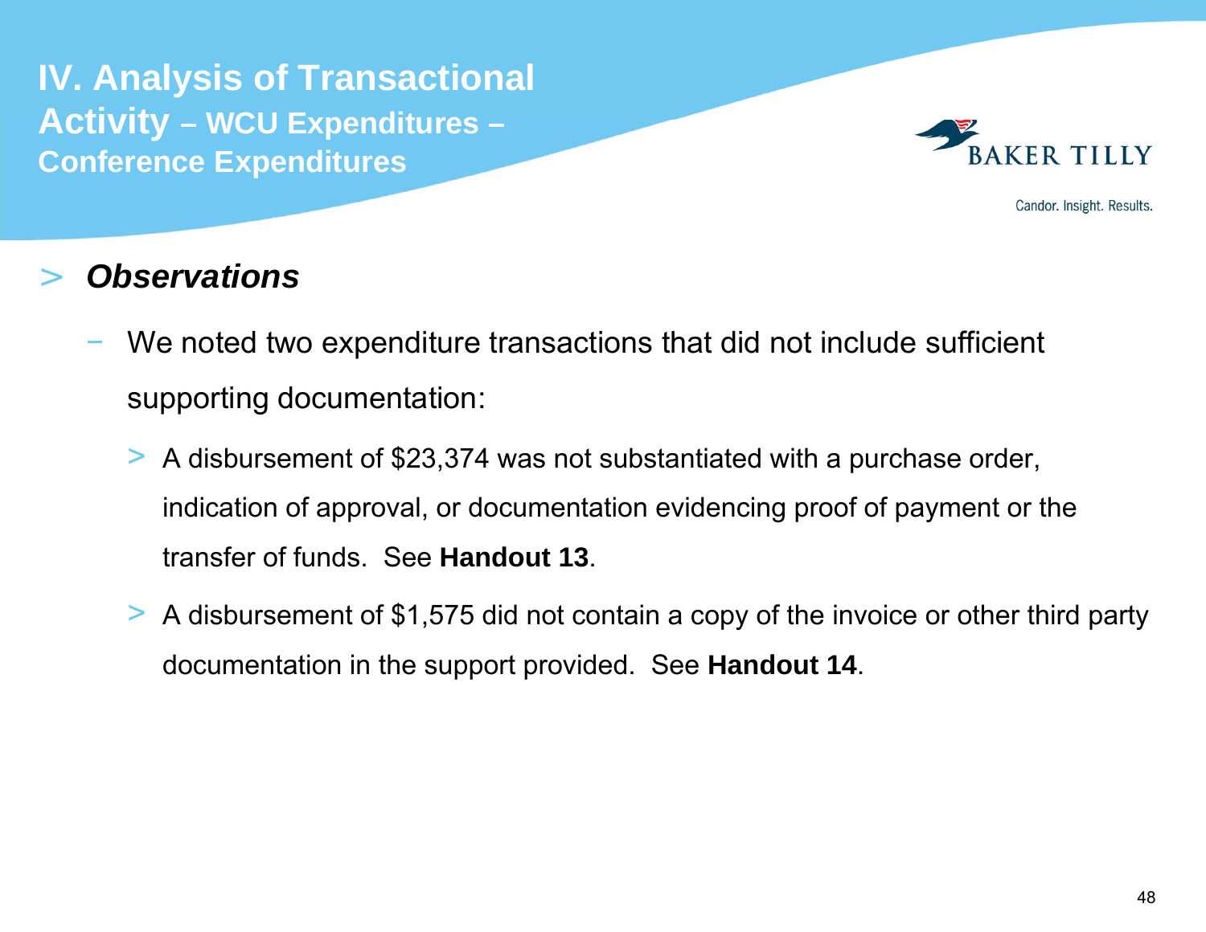# IV. Analysis of Transactional Activity – WCU Expenditures – Conference Expenditures

## *Observations*

- We noted two expenditure transactions that did not include sufficient supporting documentation:
  - A disbursement of $23,374 was not substantiated with a purchase order, indication of approval, or documentation evidencing proof of payment or the transfer of funds. See **Handout 13**.
  - A disbursement of $1,575 did not contain a copy of the invoice or other third party documentation in the support provided. See **Handout 14**.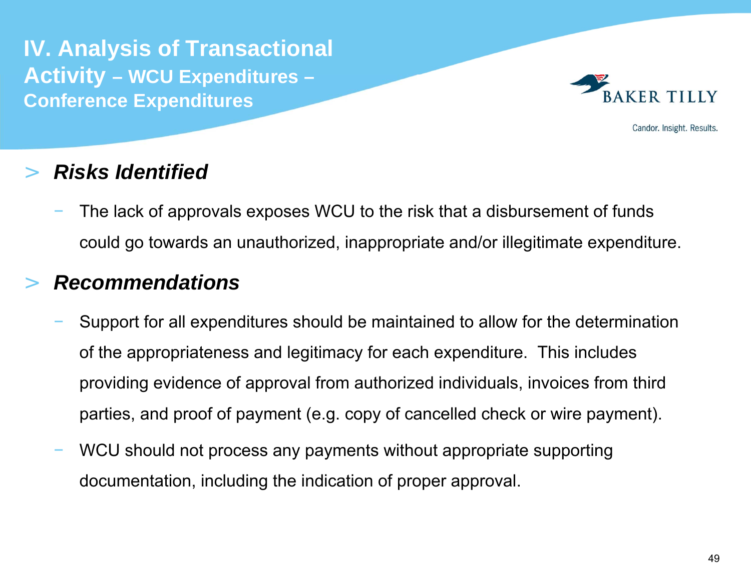# IV. Analysis of Transactional Activity – WCU Expenditures – Conference Expenditures

## *Risks Identified*

- The lack of approvals exposes WCU to the risk that a disbursement of funds could go towards an unauthorized, inappropriate and/or illegitimate expenditure.

## *Recommendations*

- Support for all expenditures should be maintained to allow for the determination of the appropriateness and legitimacy for each expenditure. This includes providing evidence of approval from authorized individuals, invoices from third parties, and proof of payment (e.g. copy of cancelled check or wire payment).
- WCU should not process any payments without appropriate supporting documentation, including the indication of proper approval.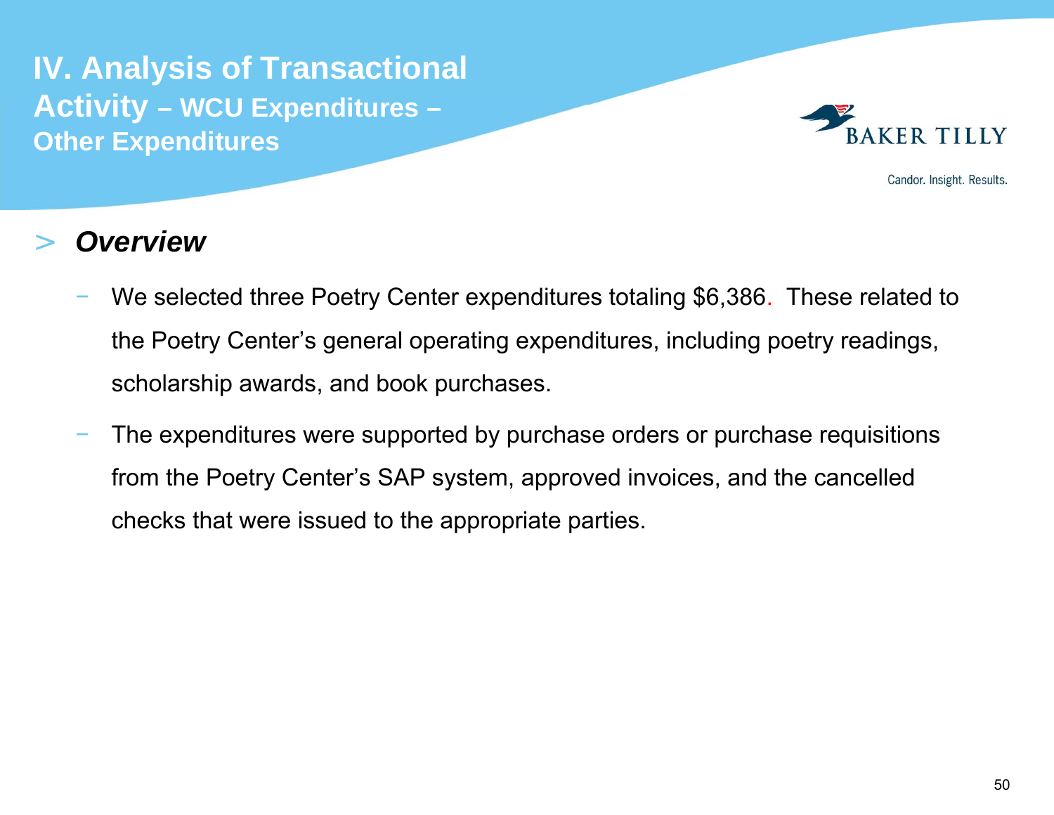# IV. Analysis of Transactional Activity – WCU Expenditures – Other Expenditures

## > *Overview*

- We selected three Poetry Center expenditures totaling $6,386. These related to the Poetry Center's general operating expenditures, including poetry readings, scholarship awards, and book purchases.
- The expenditures were supported by purchase orders or purchase requisitions from the Poetry Center's SAP system, approved invoices, and the cancelled checks that were issued to the appropriate parties.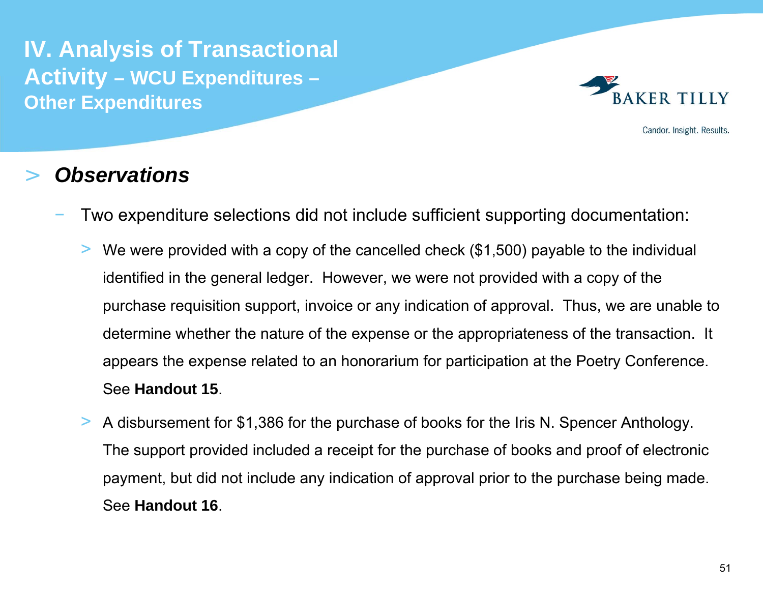# IV. Analysis of Transactional Activity – WCU Expenditures – Other Expenditures

## *Observations*

- Two expenditure selections did not include sufficient supporting documentation:
  - We were provided with a copy of the cancelled check ($1,500) payable to the individual identified in the general ledger. However, we were not provided with a copy of the purchase requisition support, invoice or any indication of approval. Thus, we are unable to determine whether the nature of the expense or the appropriateness of the transaction. It appears the expense related to an honorarium for participation at the Poetry Conference. See **Handout 15**.
  - A disbursement for $1,386 for the purchase of books for the Iris N. Spencer Anthology. The support provided included a receipt for the purchase of books and proof of electronic payment, but did not include any indication of approval prior to the purchase being made. See **Handout 16**.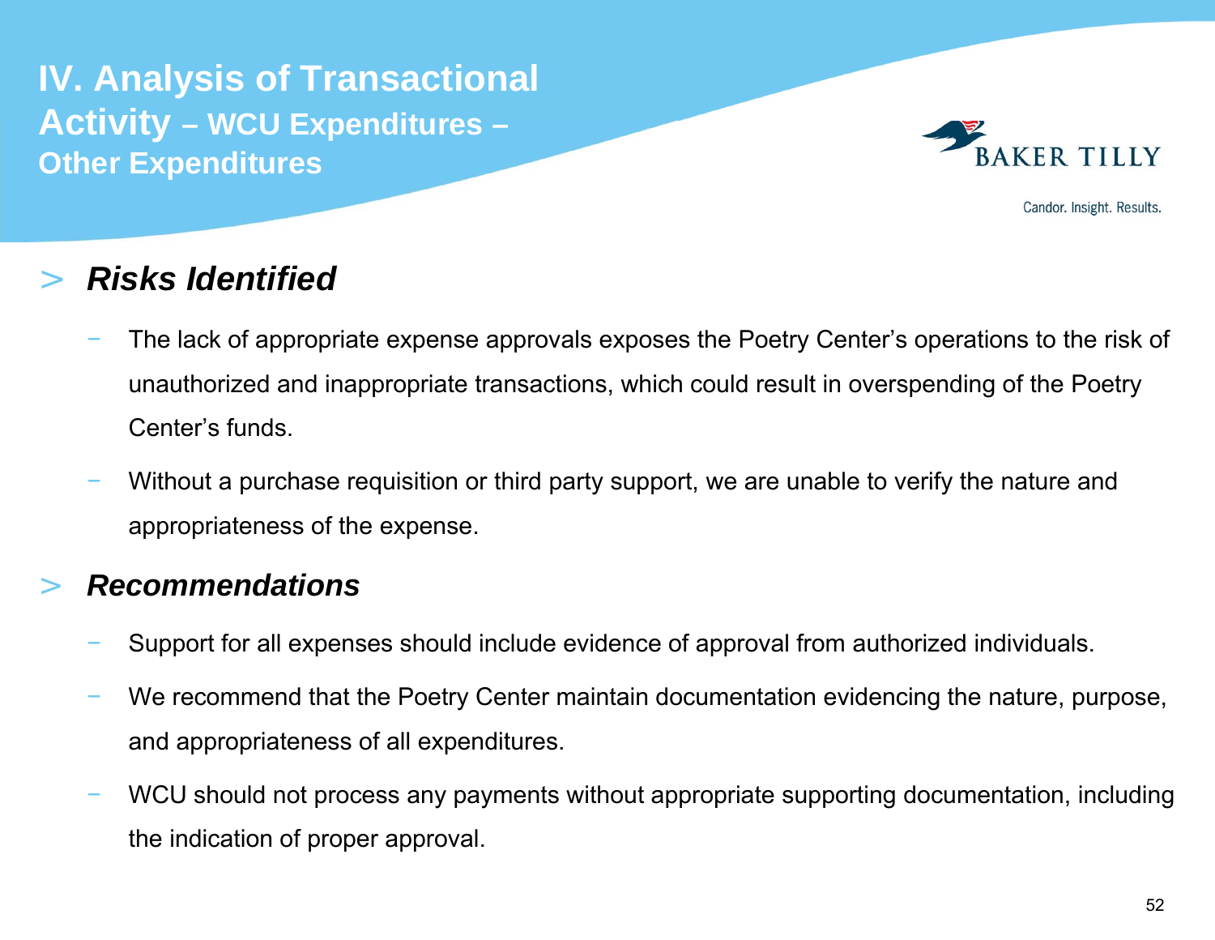# IV. Analysis of Transactional Activity – WCU Expenditures – Other Expenditures

## *Risks Identified*

- The lack of appropriate expense approvals exposes the Poetry Center's operations to the risk of unauthorized and inappropriate transactions, which could result in overspending of the Poetry Center's funds.
- Without a purchase requisition or third party support, we are unable to verify the nature and appropriateness of the expense.

## *Recommendations*

- Support for all expenses should include evidence of approval from authorized individuals.
- We recommend that the Poetry Center maintain documentation evidencing the nature, purpose, and appropriateness of all expenditures.
- WCU should not process any payments without appropriate supporting documentation, including the indication of proper approval.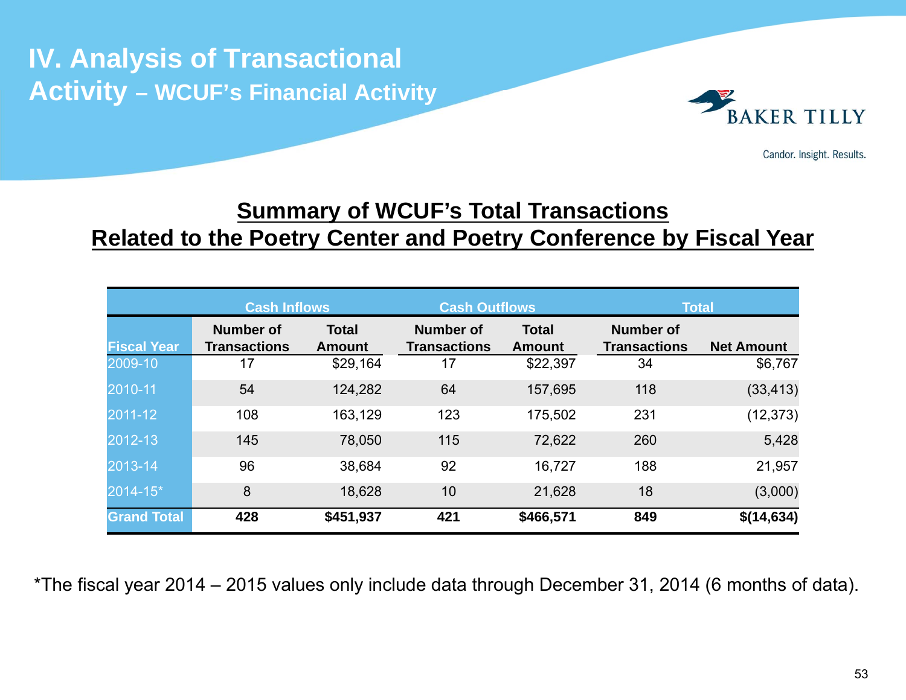# IV. Analysis of Transactional Activity – WCUF's Financial Activity

## Summary of WCUF's Total Transactions Related to the Poetry Center and Poetry Conference by Fiscal Year

| | Cash Inflows | | Cash Outflows | | Total | |
|---|---|---|---|---|---|---|
| **Fiscal Year** | **Number of Transactions** | **Total Amount** | **Number of Transactions** | **Total Amount** | **Number of Transactions** | **Net Amount** |
| 2009-10 | 17 | $29,164 | 17 | $22,397 | 34 | $6,767 |
| 2010-11 | 54 | 124,282 | 64 | 157,695 | 118 | (33,413) |
| 2011-12 | 108 | 163,129 | 123 | 175,502 | 231 | (12,373) |
| 2012-13 | 145 | 78,050 | 115 | 72,622 | 260 | 5,428 |
| 2013-14 | 96 | 38,684 | 92 | 16,727 | 188 | 21,957 |
| 2014-15* | 8 | 18,628 | 10 | 21,628 | 18 | (3,000) |
| **Grand Total** | **428** | **$451,937** | **421** | **$466,571** | **849** | **$(14,634)** |

*The fiscal year 2014 – 2015 values only include data through December 31, 2014 (6 months of data).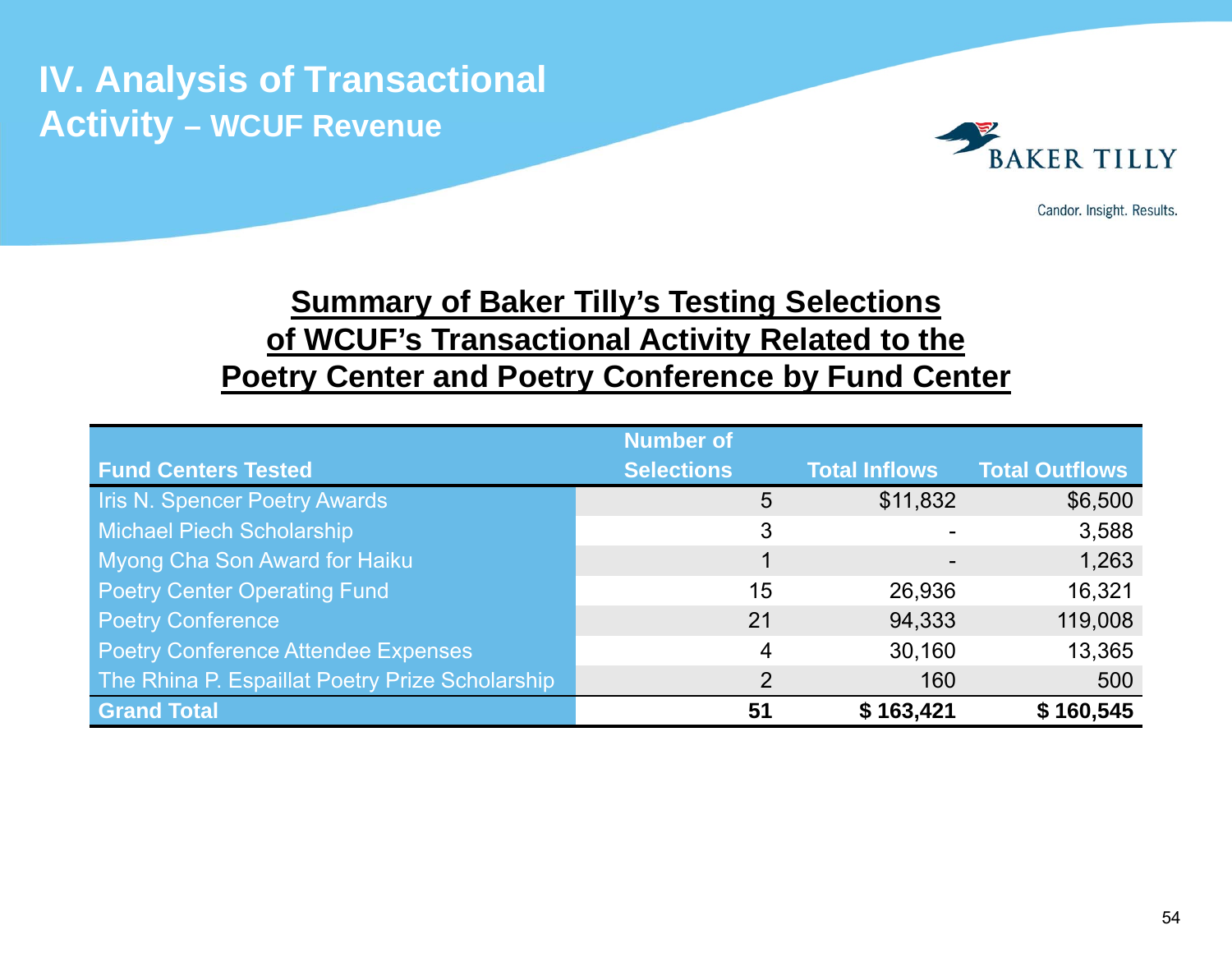# IV. Analysis of Transactional Activity – WCUF Revenue

Candor. Insight. Results.

## Summary of Baker Tilly's Testing Selections of WCUF's Transactional Activity Related to the Poetry Center and Poetry Conference by Fund Center

| Fund Centers Tested | Number of Selections | Total Inflows | Total Outflows |
|---|---|---|---|
| Iris N. Spencer Poetry Awards | 5 | $11,832 | $6,500 |
| Michael Piech Scholarship | 3 | - | 3,588 |
| Myong Cha Son Award for Haiku | 1 | - | 1,263 |
| Poetry Center Operating Fund | 15 | 26,936 | 16,321 |
| Poetry Conference | 21 | 94,333 | 119,008 |
| Poetry Conference Attendee Expenses | 4 | 30,160 | 13,365 |
| The Rhina P. Espaillat Poetry Prize Scholarship | 2 | 160 | 500 |
| **Grand Total** | **51** | **$ 163,421** | **$ 160,545** |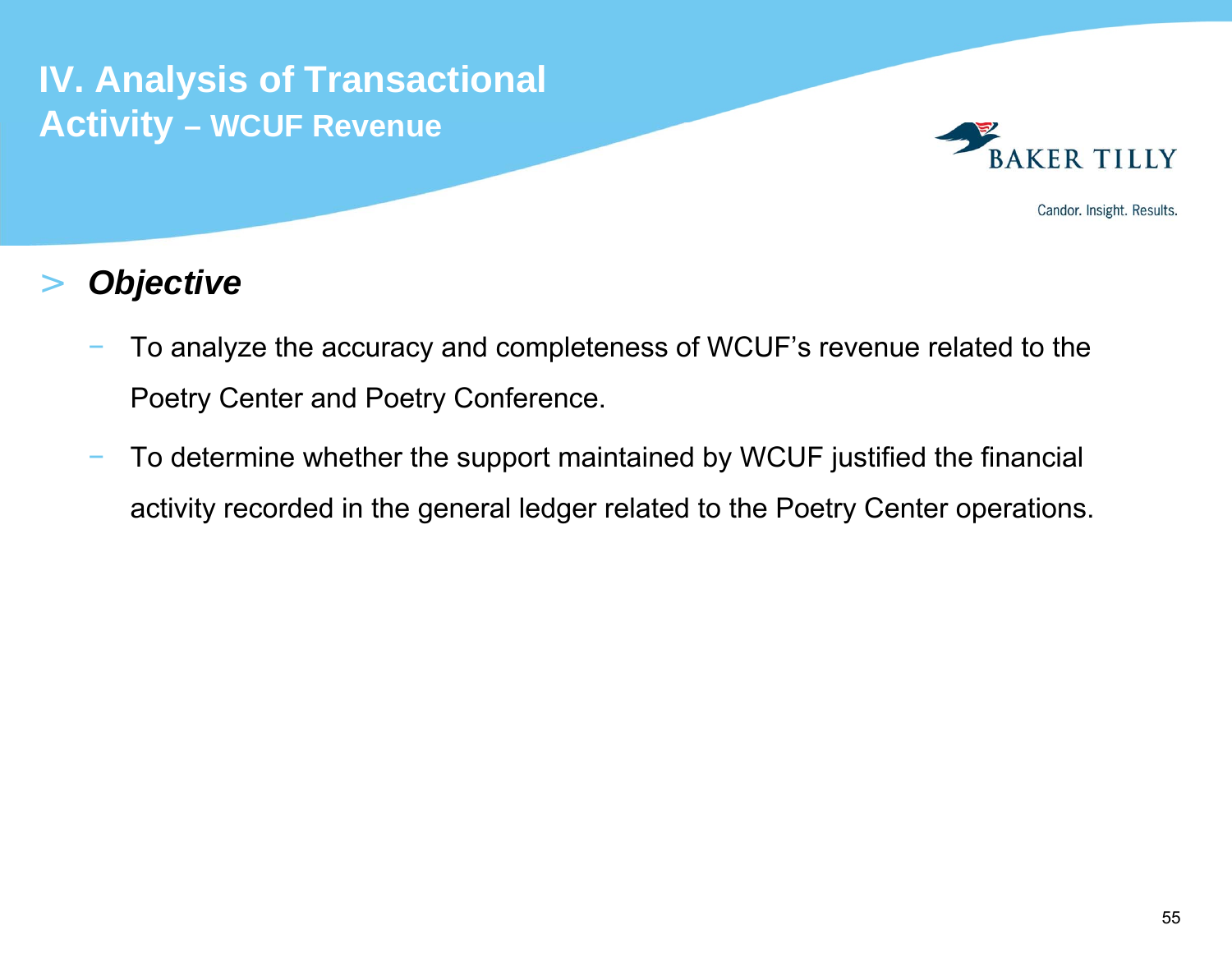# IV. Analysis of Transactional Activity – WCUF Revenue

## *Objective*

- To analyze the accuracy and completeness of WCUF's revenue related to the Poetry Center and Poetry Conference.
- To determine whether the support maintained by WCUF justified the financial activity recorded in the general ledger related to the Poetry Center operations.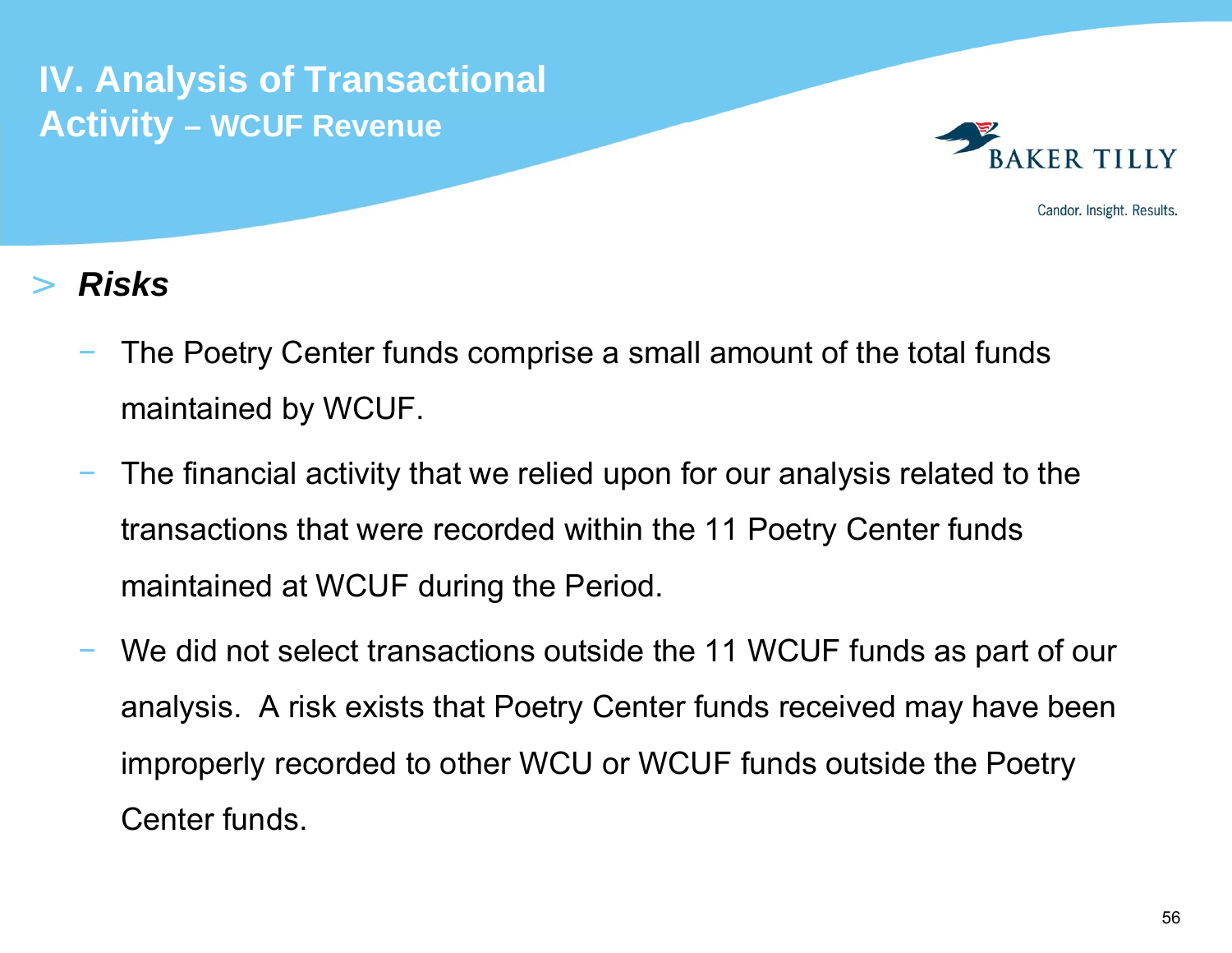# IV. Analysis of Transactional Activity – WCUF Revenue

> ***Risks***

- The Poetry Center funds comprise a small amount of the total funds maintained by WCUF.
- The financial activity that we relied upon for our analysis related to the transactions that were recorded within the 11 Poetry Center funds maintained at WCUF during the Period.
- We did not select transactions outside the 11 WCUF funds as part of our analysis. A risk exists that Poetry Center funds received may have been improperly recorded to other WCU or WCUF funds outside the Poetry Center funds.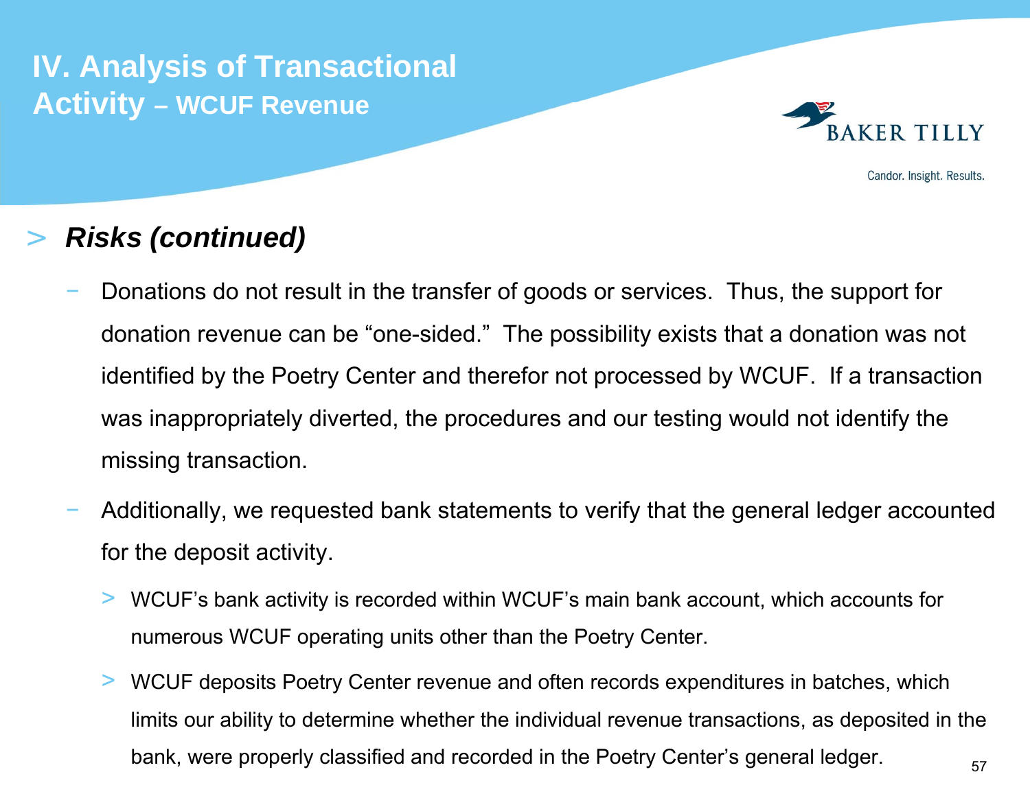# IV. Analysis of Transactional Activity – WCUF Revenue

## *Risks (continued)*

- Donations do not result in the transfer of goods or services. Thus, the support for donation revenue can be "one-sided." The possibility exists that a donation was not identified by the Poetry Center and therefor not processed by WCUF. If a transaction was inappropriately diverted, the procedures and our testing would not identify the missing transaction.
- Additionally, we requested bank statements to verify that the general ledger accounted for the deposit activity.
  - WCUF's bank activity is recorded within WCUF's main bank account, which accounts for numerous WCUF operating units other than the Poetry Center.
  - WCUF deposits Poetry Center revenue and often records expenditures in batches, which limits our ability to determine whether the individual revenue transactions, as deposited in the bank, were properly classified and recorded in the Poetry Center's general ledger.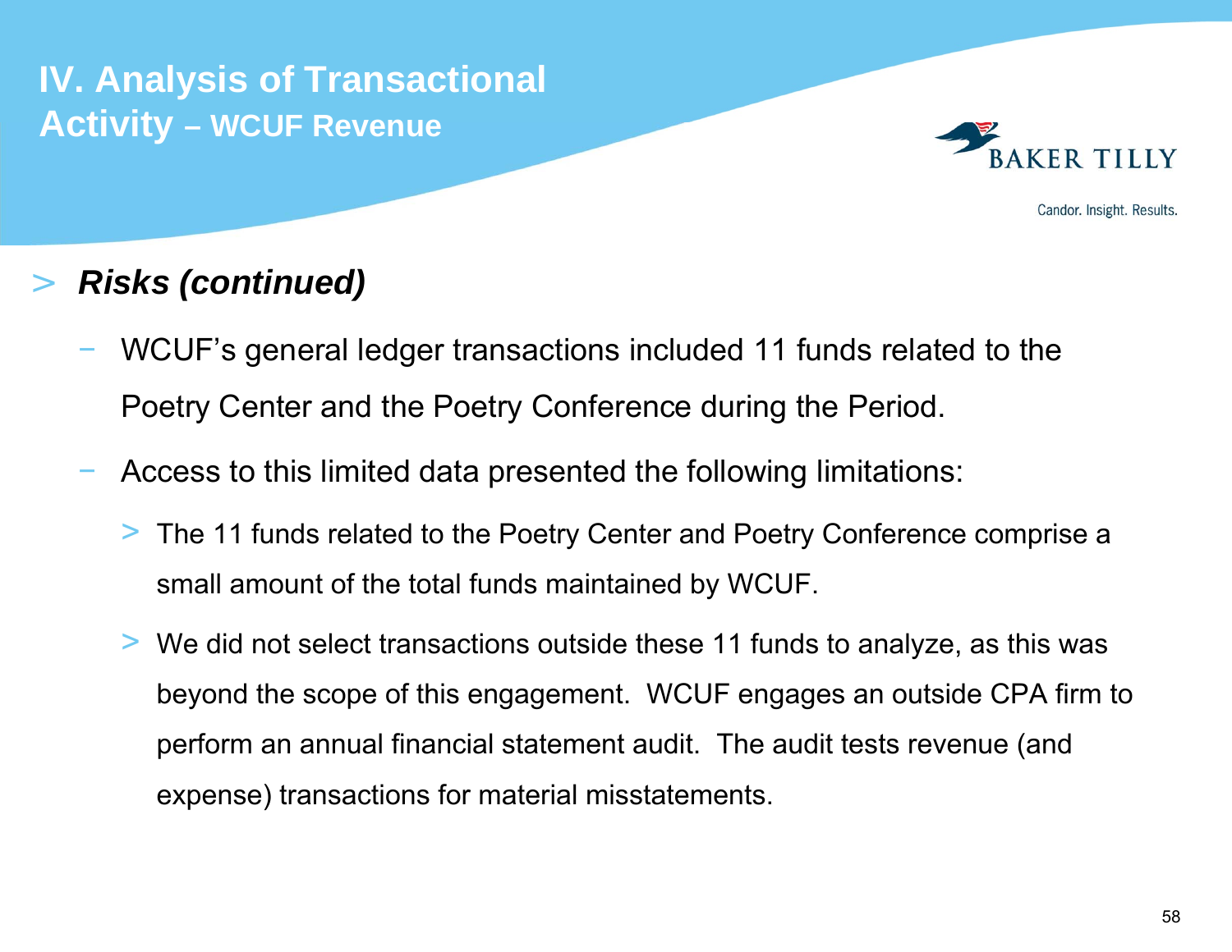# IV. Analysis of Transactional Activity – WCUF Revenue

## *Risks (continued)*

- WCUF's general ledger transactions included 11 funds related to the Poetry Center and the Poetry Conference during the Period.
- Access to this limited data presented the following limitations:
  - The 11 funds related to the Poetry Center and Poetry Conference comprise a small amount of the total funds maintained by WCUF.
  - We did not select transactions outside these 11 funds to analyze, as this was beyond the scope of this engagement. WCUF engages an outside CPA firm to perform an annual financial statement audit. The audit tests revenue (and expense) transactions for material misstatements.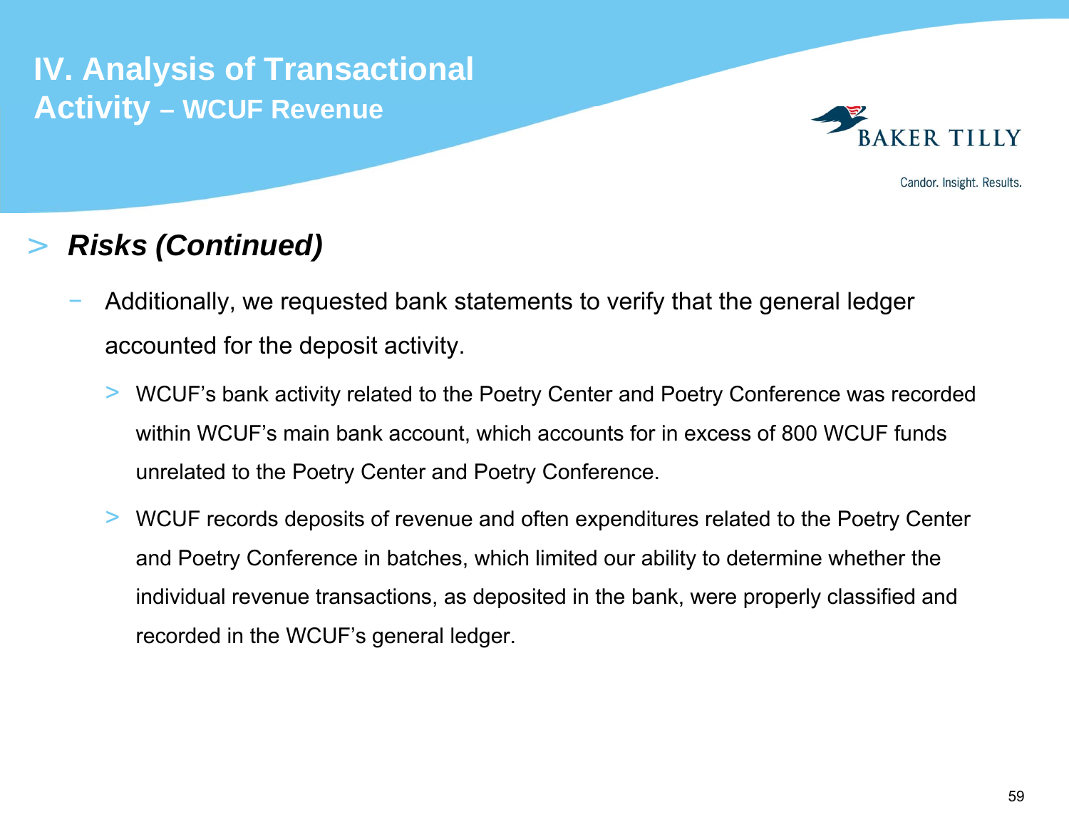# IV. Analysis of Transactional Activity – WCUF Revenue

## *Risks (Continued)*

- Additionally, we requested bank statements to verify that the general ledger accounted for the deposit activity.
  - WCUF's bank activity related to the Poetry Center and Poetry Conference was recorded within WCUF's main bank account, which accounts for in excess of 800 WCUF funds unrelated to the Poetry Center and Poetry Conference.
  - WCUF records deposits of revenue and often expenditures related to the Poetry Center and Poetry Conference in batches, which limited our ability to determine whether the individual revenue transactions, as deposited in the bank, were properly classified and recorded in the WCUF's general ledger.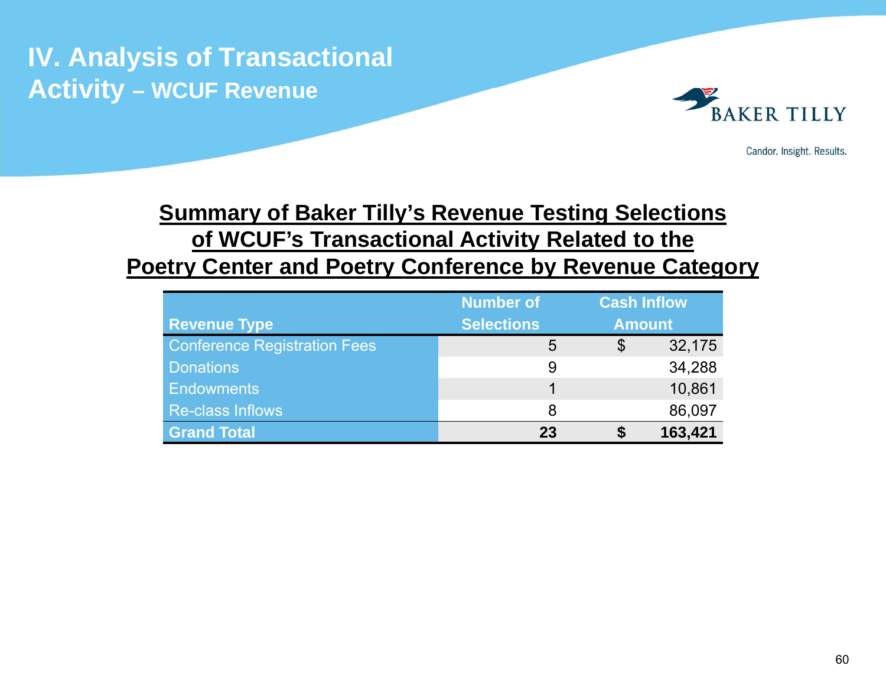# IV. Analysis of Transactional Activity – WCUF Revenue

## Summary of Baker Tilly's Revenue Testing Selections of WCUF's Transactional Activity Related to the Poetry Center and Poetry Conference by Revenue Category

| Revenue Type | Number of Selections | Cash Inflow Amount |
|---|---|---|
| Conference Registration Fees | 5 | $ 32,175 |
| Donations | 9 | 34,288 |
| Endowments | 1 | 10,861 |
| Re-class Inflows | 8 | 86,097 |
| **Grand Total** | **23** | **$ 163,421** |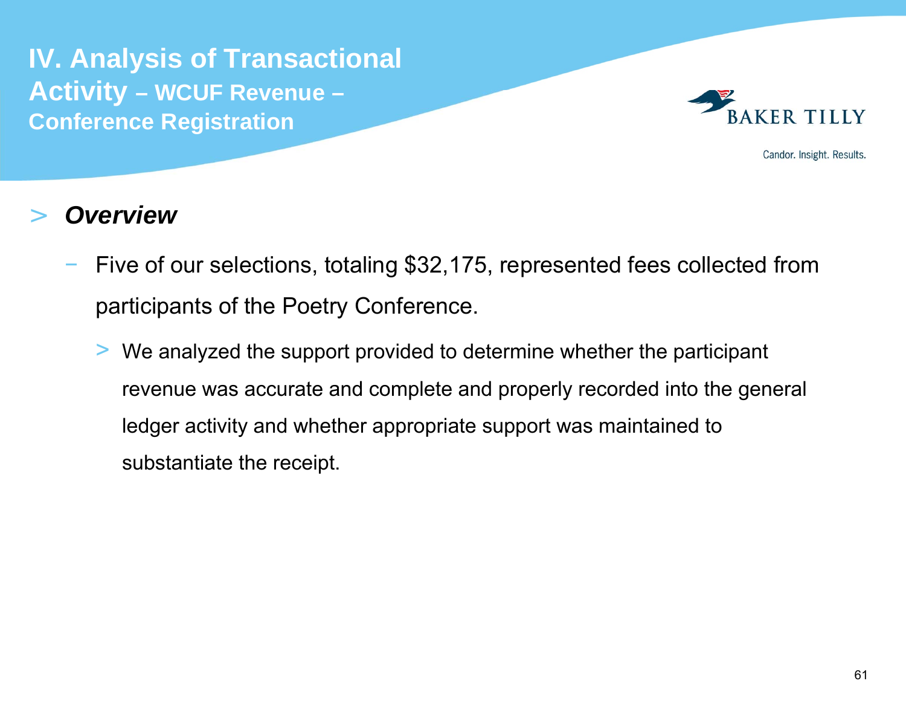# IV. Analysis of Transactional Activity – WCUF Revenue – Conference Registration

> ***Overview***

- Five of our selections, totaling $32,175, represented fees collected from participants of the Poetry Conference.
  - We analyzed the support provided to determine whether the participant revenue was accurate and complete and properly recorded into the general ledger activity and whether appropriate support was maintained to substantiate the receipt.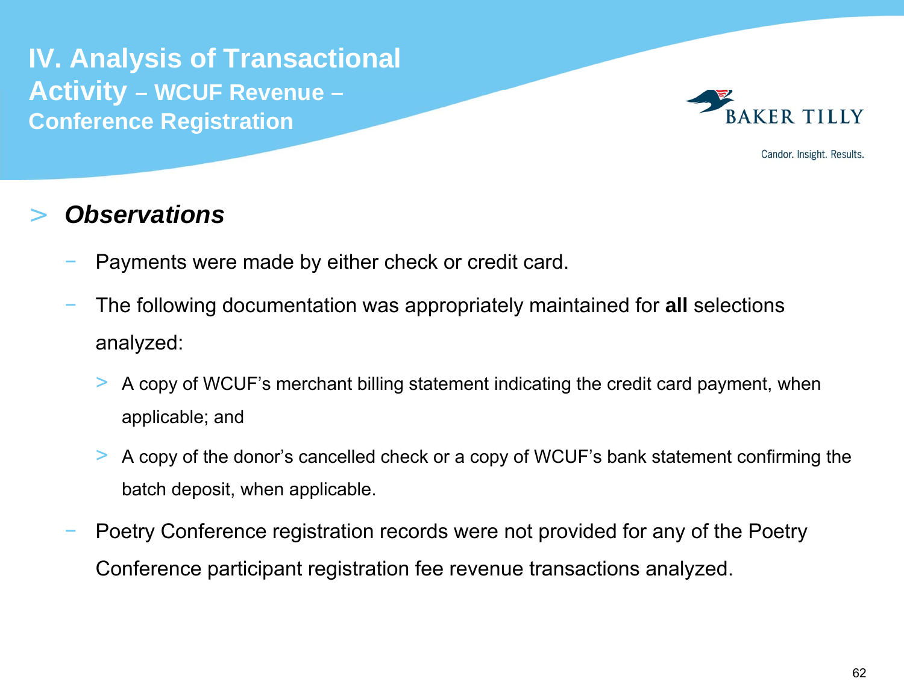# IV. Analysis of Transactional Activity – WCUF Revenue – Conference Registration

## Observations

- Payments were made by either check or credit card.
- The following documentation was appropriately maintained for **all** selections analyzed:
  - A copy of WCUF's merchant billing statement indicating the credit card payment, when applicable; and
  - A copy of the donor's cancelled check or a copy of WCUF's bank statement confirming the batch deposit, when applicable.
- Poetry Conference registration records were not provided for any of the Poetry Conference participant registration fee revenue transactions analyzed.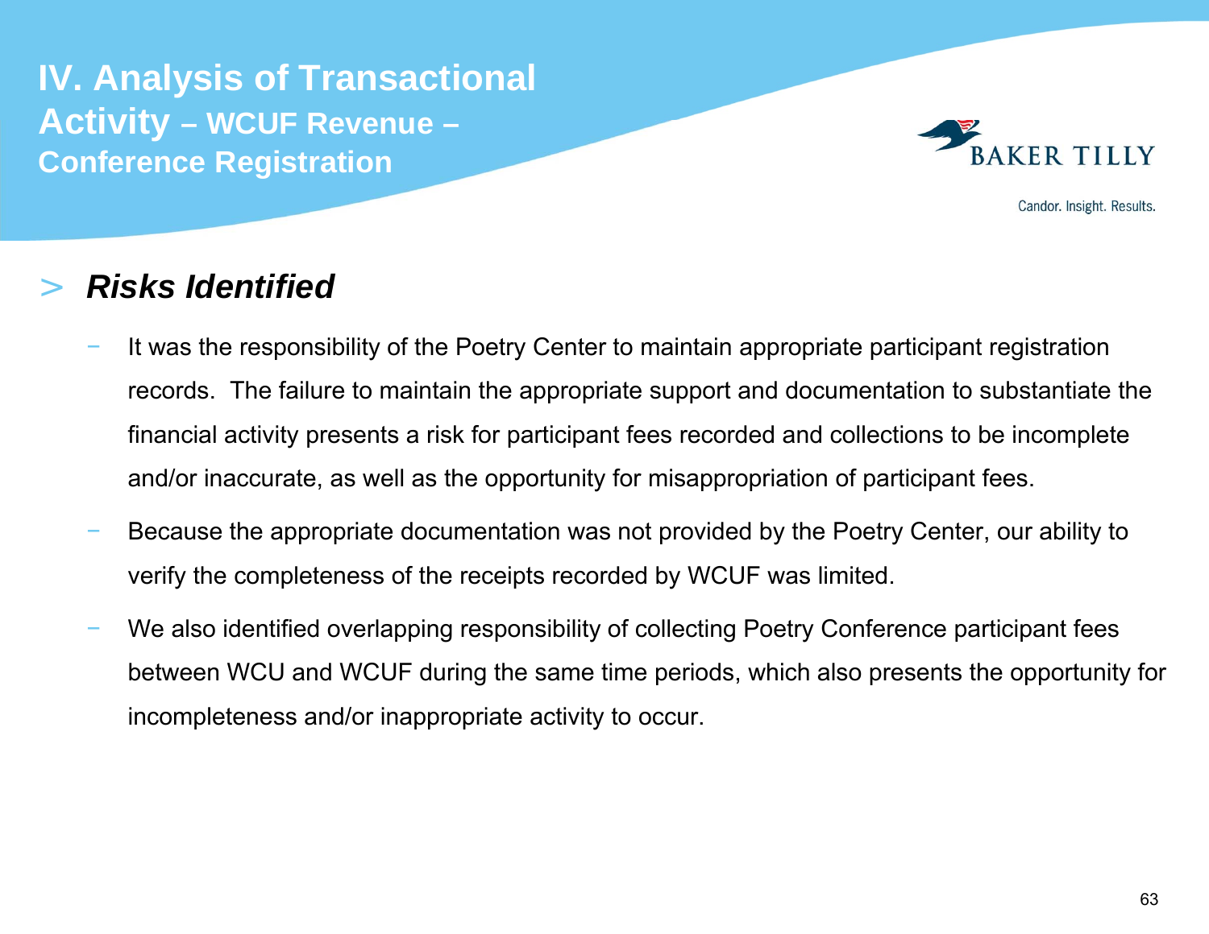# IV. Analysis of Transactional Activity – WCUF Revenue – Conference Registration

## > *Risks Identified*

- It was the responsibility of the Poetry Center to maintain appropriate participant registration records. The failure to maintain the appropriate support and documentation to substantiate the financial activity presents a risk for participant fees recorded and collections to be incomplete and/or inaccurate, as well as the opportunity for misappropriation of participant fees.
- Because the appropriate documentation was not provided by the Poetry Center, our ability to verify the completeness of the receipts recorded by WCUF was limited.
- We also identified overlapping responsibility of collecting Poetry Conference participant fees between WCU and WCUF during the same time periods, which also presents the opportunity for incompleteness and/or inappropriate activity to occur.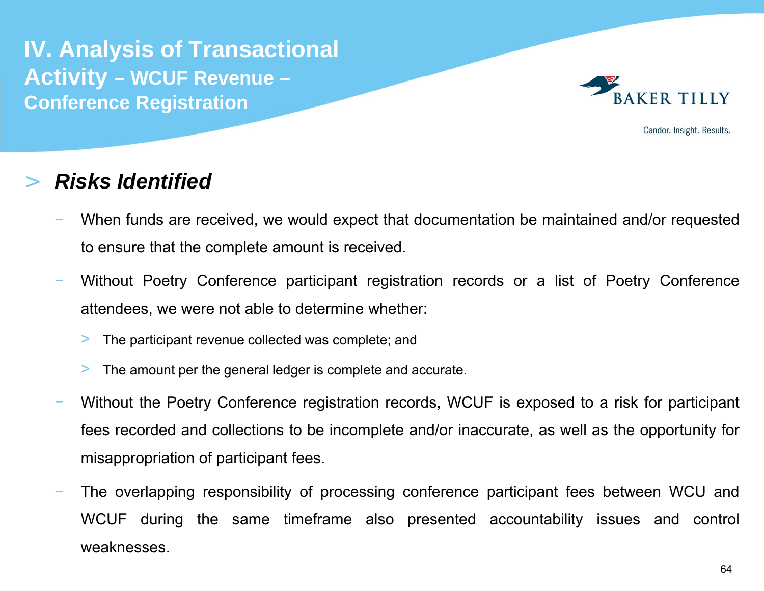# IV. Analysis of Transactional Activity – WCUF Revenue – Conference Registration

## Risks Identified

- When funds are received, we would expect that documentation be maintained and/or requested to ensure that the complete amount is received.
- Without Poetry Conference participant registration records or a list of Poetry Conference attendees, we were not able to determine whether:
  - The participant revenue collected was complete; and
  - The amount per the general ledger is complete and accurate.
- Without the Poetry Conference registration records, WCUF is exposed to a risk for participant fees recorded and collections to be incomplete and/or inaccurate, as well as the opportunity for misappropriation of participant fees.
- The overlapping responsibility of processing conference participant fees between WCU and WCUF during the same timeframe also presented accountability issues and control weaknesses.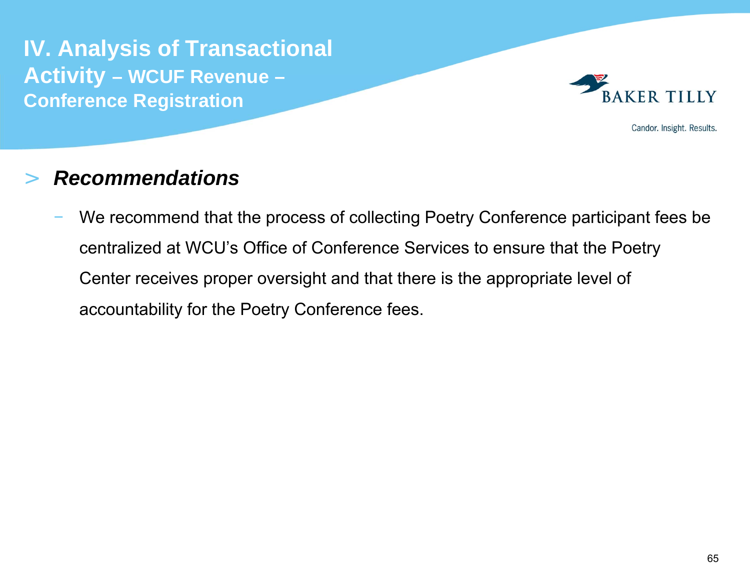# IV. Analysis of Transactional Activity – WCUF Revenue – Conference Registration

## *Recommendations*

- We recommend that the process of collecting Poetry Conference participant fees be centralized at WCU's Office of Conference Services to ensure that the Poetry Center receives proper oversight and that there is the appropriate level of accountability for the Poetry Conference fees.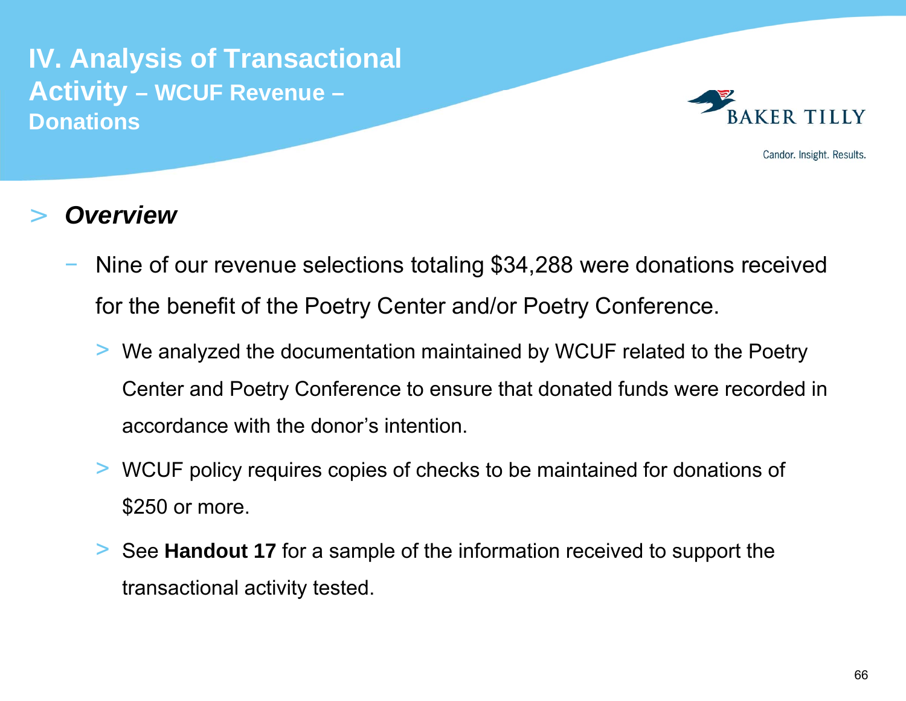# IV. Analysis of Transactional Activity – WCUF Revenue – Donations

> ***Overview***

- Nine of our revenue selections totaling $34,288 were donations received for the benefit of the Poetry Center and/or Poetry Conference.
  - We analyzed the documentation maintained by WCUF related to the Poetry Center and Poetry Conference to ensure that donated funds were recorded in accordance with the donor's intention.
  - WCUF policy requires copies of checks to be maintained for donations of $250 or more.
  - See **Handout 17** for a sample of the information received to support the transactional activity tested.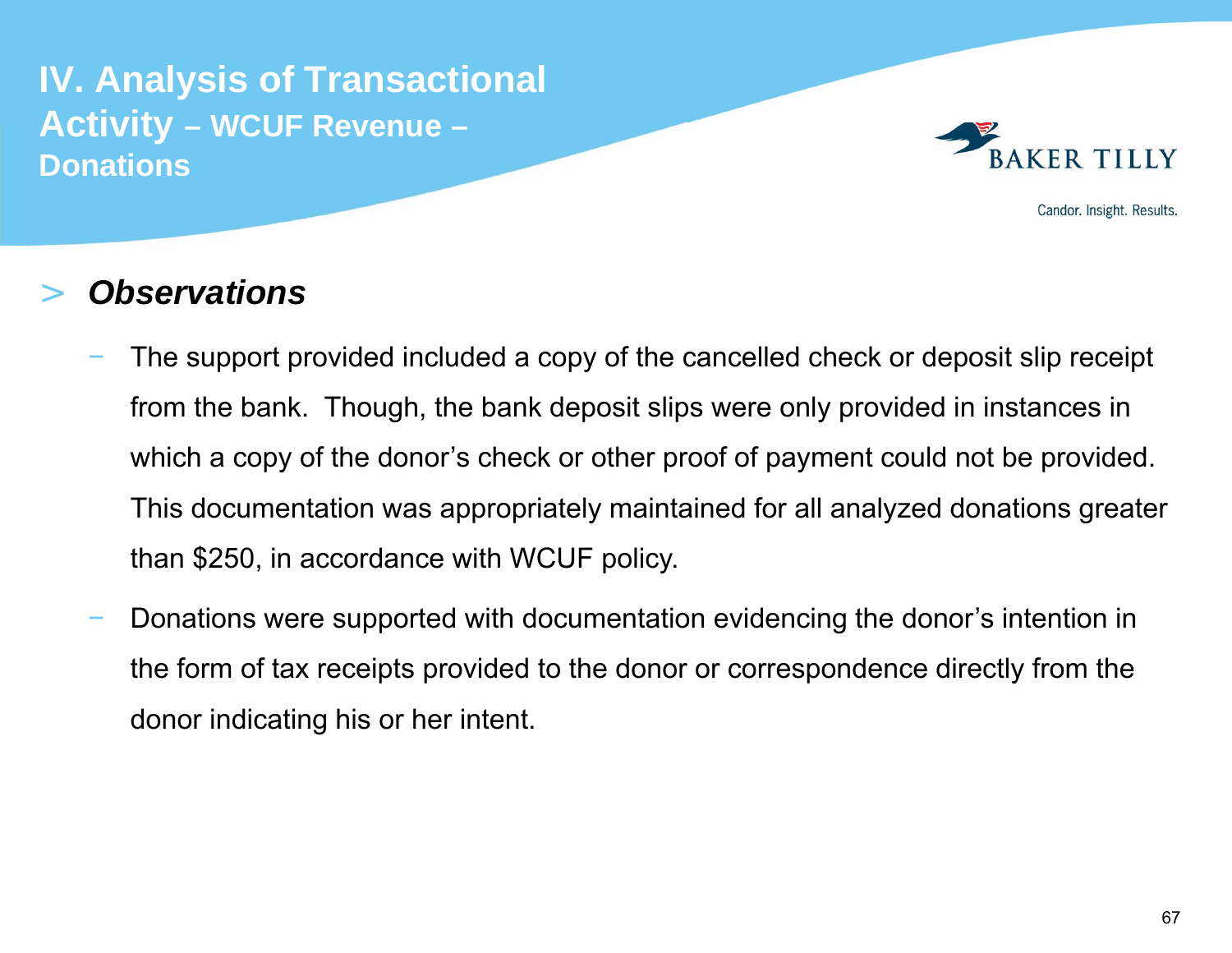# IV. Analysis of Transactional Activity – WCUF Revenue – Donations

> ***Observations***

- The support provided included a copy of the cancelled check or deposit slip receipt from the bank. Though, the bank deposit slips were only provided in instances in which a copy of the donor's check or other proof of payment could not be provided. This documentation was appropriately maintained for all analyzed donations greater than $250, in accordance with WCUF policy.
- Donations were supported with documentation evidencing the donor's intention in the form of tax receipts provided to the donor or correspondence directly from the donor indicating his or her intent.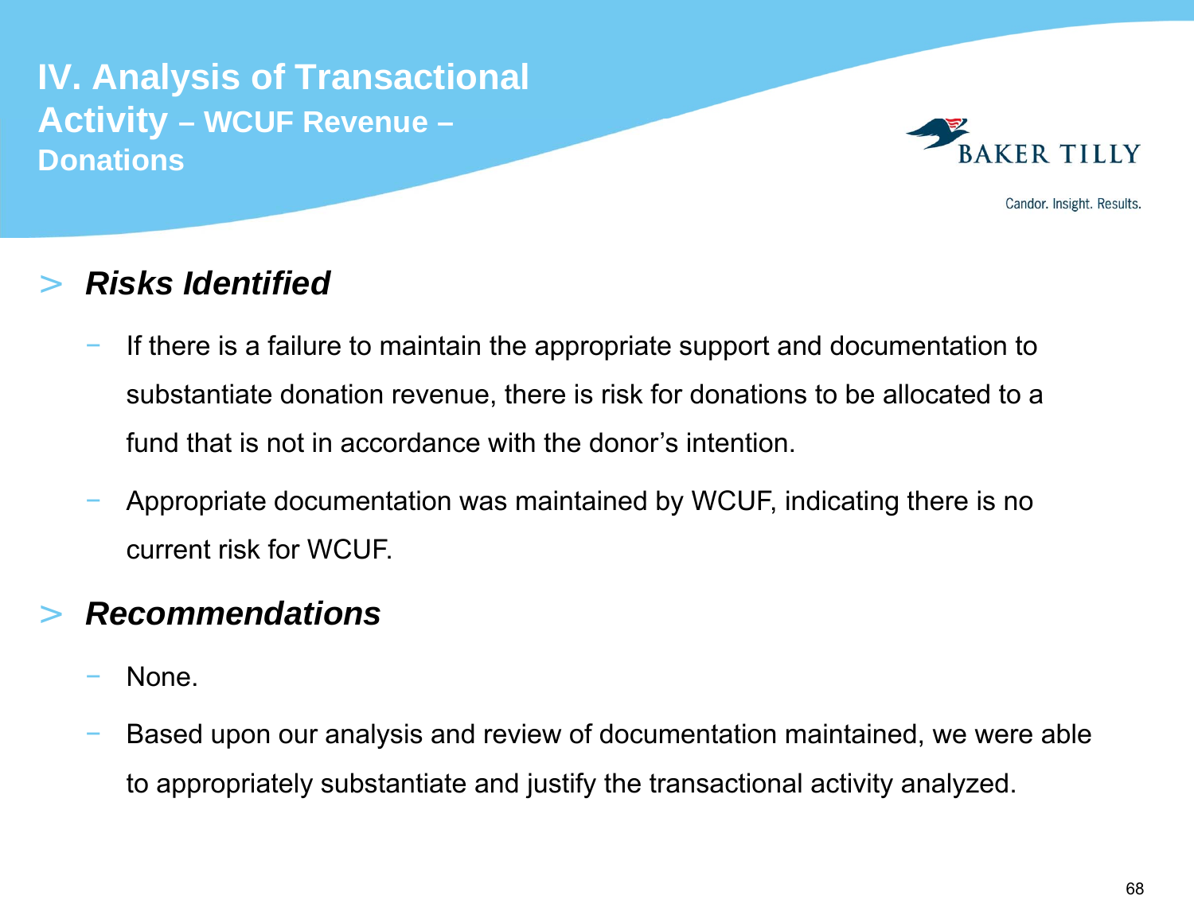# IV. Analysis of Transactional Activity – WCUF Revenue – Donations

## *Risks Identified*

- If there is a failure to maintain the appropriate support and documentation to substantiate donation revenue, there is risk for donations to be allocated to a fund that is not in accordance with the donor's intention.
- Appropriate documentation was maintained by WCUF, indicating there is no current risk for WCUF.

## *Recommendations*

- None.
- Based upon our analysis and review of documentation maintained, we were able to appropriately substantiate and justify the transactional activity analyzed.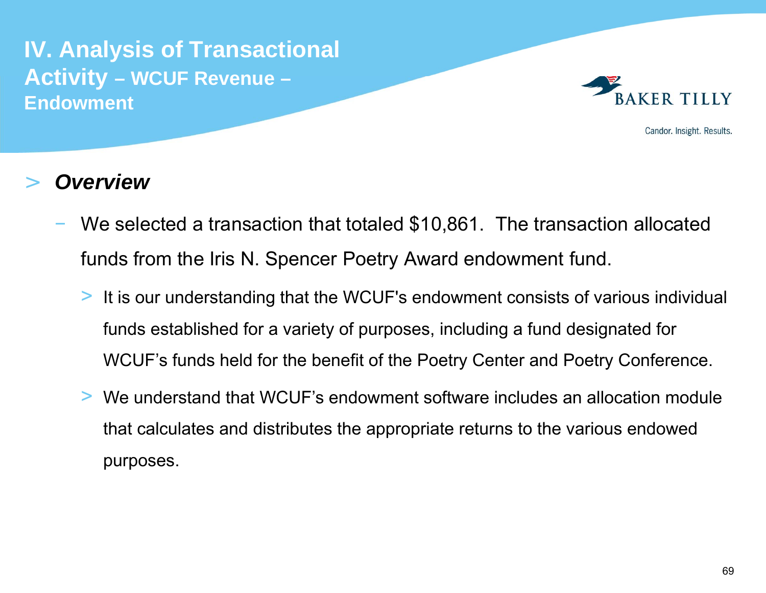# IV. Analysis of Transactional Activity – WCUF Revenue – Endowment

- ***Overview***
  - We selected a transaction that totaled $10,861.  The transaction allocated funds from the Iris N. Spencer Poetry Award endowment fund.
    - It is our understanding that the WCUF's endowment consists of various individual funds established for a variety of purposes, including a fund designated for WCUF’s funds held for the benefit of the Poetry Center and Poetry Conference.
    - We understand that WCUF’s endowment software includes an allocation module that calculates and distributes the appropriate returns to the various endowed purposes.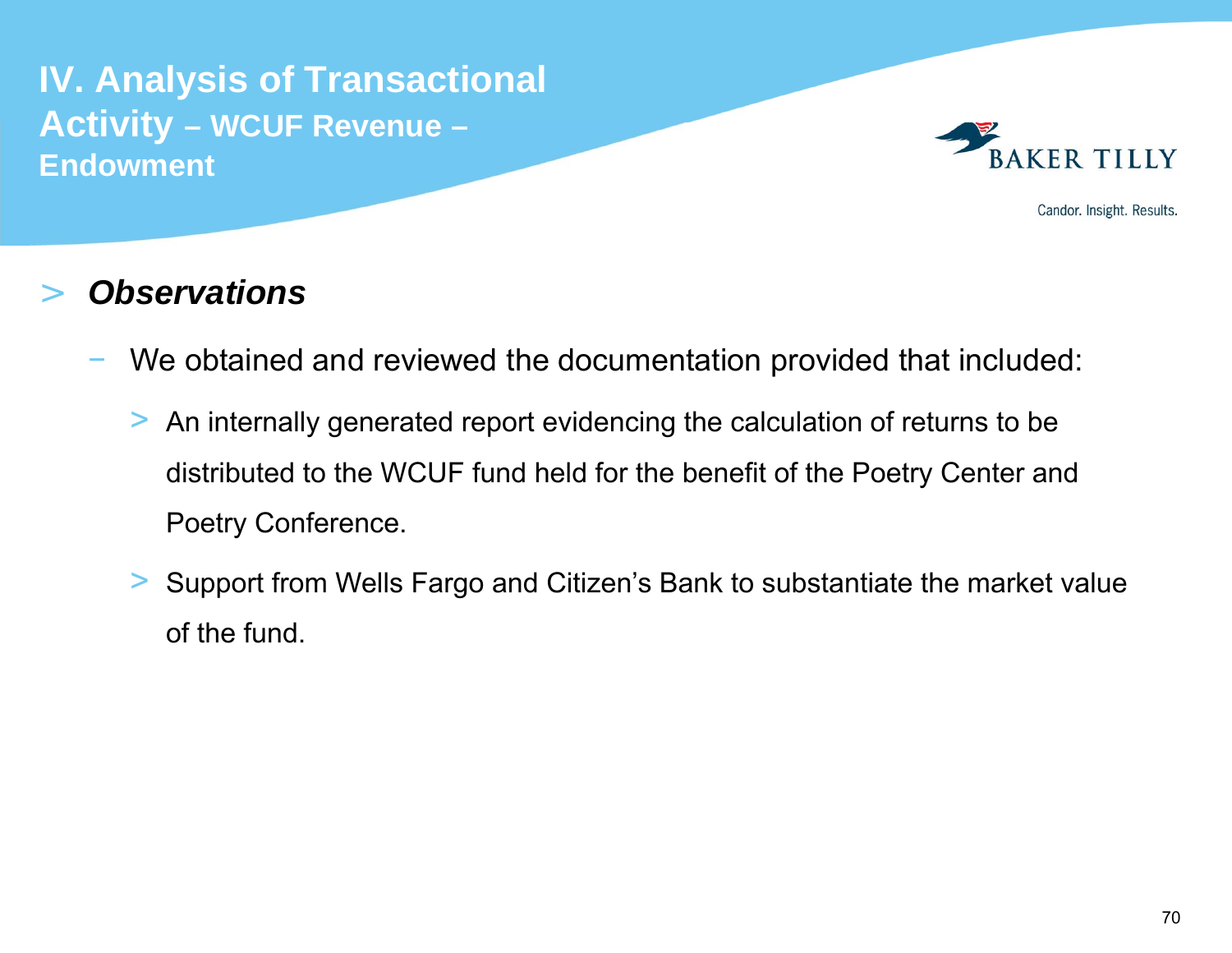# IV. Analysis of Transactional Activity – WCUF Revenue – Endowment

> ***Observations***

- We obtained and reviewed the documentation provided that included:
  - An internally generated report evidencing the calculation of returns to be distributed to the WCUF fund held for the benefit of the Poetry Center and Poetry Conference.
  - Support from Wells Fargo and Citizen's Bank to substantiate the market value of the fund.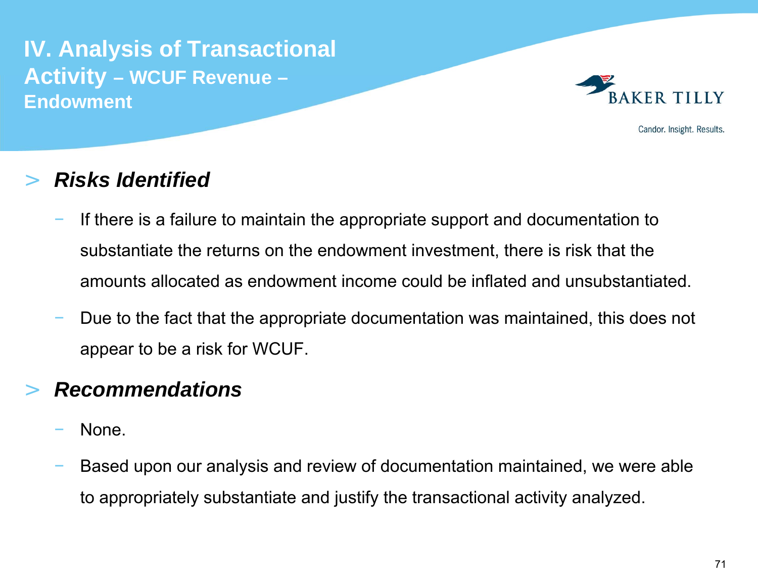# IV. Analysis of Transactional Activity – WCUF Revenue – Endowment

## *Risks Identified*

- If there is a failure to maintain the appropriate support and documentation to substantiate the returns on the endowment investment, there is risk that the amounts allocated as endowment income could be inflated and unsubstantiated.
- Due to the fact that the appropriate documentation was maintained, this does not appear to be a risk for WCUF.

## *Recommendations*

- None.
- Based upon our analysis and review of documentation maintained, we were able to appropriately substantiate and justify the transactional activity analyzed.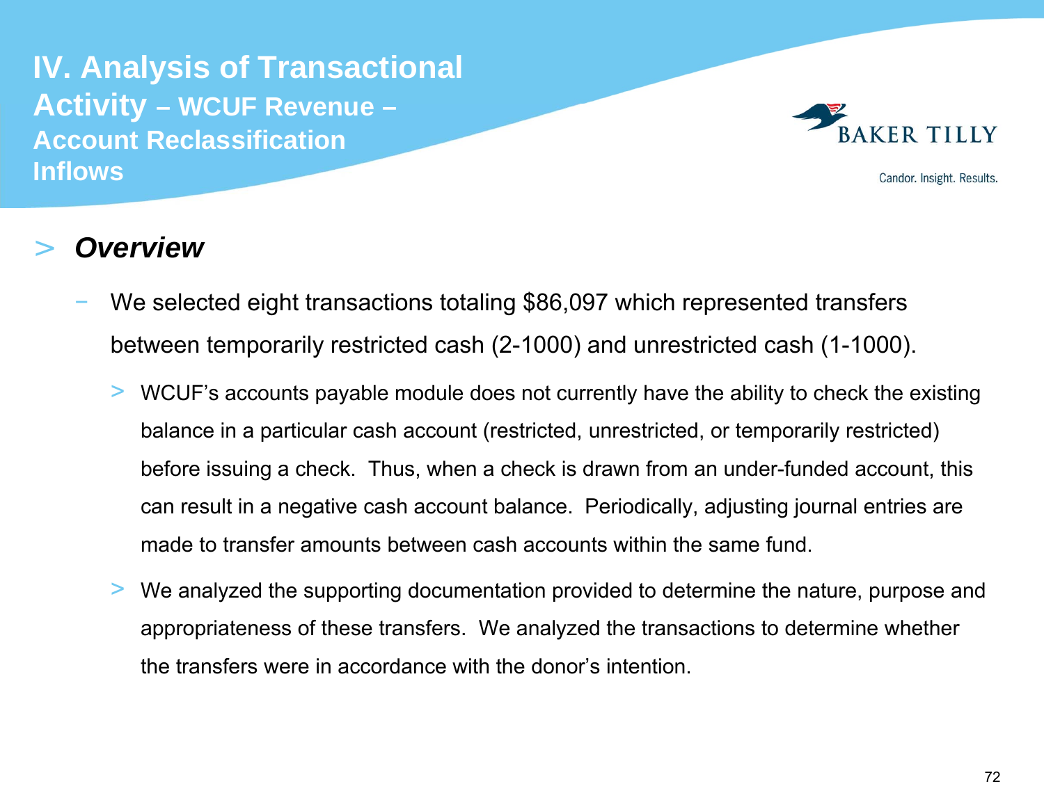# IV. Analysis of Transactional Activity – WCUF Revenue – Account Reclassification Inflows

## > *Overview*

- We selected eight transactions totaling $86,097 which represented transfers between temporarily restricted cash (2-1000) and unrestricted cash (1-1000).
  - WCUF's accounts payable module does not currently have the ability to check the existing balance in a particular cash account (restricted, unrestricted, or temporarily restricted) before issuing a check. Thus, when a check is drawn from an under-funded account, this can result in a negative cash account balance. Periodically, adjusting journal entries are made to transfer amounts between cash accounts within the same fund.
  - We analyzed the supporting documentation provided to determine the nature, purpose and appropriateness of these transfers. We analyzed the transactions to determine whether the transfers were in accordance with the donor's intention.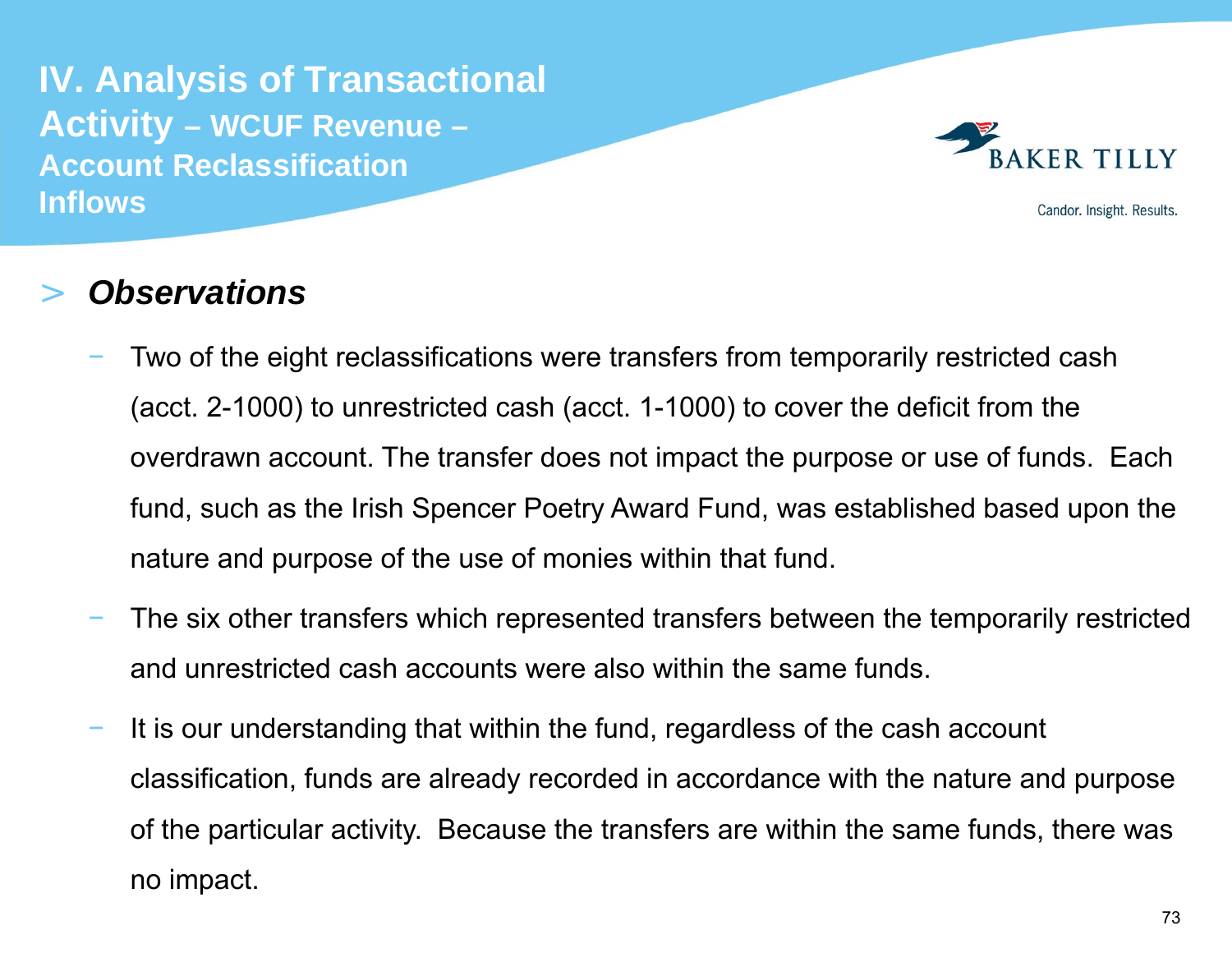# IV. Analysis of Transactional Activity – WCUF Revenue – Account Reclassification Inflows

## > *Observations*

- Two of the eight reclassifications were transfers from temporarily restricted cash (acct. 2-1000) to unrestricted cash (acct. 1-1000) to cover the deficit from the overdrawn account. The transfer does not impact the purpose or use of funds. Each fund, such as the Irish Spencer Poetry Award Fund, was established based upon the nature and purpose of the use of monies within that fund.
- The six other transfers which represented transfers between the temporarily restricted and unrestricted cash accounts were also within the same funds.
- It is our understanding that within the fund, regardless of the cash account classification, funds are already recorded in accordance with the nature and purpose of the particular activity. Because the transfers are within the same funds, there was no impact.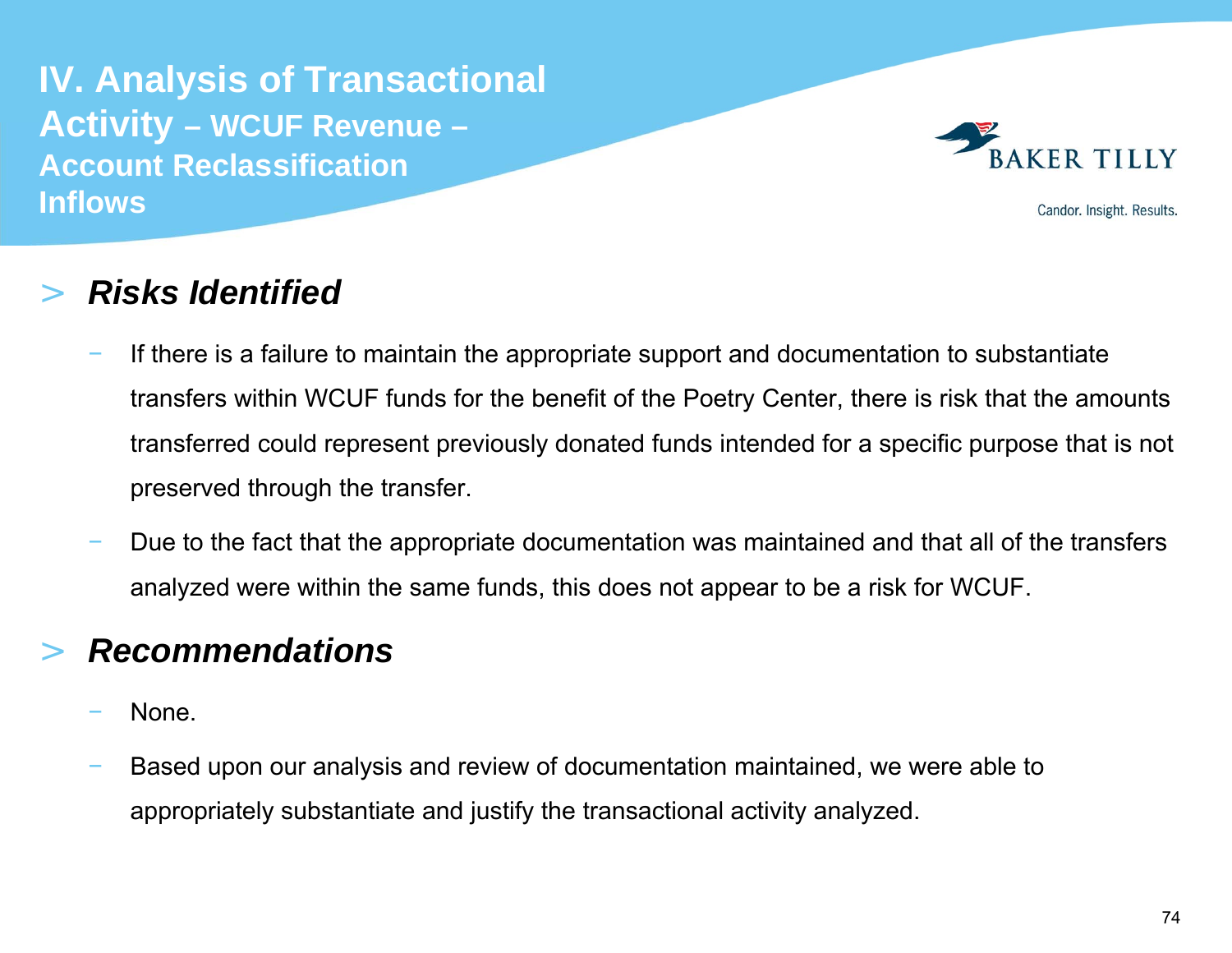# IV. Analysis of Transactional Activity – WCUF Revenue – Account Reclassification Inflows

## Risks Identified

- If there is a failure to maintain the appropriate support and documentation to substantiate transfers within WCUF funds for the benefit of the Poetry Center, there is risk that the amounts transferred could represent previously donated funds intended for a specific purpose that is not preserved through the transfer.
- Due to the fact that the appropriate documentation was maintained and that all of the transfers analyzed were within the same funds, this does not appear to be a risk for WCUF.

## Recommendations

- None.
- Based upon our analysis and review of documentation maintained, we were able to appropriately substantiate and justify the transactional activity analyzed.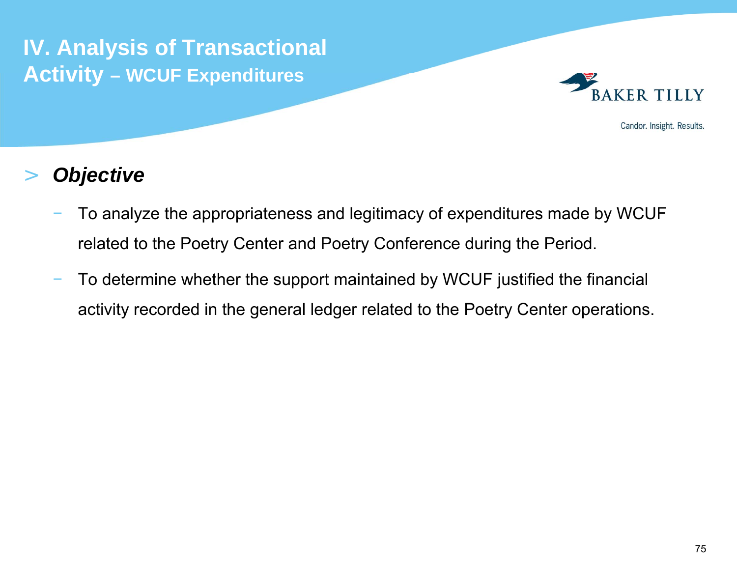# IV. Analysis of Transactional Activity – WCUF Expenditures

## > *Objective*

- To analyze the appropriateness and legitimacy of expenditures made by WCUF related to the Poetry Center and Poetry Conference during the Period.
- To determine whether the support maintained by WCUF justified the financial activity recorded in the general ledger related to the Poetry Center operations.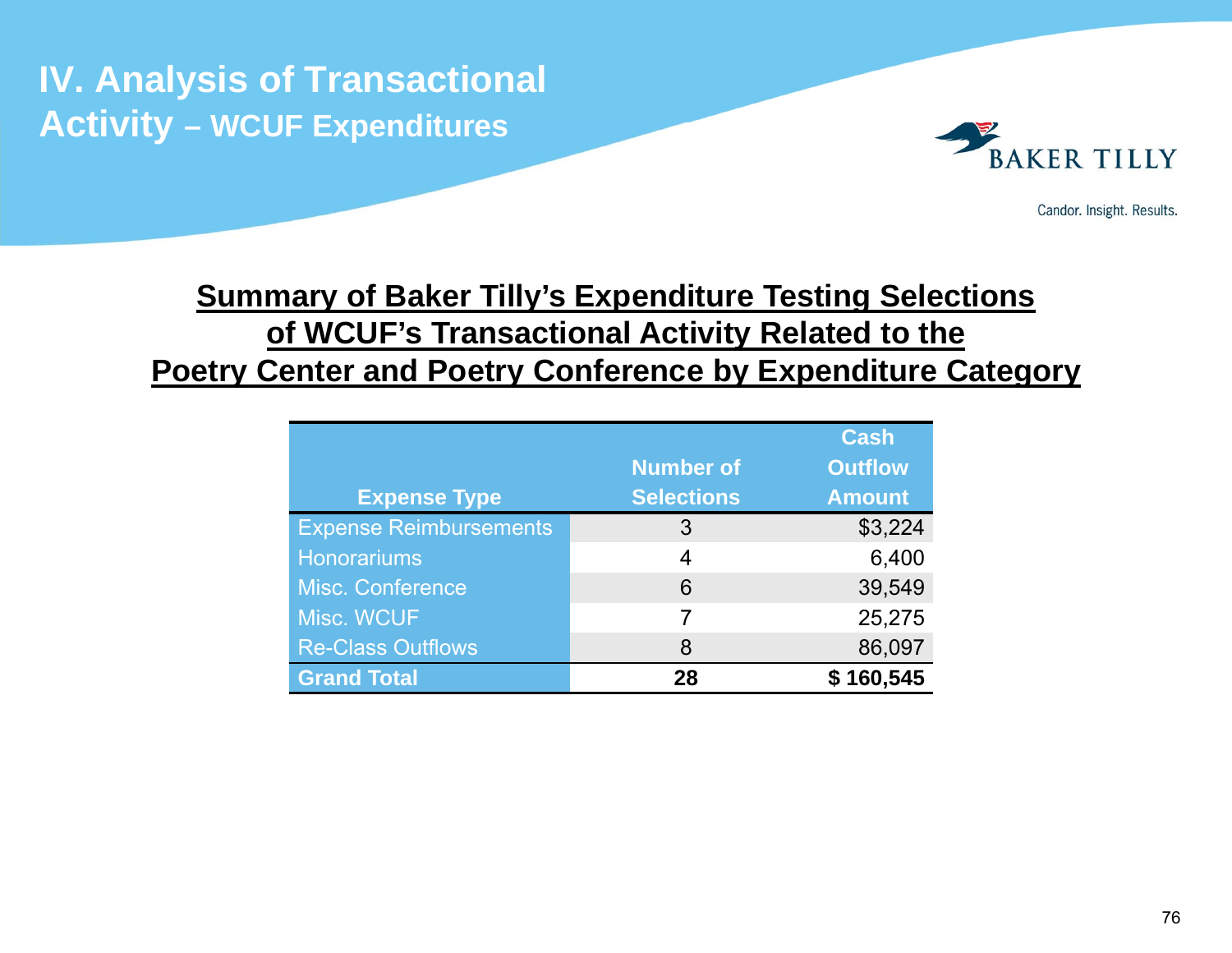# IV. Analysis of Transactional Activity – WCUF Expenditures

## Summary of Baker Tilly's Expenditure Testing Selections of WCUF's Transactional Activity Related to the Poetry Center and Poetry Conference by Expenditure Category

| Expense Type | Number of Selections | Cash Outflow Amount |
|---|---|---|
| Expense Reimbursements | 3 | $3,224 |
| Honorariums | 4 | 6,400 |
| Misc. Conference | 6 | 39,549 |
| Misc. WCUF | 7 | 25,275 |
| Re-Class Outflows | 8 | 86,097 |
| **Grand Total** | **28** | **$ 160,545** |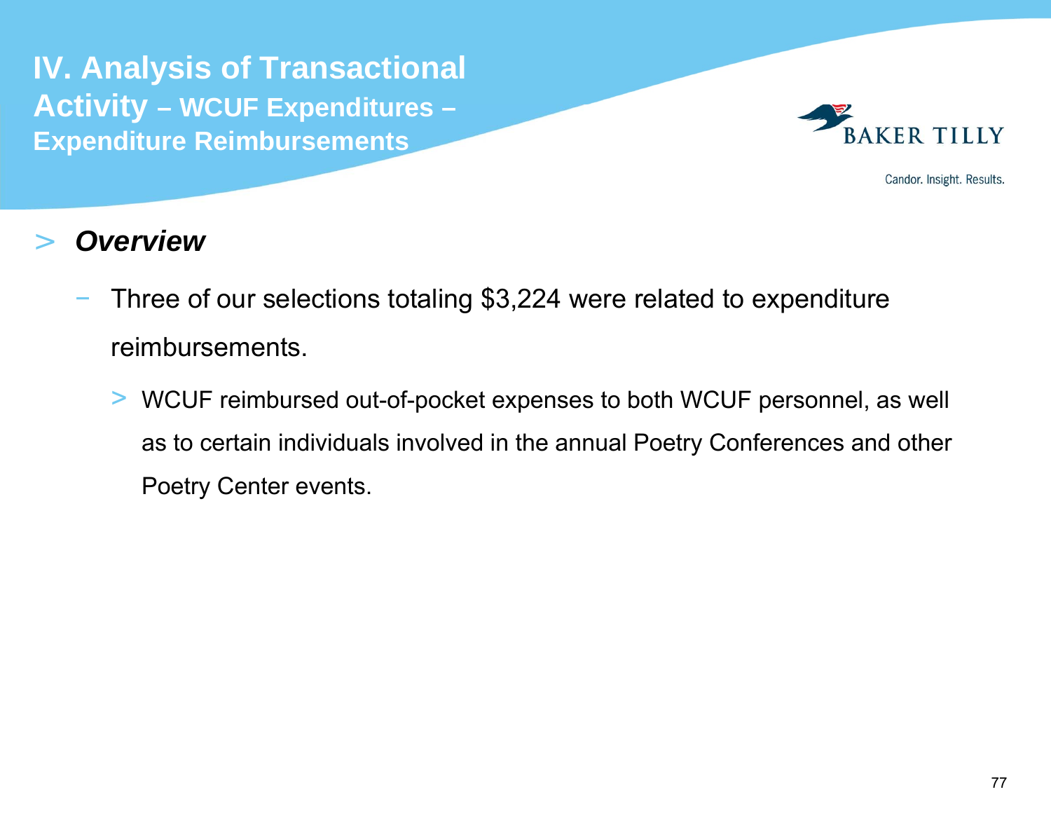# IV. Analysis of Transactional Activity – WCUF Expenditures – Expenditure Reimbursements

> ***Overview***

- Three of our selections totaling $3,224 were related to expenditure reimbursements.
  - WCUF reimbursed out-of-pocket expenses to both WCUF personnel, as well as to certain individuals involved in the annual Poetry Conferences and other Poetry Center events.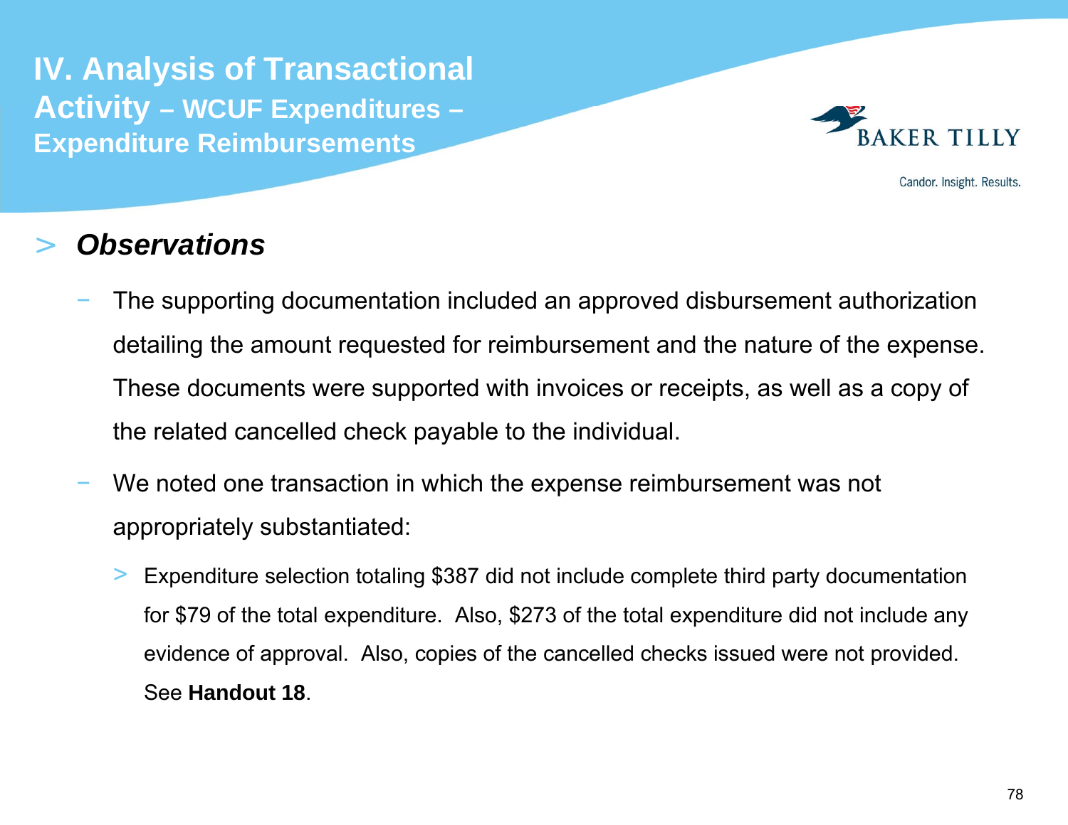# IV. Analysis of Transactional Activity – WCUF Expenditures – Expenditure Reimbursements

## > *Observations*

- The supporting documentation included an approved disbursement authorization detailing the amount requested for reimbursement and the nature of the expense. These documents were supported with invoices or receipts, as well as a copy of the related cancelled check payable to the individual.
- We noted one transaction in which the expense reimbursement was not appropriately substantiated:
  - Expenditure selection totaling $387 did not include complete third party documentation for $79 of the total expenditure. Also, $273 of the total expenditure did not include any evidence of approval. Also, copies of the cancelled checks issued were not provided. See **Handout 18**.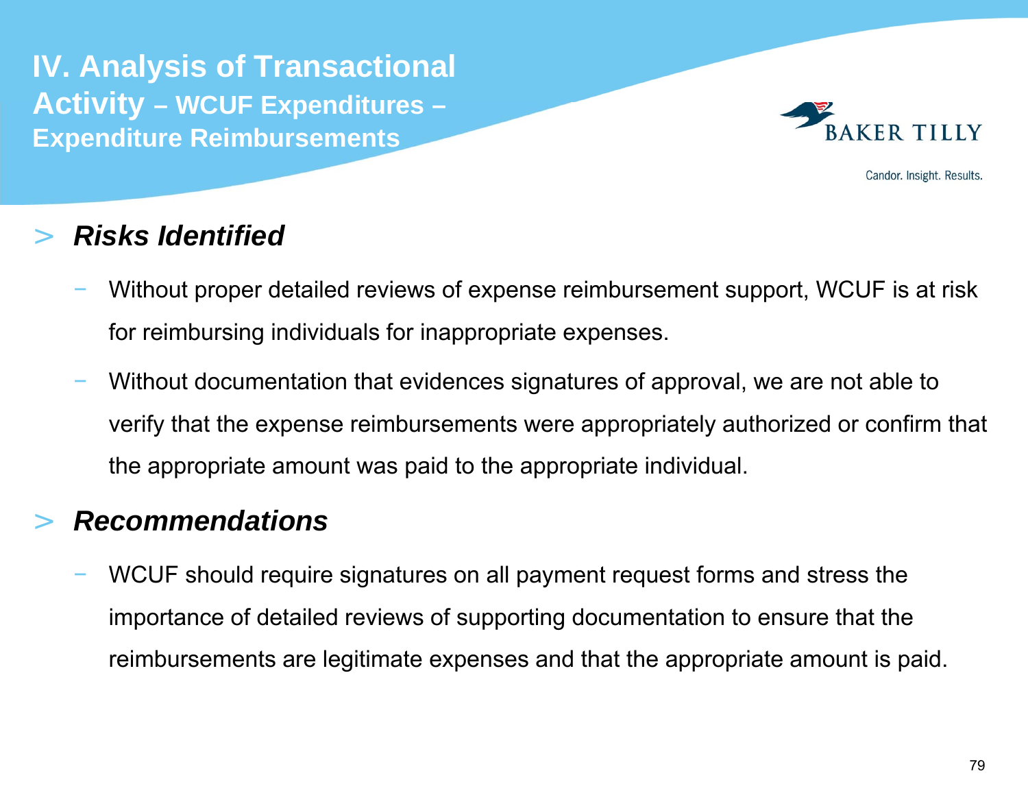# IV. Analysis of Transactional Activity – WCUF Expenditures – Expenditure Reimbursements

## *Risks Identified*

- Without proper detailed reviews of expense reimbursement support, WCUF is at risk for reimbursing individuals for inappropriate expenses.
- Without documentation that evidences signatures of approval, we are not able to verify that the expense reimbursements were appropriately authorized or confirm that the appropriate amount was paid to the appropriate individual.

## *Recommendations*

- WCUF should require signatures on all payment request forms and stress the importance of detailed reviews of supporting documentation to ensure that the reimbursements are legitimate expenses and that the appropriate amount is paid.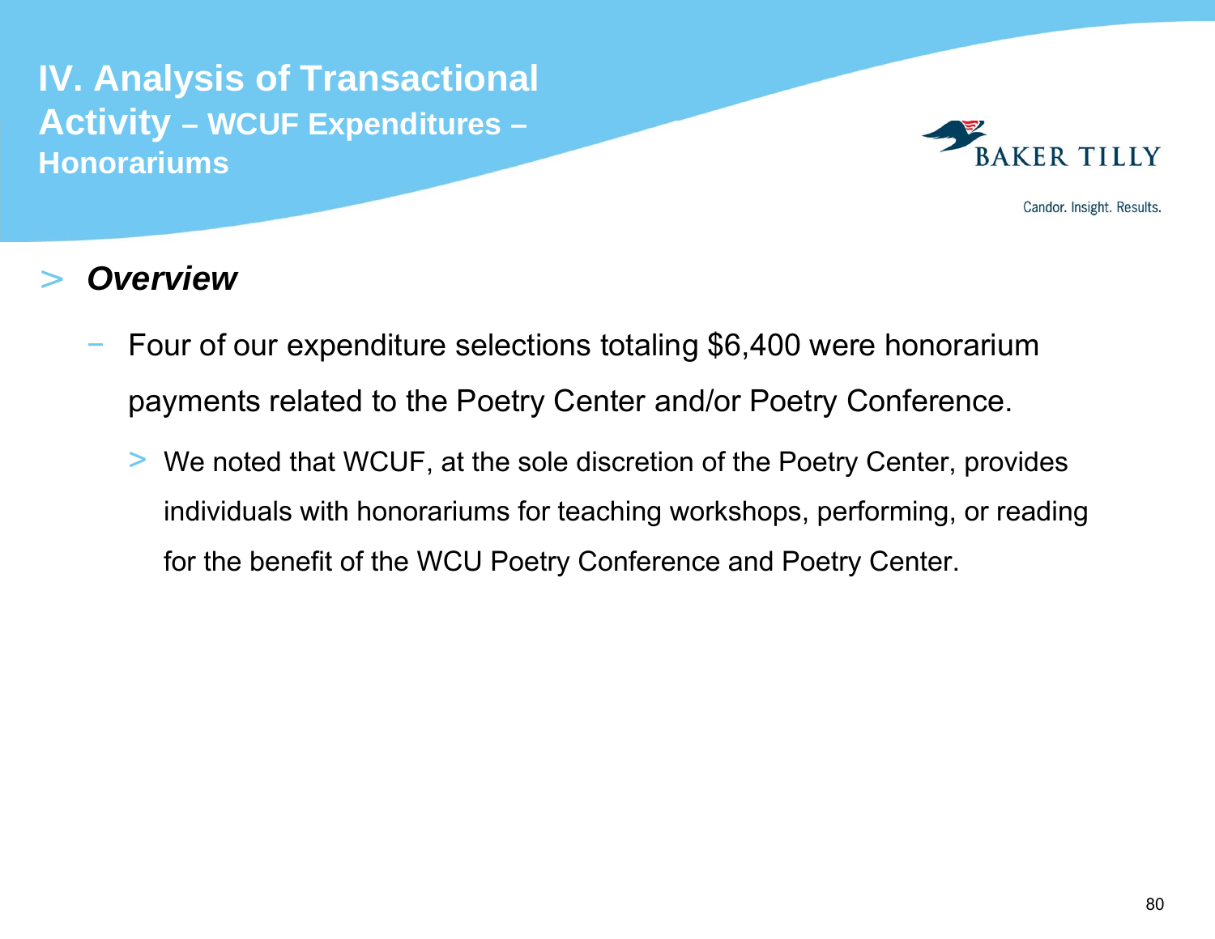# IV. Analysis of Transactional Activity – WCUF Expenditures – Honorariums

## *Overview*

- Four of our expenditure selections totaling $6,400 were honorarium payments related to the Poetry Center and/or Poetry Conference.
  - We noted that WCUF, at the sole discretion of the Poetry Center, provides individuals with honorariums for teaching workshops, performing, or reading for the benefit of the WCU Poetry Conference and Poetry Center.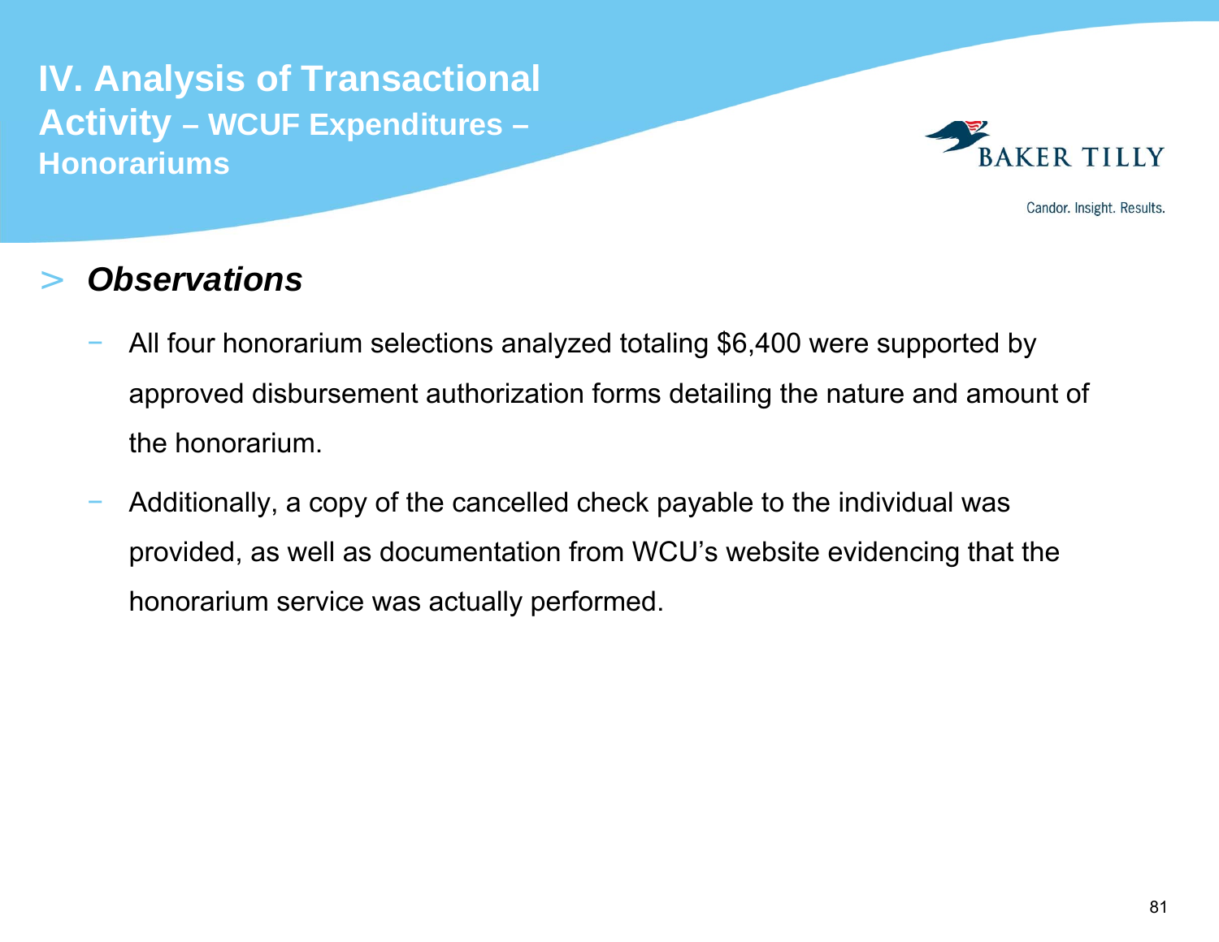# IV. Analysis of Transactional Activity – WCUF Expenditures – Honorariums

## > *Observations*

- All four honorarium selections analyzed totaling $6,400 were supported by approved disbursement authorization forms detailing the nature and amount of the honorarium.
- Additionally, a copy of the cancelled check payable to the individual was provided, as well as documentation from WCU's website evidencing that the honorarium service was actually performed.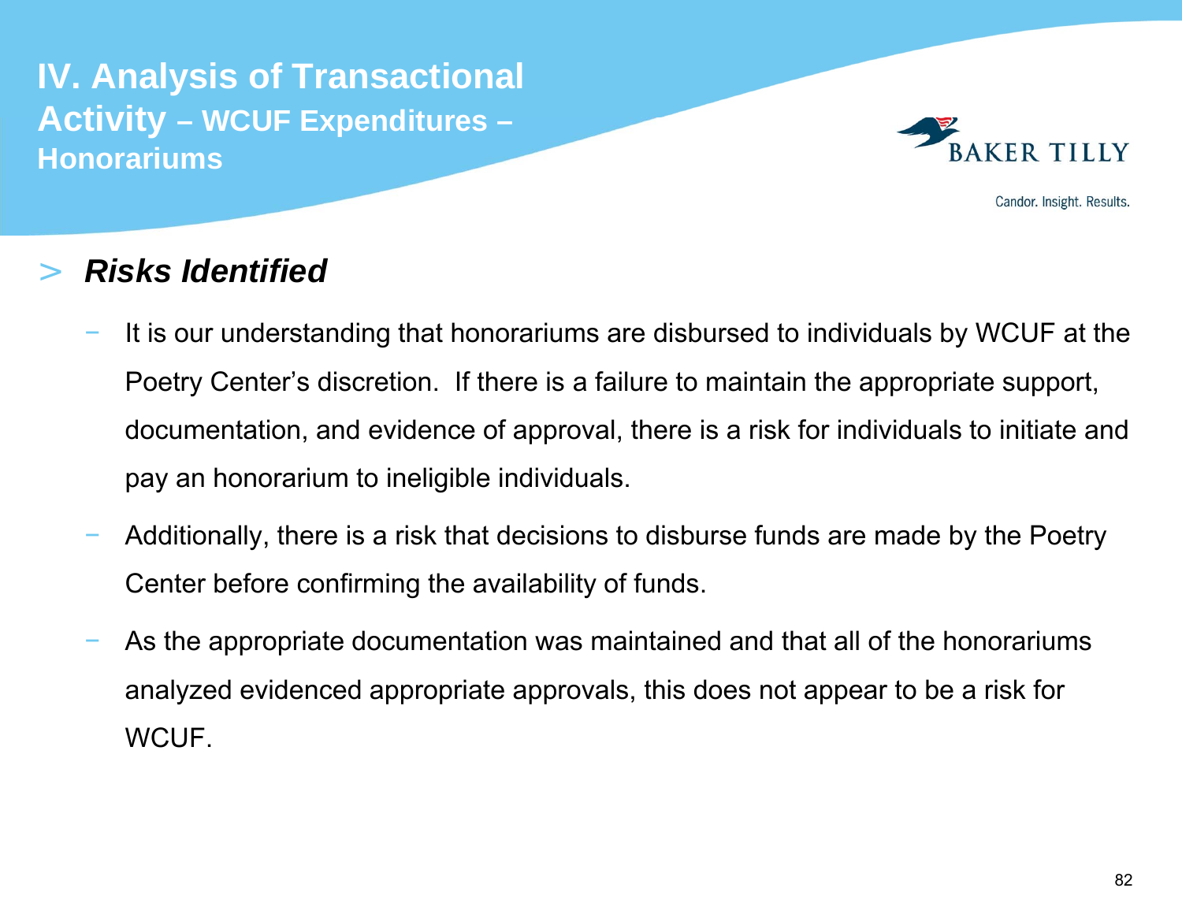# IV. Analysis of Transactional Activity – WCUF Expenditures – Honorariums

## > *Risks Identified*

- It is our understanding that honorariums are disbursed to individuals by WCUF at the Poetry Center's discretion. If there is a failure to maintain the appropriate support, documentation, and evidence of approval, there is a risk for individuals to initiate and pay an honorarium to ineligible individuals.
- Additionally, there is a risk that decisions to disburse funds are made by the Poetry Center before confirming the availability of funds.
- As the appropriate documentation was maintained and that all of the honorariums analyzed evidenced appropriate approvals, this does not appear to be a risk for WCUF.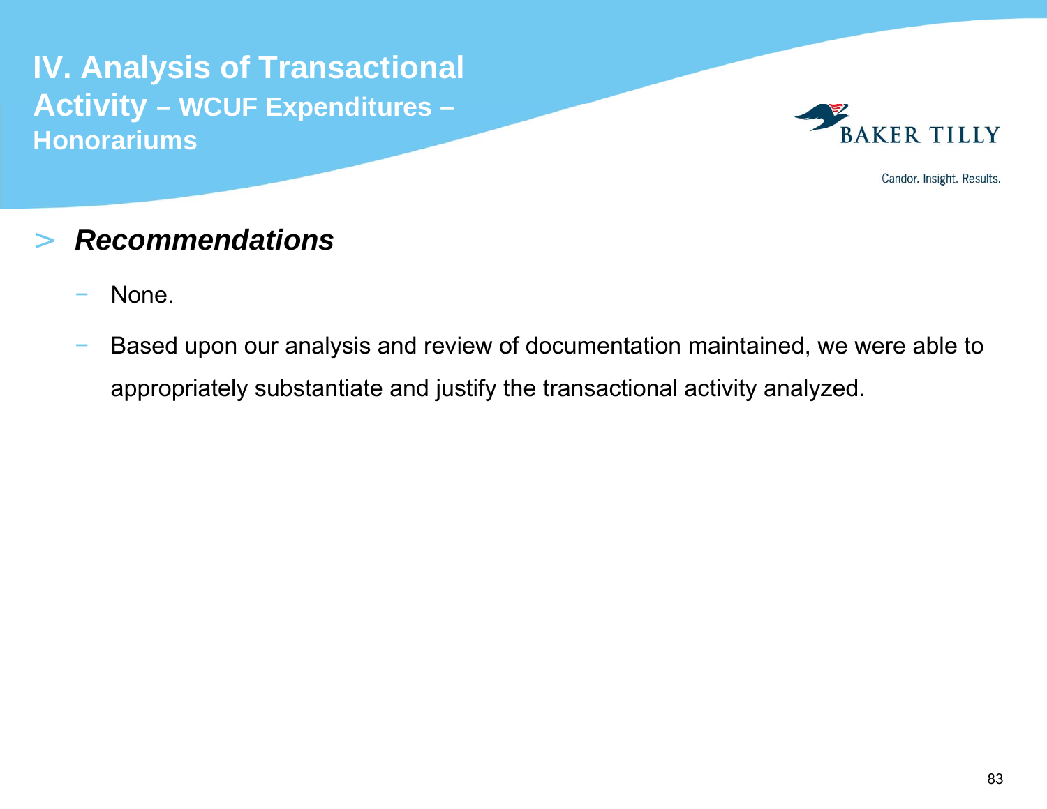# IV. Analysis of Transactional Activity – WCUF Expenditures – Honorariums

## *Recommendations*

- None.
- Based upon our analysis and review of documentation maintained, we were able to appropriately substantiate and justify the transactional activity analyzed.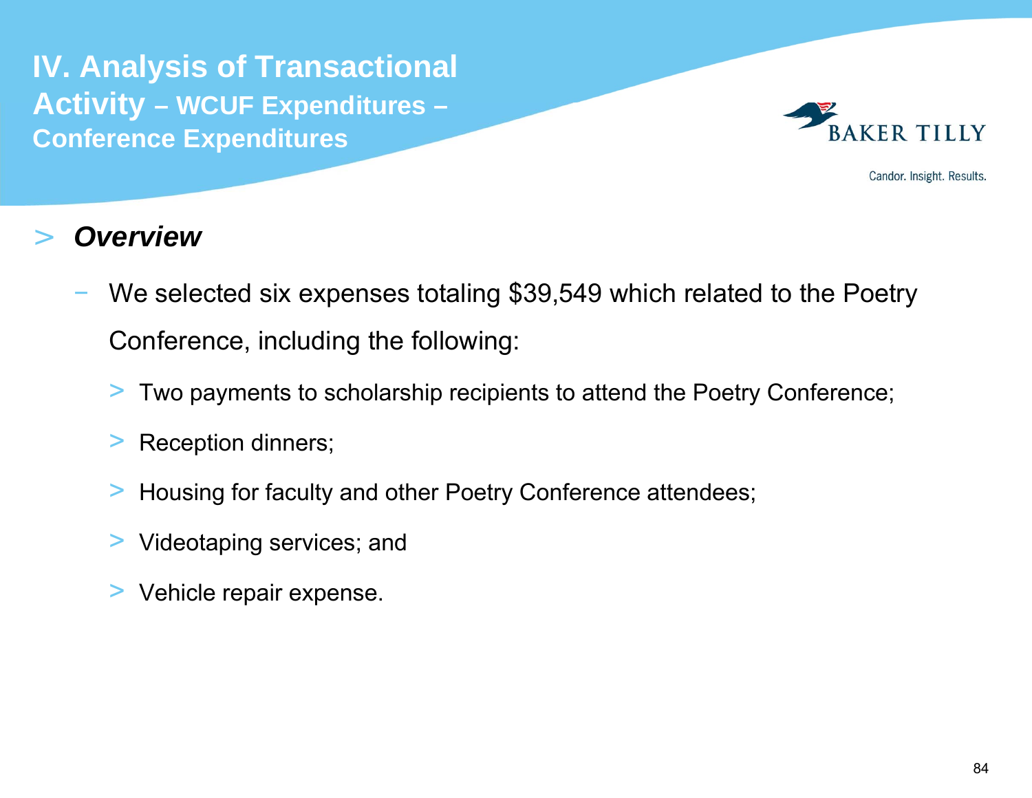# IV. Analysis of Transactional Activity – WCUF Expenditures – Conference Expenditures

> ***Overview***

- We selected six expenses totaling $39,549 which related to the Poetry Conference, including the following:
  - Two payments to scholarship recipients to attend the Poetry Conference;
  - Reception dinners;
  - Housing for faculty and other Poetry Conference attendees;
  - Videotaping services; and
  - Vehicle repair expense.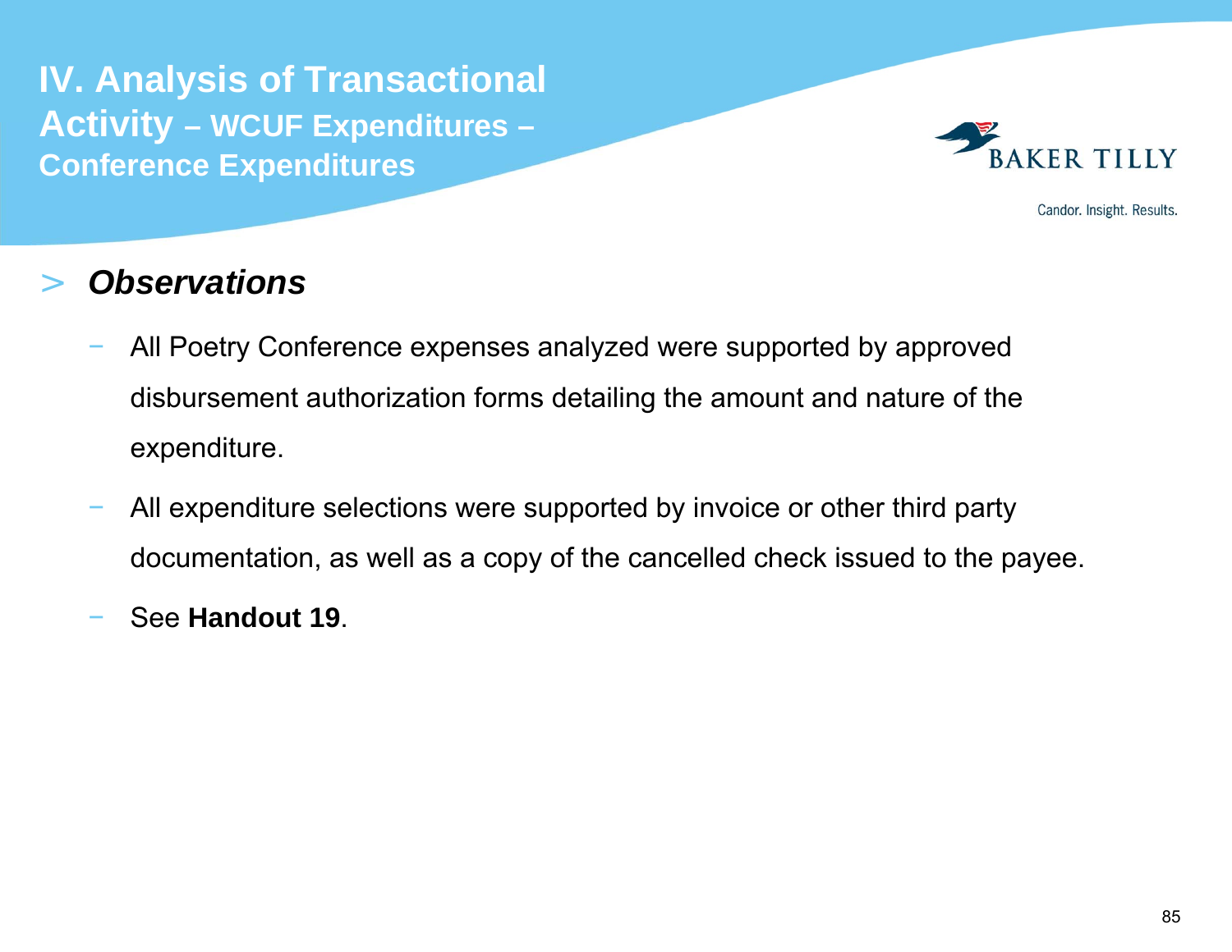# IV. Analysis of Transactional Activity – WCUF Expenditures – Conference Expenditures

## *Observations*

- All Poetry Conference expenses analyzed were supported by approved disbursement authorization forms detailing the amount and nature of the expenditure.
- All expenditure selections were supported by invoice or other third party documentation, as well as a copy of the cancelled check issued to the payee.
- See **Handout 19**.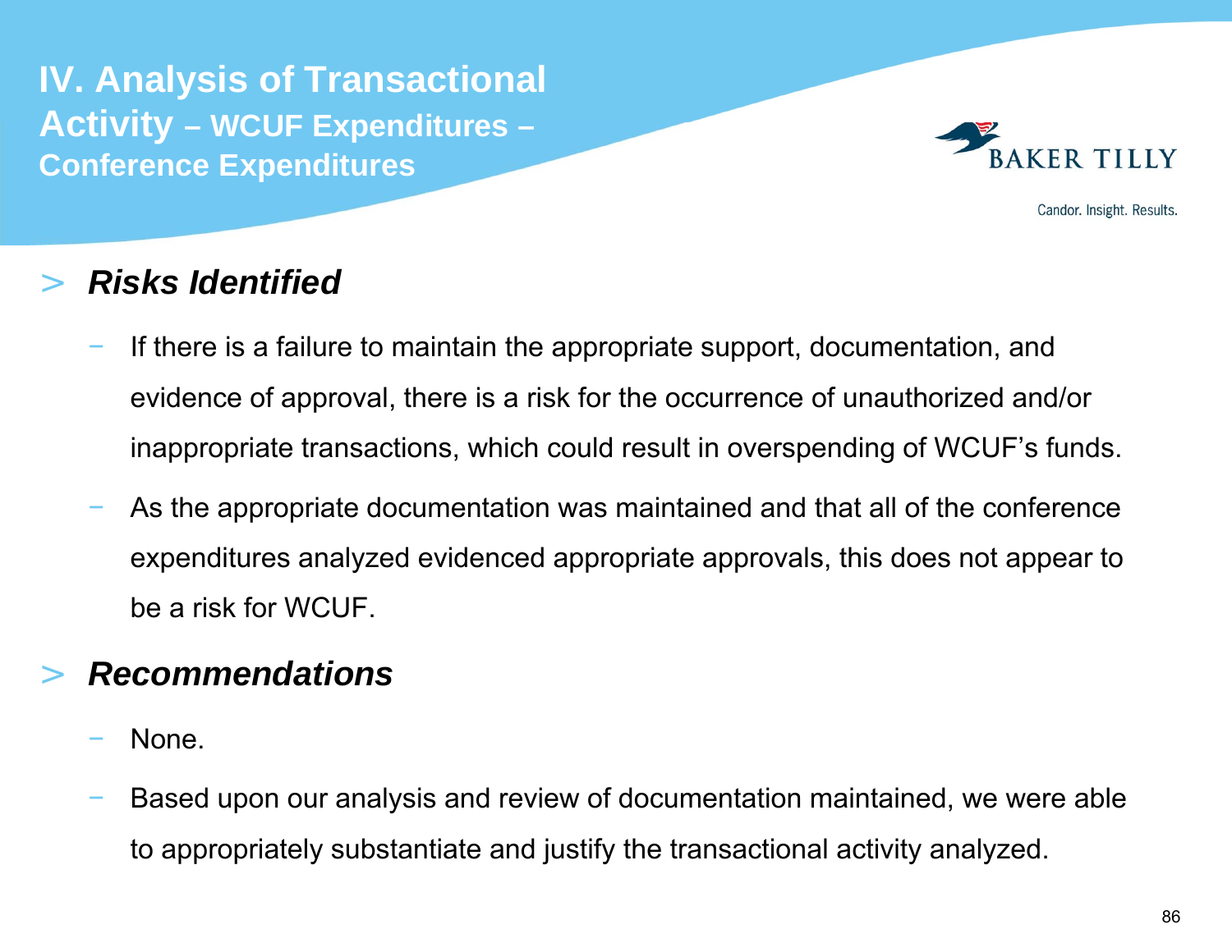# IV. Analysis of Transactional Activity – WCUF Expenditures – Conference Expenditures

## *Risks Identified*

- If there is a failure to maintain the appropriate support, documentation, and evidence of approval, there is a risk for the occurrence of unauthorized and/or inappropriate transactions, which could result in overspending of WCUF's funds.
- As the appropriate documentation was maintained and that all of the conference expenditures analyzed evidenced appropriate approvals, this does not appear to be a risk for WCUF.

## *Recommendations*

- None.
- Based upon our analysis and review of documentation maintained, we were able to appropriately substantiate and justify the transactional activity analyzed.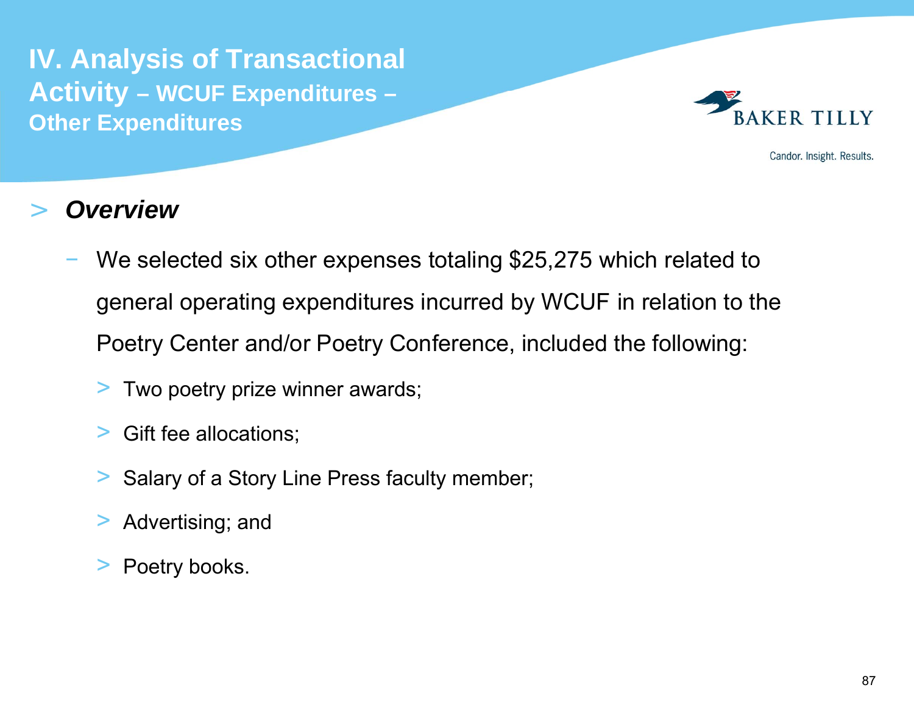# IV. Analysis of Transactional Activity – WCUF Expenditures – Other Expenditures

> ***Overview***

- We selected six other expenses totaling $25,275 which related to general operating expenditures incurred by WCUF in relation to the Poetry Center and/or Poetry Conference, included the following:
  - Two poetry prize winner awards;
  - Gift fee allocations;
  - Salary of a Story Line Press faculty member;
  - Advertising; and
  - Poetry books.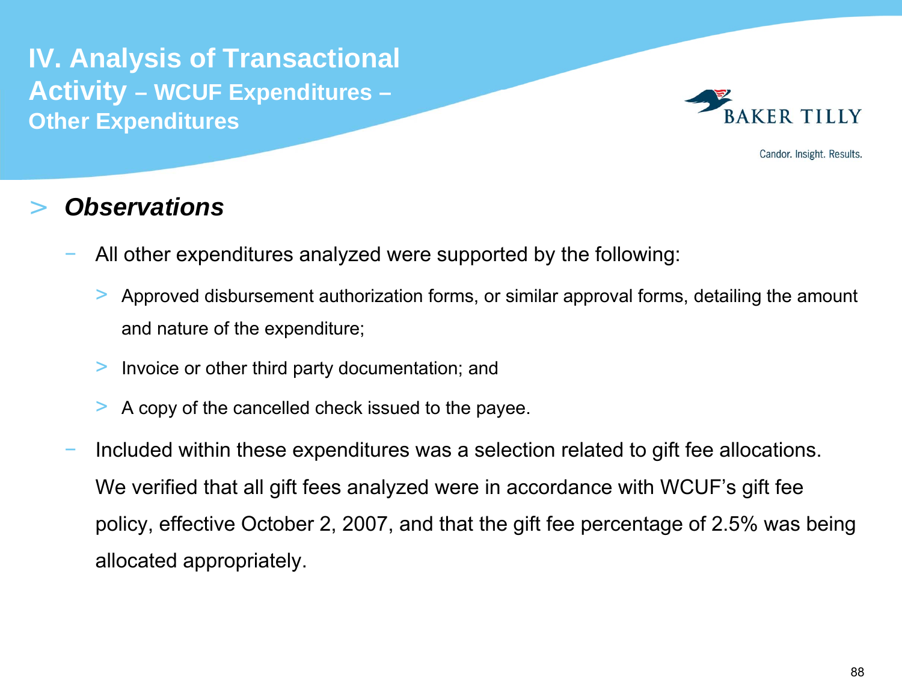# IV. Analysis of Transactional Activity – WCUF Expenditures – Other Expenditures

## *Observations*

- All other expenditures analyzed were supported by the following:
  - Approved disbursement authorization forms, or similar approval forms, detailing the amount and nature of the expenditure;
  - Invoice or other third party documentation; and
  - A copy of the cancelled check issued to the payee.
- Included within these expenditures was a selection related to gift fee allocations. We verified that all gift fees analyzed were in accordance with WCUF's gift fee policy, effective October 2, 2007, and that the gift fee percentage of 2.5% was being allocated appropriately.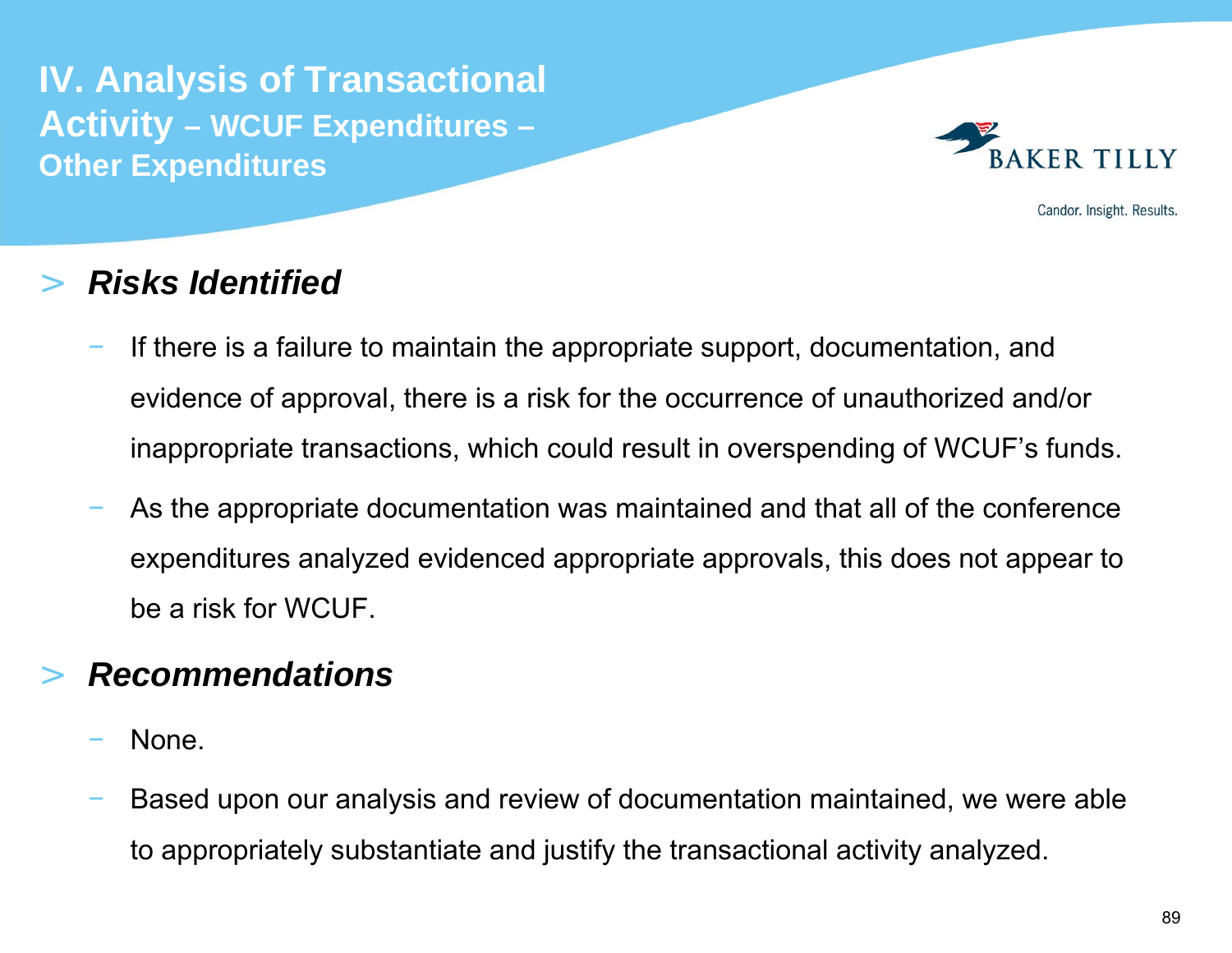# IV. Analysis of Transactional Activity – WCUF Expenditures – Other Expenditures

## *Risks Identified*

- If there is a failure to maintain the appropriate support, documentation, and evidence of approval, there is a risk for the occurrence of unauthorized and/or inappropriate transactions, which could result in overspending of WCUF's funds.
- As the appropriate documentation was maintained and that all of the conference expenditures analyzed evidenced appropriate approvals, this does not appear to be a risk for WCUF.

## *Recommendations*

- None.
- Based upon our analysis and review of documentation maintained, we were able to appropriately substantiate and justify the transactional activity analyzed.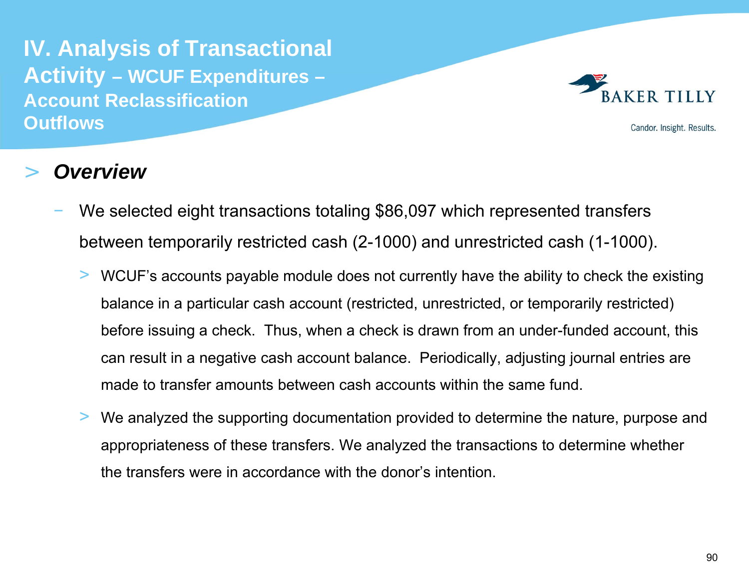# IV. Analysis of Transactional Activity – WCUF Expenditures – Account Reclassification Outflows

> ***Overview***

- We selected eight transactions totaling $86,097 which represented transfers between temporarily restricted cash (2-1000) and unrestricted cash (1-1000).
  - WCUF's accounts payable module does not currently have the ability to check the existing balance in a particular cash account (restricted, unrestricted, or temporarily restricted) before issuing a check. Thus, when a check is drawn from an under-funded account, this can result in a negative cash account balance. Periodically, adjusting journal entries are made to transfer amounts between cash accounts within the same fund.
  - We analyzed the supporting documentation provided to determine the nature, purpose and appropriateness of these transfers. We analyzed the transactions to determine whether the transfers were in accordance with the donor's intention.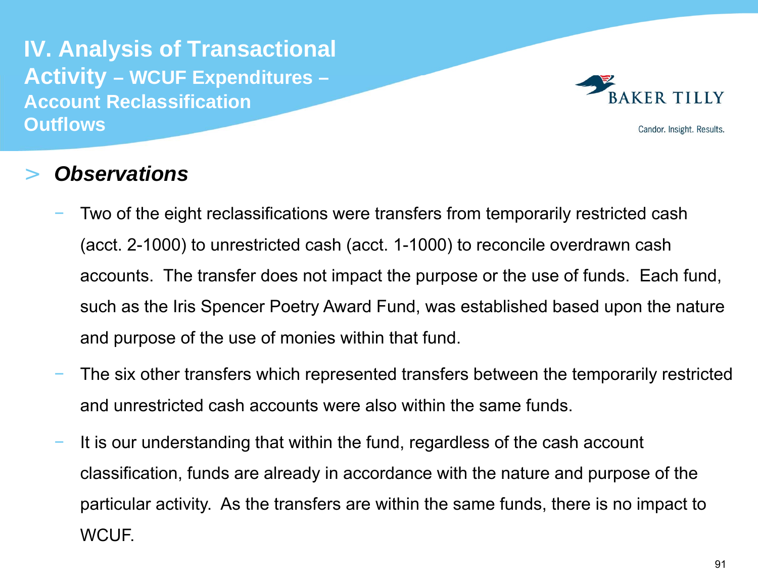# IV. Analysis of Transactional Activity – WCUF Expenditures – Account Reclassification Outflows

> ***Observations***

- Two of the eight reclassifications were transfers from temporarily restricted cash (acct. 2-1000) to unrestricted cash (acct. 1-1000) to reconcile overdrawn cash accounts. The transfer does not impact the purpose or the use of funds. Each fund, such as the Iris Spencer Poetry Award Fund, was established based upon the nature and purpose of the use of monies within that fund.
- The six other transfers which represented transfers between the temporarily restricted and unrestricted cash accounts were also within the same funds.
- It is our understanding that within the fund, regardless of the cash account classification, funds are already in accordance with the nature and purpose of the particular activity. As the transfers are within the same funds, there is no impact to WCUF.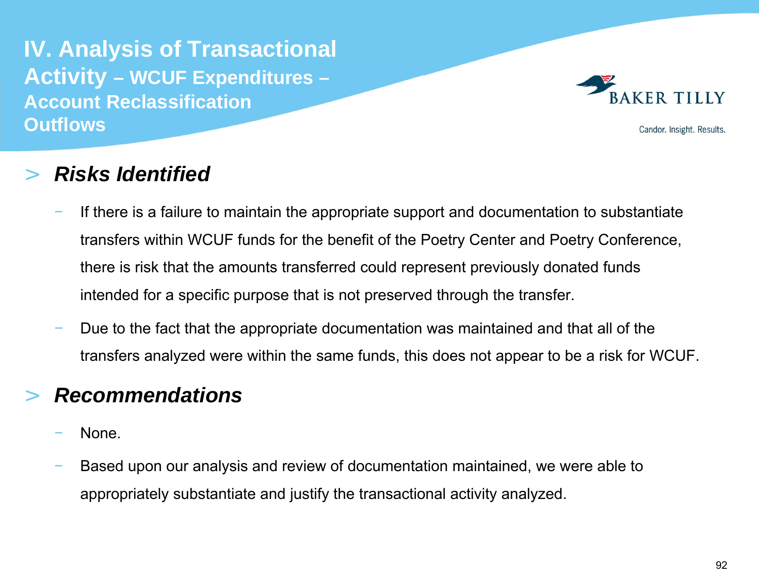# IV. Analysis of Transactional Activity – WCUF Expenditures – Account Reclassification Outflows

## *Risks Identified*

- If there is a failure to maintain the appropriate support and documentation to substantiate transfers within WCUF funds for the benefit of the Poetry Center and Poetry Conference, there is risk that the amounts transferred could represent previously donated funds intended for a specific purpose that is not preserved through the transfer.
- Due to the fact that the appropriate documentation was maintained and that all of the transfers analyzed were within the same funds, this does not appear to be a risk for WCUF.

## *Recommendations*

- None.
- Based upon our analysis and review of documentation maintained, we were able to appropriately substantiate and justify the transactional activity analyzed.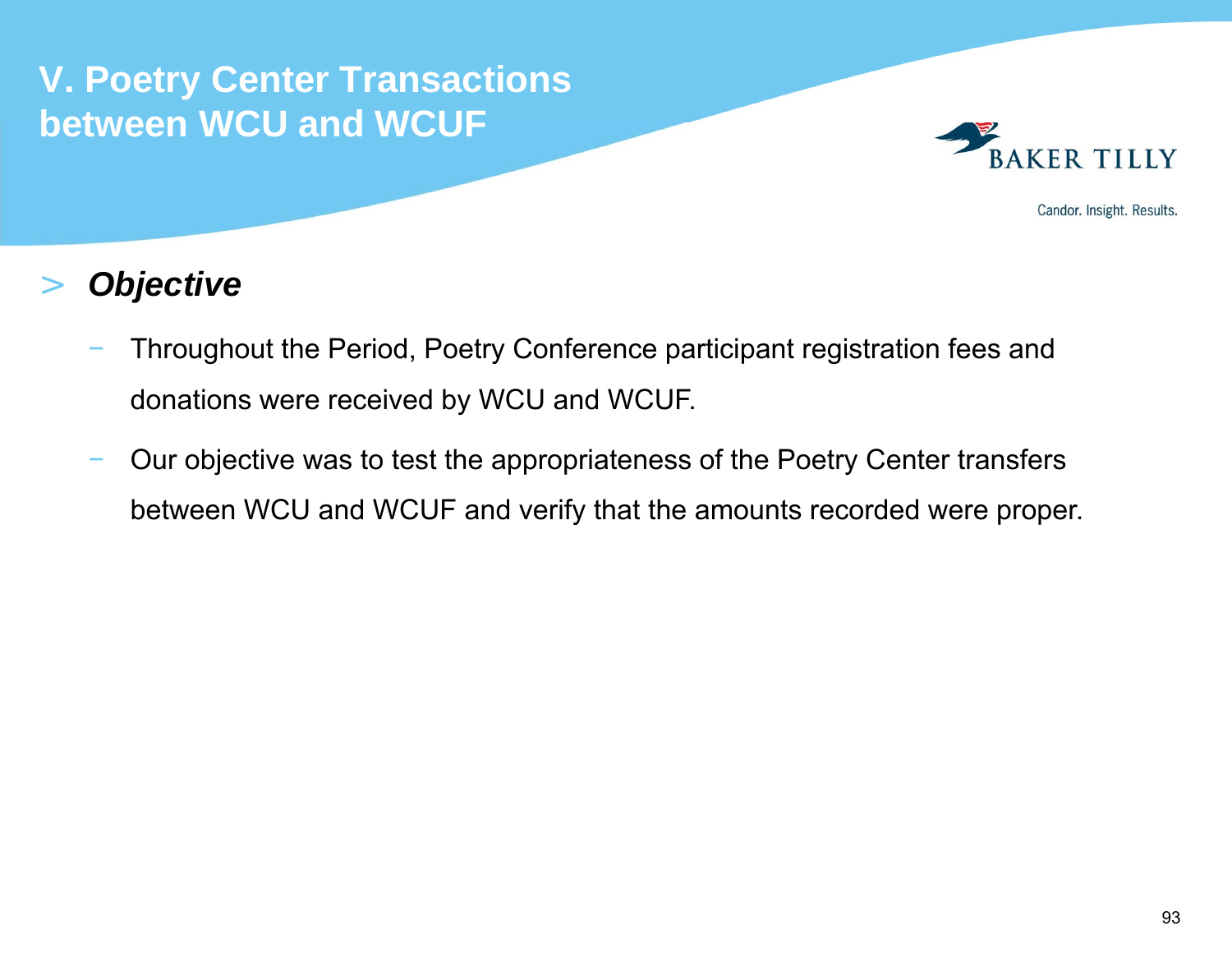# V. Poetry Center Transactions between WCU and WCUF

- ***Objective***
  - Throughout the Period, Poetry Conference participant registration fees and donations were received by WCU and WCUF.
  - Our objective was to test the appropriateness of the Poetry Center transfers between WCU and WCUF and verify that the amounts recorded were proper.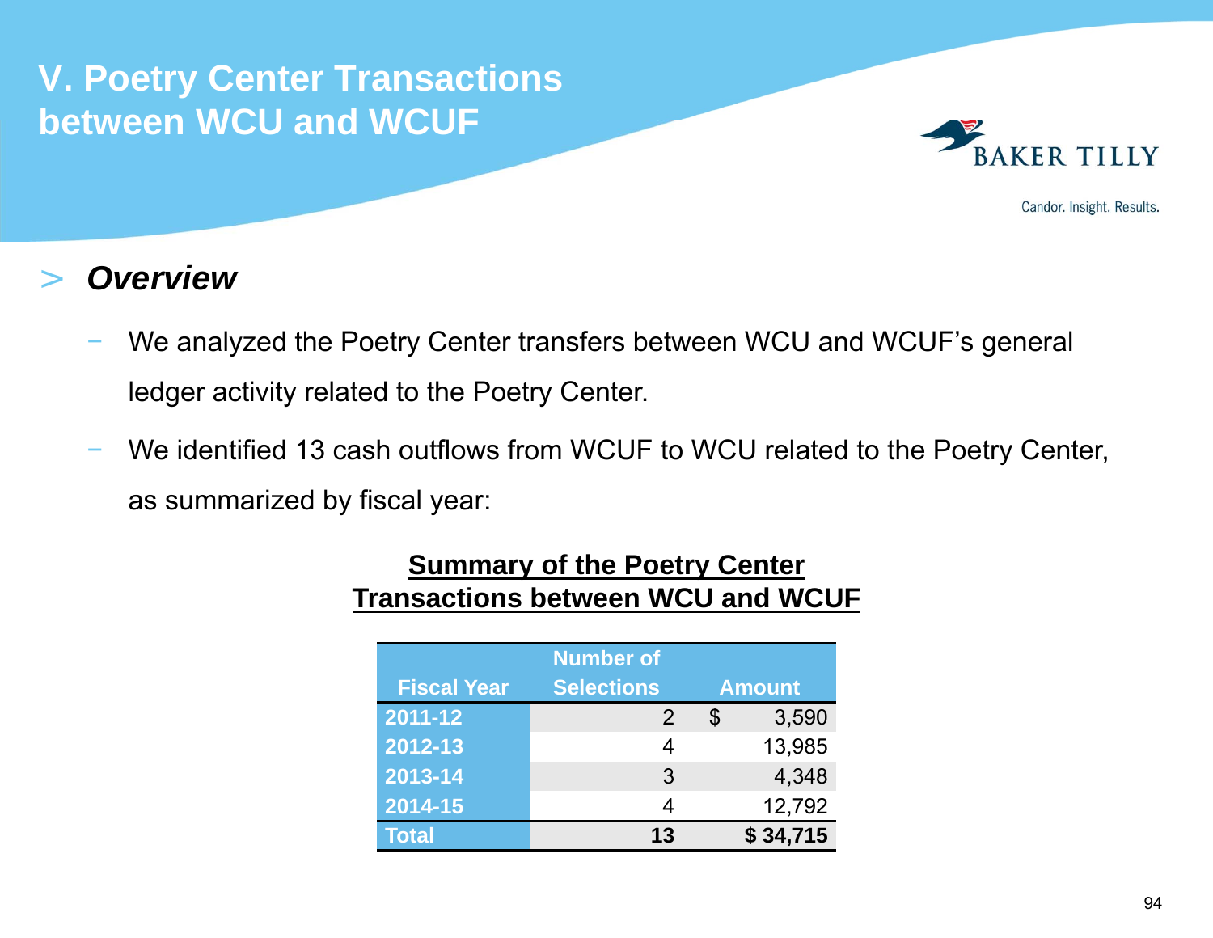# V. Poetry Center Transactions between WCU and WCUF

## > *Overview*

- We analyzed the Poetry Center transfers between WCU and WCUF's general ledger activity related to the Poetry Center.
- We identified 13 cash outflows from WCUF to WCU related to the Poetry Center, as summarized by fiscal year:

**Summary of the Poetry Center Transactions between WCU and WCUF**

| Fiscal Year | Number of Selections | Amount |
|---|---|---|
| 2011-12 | 2 | $ 3,590 |
| 2012-13 | 4 | 13,985 |
| 2013-14 | 3 | 4,348 |
| 2014-15 | 4 | 12,792 |
| **Total** | **13** | **$ 34,715** |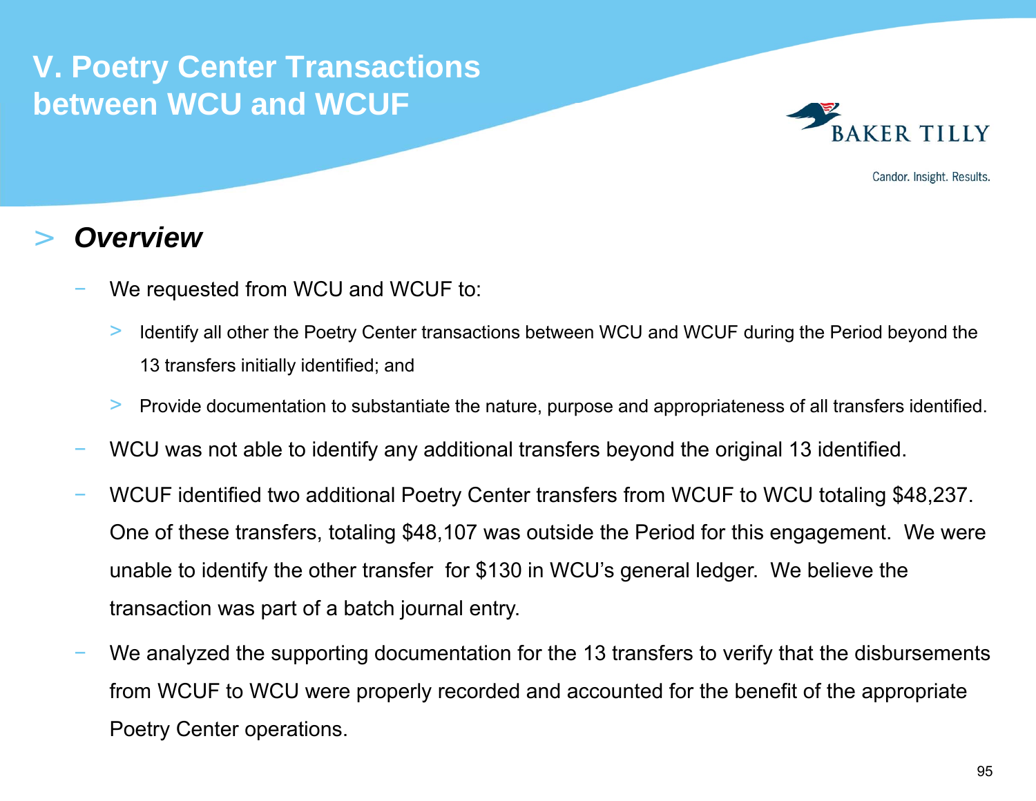# V. Poetry Center Transactions between WCU and WCUF

## > *Overview*

- We requested from WCU and WCUF to:
  - Identify all other the Poetry Center transactions between WCU and WCUF during the Period beyond the 13 transfers initially identified; and
  - Provide documentation to substantiate the nature, purpose and appropriateness of all transfers identified.
- WCU was not able to identify any additional transfers beyond the original 13 identified.
- WCUF identified two additional Poetry Center transfers from WCUF to WCU totaling $48,237. One of these transfers, totaling $48,107 was outside the Period for this engagement. We were unable to identify the other transfer for $130 in WCU's general ledger. We believe the transaction was part of a batch journal entry.
- We analyzed the supporting documentation for the 13 transfers to verify that the disbursements from WCUF to WCU were properly recorded and accounted for the benefit of the appropriate Poetry Center operations.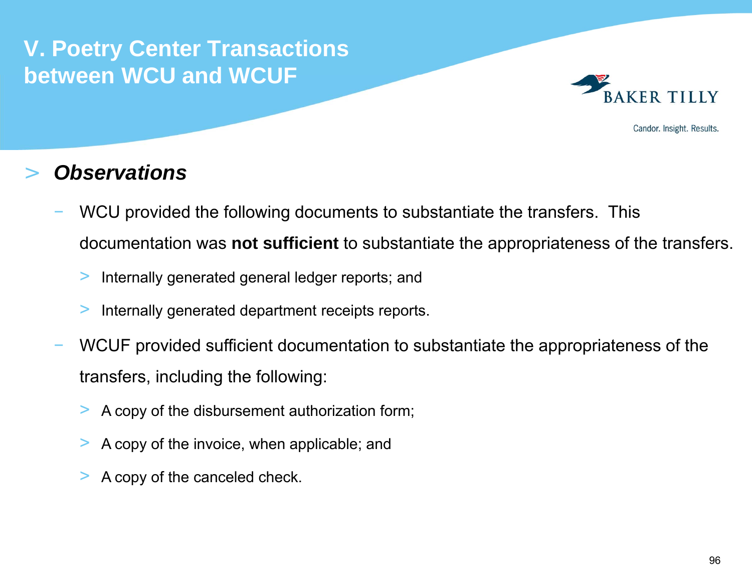# V. Poetry Center Transactions between WCU and WCUF

## *Observations*

- WCU provided the following documents to substantiate the transfers. This documentation was **not sufficient** to substantiate the appropriateness of the transfers.
  - Internally generated general ledger reports; and
  - Internally generated department receipts reports.
- WCUF provided sufficient documentation to substantiate the appropriateness of the transfers, including the following:
  - A copy of the disbursement authorization form;
  - A copy of the invoice, when applicable; and
  - A copy of the canceled check.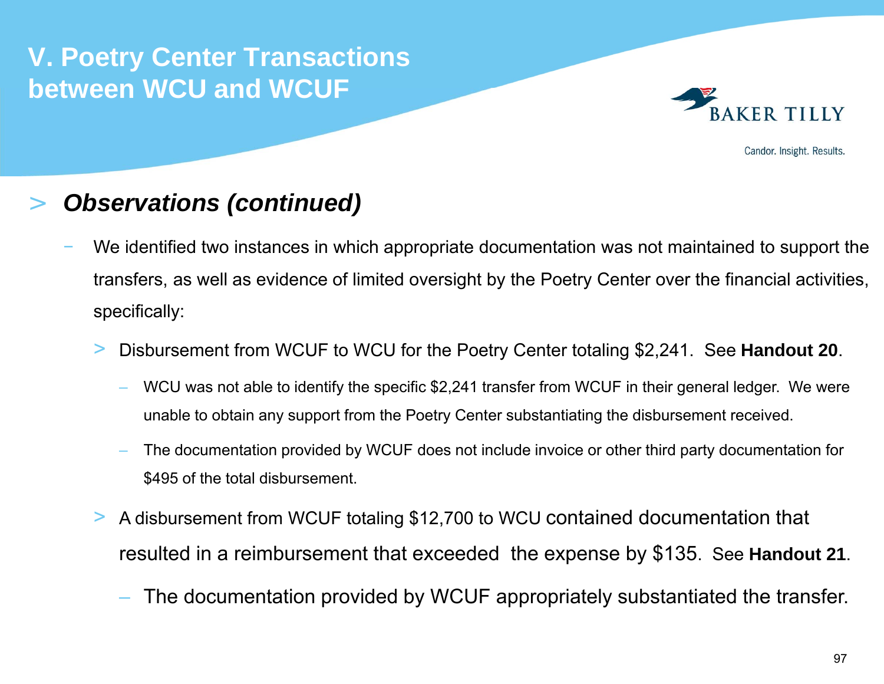# V. Poetry Center Transactions between WCU and WCUF

> ***Observations (continued)***

- We identified two instances in which appropriate documentation was not maintained to support the transfers, as well as evidence of limited oversight by the Poetry Center over the financial activities, specifically:
  - Disbursement from WCUF to WCU for the Poetry Center totaling $2,241. See **Handout 20**.
    - WCU was not able to identify the specific $2,241 transfer from WCUF in their general ledger. We were unable to obtain any support from the Poetry Center substantiating the disbursement received.
    - The documentation provided by WCUF does not include invoice or other third party documentation for $495 of the total disbursement.
  - A disbursement from WCUF totaling $12,700 to WCU contained documentation that resulted in a reimbursement that exceeded the expense by $135. See **Handout 21**.
    - The documentation provided by WCUF appropriately substantiated the transfer.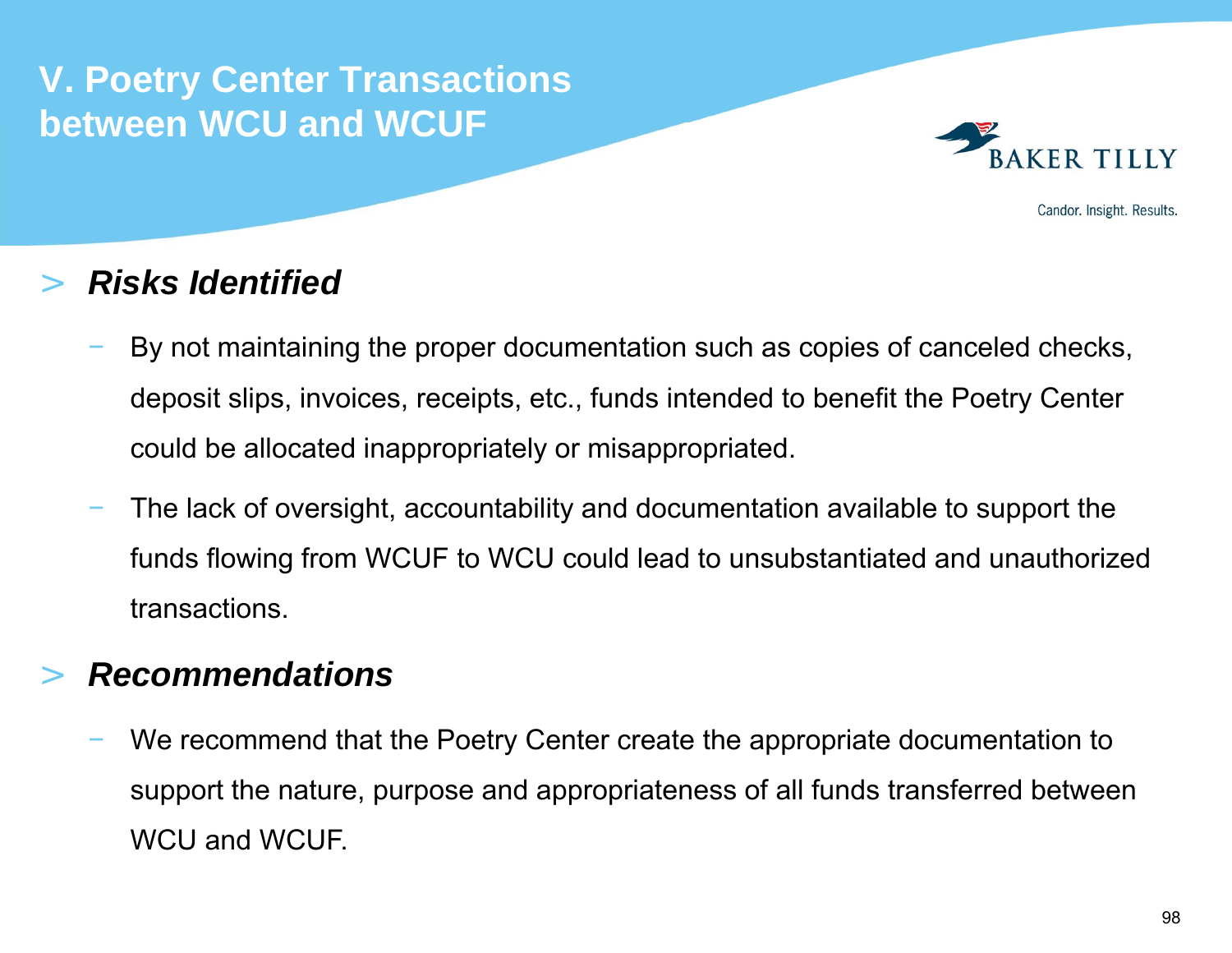# V. Poetry Center Transactions between WCU and WCUF

## *Risks Identified*

- By not maintaining the proper documentation such as copies of canceled checks, deposit slips, invoices, receipts, etc., funds intended to benefit the Poetry Center could be allocated inappropriately or misappropriated.
- The lack of oversight, accountability and documentation available to support the funds flowing from WCUF to WCU could lead to unsubstantiated and unauthorized transactions.

## *Recommendations*

- We recommend that the Poetry Center create the appropriate documentation to support the nature, purpose and appropriateness of all funds transferred between WCU and WCUF.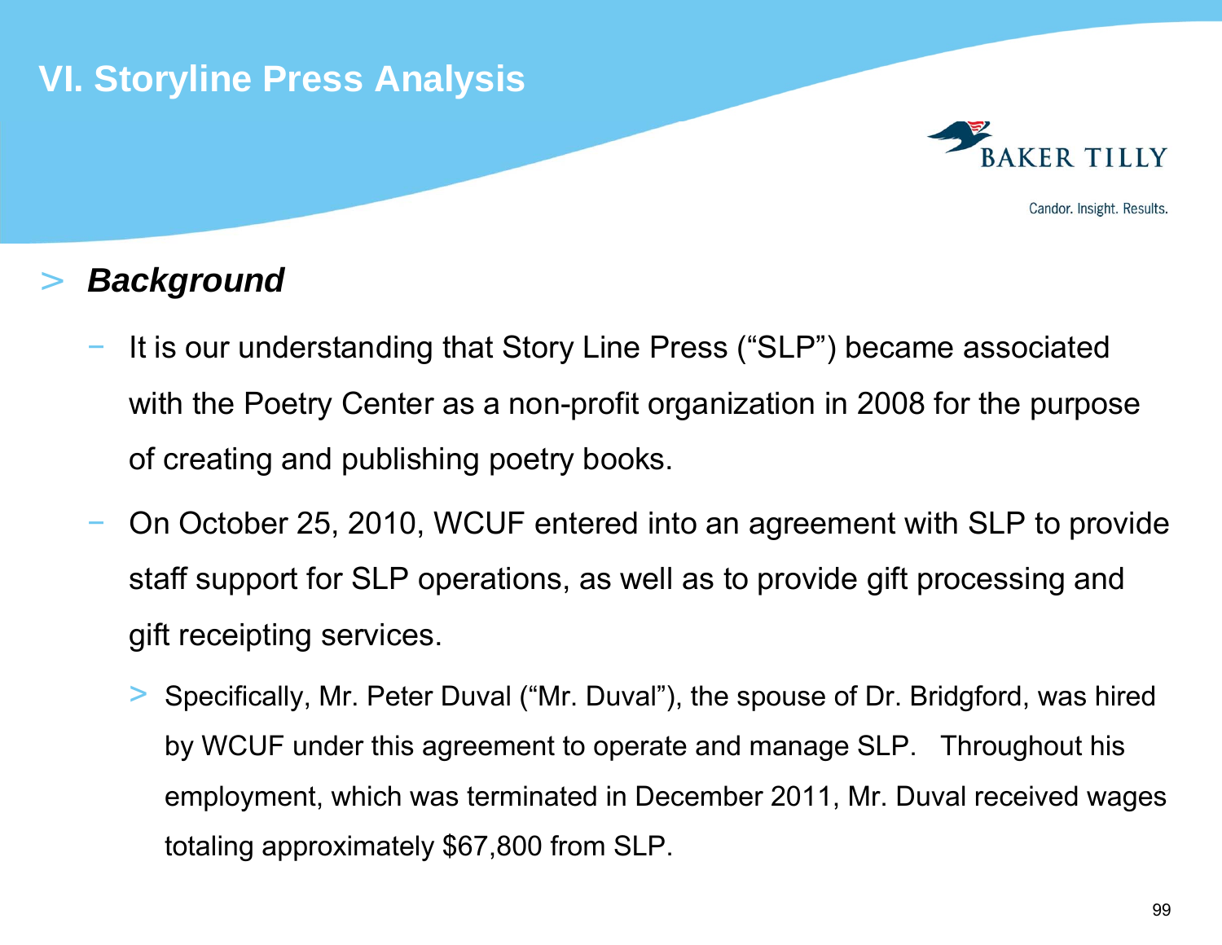# VI. Storyline Press Analysis

> ***Background***

- It is our understanding that Story Line Press ("SLP") became associated with the Poetry Center as a non-profit organization in 2008 for the purpose of creating and publishing poetry books.
- On October 25, 2010, WCUF entered into an agreement with SLP to provide staff support for SLP operations, as well as to provide gift processing and gift receipting services.
  - Specifically, Mr. Peter Duval ("Mr. Duval"), the spouse of Dr. Bridgford, was hired by WCUF under this agreement to operate and manage SLP. Throughout his employment, which was terminated in December 2011, Mr. Duval received wages totaling approximately $67,800 from SLP.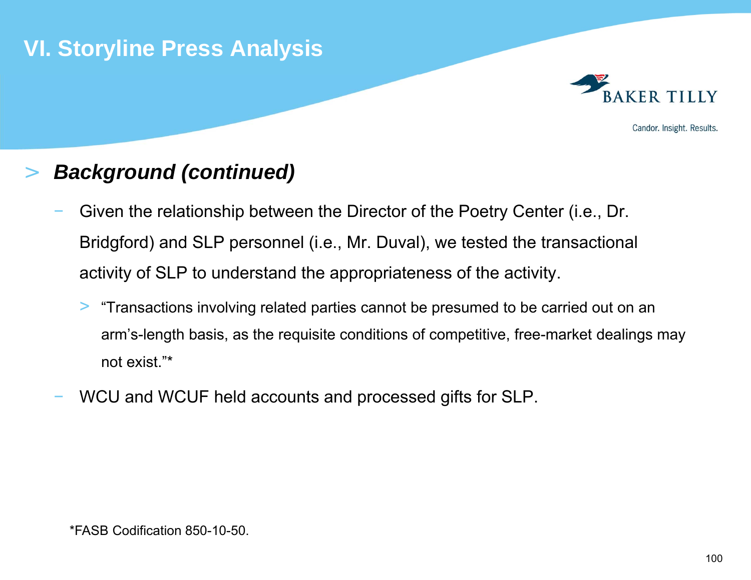# VI. Storyline Press Analysis

## > *Background (continued)*

- Given the relationship between the Director of the Poetry Center (i.e., Dr. Bridgford) and SLP personnel (i.e., Mr. Duval), we tested the transactional activity of SLP to understand the appropriateness of the activity.
  - > "Transactions involving related parties cannot be presumed to be carried out on an arm's-length basis, as the requisite conditions of competitive, free-market dealings may not exist."*
- WCU and WCUF held accounts and processed gifts for SLP.

*FASB Codification 850-10-50.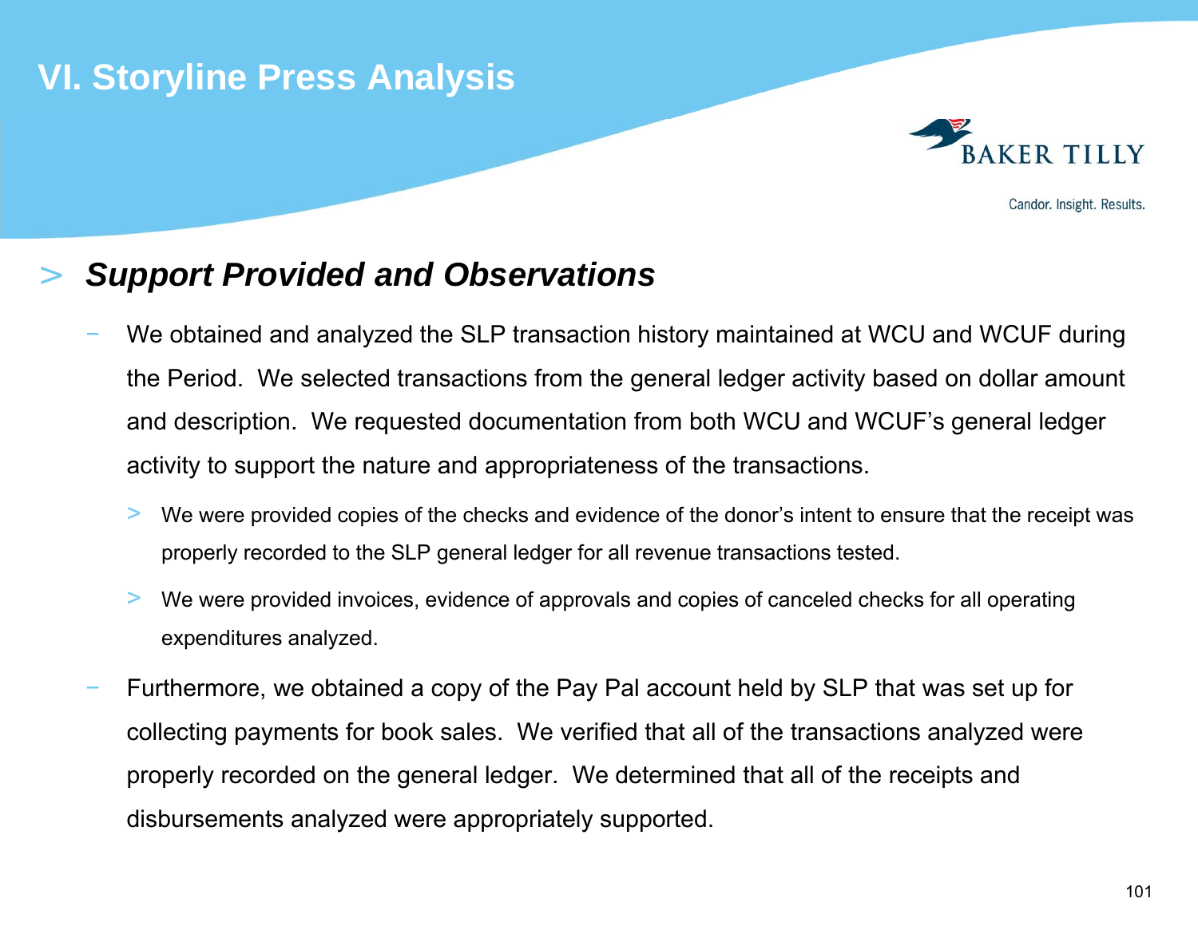# VI. Storyline Press Analysis

## Support Provided and Observations

- We obtained and analyzed the SLP transaction history maintained at WCU and WCUF during the Period. We selected transactions from the general ledger activity based on dollar amount and description. We requested documentation from both WCU and WCUF's general ledger activity to support the nature and appropriateness of the transactions.
  - We were provided copies of the checks and evidence of the donor's intent to ensure that the receipt was properly recorded to the SLP general ledger for all revenue transactions tested.
  - We were provided invoices, evidence of approvals and copies of canceled checks for all operating expenditures analyzed.
- Furthermore, we obtained a copy of the Pay Pal account held by SLP that was set up for collecting payments for book sales. We verified that all of the transactions analyzed were properly recorded on the general ledger. We determined that all of the receipts and disbursements analyzed were appropriately supported.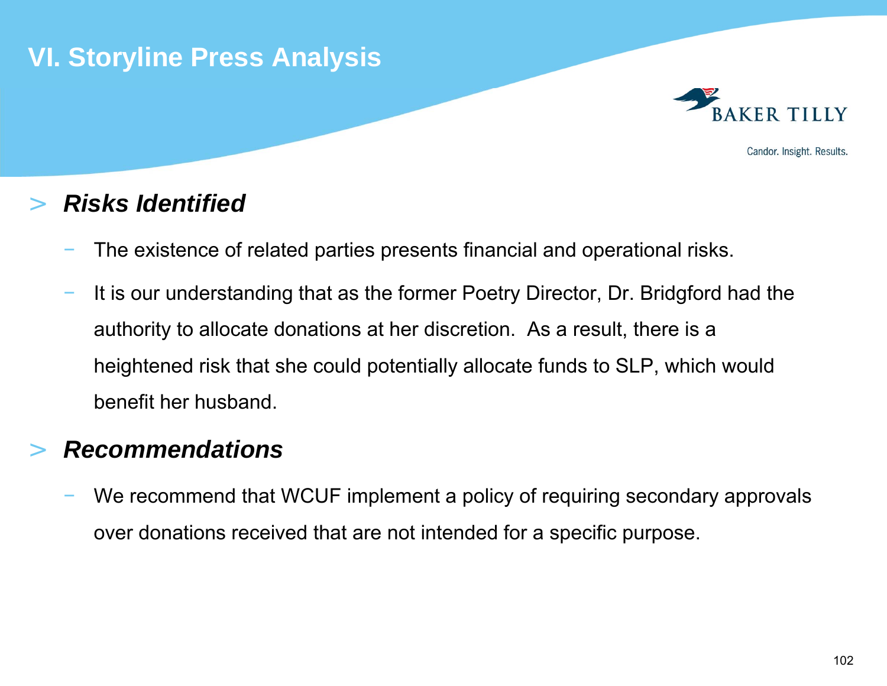# VI. Storyline Press Analysis

## Risks Identified

- The existence of related parties presents financial and operational risks.
- It is our understanding that as the former Poetry Director, Dr. Bridgford had the authority to allocate donations at her discretion. As a result, there is a heightened risk that she could potentially allocate funds to SLP, which would benefit her husband.

## Recommendations

- We recommend that WCUF implement a policy of requiring secondary approvals over donations received that are not intended for a specific purpose.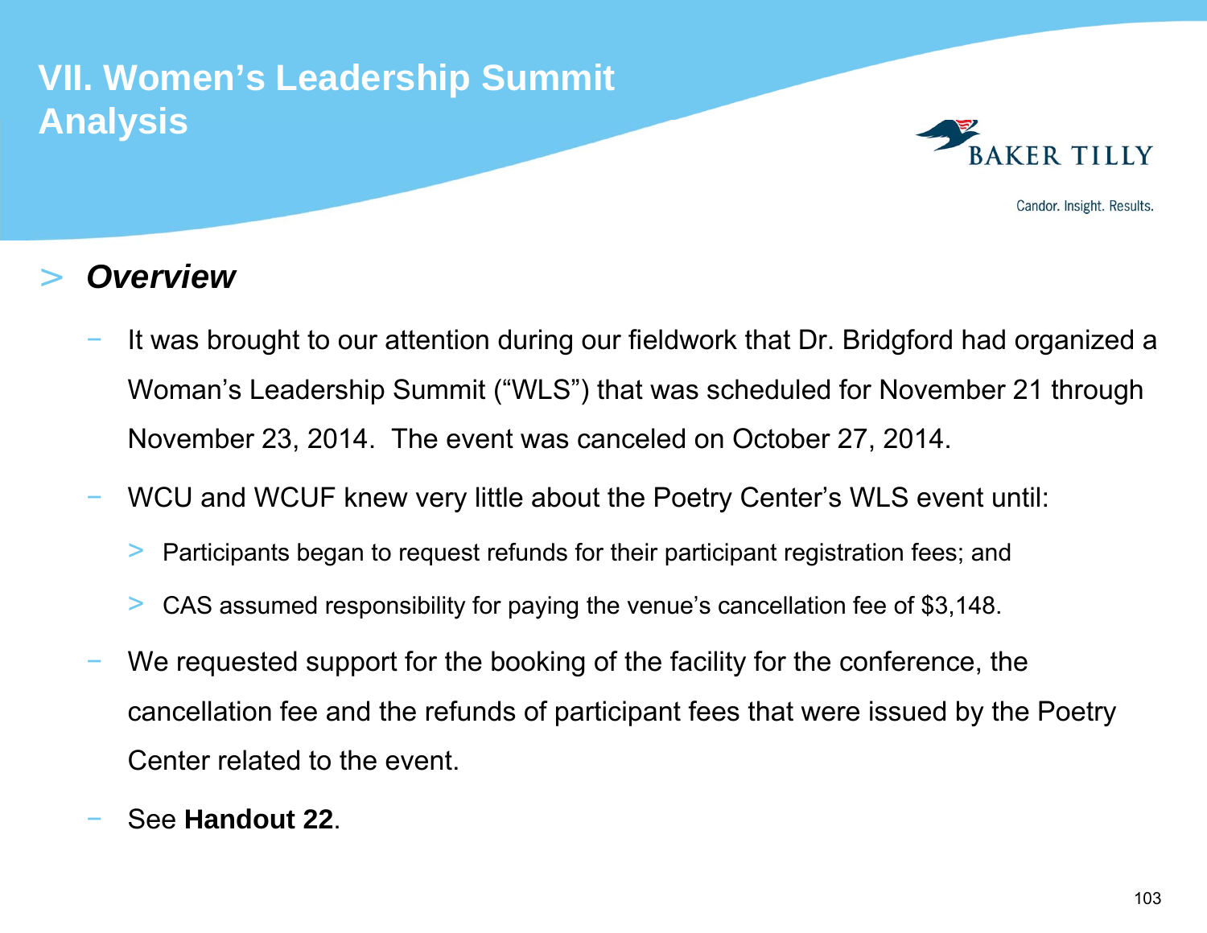# VII. Women's Leadership Summit Analysis

## *Overview*

- It was brought to our attention during our fieldwork that Dr. Bridgford had organized a Woman's Leadership Summit ("WLS") that was scheduled for November 21 through November 23, 2014. The event was canceled on October 27, 2014.
- WCU and WCUF knew very little about the Poetry Center's WLS event until:
  - Participants began to request refunds for their participant registration fees; and
  - CAS assumed responsibility for paying the venue's cancellation fee of $3,148.
- We requested support for the booking of the facility for the conference, the cancellation fee and the refunds of participant fees that were issued by the Poetry Center related to the event.
- See **Handout 22**.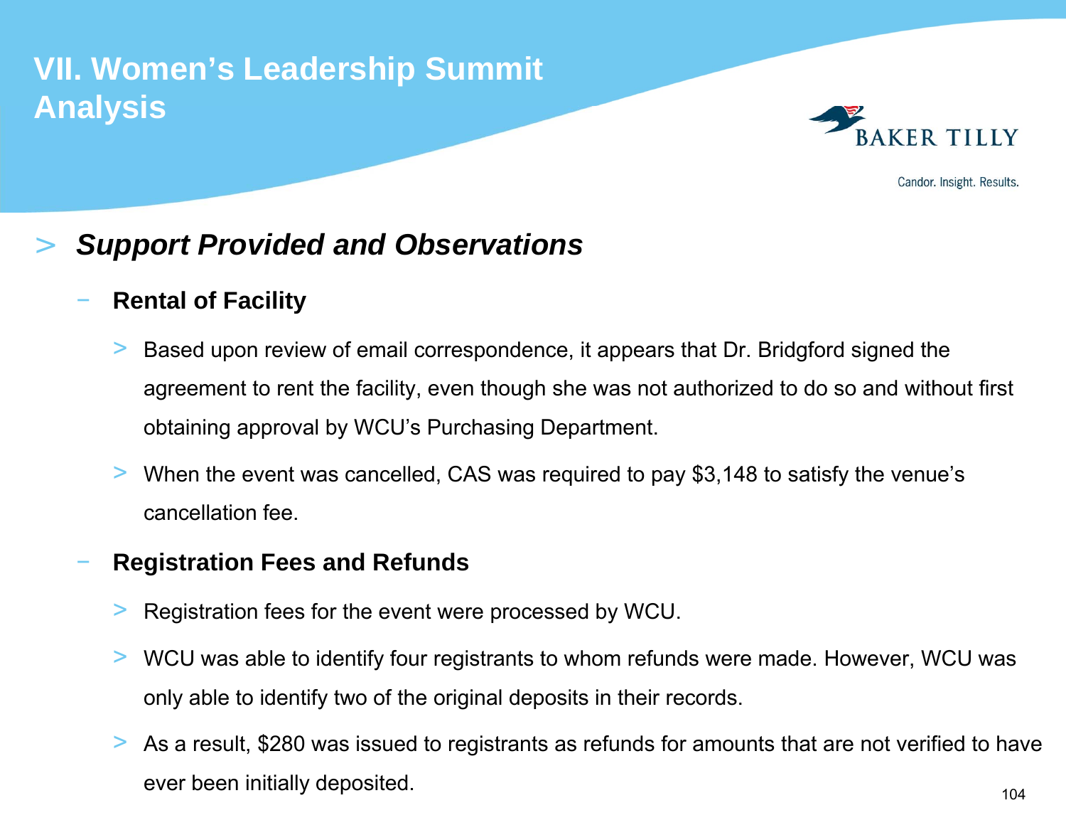# VII. Women's Leadership Summit Analysis

Candor. Insight. Results.

## *Support Provided and Observations*

- **Rental of Facility**
  - Based upon review of email correspondence, it appears that Dr. Bridgford signed the agreement to rent the facility, even though she was not authorized to do so and without first obtaining approval by WCU's Purchasing Department.
  - When the event was cancelled, CAS was required to pay $3,148 to satisfy the venue's cancellation fee.
- **Registration Fees and Refunds**
  - Registration fees for the event were processed by WCU.
  - WCU was able to identify four registrants to whom refunds were made. However, WCU was only able to identify two of the original deposits in their records.
  - As a result, $280 was issued to registrants as refunds for amounts that are not verified to have ever been initially deposited.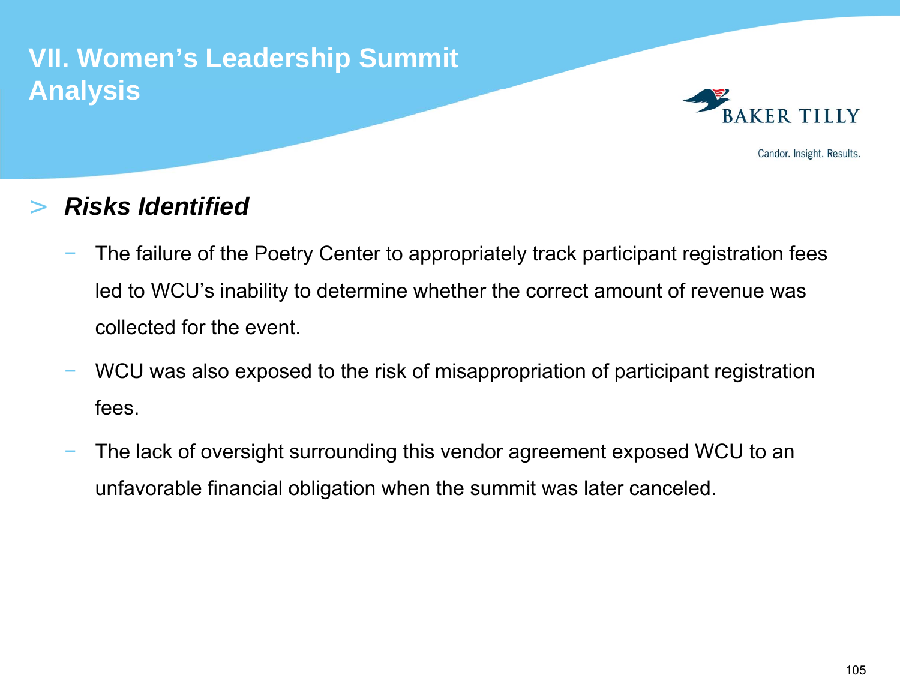# VII. Women's Leadership Summit Analysis

## *Risks Identified*

- The failure of the Poetry Center to appropriately track participant registration fees led to WCU's inability to determine whether the correct amount of revenue was collected for the event.
- WCU was also exposed to the risk of misappropriation of participant registration fees.
- The lack of oversight surrounding this vendor agreement exposed WCU to an unfavorable financial obligation when the summit was later canceled.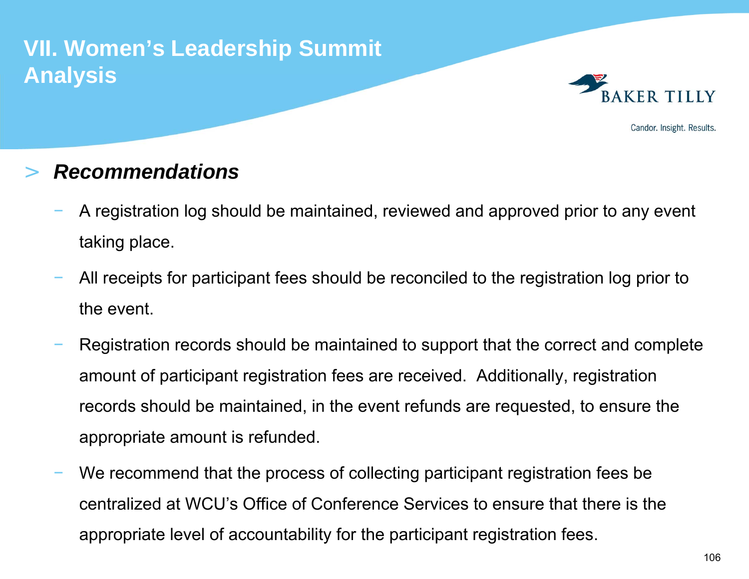# VII. Women's Leadership Summit Analysis

## *Recommendations*

- A registration log should be maintained, reviewed and approved prior to any event taking place.
- All receipts for participant fees should be reconciled to the registration log prior to the event.
- Registration records should be maintained to support that the correct and complete amount of participant registration fees are received. Additionally, registration records should be maintained, in the event refunds are requested, to ensure the appropriate amount is refunded.
- We recommend that the process of collecting participant registration fees be centralized at WCU's Office of Conference Services to ensure that there is the appropriate level of accountability for the participant registration fees.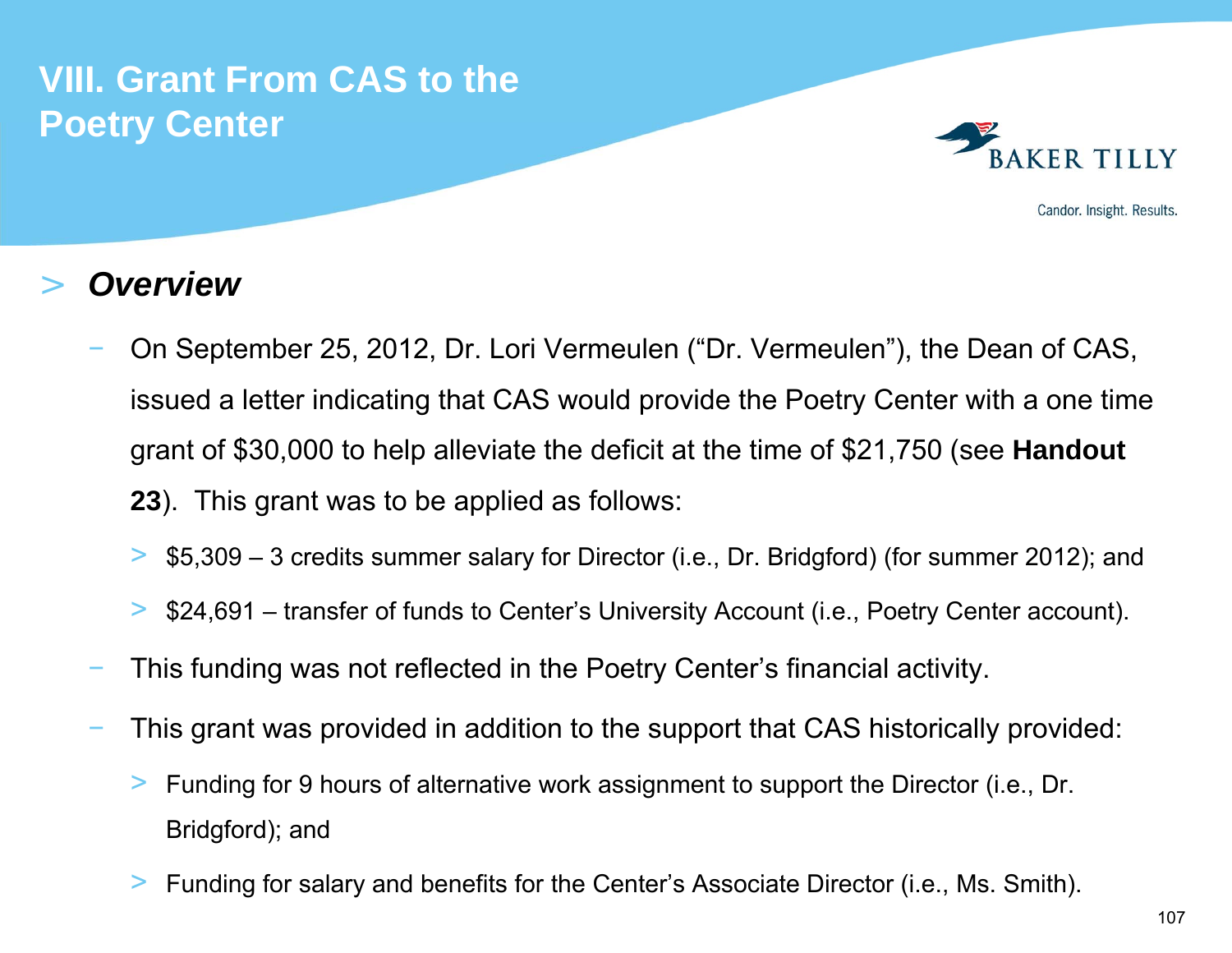# VIII. Grant From CAS to the Poetry Center

## *Overview*

- On September 25, 2012, Dr. Lori Vermeulen ("Dr. Vermeulen"), the Dean of CAS, issued a letter indicating that CAS would provide the Poetry Center with a one time grant of $30,000 to help alleviate the deficit at the time of $21,750 (see **Handout 23**). This grant was to be applied as follows:
  - $5,309 – 3 credits summer salary for Director (i.e., Dr. Bridgford) (for summer 2012); and
  - $24,691 – transfer of funds to Center's University Account (i.e., Poetry Center account).
- This funding was not reflected in the Poetry Center's financial activity.
- This grant was provided in addition to the support that CAS historically provided:
  - Funding for 9 hours of alternative work assignment to support the Director (i.e., Dr. Bridgford); and
  - Funding for salary and benefits for the Center's Associate Director (i.e., Ms. Smith).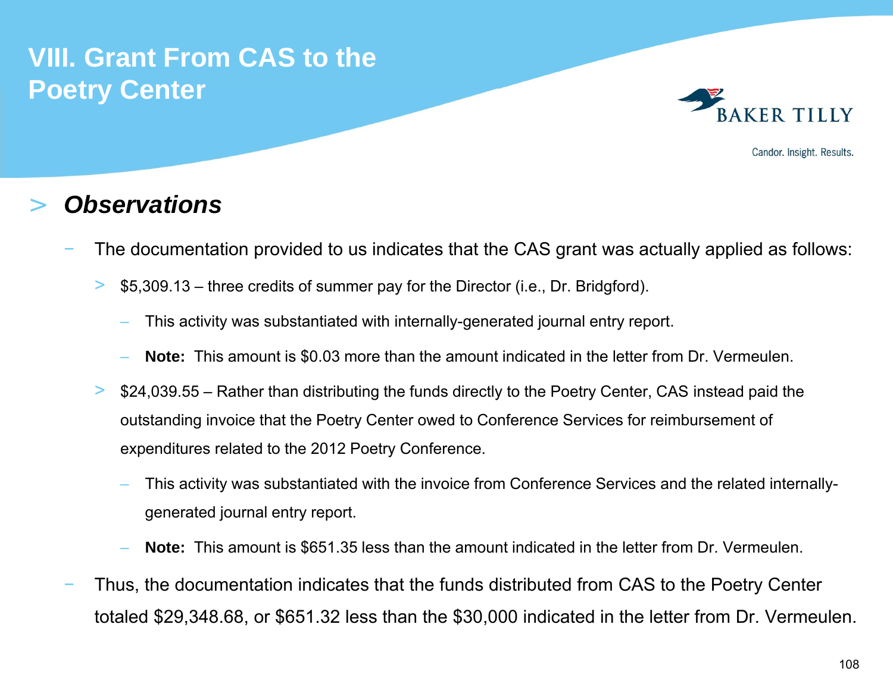# VIII. Grant From CAS to the Poetry Center

## > *Observations*

- The documentation provided to us indicates that the CAS grant was actually applied as follows:
  - $5,309.13 – three credits of summer pay for the Director (i.e., Dr. Bridgford).
    - This activity was substantiated with internally-generated journal entry report.
    - **Note:** This amount is $0.03 more than the amount indicated in the letter from Dr. Vermeulen.
  - $24,039.55 – Rather than distributing the funds directly to the Poetry Center, CAS instead paid the outstanding invoice that the Poetry Center owed to Conference Services for reimbursement of expenditures related to the 2012 Poetry Conference.
    - This activity was substantiated with the invoice from Conference Services and the related internally-generated journal entry report.
    - **Note:** This amount is $651.35 less than the amount indicated in the letter from Dr. Vermeulen.
- Thus, the documentation indicates that the funds distributed from CAS to the Poetry Center totaled $29,348.68, or $651.32 less than the $30,000 indicated in the letter from Dr. Vermeulen.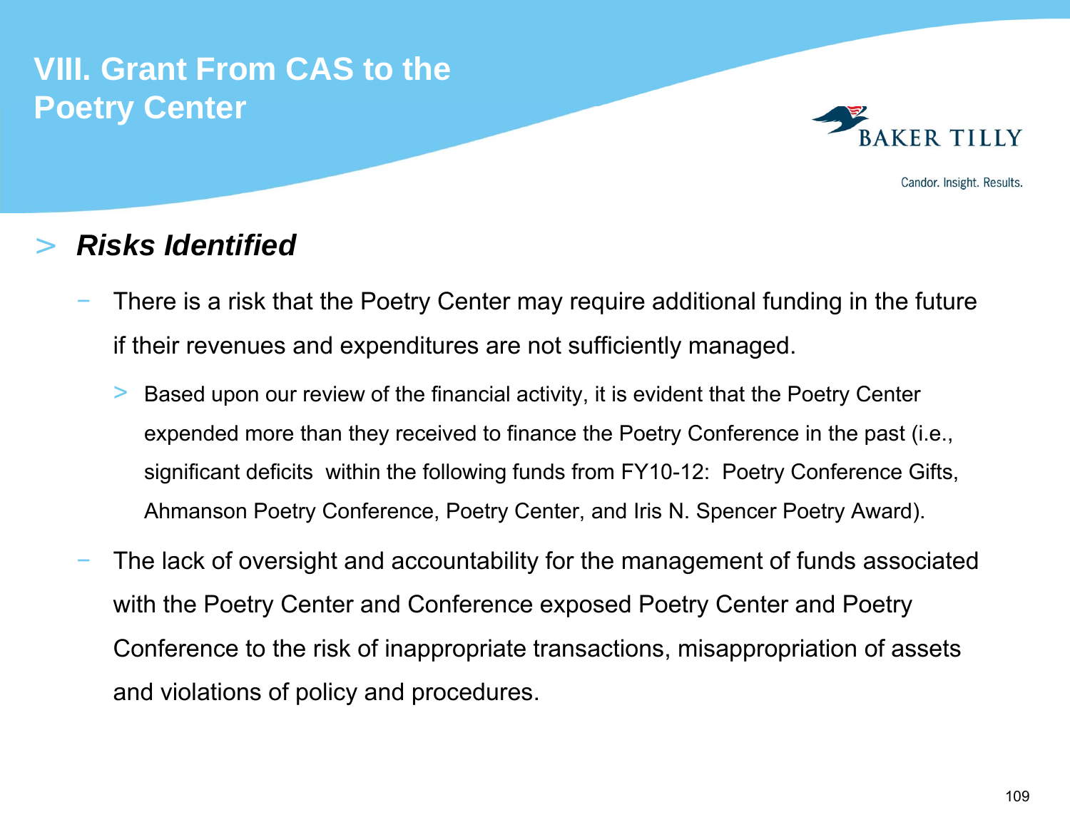# VIII. Grant From CAS to the Poetry Center

## Risks Identified

- There is a risk that the Poetry Center may require additional funding in the future if their revenues and expenditures are not sufficiently managed.
  - Based upon our review of the financial activity, it is evident that the Poetry Center expended more than they received to finance the Poetry Conference in the past (i.e., significant deficits within the following funds from FY10-12: Poetry Conference Gifts, Ahmanson Poetry Conference, Poetry Center, and Iris N. Spencer Poetry Award).
- The lack of oversight and accountability for the management of funds associated with the Poetry Center and Conference exposed Poetry Center and Poetry Conference to the risk of inappropriate transactions, misappropriation of assets and violations of policy and procedures.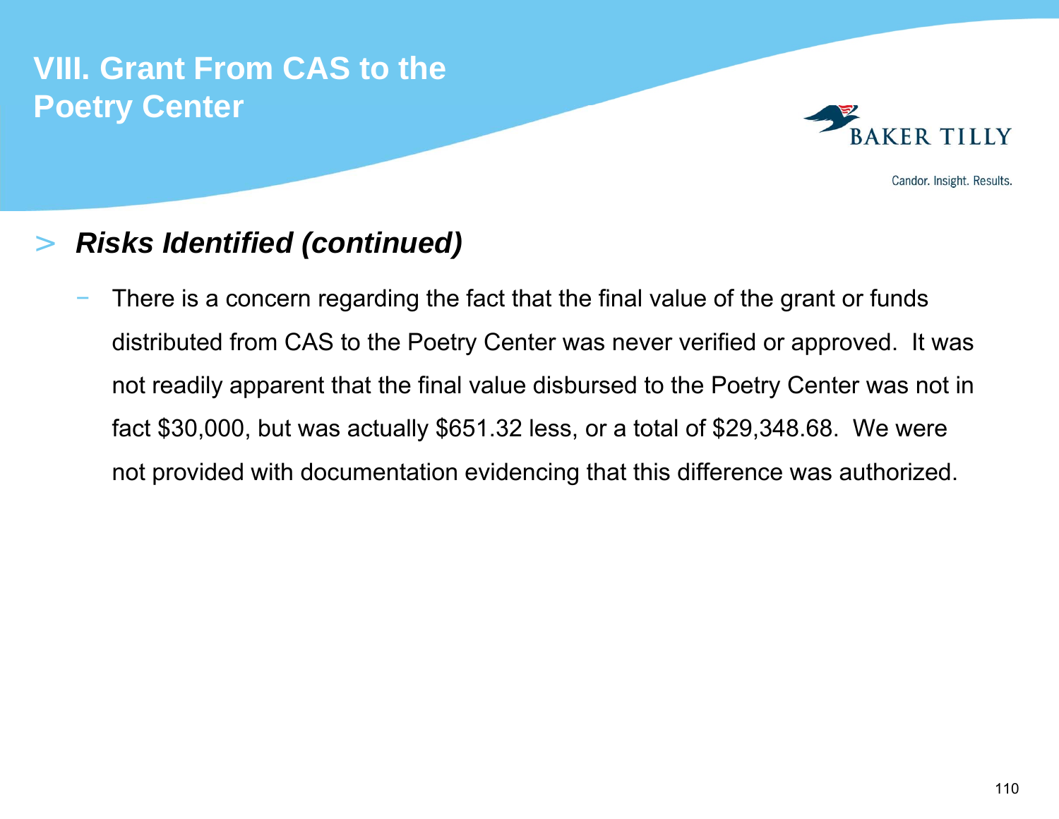# VIII. Grant From CAS to the Poetry Center

## *Risks Identified (continued)*

- There is a concern regarding the fact that the final value of the grant or funds distributed from CAS to the Poetry Center was never verified or approved. It was not readily apparent that the final value disbursed to the Poetry Center was not in fact $30,000, but was actually $651.32 less, or a total of $29,348.68. We were not provided with documentation evidencing that this difference was authorized.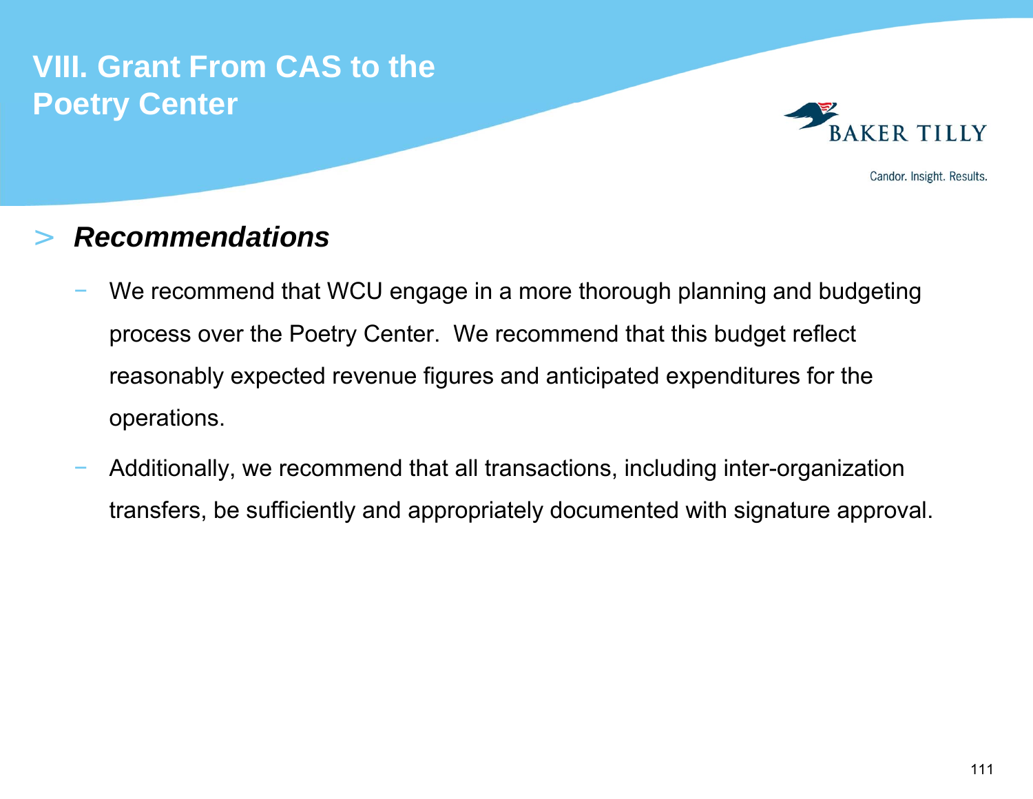# VIII. Grant From CAS to the Poetry Center

## > *Recommendations*

- We recommend that WCU engage in a more thorough planning and budgeting process over the Poetry Center. We recommend that this budget reflect reasonably expected revenue figures and anticipated expenditures for the operations.
- Additionally, we recommend that all transactions, including inter-organization transfers, be sufficiently and appropriately documented with signature approval.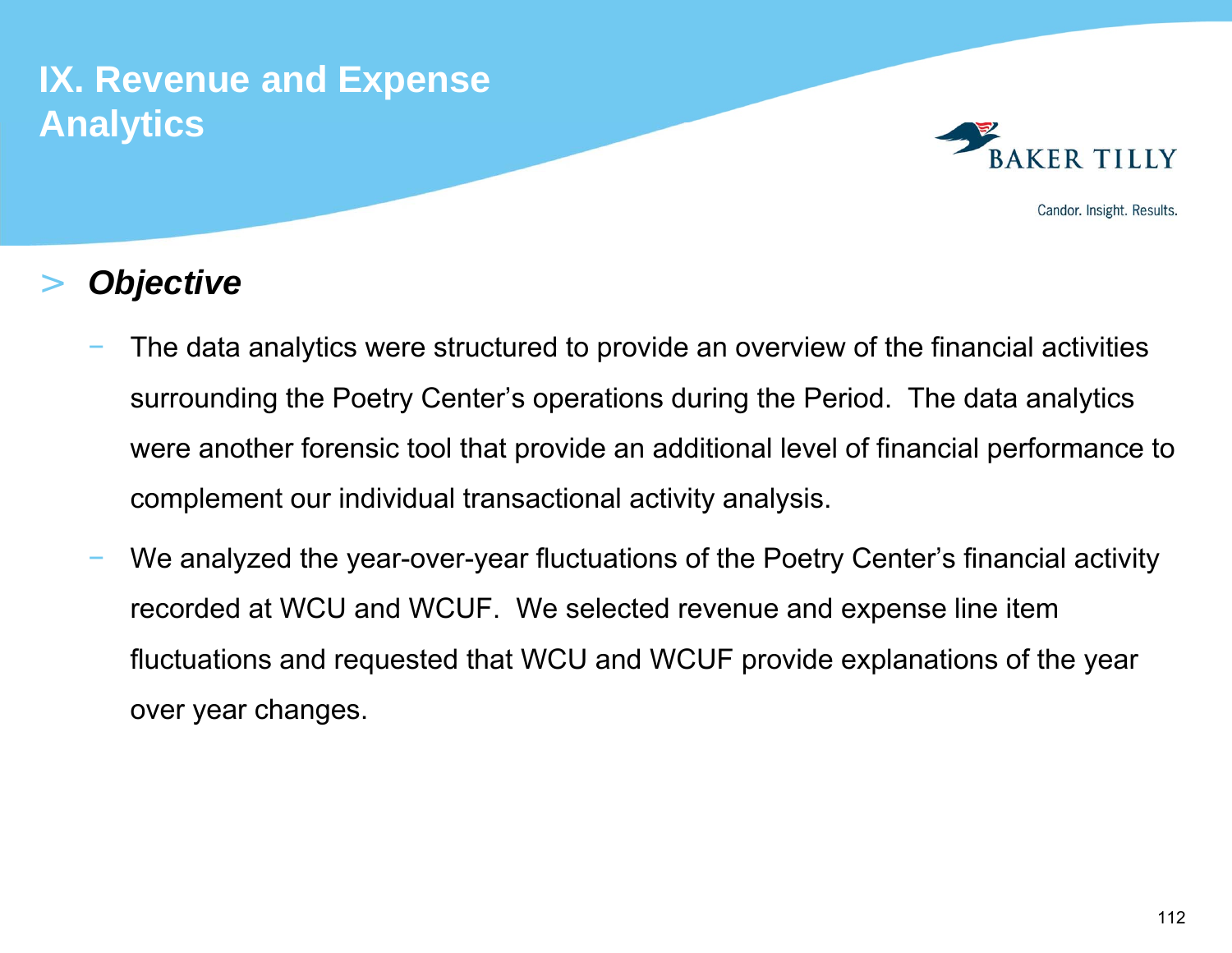# IX. Revenue and Expense Analytics

## *Objective*

- The data analytics were structured to provide an overview of the financial activities surrounding the Poetry Center's operations during the Period. The data analytics were another forensic tool that provide an additional level of financial performance to complement our individual transactional activity analysis.
- We analyzed the year-over-year fluctuations of the Poetry Center's financial activity recorded at WCU and WCUF. We selected revenue and expense line item fluctuations and requested that WCU and WCUF provide explanations of the year over year changes.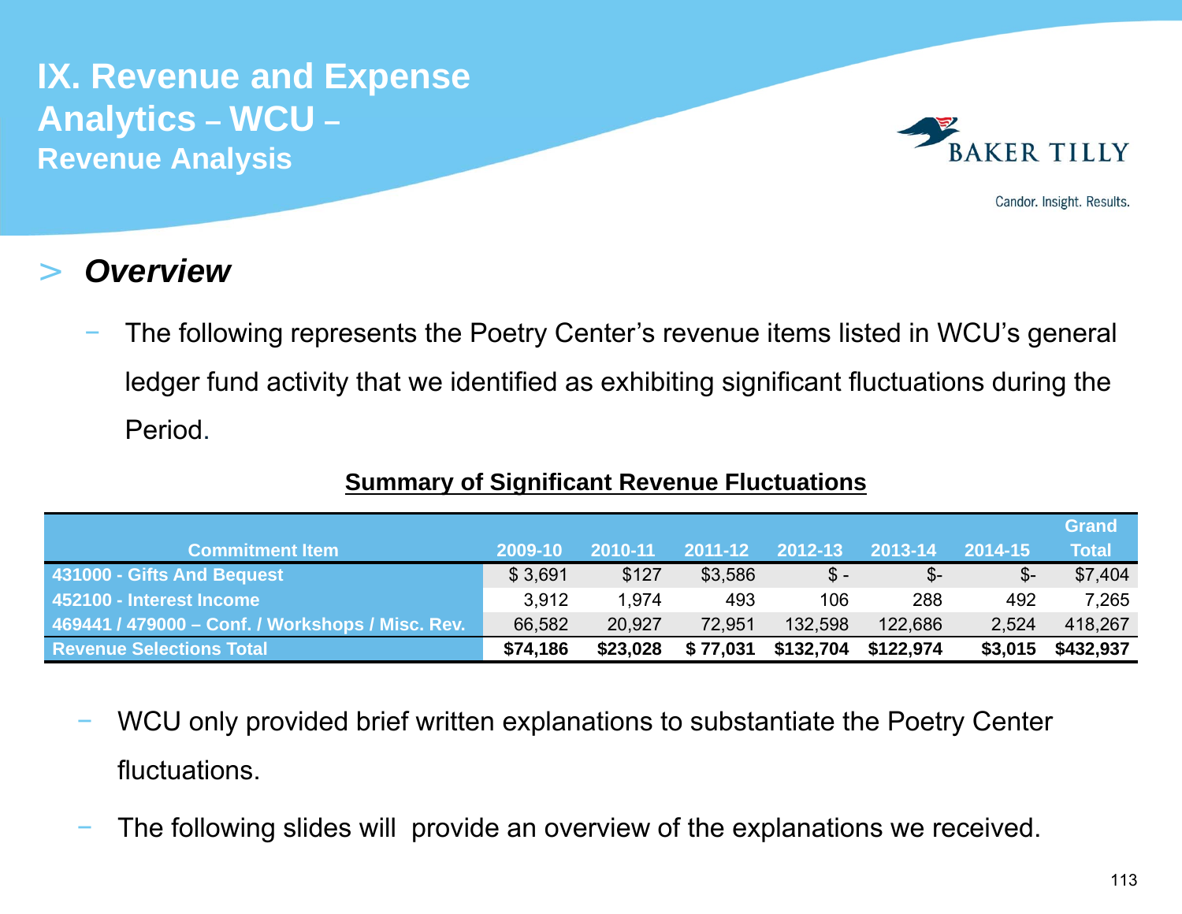# IX. Revenue and Expense Analytics – WCU –

## Revenue Analysis

## > *Overview*

- The following represents the Poetry Center's revenue items listed in WCU's general ledger fund activity that we identified as exhibiting significant fluctuations during the Period.

**Summary of Significant Revenue Fluctuations**

| Commitment Item | 2009-10 | 2010-11 | 2011-12 | 2012-13 | 2013-14 | 2014-15 | Grand Total |
|---|---|---|---|---|---|---|---|
| 431000 - Gifts And Bequest | $ 3,691 | $127 | $3,586 | $ - | $- | $- | $7,404 |
| 452100 - Interest Income | 3,912 | 1,974 | 493 | 106 | 288 | 492 | 7,265 |
| 469441 / 479000 – Conf. / Workshops / Misc. Rev. | 66,582 | 20,927 | 72,951 | 132,598 | 122,686 | 2,524 | 418,267 |
| **Revenue Selections Total** | **$74,186** | **$23,028** | **$ 77,031** | **$132,704** | **$122,974** | **$3,015** | **$432,937** |

- WCU only provided brief written explanations to substantiate the Poetry Center fluctuations.
- The following slides will provide an overview of the explanations we received.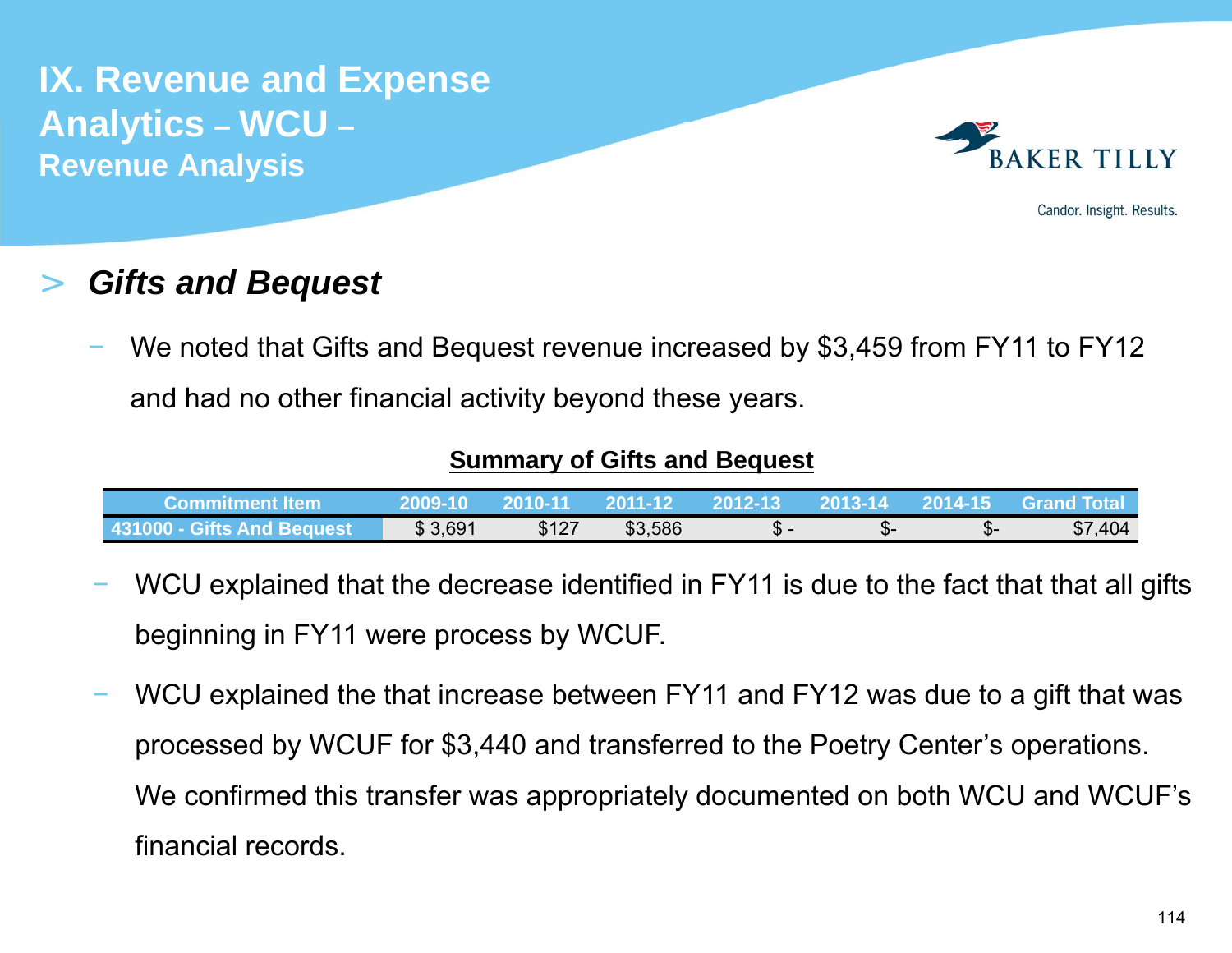# IX. Revenue and Expense Analytics – WCU –
## Revenue Analysis

### > *Gifts and Bequest*

- We noted that Gifts and Bequest revenue increased by $3,459 from FY11 to FY12 and had no other financial activity beyond these years.

**Summary of Gifts and Bequest**

| Commitment Item | 2009-10 | 2010-11 | 2011-12 | 2012-13 | 2013-14 | 2014-15 | Grand Total |
|---|---|---|---|---|---|---|---|
| 431000 - Gifts And Bequest | $ 3,691 | $127 | $3,586 | $ - | $- | $- | $7,404 |

- WCU explained that the decrease identified in FY11 is due to the fact that that all gifts beginning in FY11 were process by WCUF.
- WCU explained the that increase between FY11 and FY12 was due to a gift that was processed by WCUF for $3,440 and transferred to the Poetry Center's operations. We confirmed this transfer was appropriately documented on both WCU and WCUF's financial records.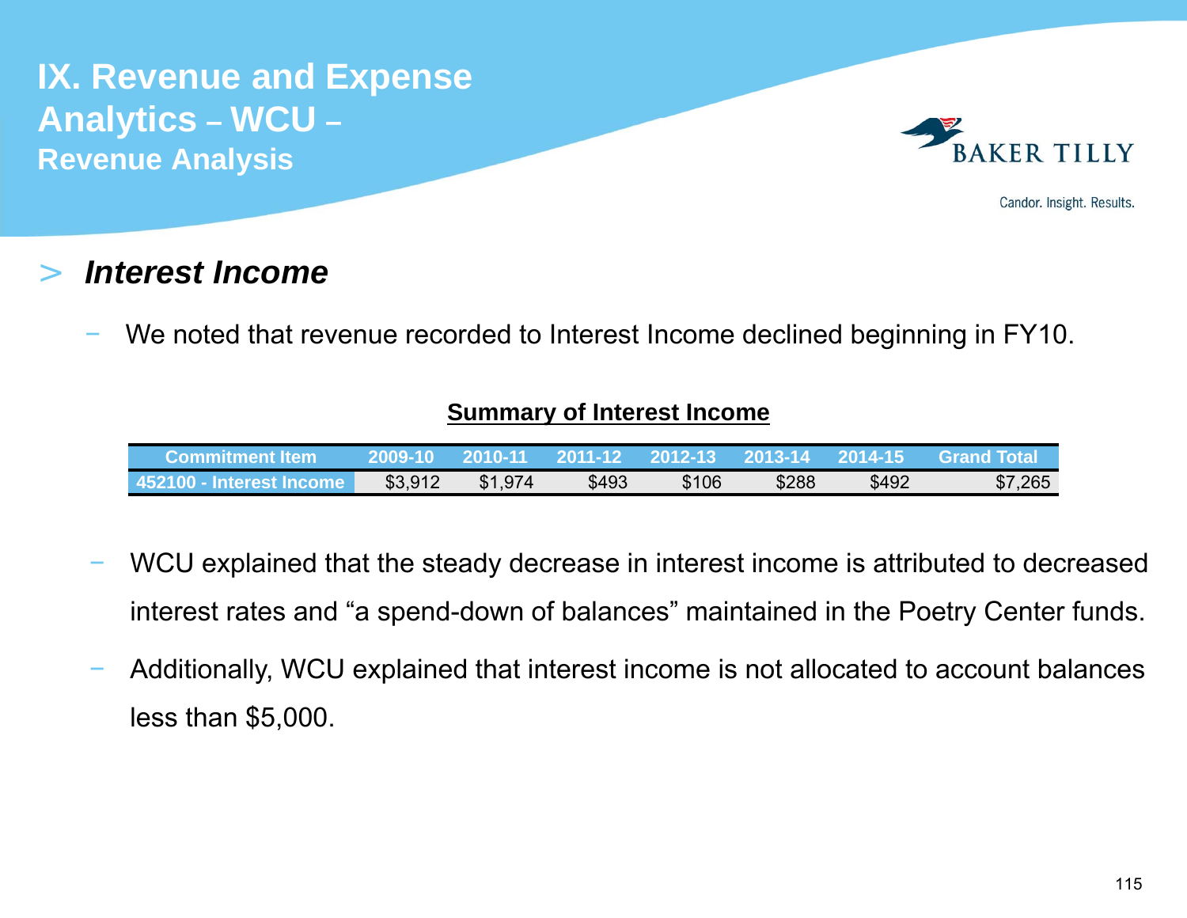# IX. Revenue and Expense Analytics – WCU –

## Revenue Analysis

> ***Interest Income***

- We noted that revenue recorded to Interest Income declined beginning in FY10.

**Summary of Interest Income**

| Commitment Item | 2009-10 | 2010-11 | 2011-12 | 2012-13 | 2013-14 | 2014-15 | Grand Total |
|---|---|---|---|---|---|---|---|
| 452100 - Interest Income | $3,912 | $1,974 | $493 | $106 | $288 | $492 | $7,265 |

- WCU explained that the steady decrease in interest income is attributed to decreased interest rates and "a spend-down of balances" maintained in the Poetry Center funds.
- Additionally, WCU explained that interest income is not allocated to account balances less than $5,000.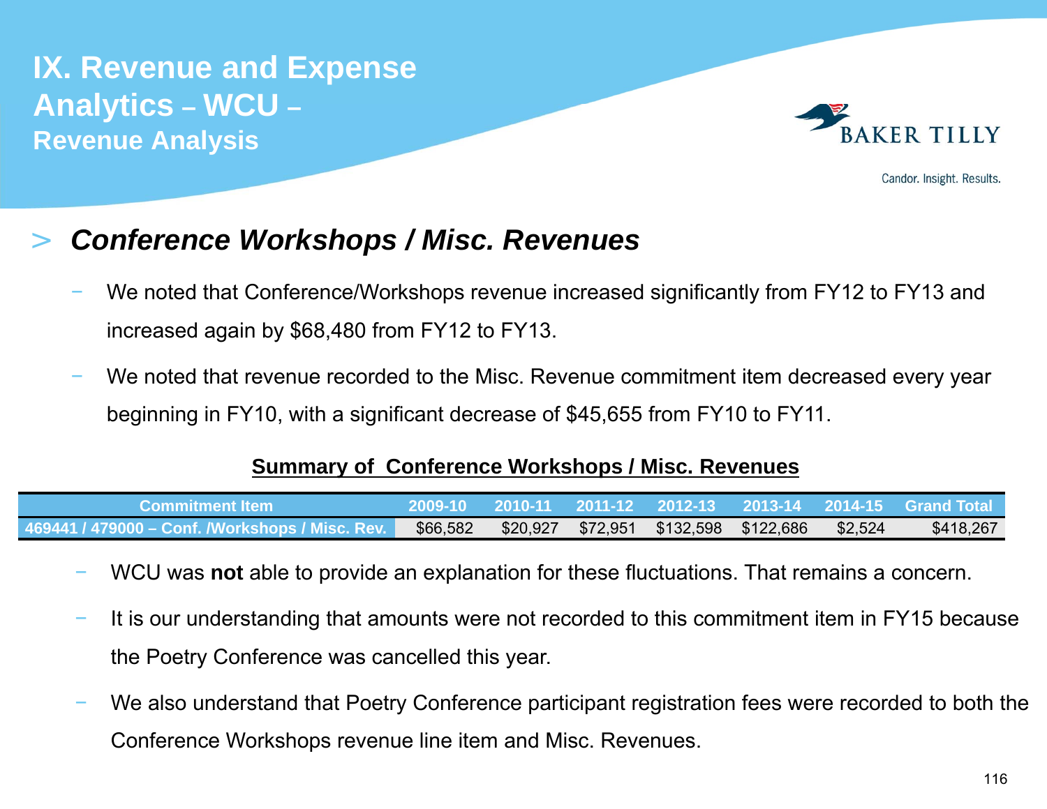# IX. Revenue and Expense Analytics – WCU – Revenue Analysis

## > *Conference Workshops / Misc. Revenues*

- We noted that Conference/Workshops revenue increased significantly from FY12 to FY13 and increased again by $68,480 from FY12 to FY13.
- We noted that revenue recorded to the Misc. Revenue commitment item decreased every year beginning in FY10, with a significant decrease of $45,655 from FY10 to FY11.

**Summary of Conference Workshops / Misc. Revenues**

| Commitment Item | 2009-10 | 2010-11 | 2011-12 | 2012-13 | 2013-14 | 2014-15 | Grand Total |
|---|---|---|---|---|---|---|---|
| 469441 / 479000 – Conf. /Workshops / Misc. Rev. | $66,582 | $20,927 | $72,951 | $132,598 | $122,686 | $2,524 | $418,267 |

- WCU was **not** able to provide an explanation for these fluctuations. That remains a concern.
- It is our understanding that amounts were not recorded to this commitment item in FY15 because the Poetry Conference was cancelled this year.
- We also understand that Poetry Conference participant registration fees were recorded to both the Conference Workshops revenue line item and Misc. Revenues.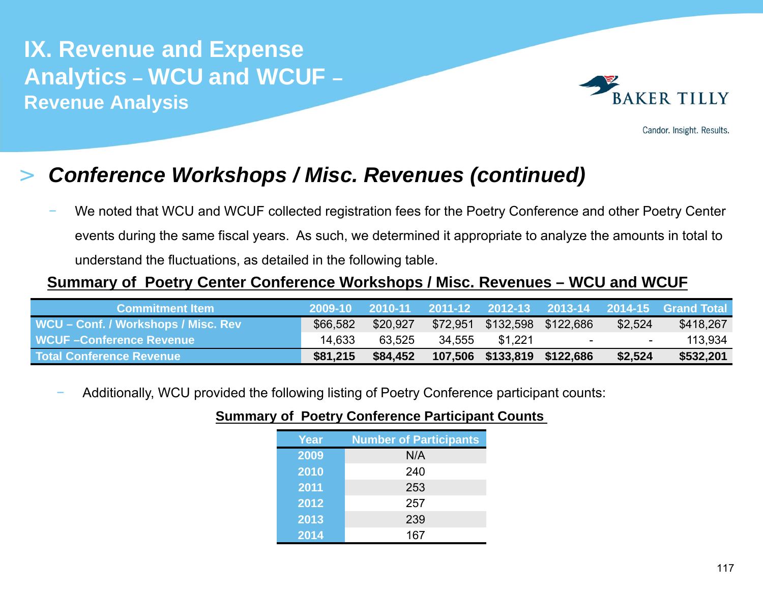# IX. Revenue and Expense Analytics – WCU and WCUF – Revenue Analysis

## > *Conference Workshops / Misc. Revenues (continued)*

- We noted that WCU and WCUF collected registration fees for the Poetry Conference and other Poetry Center events during the same fiscal years. As such, we determined it appropriate to analyze the amounts in total to understand the fluctuations, as detailed in the following table.

**Summary of Poetry Center Conference Workshops / Misc. Revenues – WCU and WCUF**

| Commitment Item | 2009-10 | 2010-11 | 2011-12 | 2012-13 | 2013-14 | 2014-15 | Grand Total |
|---|---|---|---|---|---|---|---|
| WCU – Conf. / Workshops / Misc. Rev | $66,582 | $20,927 | $72,951 | $132,598 | $122,686 | $2,524 | $418,267 |
| WCUF –Conference Revenue | 14,633 | 63,525 | 34,555 | $1,221 | - | - | 113,934 |
| **Total Conference Revenue** | **$81,215** | **$84,452** | **107,506** | **$133,819** | **$122,686** | **$2,524** | **$532,201** |

- Additionally, WCU provided the following listing of Poetry Conference participant counts:

**Summary of Poetry Conference Participant Counts**

| Year | Number of Participants |
|---|---|
| 2009 | N/A |
| 2010 | 240 |
| 2011 | 253 |
| 2012 | 257 |
| 2013 | 239 |
| 2014 | 167 |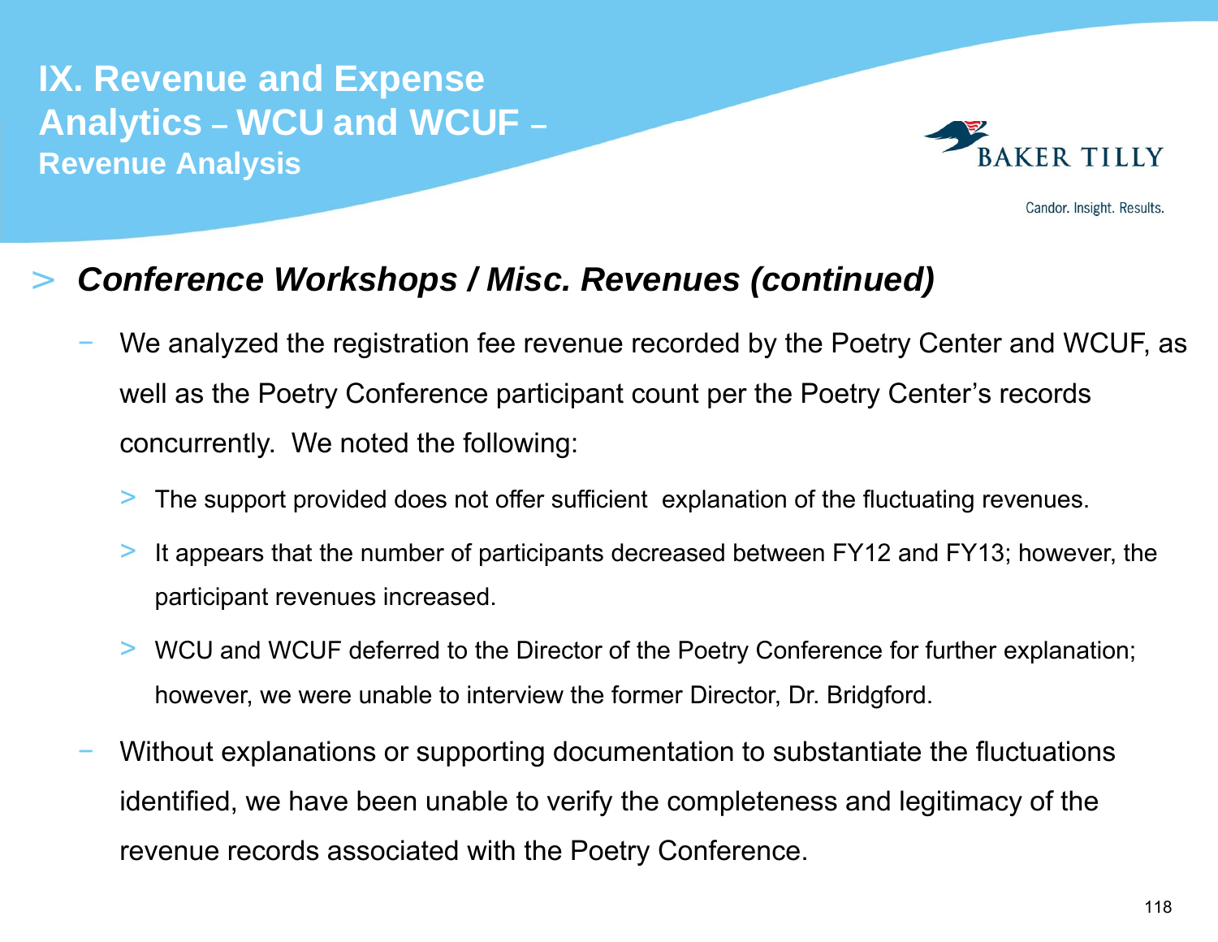# IX. Revenue and Expense Analytics – WCU and WCUF – Revenue Analysis

## *Conference Workshops / Misc. Revenues (continued)*

- We analyzed the registration fee revenue recorded by the Poetry Center and WCUF, as well as the Poetry Conference participant count per the Poetry Center's records concurrently. We noted the following:
  - The support provided does not offer sufficient explanation of the fluctuating revenues.
  - It appears that the number of participants decreased between FY12 and FY13; however, the participant revenues increased.
  - WCU and WCUF deferred to the Director of the Poetry Conference for further explanation; however, we were unable to interview the former Director, Dr. Bridgford.
- Without explanations or supporting documentation to substantiate the fluctuations identified, we have been unable to verify the completeness and legitimacy of the revenue records associated with the Poetry Conference.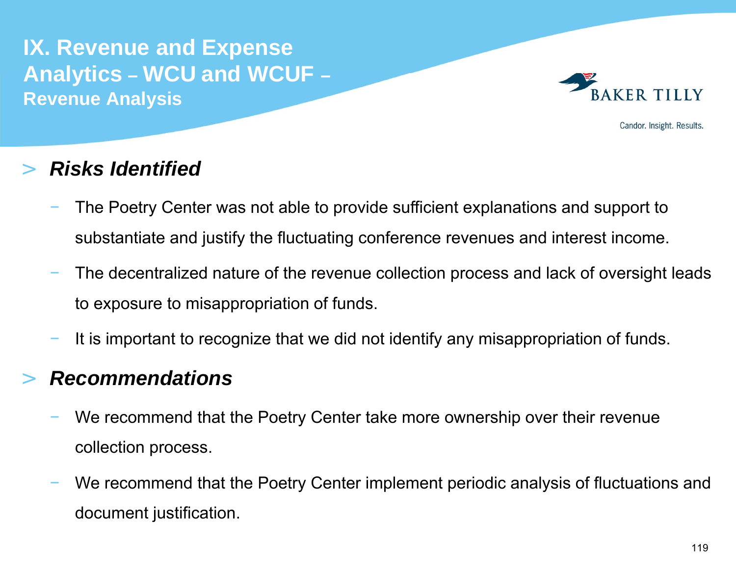# IX. Revenue and Expense Analytics – WCU and WCUF – Revenue Analysis

## *Risks Identified*

- The Poetry Center was not able to provide sufficient explanations and support to substantiate and justify the fluctuating conference revenues and interest income.
- The decentralized nature of the revenue collection process and lack of oversight leads to exposure to misappropriation of funds.
- It is important to recognize that we did not identify any misappropriation of funds.

## *Recommendations*

- We recommend that the Poetry Center take more ownership over their revenue collection process.
- We recommend that the Poetry Center implement periodic analysis of fluctuations and document justification.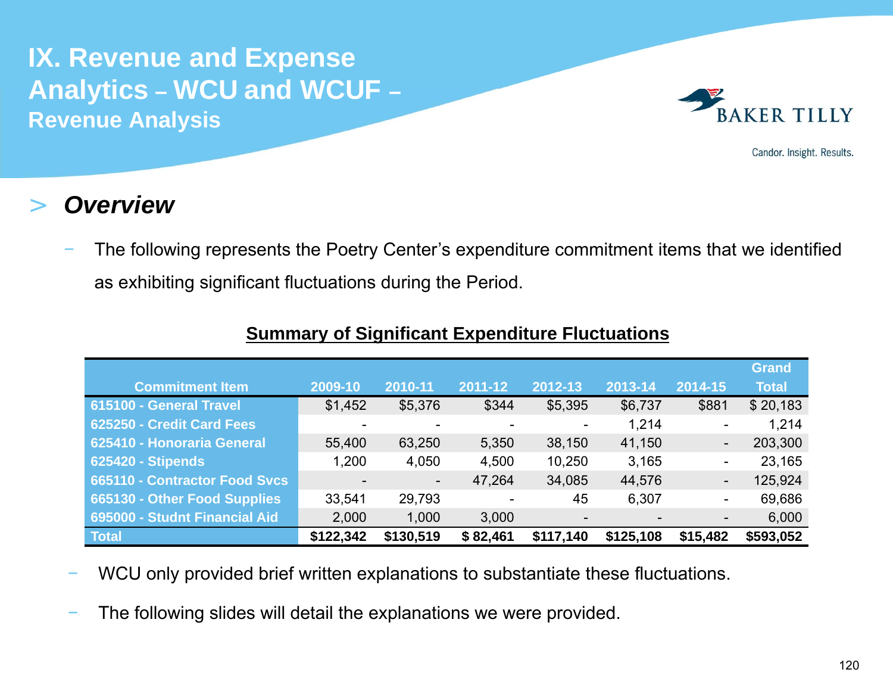# IX. Revenue and Expense Analytics – WCU and WCUF – Revenue Analysis

## > *Overview*

- The following represents the Poetry Center's expenditure commitment items that we identified as exhibiting significant fluctuations during the Period.

**Summary of Significant Expenditure Fluctuations**

| Commitment Item | 2009-10 | 2010-11 | 2011-12 | 2012-13 | 2013-14 | 2014-15 | Grand Total |
|---|---|---|---|---|---|---|---|
| 615100 - General Travel | $1,452 | $5,376 | $344 | $5,395 | $6,737 | $881 | $ 20,183 |
| 625250 - Credit Card Fees | - | - | - | - | 1,214 | - | 1,214 |
| 625410 - Honoraria General | 55,400 | 63,250 | 5,350 | 38,150 | 41,150 | - | 203,300 |
| 625420 - Stipends | 1,200 | 4,050 | 4,500 | 10,250 | 3,165 | - | 23,165 |
| 665110 - Contractor Food Svcs | - | - | 47,264 | 34,085 | 44,576 | - | 125,924 |
| 665130 - Other Food Supplies | 33,541 | 29,793 | - | 45 | 6,307 | - | 69,686 |
| 695000 - Studnt Financial Aid | 2,000 | 1,000 | 3,000 | - | - | - | 6,000 |
| **Total** | **$122,342** | **$130,519** | **$ 82,461** | **$117,140** | **$125,108** | **$15,482** | **$593,052** |

- WCU only provided brief written explanations to substantiate these fluctuations.
- The following slides will detail the explanations we were provided.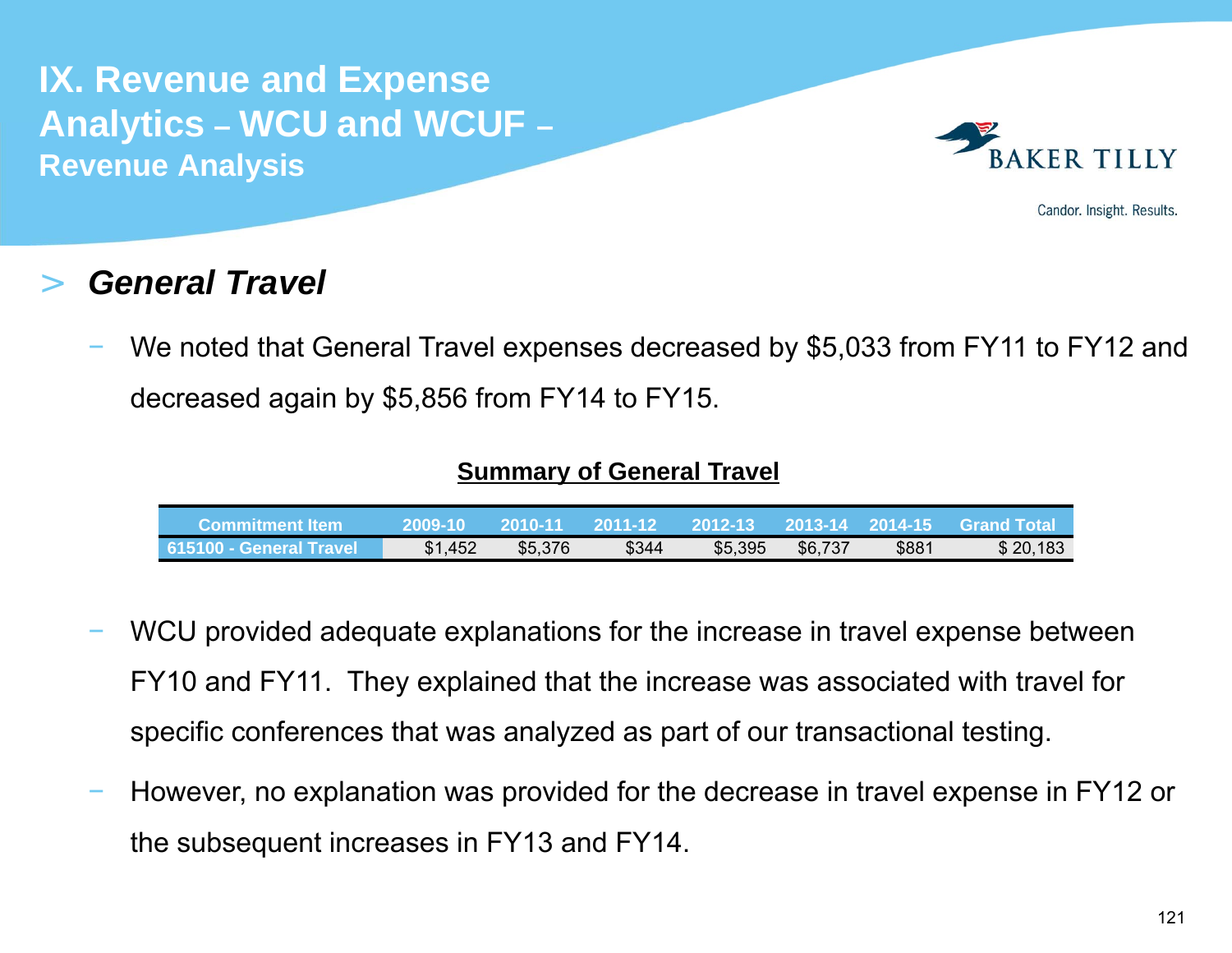# IX. Revenue and Expense Analytics – WCU and WCUF – Revenue Analysis

## > *General Travel*

- We noted that General Travel expenses decreased by $5,033 from FY11 to FY12 and decreased again by $5,856 from FY14 to FY15.

**Summary of General Travel**

| Commitment Item | 2009-10 | 2010-11 | 2011-12 | 2012-13 | 2013-14 | 2014-15 | Grand Total |
|---|---|---|---|---|---|---|---|
| 615100 - General Travel | $1,452 | $5,376 | $344 | $5,395 | $6,737 | $881 | $ 20,183 |

- WCU provided adequate explanations for the increase in travel expense between FY10 and FY11. They explained that the increase was associated with travel for specific conferences that was analyzed as part of our transactional testing.
- However, no explanation was provided for the decrease in travel expense in FY12 or the subsequent increases in FY13 and FY14.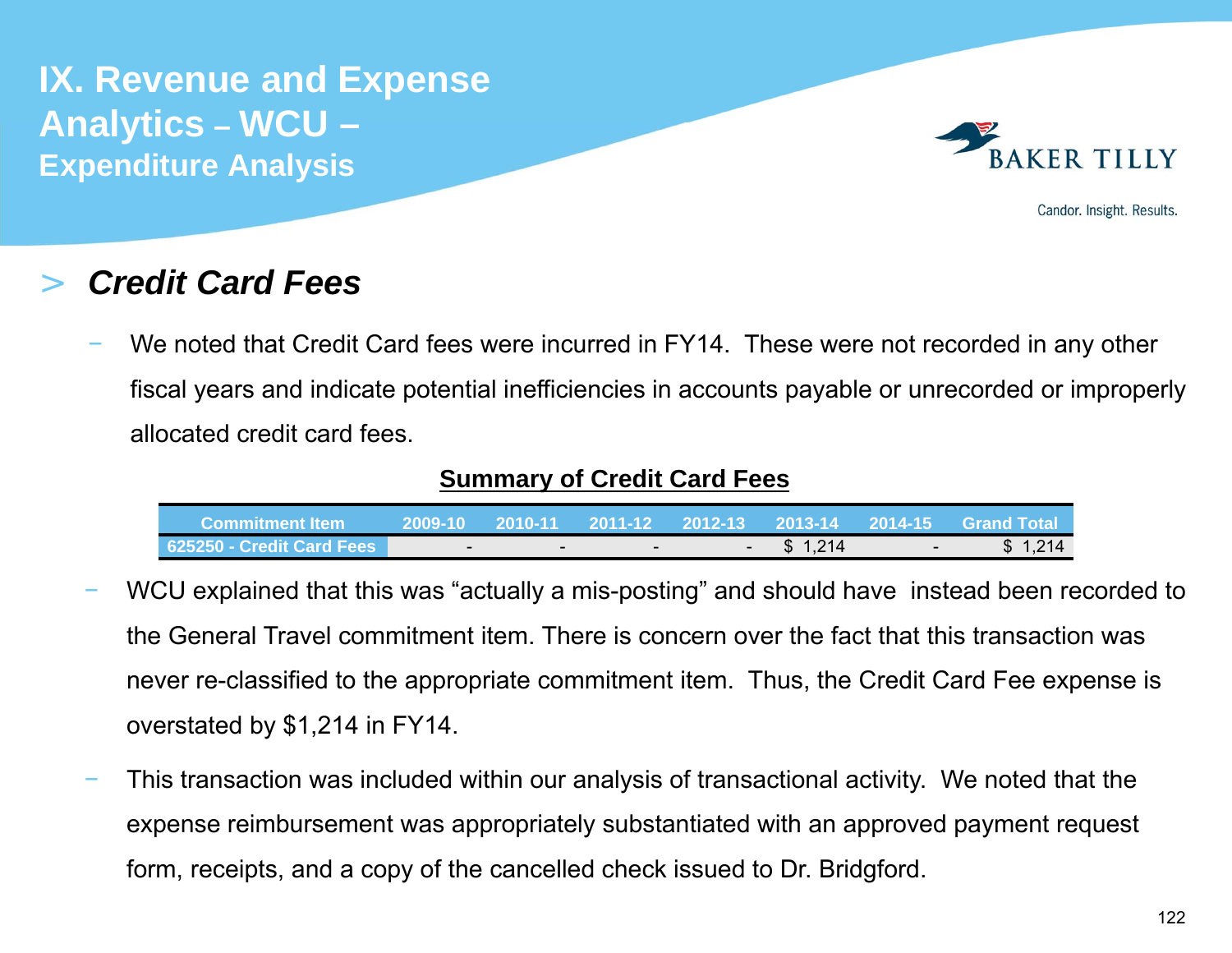# IX. Revenue and Expense Analytics – WCU – Expenditure Analysis

## > *Credit Card Fees*

- We noted that Credit Card fees were incurred in FY14. These were not recorded in any other fiscal years and indicate potential inefficiencies in accounts payable or unrecorded or improperly allocated credit card fees.

**Summary of Credit Card Fees**

| Commitment Item | 2009-10 | 2010-11 | 2011-12 | 2012-13 | 2013-14 | 2014-15 | Grand Total |
|---|---|---|---|---|---|---|---|
| 625250 - Credit Card Fees | - | - | - | - | $ 1,214 | - | $ 1,214 |

- WCU explained that this was "actually a mis-posting" and should have instead been recorded to the General Travel commitment item. There is concern over the fact that this transaction was never re-classified to the appropriate commitment item. Thus, the Credit Card Fee expense is overstated by $1,214 in FY14.
- This transaction was included within our analysis of transactional activity. We noted that the expense reimbursement was appropriately substantiated with an approved payment request form, receipts, and a copy of the cancelled check issued to Dr. Bridgford.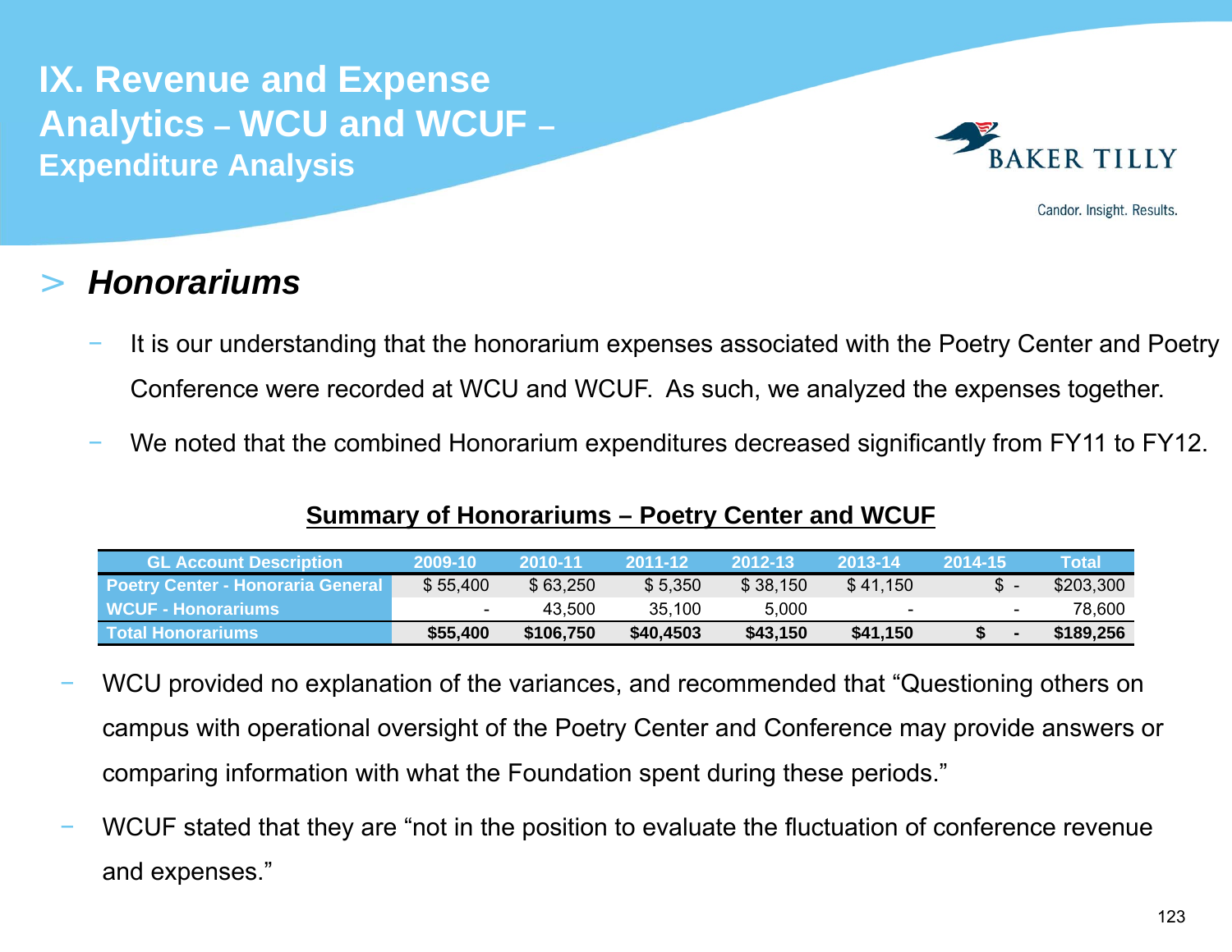# IX. Revenue and Expense Analytics – WCU and WCUF – Expenditure Analysis

BAKER TILLY

Candor. Insight. Results.

## > *Honorariums*

- It is our understanding that the honorarium expenses associated with the Poetry Center and Poetry Conference were recorded at WCU and WCUF. As such, we analyzed the expenses together.
- We noted that the combined Honorarium expenditures decreased significantly from FY11 to FY12.

**Summary of Honorariums – Poetry Center and WCUF**

| GL Account Description | 2009-10 | 2010-11 | 2011-12 | 2012-13 | 2013-14 | 2014-15 | Total |
|---|---|---|---|---|---|---|---|
| Poetry Center - Honoraria General | $ 55,400 | $ 63,250 | $ 5,350 | $ 38,150 | $ 41,150 | $ - | $203,300 |
| WCUF - Honorariums | - | 43,500 | 35,100 | 5,000 | - | - | 78,600 |
| **Total Honorariums** | **$55,400** | **$106,750** | **$40,4503** | **$43,150** | **$41,150** | **$ -** | **$189,256** |

- WCU provided no explanation of the variances, and recommended that "Questioning others on campus with operational oversight of the Poetry Center and Conference may provide answers or comparing information with what the Foundation spent during these periods."
- WCUF stated that they are "not in the position to evaluate the fluctuation of conference revenue and expenses."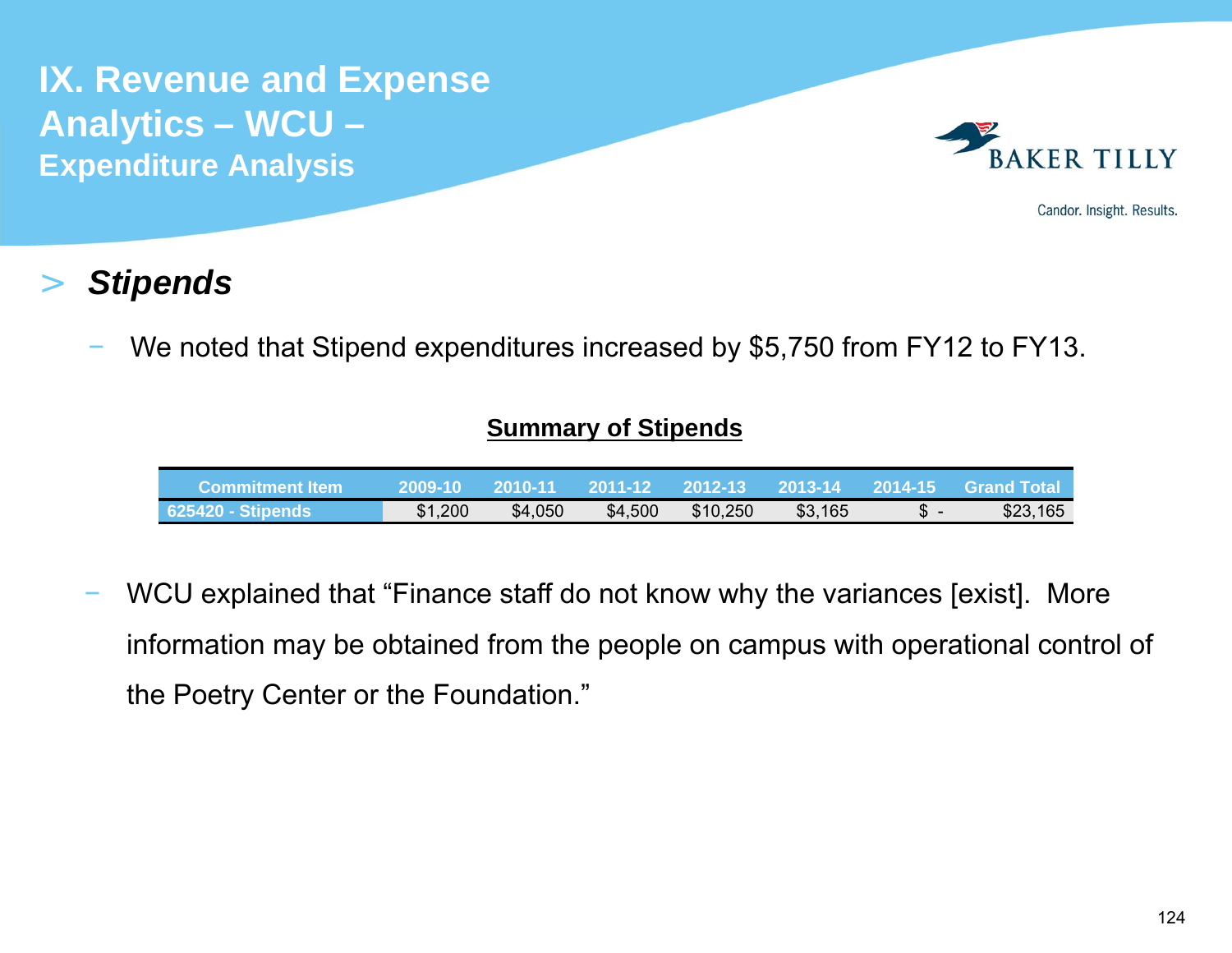# IX. Revenue and Expense Analytics – WCU –
## Expenditure Analysis

Candor. Insight. Results.

> ***Stipends***

- We noted that Stipend expenditures increased by $5,750 from FY12 to FY13.

**Summary of Stipends**

| Commitment Item | 2009-10 | 2010-11 | 2011-12 | 2012-13 | 2013-14 | 2014-15 | Grand Total |
|---|---|---|---|---|---|---|---|
| 625420 - Stipends | $1,200 | $4,050 | $4,500 | $10,250 | $3,165 | $ - | $23,165 |

- WCU explained that "Finance staff do not know why the variances [exist]. More information may be obtained from the people on campus with operational control of the Poetry Center or the Foundation."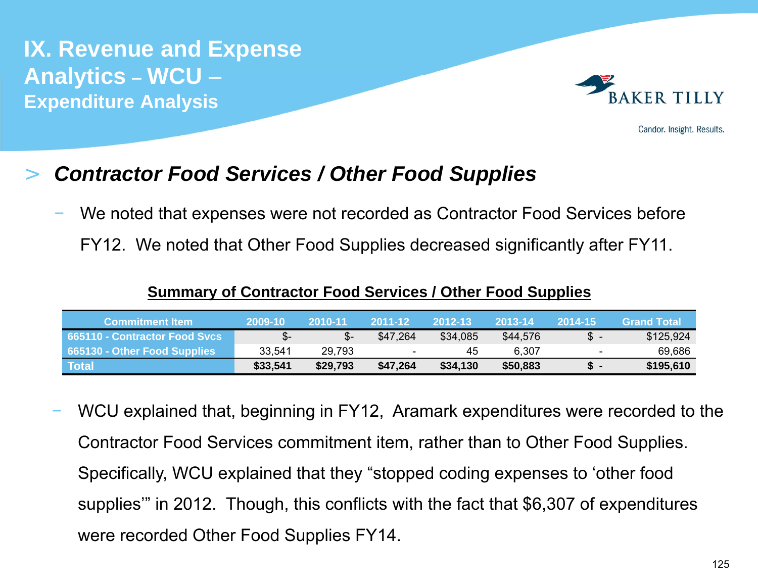# IX. Revenue and Expense Analytics – WCU – Expenditure Analysis

## > *Contractor Food Services / Other Food Supplies*

- We noted that expenses were not recorded as Contractor Food Services before FY12. We noted that Other Food Supplies decreased significantly after FY11.

**Summary of Contractor Food Services / Other Food Supplies**

| Commitment Item | 2009-10 | 2010-11 | 2011-12 | 2012-13 | 2013-14 | 2014-15 | Grand Total |
|---|---|---|---|---|---|---|---|
| 665110 - Contractor Food Svcs | $- | $- | $47,264 | $34,085 | $44,576 | $ - | $125,924 |
| 665130 - Other Food Supplies | 33,541 | 29,793 | - | 45 | 6,307 | - | 69,686 |
| **Total** | **$33,541** | **$29,793** | **$47,264** | **$34,130** | **$50,883** | **$ -** | **$195,610** |

- WCU explained that, beginning in FY12, Aramark expenditures were recorded to the Contractor Food Services commitment item, rather than to Other Food Supplies. Specifically, WCU explained that they "stopped coding expenses to 'other food supplies'" in 2012. Though, this conflicts with the fact that $6,307 of expenditures were recorded Other Food Supplies FY14.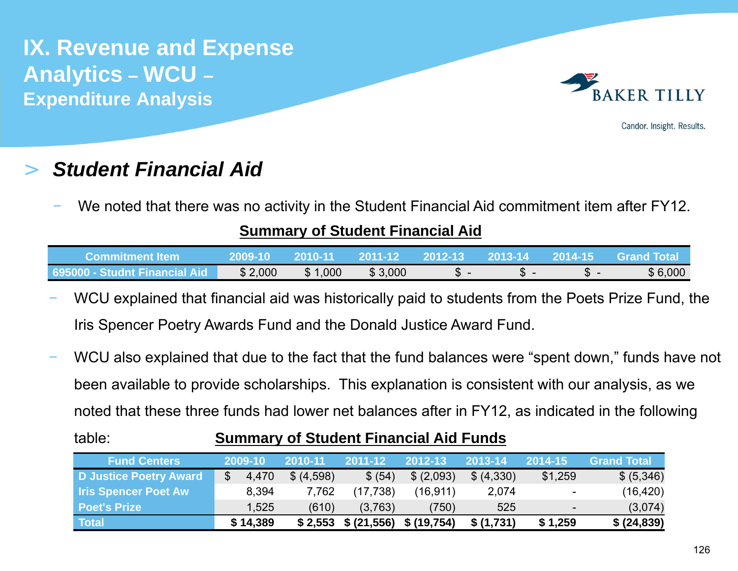# IX. Revenue and Expense Analytics – WCU – Expenditure Analysis

## > *Student Financial Aid*

- We noted that there was no activity in the Student Financial Aid commitment item after FY12.

**Summary of Student Financial Aid**

| Commitment Item | 2009-10 | 2010-11 | 2011-12 | 2012-13 | 2013-14 | 2014-15 | Grand Total |
|---|---|---|---|---|---|---|---|
| 695000 - Studnt Financial Aid | $ 2,000 | $ 1,000 | $ 3,000 | $ - | $ - | $ - | $ 6,000 |

- WCU explained that financial aid was historically paid to students from the Poets Prize Fund, the Iris Spencer Poetry Awards Fund and the Donald Justice Award Fund.
- WCU also explained that due to the fact that the fund balances were "spent down," funds have not been available to provide scholarships. This explanation is consistent with our analysis, as we noted that these three funds had lower net balances after in FY12, as indicated in the following table:

**Summary of Student Financial Aid Funds**

| Fund Centers | 2009-10 | 2010-11 | 2011-12 | 2012-13 | 2013-14 | 2014-15 | Grand Total |
|---|---|---|---|---|---|---|---|
| D Justice Poetry Award | $ 4,470 | $ (4,598) | $ (54) | $ (2,093) | $ (4,330) | $1,259 | $ (5,346) |
| Iris Spencer Poet Aw | 8,394 | 7,762 | (17,738) | (16,911) | 2,074 | - | (16,420) |
| Poet's Prize | 1,525 | (610) | (3,763) | (750) | 525 | - | (3,074) |
| **Total** | **$ 14,389** | **$ 2,553** | **$ (21,556)** | **$ (19,754)** | **$ (1,731)** | **$ 1,259** | **$ (24,839)** |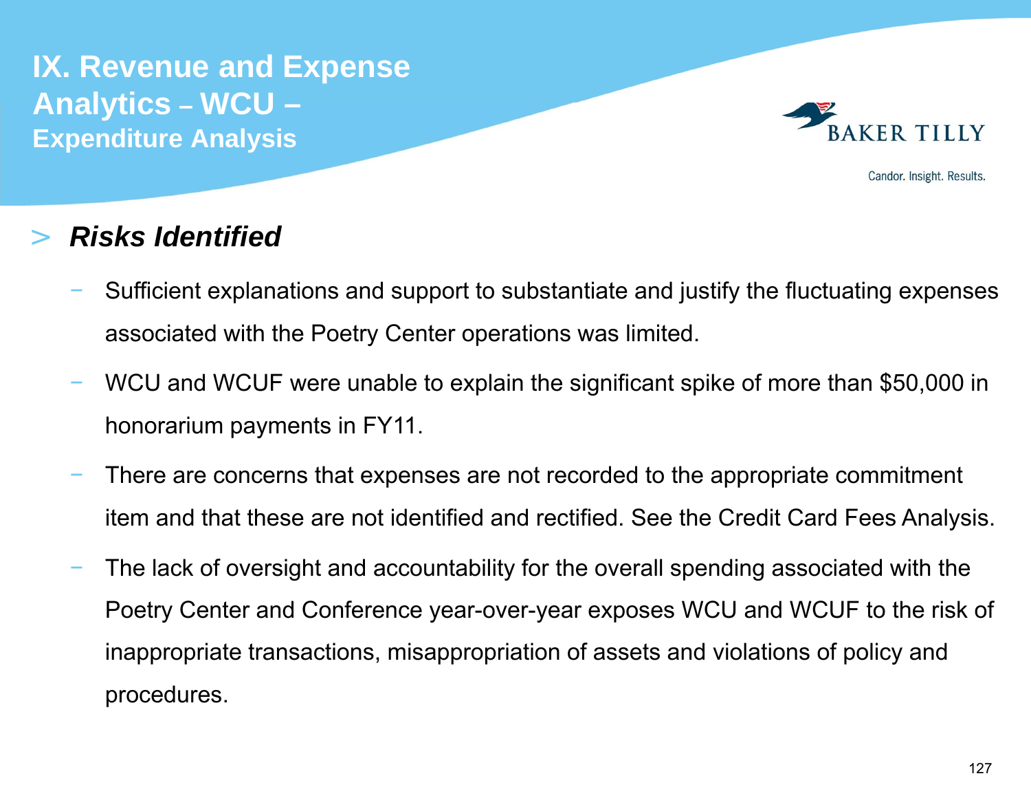# IX. Revenue and Expense Analytics – WCU –

## Expenditure Analysis

> ***Risks Identified***

- Sufficient explanations and support to substantiate and justify the fluctuating expenses associated with the Poetry Center operations was limited.
- WCU and WCUF were unable to explain the significant spike of more than $50,000 in honorarium payments in FY11.
- There are concerns that expenses are not recorded to the appropriate commitment item and that these are not identified and rectified. See the Credit Card Fees Analysis.
- The lack of oversight and accountability for the overall spending associated with the Poetry Center and Conference year-over-year exposes WCU and WCUF to the risk of inappropriate transactions, misappropriation of assets and violations of policy and procedures.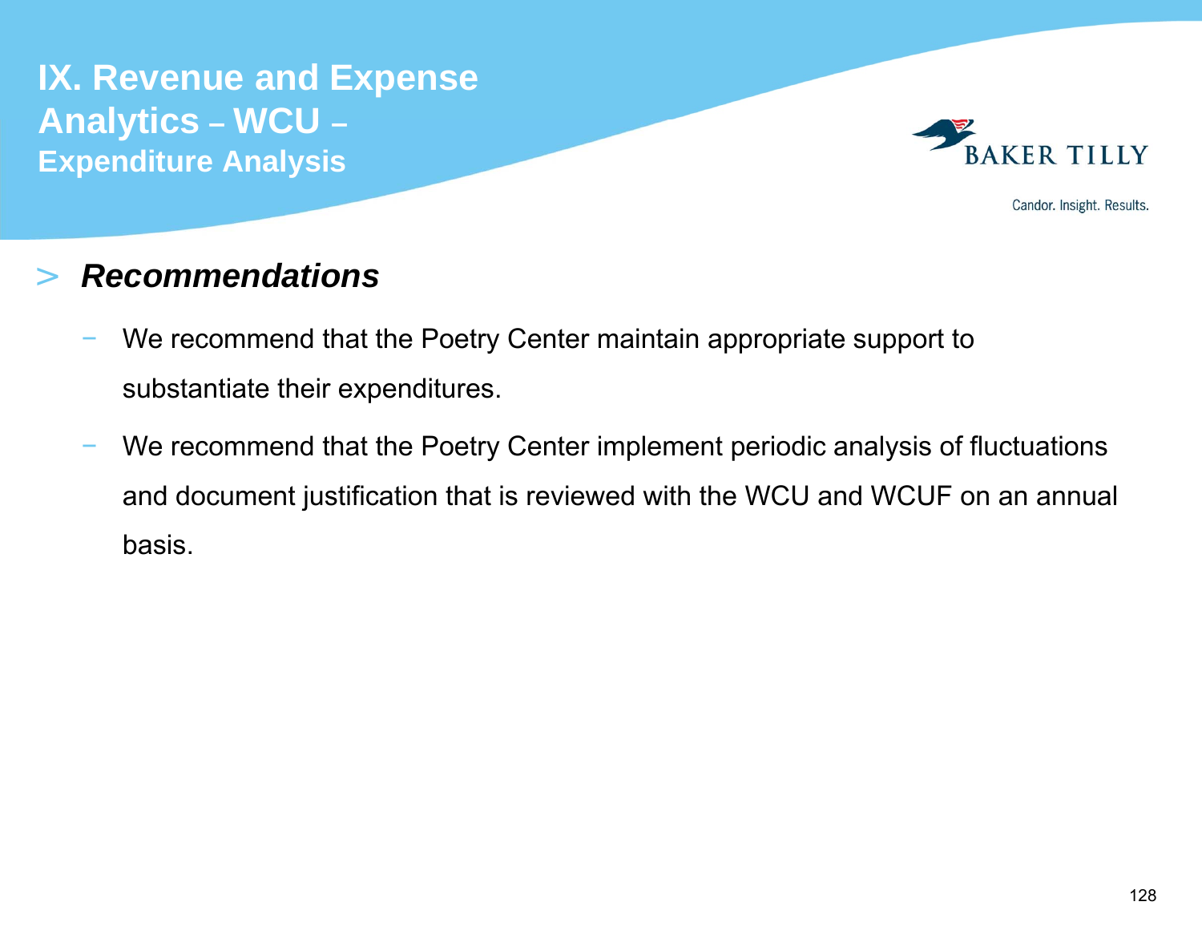# IX. Revenue and Expense Analytics – WCU – Expenditure Analysis

> ***Recommendations***

- We recommend that the Poetry Center maintain appropriate support to substantiate their expenditures.
- We recommend that the Poetry Center implement periodic analysis of fluctuations and document justification that is reviewed with the WCU and WCUF on an annual basis.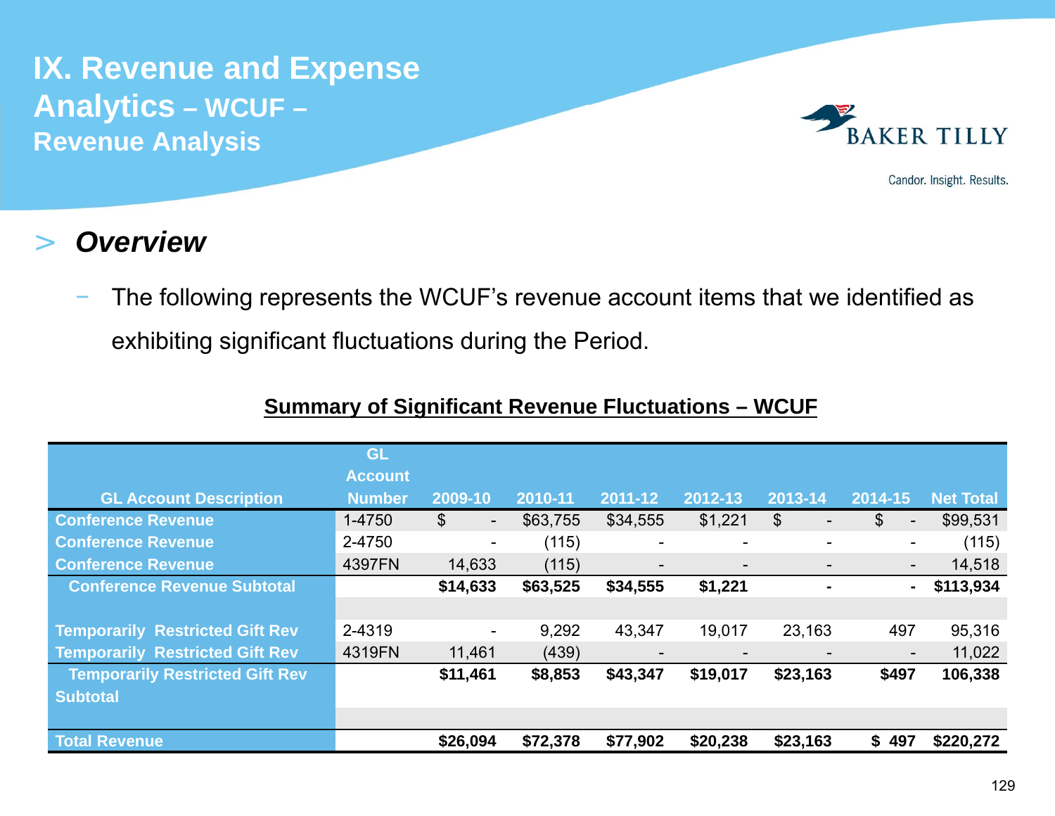# IX. Revenue and Expense Analytics – WCUF – Revenue Analysis

BAKER TILLY

Candor. Insight. Results.

## > *Overview*

- The following represents the WCUF's revenue account items that we identified as exhibiting significant fluctuations during the Period.

**Summary of Significant Revenue Fluctuations – WCUF**

| GL Account Description | GL Account Number | 2009-10 | 2010-11 | 2011-12 | 2012-13 | 2013-14 | 2014-15 | Net Total |
|---|---|---|---|---|---|---|---|---|
| Conference Revenue | 1-4750 | $ - | $63,755 | $34,555 | $1,221 | $ - | $ - | $99,531 |
| Conference Revenue | 2-4750 | - | (115) | - | - | - | - | (115) |
| Conference Revenue | 4397FN | 14,633 | (115) | - | - | - | - | 14,518 |
| Conference Revenue Subtotal | | **$14,633** | **$63,525** | **$34,555** | **$1,221** | **-** | **-** | **$113,934** |
| | | | | | | | | |
| Temporarily Restricted Gift Rev | 2-4319 | - | 9,292 | 43,347 | 19,017 | 23,163 | 497 | 95,316 |
| Temporarily Restricted Gift Rev | 4319FN | 11,461 | (439) | - | - | - | - | 11,022 |
| Temporarily Restricted Gift Rev Subtotal | | **$11,461** | **$8,853** | **$43,347** | **$19,017** | **$23,163** | **$497** | **106,338** |
| | | | | | | | | |
| Total Revenue | | **$26,094** | **$72,378** | **$77,902** | **$20,238** | **$23,163** | **$ 497** | **$220,272** |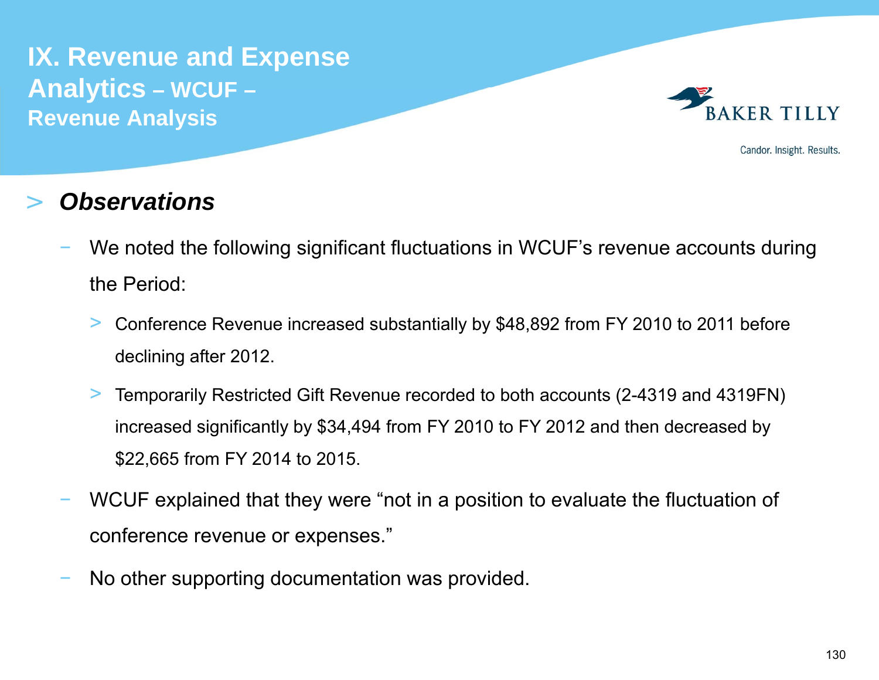# IX. Revenue and Expense Analytics – WCUF – Revenue Analysis

## *Observations*

- We noted the following significant fluctuations in WCUF's revenue accounts during the Period:
  - Conference Revenue increased substantially by $48,892 from FY 2010 to 2011 before declining after 2012.
  - Temporarily Restricted Gift Revenue recorded to both accounts (2-4319 and 4319FN) increased significantly by $34,494 from FY 2010 to FY 2012 and then decreased by $22,665 from FY 2014 to 2015.
- WCUF explained that they were "not in a position to evaluate the fluctuation of conference revenue or expenses."
- No other supporting documentation was provided.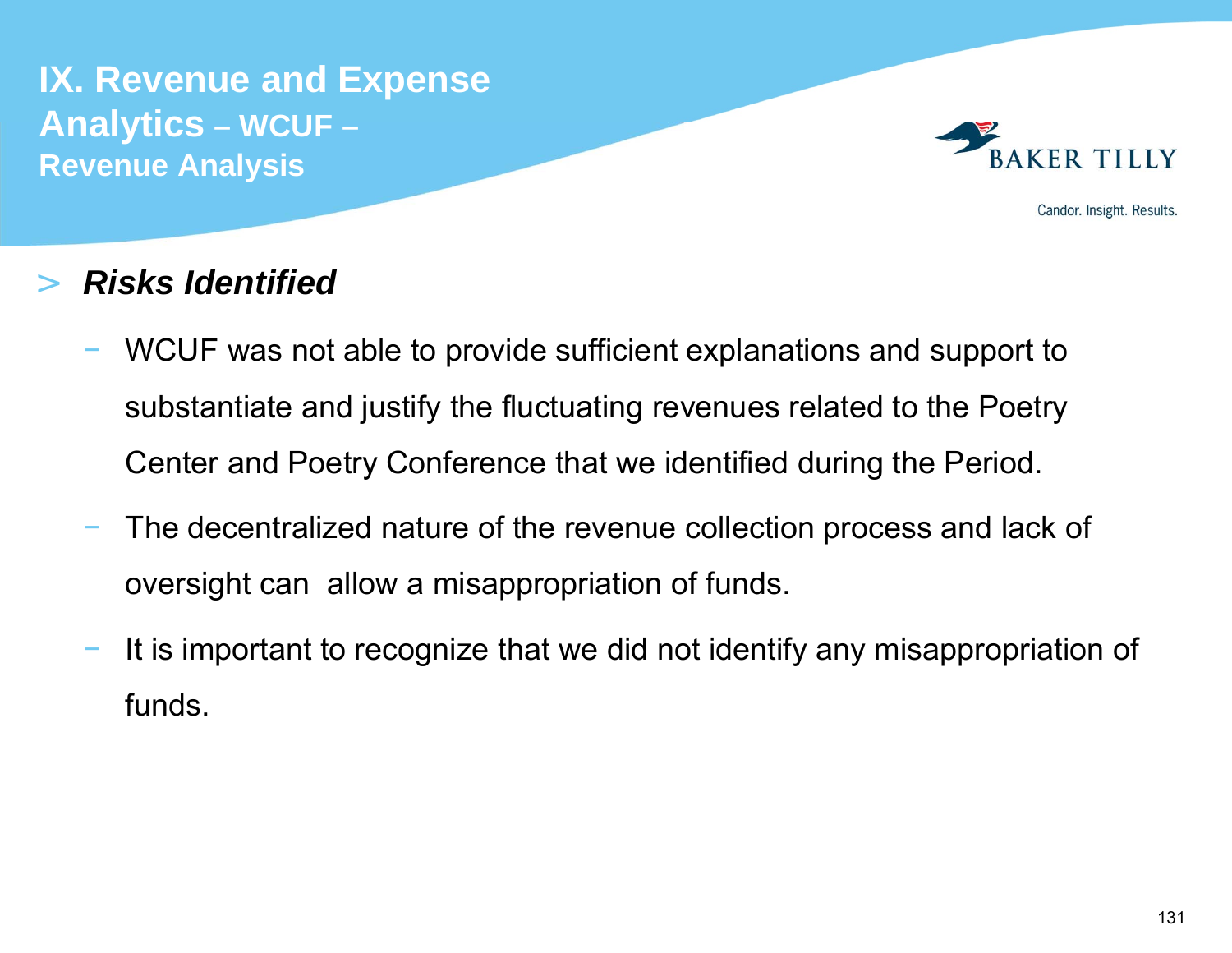# IX. Revenue and Expense Analytics – WCUF – Revenue Analysis

> ***Risks Identified***

- WCUF was not able to provide sufficient explanations and support to substantiate and justify the fluctuating revenues related to the Poetry Center and Poetry Conference that we identified during the Period.
- The decentralized nature of the revenue collection process and lack of oversight can allow a misappropriation of funds.
- It is important to recognize that we did not identify any misappropriation of funds.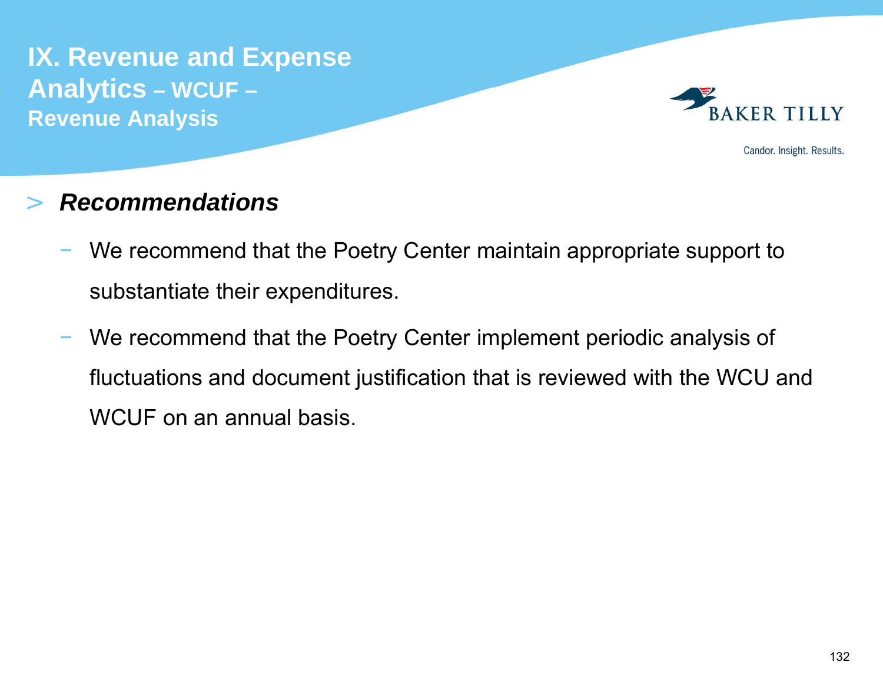# IX. Revenue and Expense Analytics – WCUF – Revenue Analysis

## *Recommendations*

- We recommend that the Poetry Center maintain appropriate support to substantiate their expenditures.
- We recommend that the Poetry Center implement periodic analysis of fluctuations and document justification that is reviewed with the WCU and WCUF on an annual basis.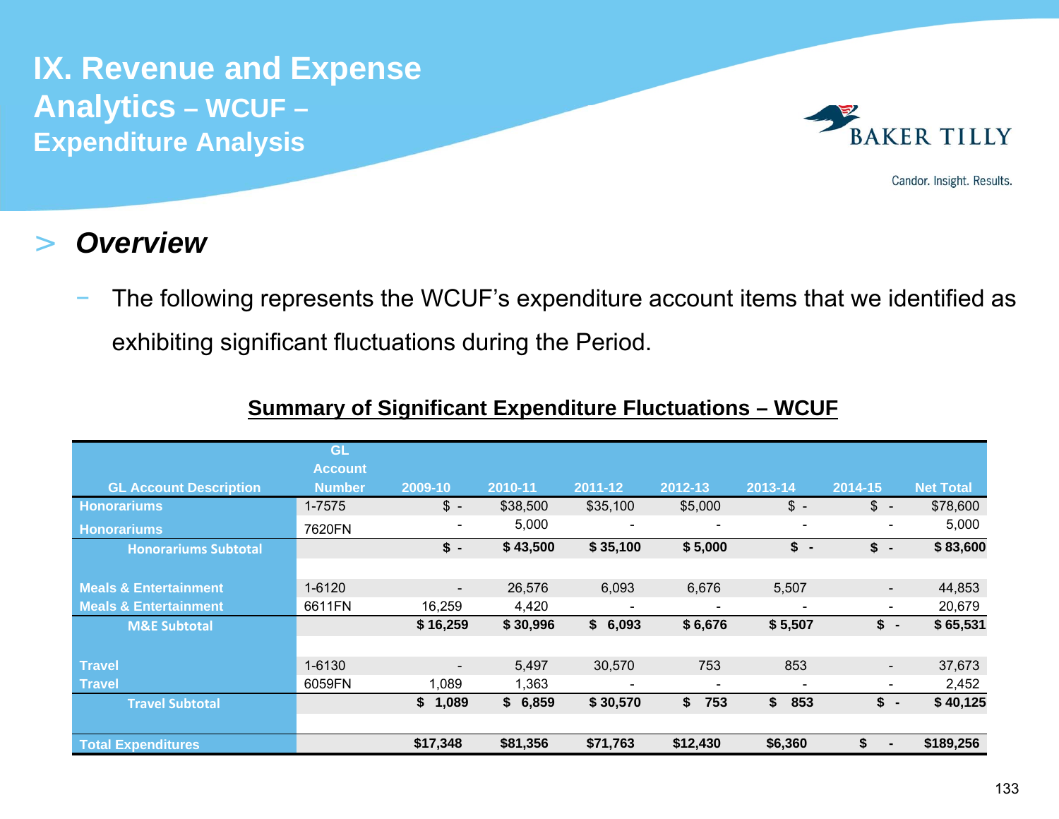# IX. Revenue and Expense Analytics – WCUF – Expenditure Analysis

BAKER TILLY

Candor. Insight. Results.

## > *Overview*

− The following represents the WCUF's expenditure account items that we identified as exhibiting significant fluctuations during the Period.

**Summary of Significant Expenditure Fluctuations – WCUF**

| GL Account Description | GL Account Number | 2009-10 | 2010-11 | 2011-12 | 2012-13 | 2013-14 | 2014-15 | Net Total |
|---|---|---|---|---|---|---|---|---|
| Honorariums | 1-7575 | $ - | $38,500 | $35,100 | $5,000 | $ - | $ - | $78,600 |
| Honorariums | 7620FN | - | 5,000 | - | - | - | - | 5,000 |
| **Honorariums Subtotal** | | **$ -** | **$ 43,500** | **$ 35,100** | **$ 5,000** | **$ -** | **$ -** | **$ 83,600** |
| | | | | | | | | |
| Meals & Entertainment | 1-6120 | - | 26,576 | 6,093 | 6,676 | 5,507 | - | 44,853 |
| Meals & Entertainment | 6611FN | 16,259 | 4,420 | - | - | - | - | 20,679 |
| **M&E Subtotal** | | **$ 16,259** | **$ 30,996** | **$ 6,093** | **$ 6,676** | **$ 5,507** | **$ -** | **$ 65,531** |
| | | | | | | | | |
| Travel | 1-6130 | - | 5,497 | 30,570 | 753 | 853 | - | 37,673 |
| Travel | 6059FN | 1,089 | 1,363 | - | - | - | - | 2,452 |
| **Travel Subtotal** | | **$ 1,089** | **$ 6,859** | **$ 30,570** | **$ 753** | **$ 853** | **$ -** | **$ 40,125** |
| | | | | | | | | |
| **Total Expenditures** | | **$17,348** | **$81,356** | **$71,763** | **$12,430** | **$6,360** | **$ -** | **$189,256** |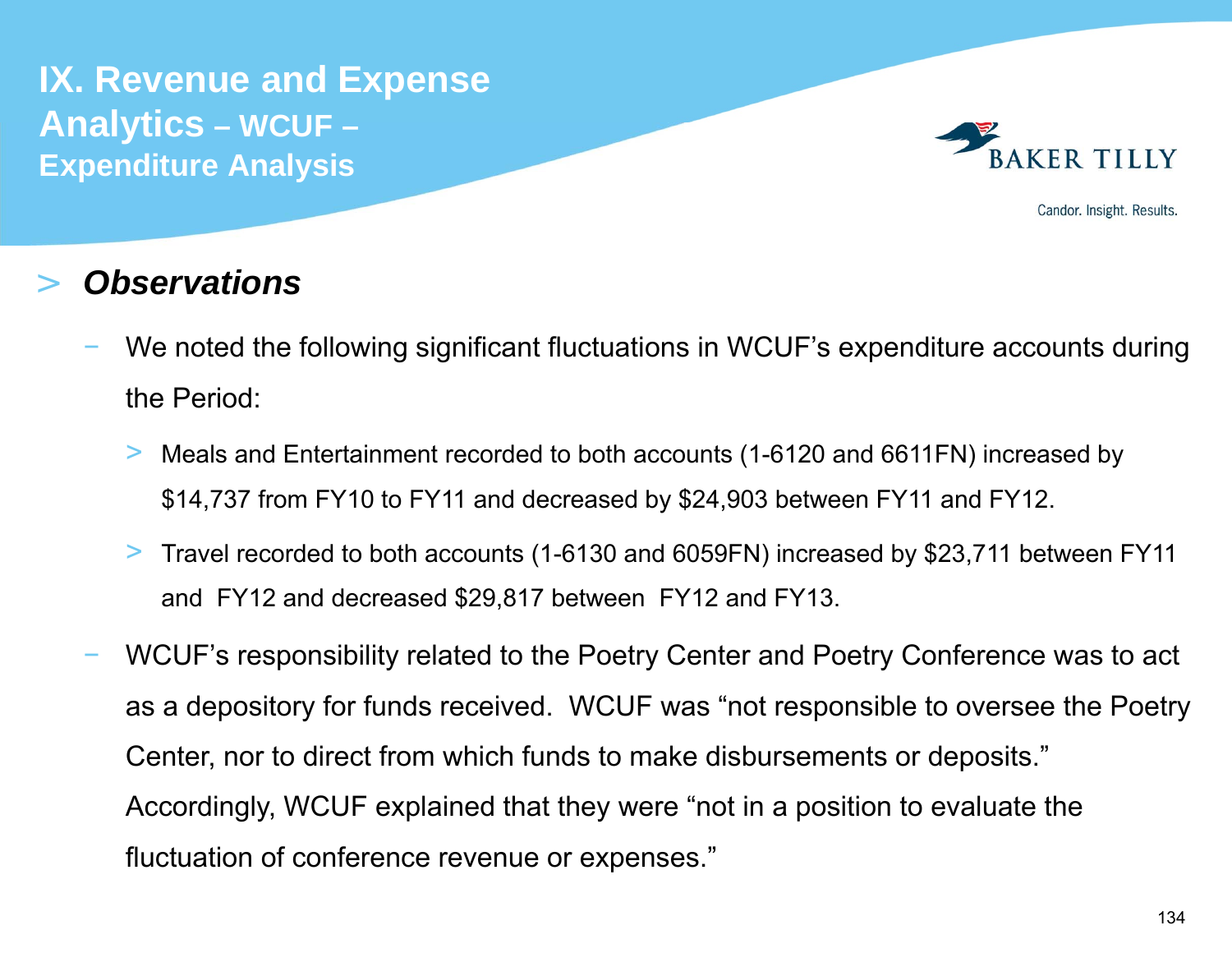# IX. Revenue and Expense Analytics – WCUF – Expenditure Analysis

## > *Observations*

- We noted the following significant fluctuations in WCUF's expenditure accounts during the Period:
  - Meals and Entertainment recorded to both accounts (1-6120 and 6611FN) increased by $14,737 from FY10 to FY11 and decreased by $24,903 between FY11 and FY12.
  - Travel recorded to both accounts (1-6130 and 6059FN) increased by $23,711 between FY11 and FY12 and decreased $29,817 between FY12 and FY13.
- WCUF's responsibility related to the Poetry Center and Poetry Conference was to act as a depository for funds received. WCUF was "not responsible to oversee the Poetry Center, nor to direct from which funds to make disbursements or deposits." Accordingly, WCUF explained that they were "not in a position to evaluate the fluctuation of conference revenue or expenses."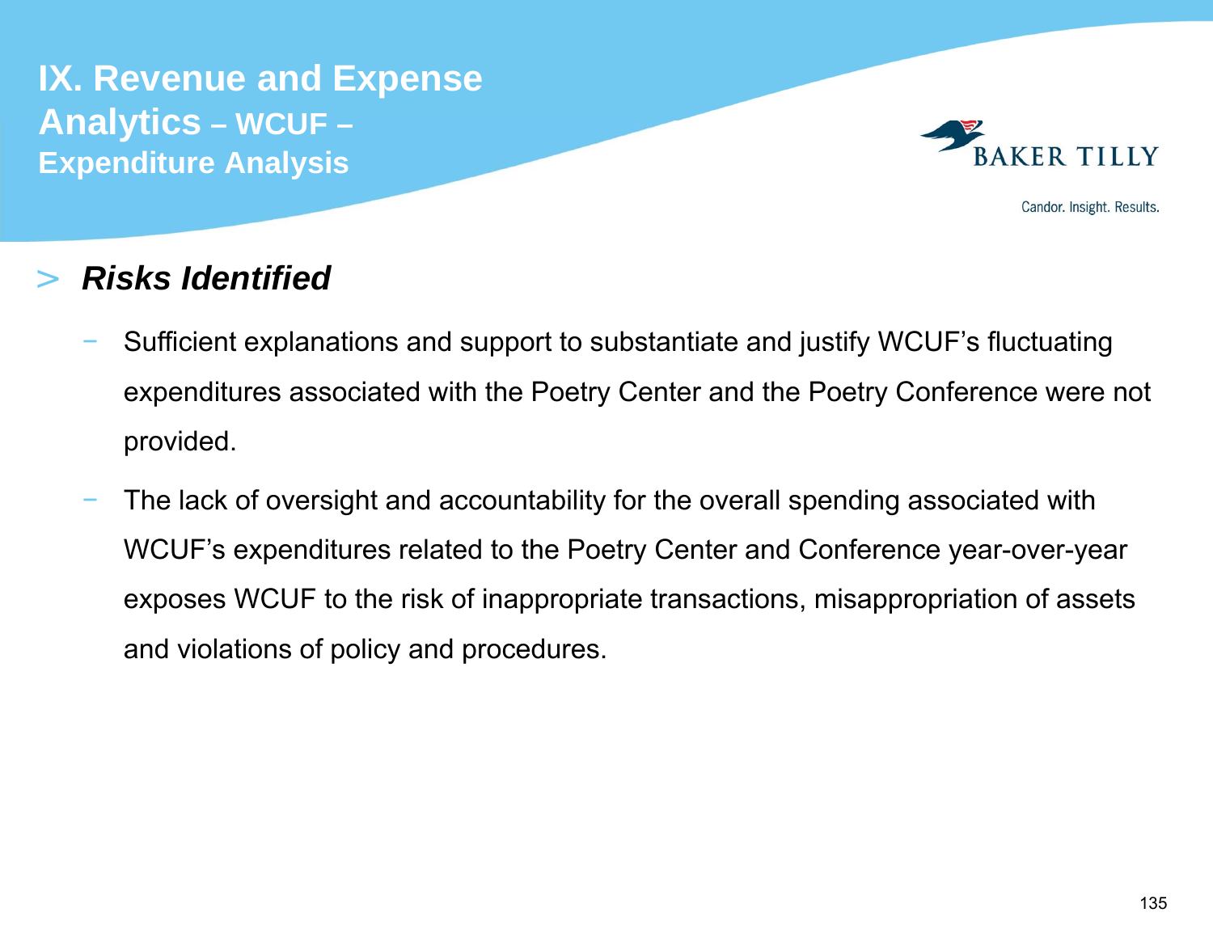# IX. Revenue and Expense Analytics – WCUF – Expenditure Analysis

## > *Risks Identified*

- Sufficient explanations and support to substantiate and justify WCUF's fluctuating expenditures associated with the Poetry Center and the Poetry Conference were not provided.
- The lack of oversight and accountability for the overall spending associated with WCUF's expenditures related to the Poetry Center and Conference year-over-year exposes WCUF to the risk of inappropriate transactions, misappropriation of assets and violations of policy and procedures.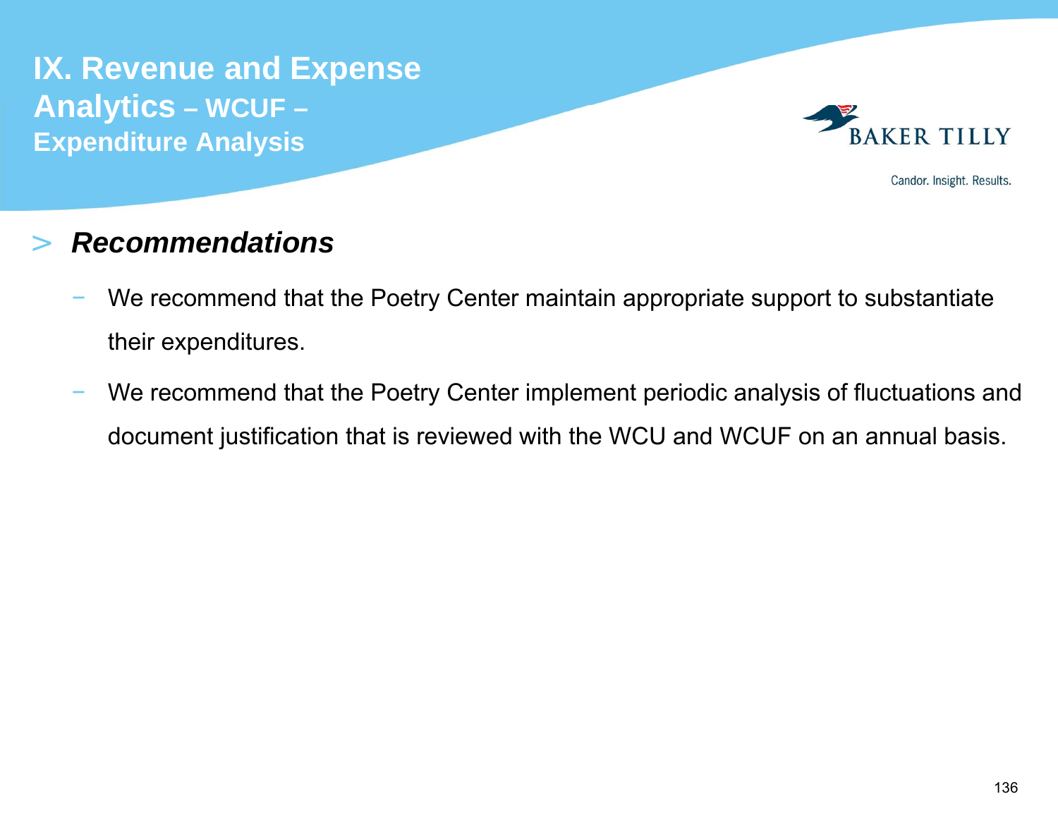# IX. Revenue and Expense Analytics – WCUF – Expenditure Analysis

## *Recommendations*

- We recommend that the Poetry Center maintain appropriate support to substantiate their expenditures.
- We recommend that the Poetry Center implement periodic analysis of fluctuations and document justification that is reviewed with the WCU and WCUF on an annual basis.